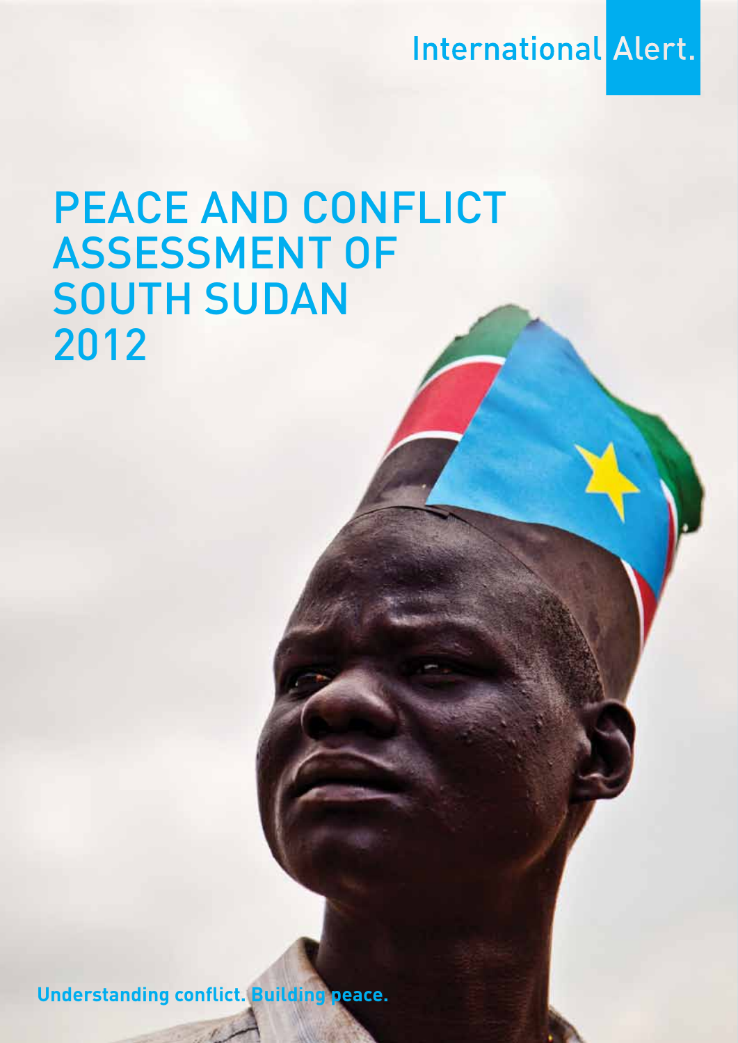International Alert.

# PEACE AND CONFLICT ASSESSMENT OF SOUTH SUDAN 2012

**Understanding conflict. Building peace.**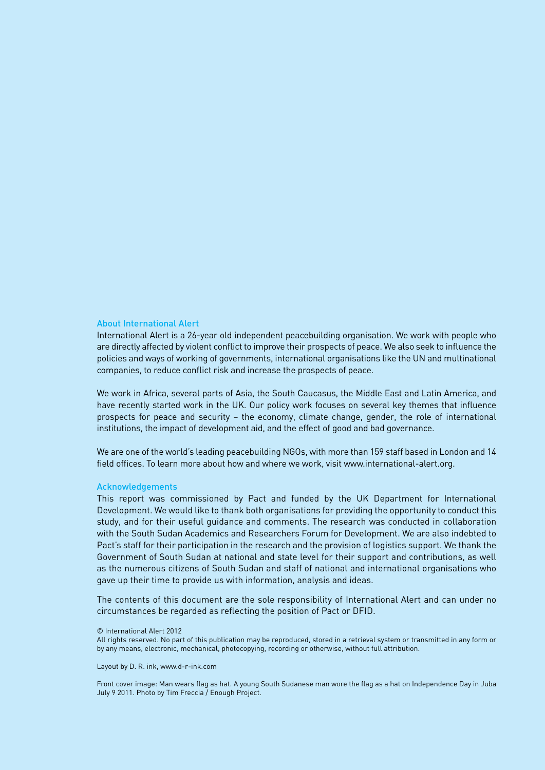## About International Alert

International Alert is a 26-year old independent peacebuilding organisation. We work with people who are directly affected by violent conflict to improve their prospects of peace. We also seek to influence the policies and ways of working of governments, international organisations like the UN and multinational companies, to reduce conflict risk and increase the prospects of peace.

We work in Africa, several parts of Asia, the South Caucasus, the Middle East and Latin America, and have recently started work in the UK. Our policy work focuses on several key themes that influence prospects for peace and security – the economy, climate change, gender, the role of international institutions, the impact of development aid, and the effect of good and bad governance.

We are one of the world's leading peacebuilding NGOs, with more than 159 staff based in London and 14 field offices. To learn more about how and where we work, visit www.international-alert.org.

## Acknowledgements

This report was commissioned by Pact and funded by the UK Department for International Development. We would like to thank both organisations for providing the opportunity to conduct this study, and for their useful guidance and comments. The research was conducted in collaboration with the South Sudan Academics and Researchers Forum for Development. We are also indebted to Pact's staff for their participation in the research and the provision of logistics support. We thank the Government of South Sudan at national and state level for their support and contributions, as well as the numerous citizens of South Sudan and staff of national and international organisations who gave up their time to provide us with information, analysis and ideas.

The contents of this document are the sole responsibility of International Alert and can under no circumstances be regarded as reflecting the position of Pact or DFID.

© International Alert 2012

All rights reserved. No part of this publication may be reproduced, stored in a retrieval system or transmitted in any form or by any means, electronic, mechanical, photocopying, recording or otherwise, without full attribution.

Layout by D. R. ink, www.d-r-ink.com

Front cover image: Man wears flag as hat. A young South Sudanese man wore the flag as a hat on Independence Day in Juba July 9 2011. Photo by Tim Freccia / Enough Project.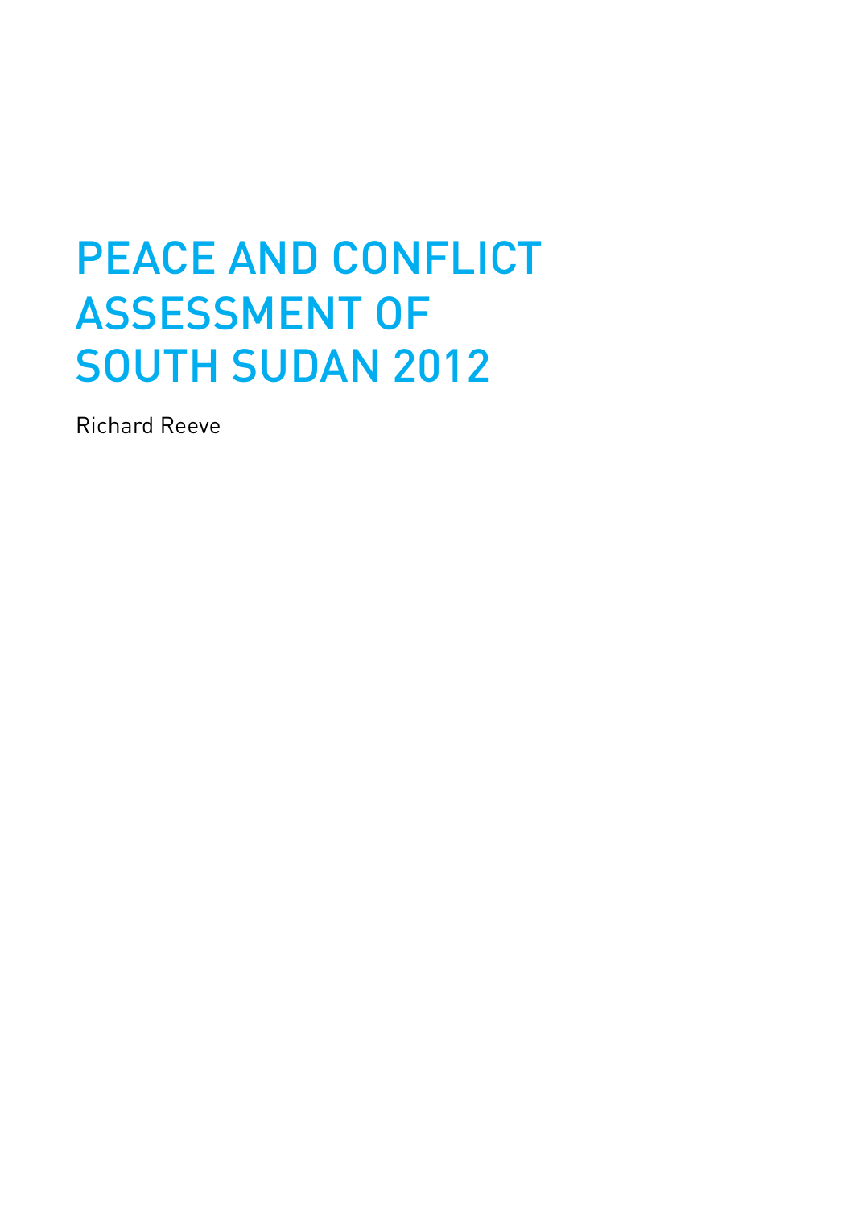# PEACE AND CONFLICT ASSESSMENT OF SOUTH SUDAN 2012

Richard Reeve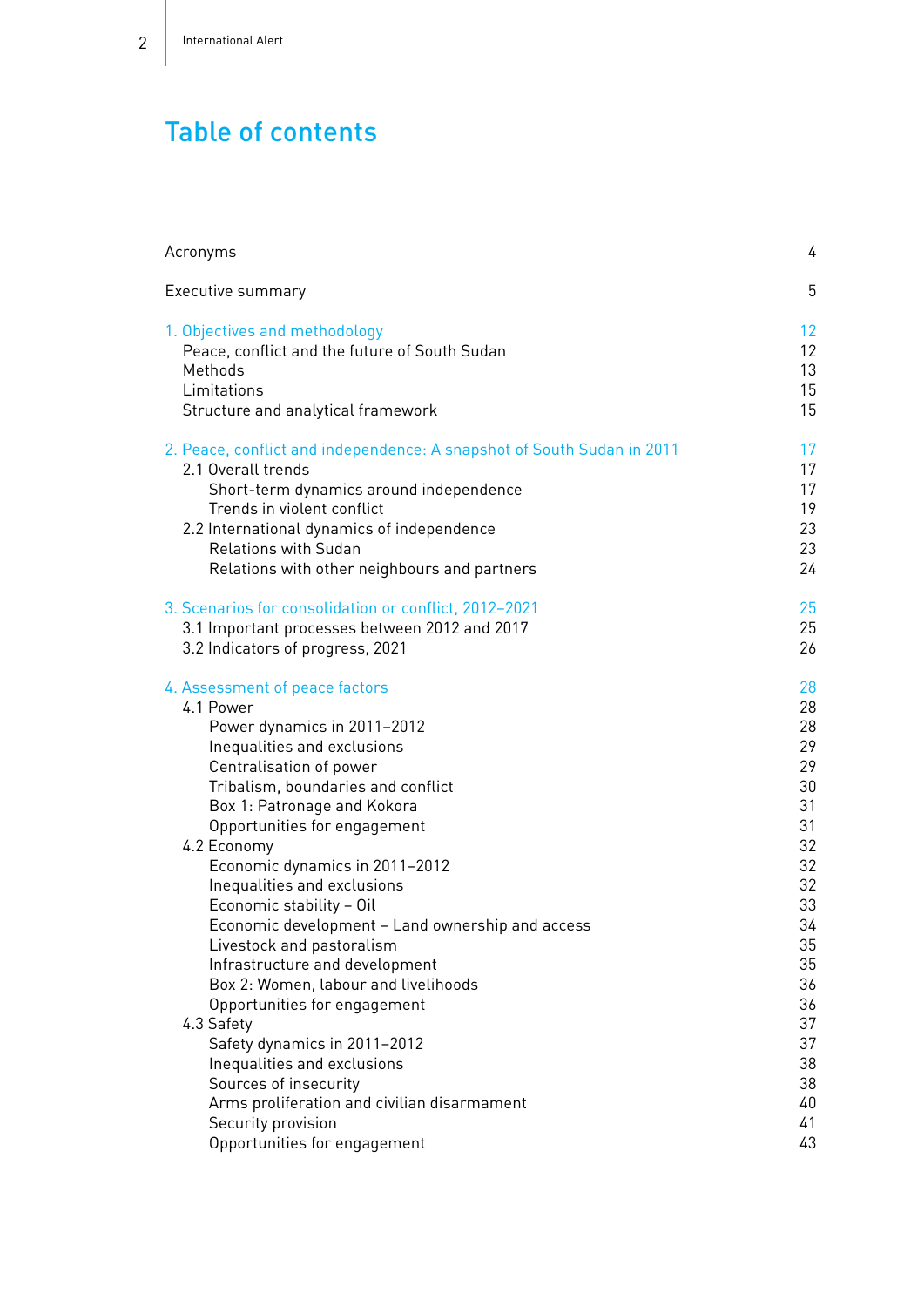# Table of contents

| | |
|---|---|
| Acronyms | 4 |
| Executive summary | 5 |
| 1. Objectives and methodology | 12 |
| Peace, conflict and the future of South Sudan | 12 |
| Methods | 13 |
| Limitations | 15 |
| Structure and analytical framework | 15 |
| 2. Peace, conflict and independence: A snapshot of South Sudan in 2011 | 17 |
| 2.1 Overall trends | 17 |
| Short-term dynamics around independence | 17 |
| Trends in violent conflict | 19 |
| 2.2 International dynamics of independence | 23 |
| Relations with Sudan | 23 |
| Relations with other neighbours and partners | 24 |
| 3. Scenarios for consolidation or conflict, 2012–2021 | 25 |
| 3.1 Important processes between 2012 and 2017 | 25 |
| 3.2 Indicators of progress, 2021 | 26 |
| 4. Assessment of peace factors | 28 |
| 4.1 Power | 28 |
| Power dynamics in 2011–2012 | 28 |
| Inequalities and exclusions | 29 |
| Centralisation of power | 29 |
| Tribalism, boundaries and conflict | 30 |
| Box 1: Patronage and Kokora | 31 |
| Opportunities for engagement | 31 |
| 4.2 Economy | 32 |
| Economic dynamics in 2011–2012 | 32 |
| Inequalities and exclusions | 32 |
| Economic stability – Oil | 33 |
| Economic development – Land ownership and access | 34 |
| Livestock and pastoralism | 35 |
| Infrastructure and development | 35 |
| Box 2: Women, labour and livelihoods | 36 |
| Opportunities for engagement | 36 |
| 4.3 Safety | 37 |
| Safety dynamics in 2011–2012 | 37 |
| Inequalities and exclusions | 38 |
| Sources of insecurity | 38 |
| Arms proliferation and civilian disarmament | 40 |
| Security provision | 41 |
| Opportunities for engagement | 43 |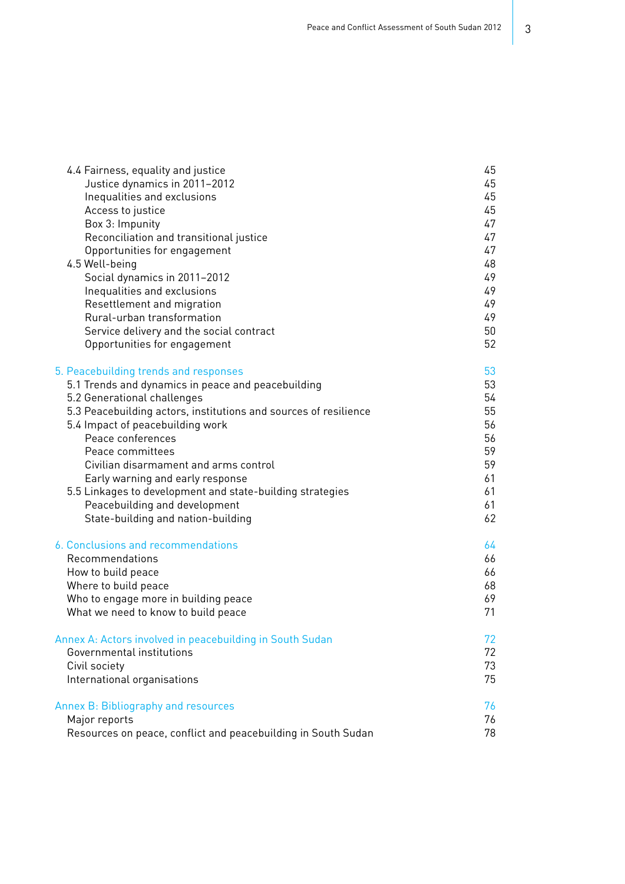| | |
|---|---|
| 4.4 Fairness, equality and justice | 45 |
| Justice dynamics in 2011–2012 | 45 |
| Inequalities and exclusions | 45 |
| Access to justice | 45 |
| Box 3: Impunity | 47 |
| Reconciliation and transitional justice | 47 |
| Opportunities for engagement | 47 |
| 4.5 Well-being | 48 |
| Social dynamics in 2011–2012 | 49 |
| Inequalities and exclusions | 49 |
| Resettlement and migration | 49 |
| Rural-urban transformation | 49 |
| Service delivery and the social contract | 50 |
| Opportunities for engagement | 52 |
| **5. Peacebuilding trends and responses** | **53** |
| 5.1 Trends and dynamics in peace and peacebuilding | 53 |
| 5.2 Generational challenges | 54 |
| 5.3 Peacebuilding actors, institutions and sources of resilience | 55 |
| 5.4 Impact of peacebuilding work | 56 |
| Peace conferences | 56 |
| Peace committees | 59 |
| Civilian disarmament and arms control | 59 |
| Early warning and early response | 61 |
| 5.5 Linkages to development and state-building strategies | 61 |
| Peacebuilding and development | 61 |
| State-building and nation-building | 62 |
| **6. Conclusions and recommendations** | **64** |
| Recommendations | 66 |
| How to build peace | 66 |
| Where to build peace | 68 |
| Who to engage more in building peace | 69 |
| What we need to know to build peace | 71 |
| **Annex A: Actors involved in peacebuilding in South Sudan** | **72** |
| Governmental institutions | 72 |
| Civil society | 73 |
| International organisations | 75 |
| **Annex B: Bibliography and resources** | **76** |
| Major reports | 76 |
| Resources on peace, conflict and peacebuilding in South Sudan | 78 |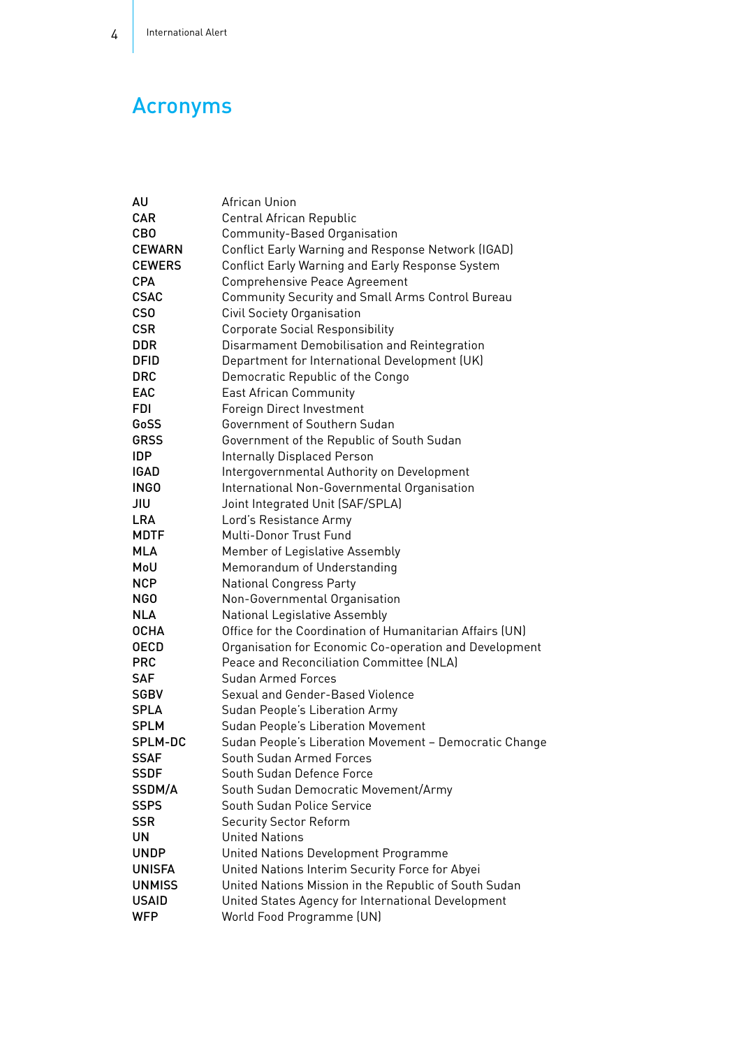# Acronyms

| | |
|---|---|
| **AU** | African Union |
| **CAR** | Central African Republic |
| **CBO** | Community-Based Organisation |
| **CEWARN** | Conflict Early Warning and Response Network (IGAD) |
| **CEWERS** | Conflict Early Warning and Early Response System |
| **CPA** | Comprehensive Peace Agreement |
| **CSAC** | Community Security and Small Arms Control Bureau |
| **CSO** | Civil Society Organisation |
| **CSR** | Corporate Social Responsibility |
| **DDR** | Disarmament Demobilisation and Reintegration |
| **DFID** | Department for International Development (UK) |
| **DRC** | Democratic Republic of the Congo |
| **EAC** | East African Community |
| **FDI** | Foreign Direct Investment |
| **GoSS** | Government of Southern Sudan |
| **GRSS** | Government of the Republic of South Sudan |
| **IDP** | Internally Displaced Person |
| **IGAD** | Intergovernmental Authority on Development |
| **INGO** | International Non-Governmental Organisation |
| **JIU** | Joint Integrated Unit (SAF/SPLA) |
| **LRA** | Lord's Resistance Army |
| **MDTF** | Multi-Donor Trust Fund |
| **MLA** | Member of Legislative Assembly |
| **MoU** | Memorandum of Understanding |
| **NCP** | National Congress Party |
| **NGO** | Non-Governmental Organisation |
| **NLA** | National Legislative Assembly |
| **OCHA** | Office for the Coordination of Humanitarian Affairs (UN) |
| **OECD** | Organisation for Economic Co-operation and Development |
| **PRC** | Peace and Reconciliation Committee (NLA) |
| **SAF** | Sudan Armed Forces |
| **SGBV** | Sexual and Gender-Based Violence |
| **SPLA** | Sudan People's Liberation Army |
| **SPLM** | Sudan People's Liberation Movement |
| **SPLM-DC** | Sudan People's Liberation Movement – Democratic Change |
| **SSAF** | South Sudan Armed Forces |
| **SSDF** | South Sudan Defence Force |
| **SSDM/A** | South Sudan Democratic Movement/Army |
| **SSPS** | South Sudan Police Service |
| **SSR** | Security Sector Reform |
| **UN** | United Nations |
| **UNDP** | United Nations Development Programme |
| **UNISFA** | United Nations Interim Security Force for Abyei |
| **UNMISS** | United Nations Mission in the Republic of South Sudan |
| **USAID** | United States Agency for International Development |
| **WFP** | World Food Programme (UN) |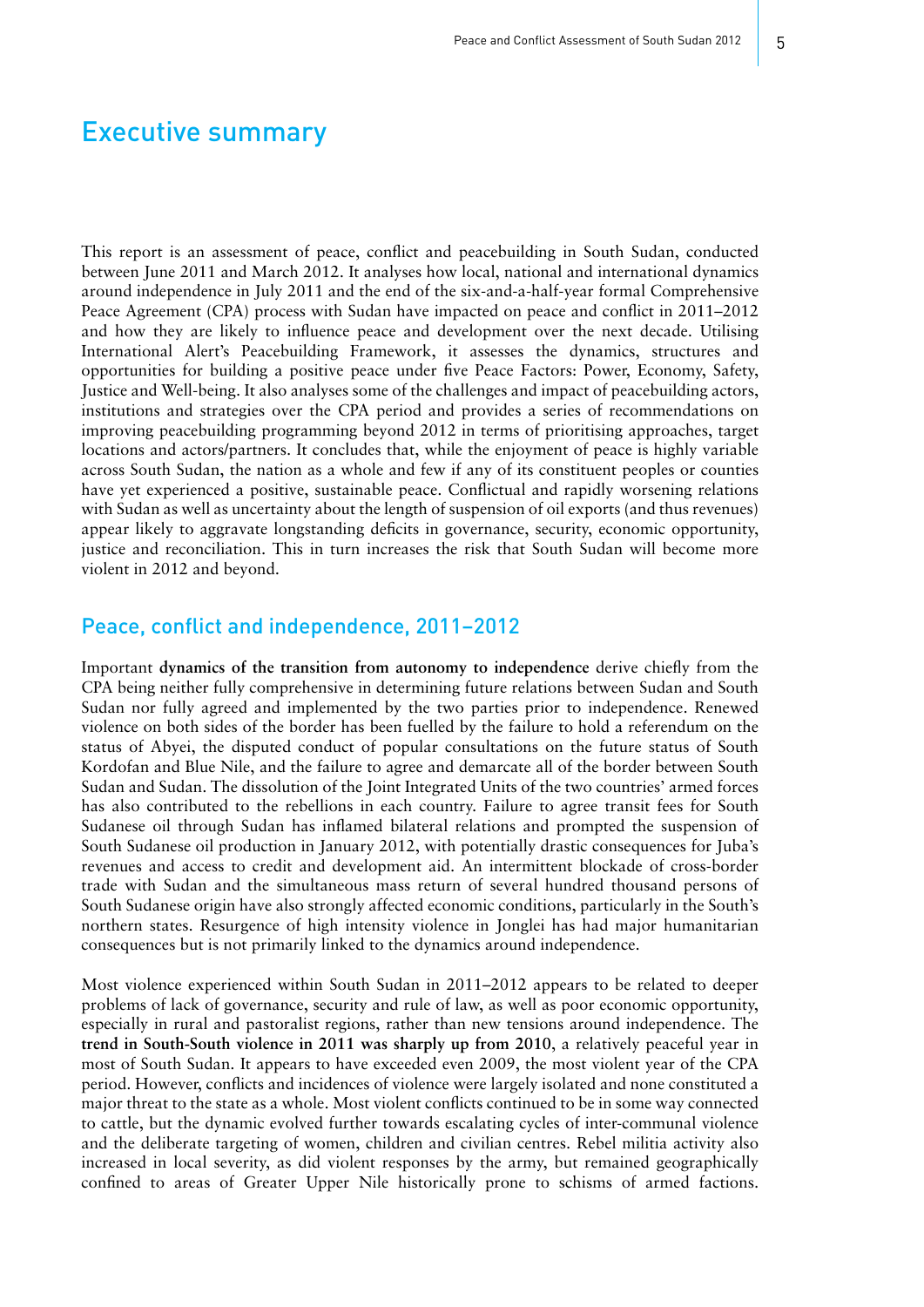# Executive summary

This report is an assessment of peace, conflict and peacebuilding in South Sudan, conducted between June 2011 and March 2012. It analyses how local, national and international dynamics around independence in July 2011 and the end of the six-and-a-half-year formal Comprehensive Peace Agreement (CPA) process with Sudan have impacted on peace and conflict in 2011–2012 and how they are likely to influence peace and development over the next decade. Utilising International Alert's Peacebuilding Framework, it assesses the dynamics, structures and opportunities for building a positive peace under five Peace Factors: Power, Economy, Safety, Justice and Well-being. It also analyses some of the challenges and impact of peacebuilding actors, institutions and strategies over the CPA period and provides a series of recommendations on improving peacebuilding programming beyond 2012 in terms of prioritising approaches, target locations and actors/partners. It concludes that, while the enjoyment of peace is highly variable across South Sudan, the nation as a whole and few if any of its constituent peoples or counties have yet experienced a positive, sustainable peace. Conflictual and rapidly worsening relations with Sudan as well as uncertainty about the length of suspension of oil exports (and thus revenues) appear likely to aggravate longstanding deficits in governance, security, economic opportunity, justice and reconciliation. This in turn increases the risk that South Sudan will become more violent in 2012 and beyond.

## Peace, conflict and independence, 2011–2012

Important **dynamics of the transition from autonomy to independence** derive chiefly from the CPA being neither fully comprehensive in determining future relations between Sudan and South Sudan nor fully agreed and implemented by the two parties prior to independence. Renewed violence on both sides of the border has been fuelled by the failure to hold a referendum on the status of Abyei, the disputed conduct of popular consultations on the future status of South Kordofan and Blue Nile, and the failure to agree and demarcate all of the border between South Sudan and Sudan. The dissolution of the Joint Integrated Units of the two countries' armed forces has also contributed to the rebellions in each country. Failure to agree transit fees for South Sudanese oil through Sudan has inflamed bilateral relations and prompted the suspension of South Sudanese oil production in January 2012, with potentially drastic consequences for Juba's revenues and access to credit and development aid. An intermittent blockade of cross-border trade with Sudan and the simultaneous mass return of several hundred thousand persons of South Sudanese origin have also strongly affected economic conditions, particularly in the South's northern states. Resurgence of high intensity violence in Jonglei has had major humanitarian consequences but is not primarily linked to the dynamics around independence.

Most violence experienced within South Sudan in 2011–2012 appears to be related to deeper problems of lack of governance, security and rule of law, as well as poor economic opportunity, especially in rural and pastoralist regions, rather than new tensions around independence. The **trend in South-South violence in 2011 was sharply up from 2010**, a relatively peaceful year in most of South Sudan. It appears to have exceeded even 2009, the most violent year of the CPA period. However, conflicts and incidences of violence were largely isolated and none constituted a major threat to the state as a whole. Most violent conflicts continued to be in some way connected to cattle, but the dynamic evolved further towards escalating cycles of inter-communal violence and the deliberate targeting of women, children and civilian centres. Rebel militia activity also increased in local severity, as did violent responses by the army, but remained geographically confined to areas of Greater Upper Nile historically prone to schisms of armed factions.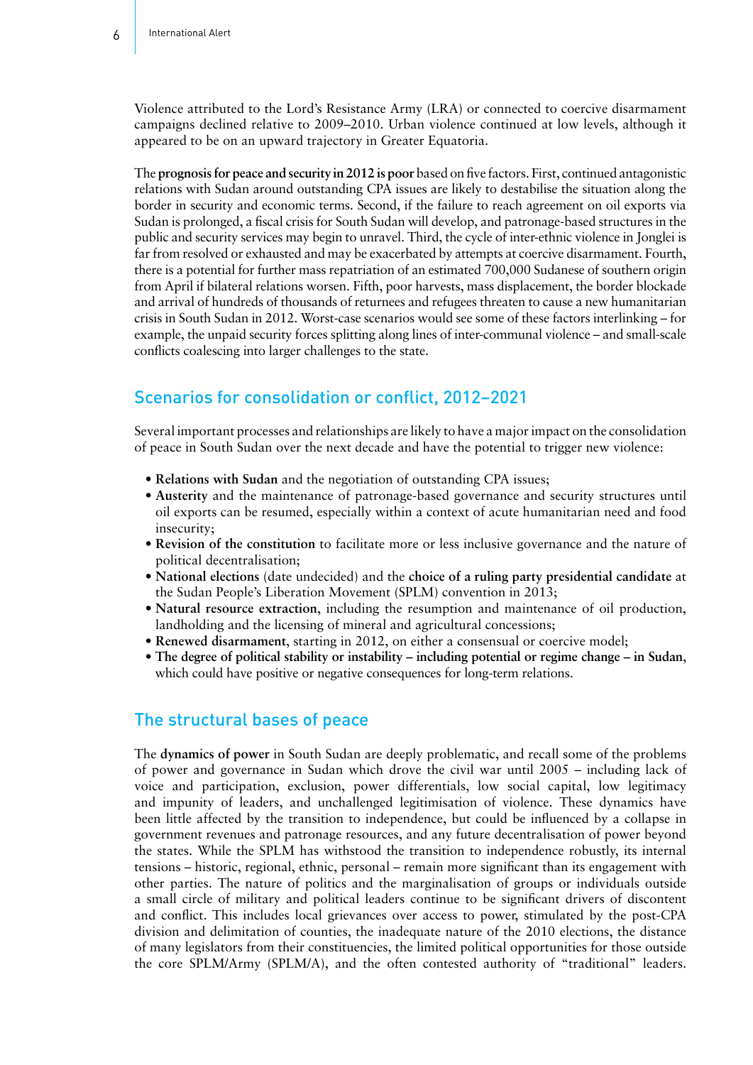Violence attributed to the Lord's Resistance Army (LRA) or connected to coercive disarmament campaigns declined relative to 2009–2010. Urban violence continued at low levels, although it appeared to be on an upward trajectory in Greater Equatoria.

The **prognosis for peace and security in 2012 is poor** based on five factors. First, continued antagonistic relations with Sudan around outstanding CPA issues are likely to destabilise the situation along the border in security and economic terms. Second, if the failure to reach agreement on oil exports via Sudan is prolonged, a fiscal crisis for South Sudan will develop, and patronage-based structures in the public and security services may begin to unravel. Third, the cycle of inter-ethnic violence in Jonglei is far from resolved or exhausted and may be exacerbated by attempts at coercive disarmament. Fourth, there is a potential for further mass repatriation of an estimated 700,000 Sudanese of southern origin from April if bilateral relations worsen. Fifth, poor harvests, mass displacement, the border blockade and arrival of hundreds of thousands of returnees and refugees threaten to cause a new humanitarian crisis in South Sudan in 2012. Worst-case scenarios would see some of these factors interlinking – for example, the unpaid security forces splitting along lines of inter-communal violence – and small-scale conflicts coalescing into larger challenges to the state.

## Scenarios for consolidation or conflict, 2012–2021

Several important processes and relationships are likely to have a major impact on the consolidation of peace in South Sudan over the next decade and have the potential to trigger new violence:

- **Relations with Sudan** and the negotiation of outstanding CPA issues;
- **Austerity** and the maintenance of patronage-based governance and security structures until oil exports can be resumed, especially within a context of acute humanitarian need and food insecurity;
- **Revision of the constitution** to facilitate more or less inclusive governance and the nature of political decentralisation;
- **National elections** (date undecided) and the **choice of a ruling party presidential candidate** at the Sudan People's Liberation Movement (SPLM) convention in 2013;
- **Natural resource extraction**, including the resumption and maintenance of oil production, landholding and the licensing of mineral and agricultural concessions;
- **Renewed disarmament**, starting in 2012, on either a consensual or coercive model;
- **The degree of political stability or instability – including potential or regime change – in Sudan**, which could have positive or negative consequences for long-term relations.

## The structural bases of peace

The **dynamics of power** in South Sudan are deeply problematic, and recall some of the problems of power and governance in Sudan which drove the civil war until 2005 – including lack of voice and participation, exclusion, power differentials, low social capital, low legitimacy and impunity of leaders, and unchallenged legitimisation of violence. These dynamics have been little affected by the transition to independence, but could be influenced by a collapse in government revenues and patronage resources, and any future decentralisation of power beyond the states. While the SPLM has withstood the transition to independence robustly, its internal tensions – historic, regional, ethnic, personal – remain more significant than its engagement with other parties. The nature of politics and the marginalisation of groups or individuals outside a small circle of military and political leaders continue to be significant drivers of discontent and conflict. This includes local grievances over access to power, stimulated by the post-CPA division and delimitation of counties, the inadequate nature of the 2010 elections, the distance of many legislators from their constituencies, the limited political opportunities for those outside the core SPLM/Army (SPLM/A), and the often contested authority of "traditional" leaders.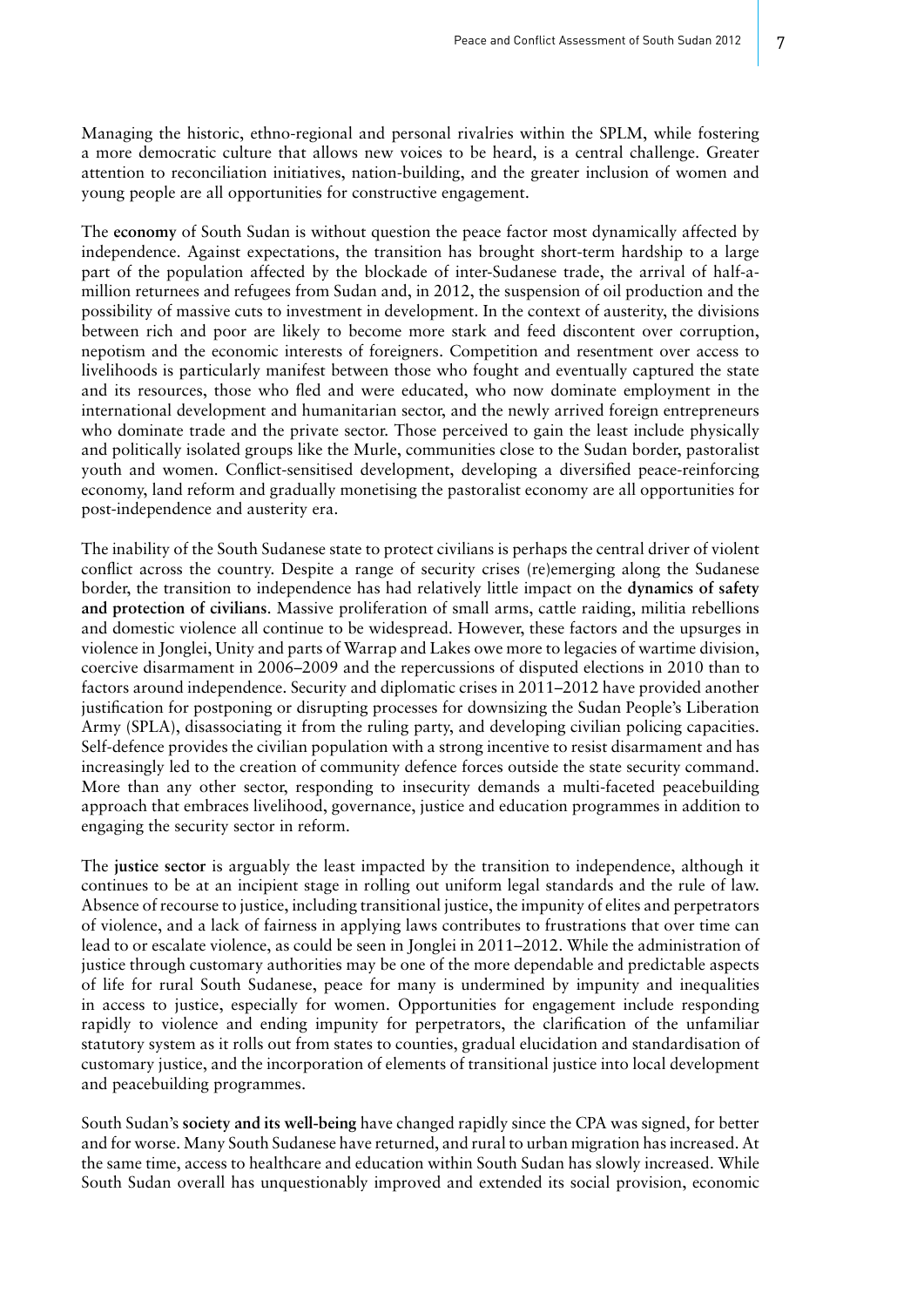Managing the historic, ethno-regional and personal rivalries within the SPLM, while fostering a more democratic culture that allows new voices to be heard, is a central challenge. Greater attention to reconciliation initiatives, nation-building, and the greater inclusion of women and young people are all opportunities for constructive engagement.

The **economy** of South Sudan is without question the peace factor most dynamically affected by independence. Against expectations, the transition has brought short-term hardship to a large part of the population affected by the blockade of inter-Sudanese trade, the arrival of half-a-million returnees and refugees from Sudan and, in 2012, the suspension of oil production and the possibility of massive cuts to investment in development. In the context of austerity, the divisions between rich and poor are likely to become more stark and feed discontent over corruption, nepotism and the economic interests of foreigners. Competition and resentment over access to livelihoods is particularly manifest between those who fought and eventually captured the state and its resources, those who fled and were educated, who now dominate employment in the international development and humanitarian sector, and the newly arrived foreign entrepreneurs who dominate trade and the private sector. Those perceived to gain the least include physically and politically isolated groups like the Murle, communities close to the Sudan border, pastoralist youth and women. Conflict-sensitised development, developing a diversified peace-reinforcing economy, land reform and gradually monetising the pastoralist economy are all opportunities for post-independence and austerity era.

The inability of the South Sudanese state to protect civilians is perhaps the central driver of violent conflict across the country. Despite a range of security crises (re)emerging along the Sudanese border, the transition to independence has had relatively little impact on the **dynamics of safety and protection of civilians**. Massive proliferation of small arms, cattle raiding, militia rebellions and domestic violence all continue to be widespread. However, these factors and the upsurges in violence in Jonglei, Unity and parts of Warrap and Lakes owe more to legacies of wartime division, coercive disarmament in 2006–2009 and the repercussions of disputed elections in 2010 than to factors around independence. Security and diplomatic crises in 2011–2012 have provided another justification for postponing or disrupting processes for downsizing the Sudan People's Liberation Army (SPLA), disassociating it from the ruling party, and developing civilian policing capacities. Self-defence provides the civilian population with a strong incentive to resist disarmament and has increasingly led to the creation of community defence forces outside the state security command. More than any other sector, responding to insecurity demands a multi-faceted peacebuilding approach that embraces livelihood, governance, justice and education programmes in addition to engaging the security sector in reform.

The **justice sector** is arguably the least impacted by the transition to independence, although it continues to be at an incipient stage in rolling out uniform legal standards and the rule of law. Absence of recourse to justice, including transitional justice, the impunity of elites and perpetrators of violence, and a lack of fairness in applying laws contributes to frustrations that over time can lead to or escalate violence, as could be seen in Jonglei in 2011–2012. While the administration of justice through customary authorities may be one of the more dependable and predictable aspects of life for rural South Sudanese, peace for many is undermined by impunity and inequalities in access to justice, especially for women. Opportunities for engagement include responding rapidly to violence and ending impunity for perpetrators, the clarification of the unfamiliar statutory system as it rolls out from states to counties, gradual elucidation and standardisation of customary justice, and the incorporation of elements of transitional justice into local development and peacebuilding programmes.

South Sudan's **society and its well-being** have changed rapidly since the CPA was signed, for better and for worse. Many South Sudanese have returned, and rural to urban migration has increased. At the same time, access to healthcare and education within South Sudan has slowly increased. While South Sudan overall has unquestionably improved and extended its social provision, economic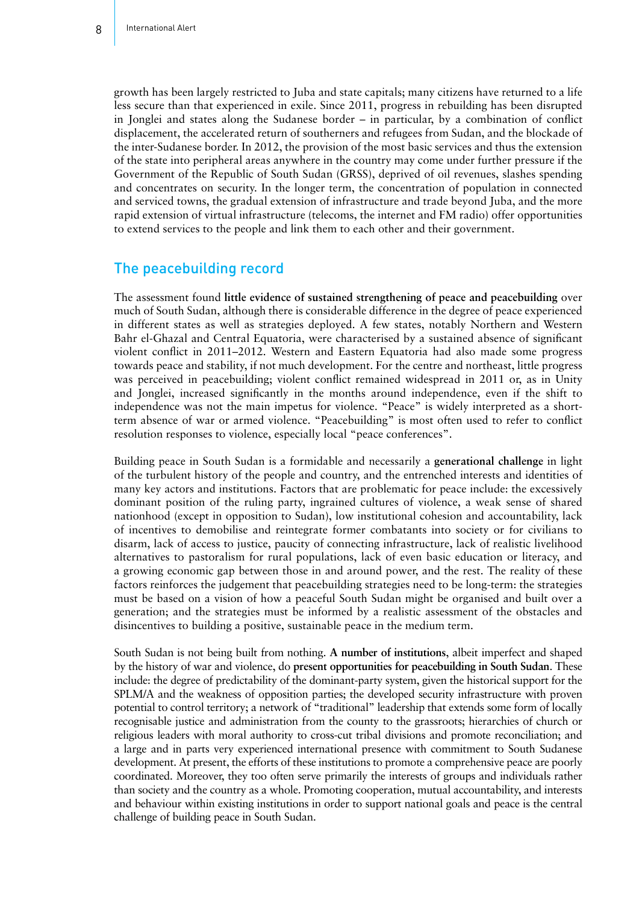growth has been largely restricted to Juba and state capitals; many citizens have returned to a life less secure than that experienced in exile. Since 2011, progress in rebuilding has been disrupted in Jonglei and states along the Sudanese border – in particular, by a combination of conflict displacement, the accelerated return of southerners and refugees from Sudan, and the blockade of the inter-Sudanese border. In 2012, the provision of the most basic services and thus the extension of the state into peripheral areas anywhere in the country may come under further pressure if the Government of the Republic of South Sudan (GRSS), deprived of oil revenues, slashes spending and concentrates on security. In the longer term, the concentration of population in connected and serviced towns, the gradual extension of infrastructure and trade beyond Juba, and the more rapid extension of virtual infrastructure (telecoms, the internet and FM radio) offer opportunities to extend services to the people and link them to each other and their government.

## The peacebuilding record

The assessment found **little evidence of sustained strengthening of peace and peacebuilding** over much of South Sudan, although there is considerable difference in the degree of peace experienced in different states as well as strategies deployed. A few states, notably Northern and Western Bahr el-Ghazal and Central Equatoria, were characterised by a sustained absence of significant violent conflict in 2011–2012. Western and Eastern Equatoria had also made some progress towards peace and stability, if not much development. For the centre and northeast, little progress was perceived in peacebuilding; violent conflict remained widespread in 2011 or, as in Unity and Jonglei, increased significantly in the months around independence, even if the shift to independence was not the main impetus for violence. "Peace" is widely interpreted as a short-term absence of war or armed violence. "Peacebuilding" is most often used to refer to conflict resolution responses to violence, especially local "peace conferences".

Building peace in South Sudan is a formidable and necessarily a **generational challenge** in light of the turbulent history of the people and country, and the entrenched interests and identities of many key actors and institutions. Factors that are problematic for peace include: the excessively dominant position of the ruling party, ingrained cultures of violence, a weak sense of shared nationhood (except in opposition to Sudan), low institutional cohesion and accountability, lack of incentives to demobilise and reintegrate former combatants into society or for civilians to disarm, lack of access to justice, paucity of connecting infrastructure, lack of realistic livelihood alternatives to pastoralism for rural populations, lack of even basic education or literacy, and a growing economic gap between those in and around power, and the rest. The reality of these factors reinforces the judgement that peacebuilding strategies need to be long-term: the strategies must be based on a vision of how a peaceful South Sudan might be organised and built over a generation; and the strategies must be informed by a realistic assessment of the obstacles and disincentives to building a positive, sustainable peace in the medium term.

South Sudan is not being built from nothing. **A number of institutions**, albeit imperfect and shaped by the history of war and violence, do **present opportunities for peacebuilding in South Sudan**. These include: the degree of predictability of the dominant-party system, given the historical support for the SPLM/A and the weakness of opposition parties; the developed security infrastructure with proven potential to control territory; a network of "traditional" leadership that extends some form of locally recognisable justice and administration from the county to the grassroots; hierarchies of church or religious leaders with moral authority to cross-cut tribal divisions and promote reconciliation; and a large and in parts very experienced international presence with commitment to South Sudanese development. At present, the efforts of these institutions to promote a comprehensive peace are poorly coordinated. Moreover, they too often serve primarily the interests of groups and individuals rather than society and the country as a whole. Promoting cooperation, mutual accountability, and interests and behaviour within existing institutions in order to support national goals and peace is the central challenge of building peace in South Sudan.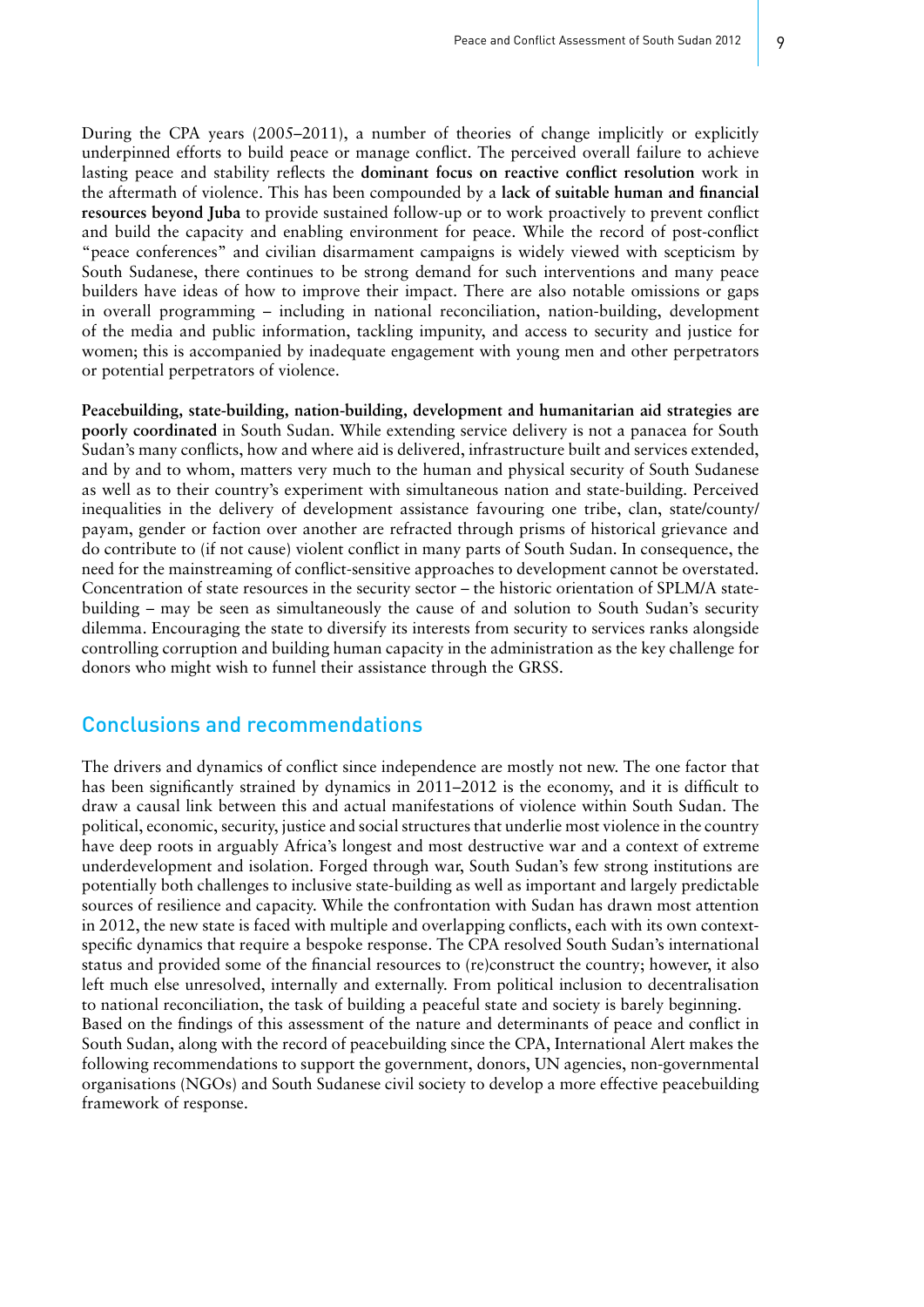During the CPA years (2005–2011), a number of theories of change implicitly or explicitly underpinned efforts to build peace or manage conflict. The perceived overall failure to achieve lasting peace and stability reflects the **dominant focus on reactive conflict resolution** work in the aftermath of violence. This has been compounded by a **lack of suitable human and financial resources beyond Juba** to provide sustained follow-up or to work proactively to prevent conflict and build the capacity and enabling environment for peace. While the record of post-conflict "peace conferences" and civilian disarmament campaigns is widely viewed with scepticism by South Sudanese, there continues to be strong demand for such interventions and many peace builders have ideas of how to improve their impact. There are also notable omissions or gaps in overall programming – including in national reconciliation, nation-building, development of the media and public information, tackling impunity, and access to security and justice for women; this is accompanied by inadequate engagement with young men and other perpetrators or potential perpetrators of violence.

**Peacebuilding, state-building, nation-building, development and humanitarian aid strategies are poorly coordinated** in South Sudan. While extending service delivery is not a panacea for South Sudan's many conflicts, how and where aid is delivered, infrastructure built and services extended, and by and to whom, matters very much to the human and physical security of South Sudanese as well as to their country's experiment with simultaneous nation and state-building. Perceived inequalities in the delivery of development assistance favouring one tribe, clan, state/county/payam, gender or faction over another are refracted through prisms of historical grievance and do contribute to (if not cause) violent conflict in many parts of South Sudan. In consequence, the need for the mainstreaming of conflict-sensitive approaches to development cannot be overstated. Concentration of state resources in the security sector – the historic orientation of SPLM/A state-building – may be seen as simultaneously the cause of and solution to South Sudan's security dilemma. Encouraging the state to diversify its interests from security to services ranks alongside controlling corruption and building human capacity in the administration as the key challenge for donors who might wish to funnel their assistance through the GRSS.

## Conclusions and recommendations

The drivers and dynamics of conflict since independence are mostly not new. The one factor that has been significantly strained by dynamics in 2011–2012 is the economy, and it is difficult to draw a causal link between this and actual manifestations of violence within South Sudan. The political, economic, security, justice and social structures that underlie most violence in the country have deep roots in arguably Africa's longest and most destructive war and a context of extreme underdevelopment and isolation. Forged through war, South Sudan's few strong institutions are potentially both challenges to inclusive state-building as well as important and largely predictable sources of resilience and capacity. While the confrontation with Sudan has drawn most attention in 2012, the new state is faced with multiple and overlapping conflicts, each with its own context-specific dynamics that require a bespoke response. The CPA resolved South Sudan's international status and provided some of the financial resources to (re)construct the country; however, it also left much else unresolved, internally and externally. From political inclusion to decentralisation to national reconciliation, the task of building a peaceful state and society is barely beginning.

Based on the findings of this assessment of the nature and determinants of peace and conflict in South Sudan, along with the record of peacebuilding since the CPA, International Alert makes the following recommendations to support the government, donors, UN agencies, non-governmental organisations (NGOs) and South Sudanese civil society to develop a more effective peacebuilding framework of response.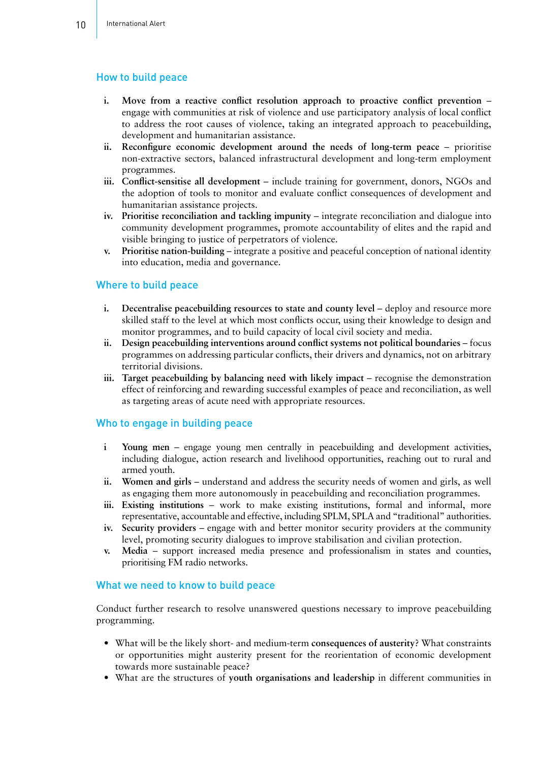## How to build peace

i. **Move from a reactive conflict resolution approach to proactive conflict prevention** – engage with communities at risk of violence and use participatory analysis of local conflict to address the root causes of violence, taking an integrated approach to peacebuilding, development and humanitarian assistance.
ii. **Reconfigure economic development around the needs of long-term peace** – prioritise non-extractive sectors, balanced infrastructural development and long-term employment programmes.
iii. **Conflict-sensitise all development** – include training for government, donors, NGOs and the adoption of tools to monitor and evaluate conflict consequences of development and humanitarian assistance projects.
iv. **Prioritise reconciliation and tackling impunity** – integrate reconciliation and dialogue into community development programmes, promote accountability of elites and the rapid and visible bringing to justice of perpetrators of violence.
v. **Prioritise nation-building** – integrate a positive and peaceful conception of national identity into education, media and governance.

## Where to build peace

i. **Decentralise peacebuilding resources to state and county level** – deploy and resource more skilled staff to the level at which most conflicts occur, using their knowledge to design and monitor programmes, and to build capacity of local civil society and media.
ii. **Design peacebuilding interventions around conflict systems not political boundaries** – focus programmes on addressing particular conflicts, their drivers and dynamics, not on arbitrary territorial divisions.
iii. **Target peacebuilding by balancing need with likely impact** – recognise the demonstration effect of reinforcing and rewarding successful examples of peace and reconciliation, as well as targeting areas of acute need with appropriate resources.

## Who to engage in building peace

i **Young men** – engage young men centrally in peacebuilding and development activities, including dialogue, action research and livelihood opportunities, reaching out to rural and armed youth.
ii. **Women and girls** – understand and address the security needs of women and girls, as well as engaging them more autonomously in peacebuilding and reconciliation programmes.
iii. **Existing institutions** – work to make existing institutions, formal and informal, more representative, accountable and effective, including SPLM, SPLA and "traditional" authorities.
iv. **Security providers** – engage with and better monitor security providers at the community level, promoting security dialogues to improve stabilisation and civilian protection.
v. **Media** – support increased media presence and professionalism in states and counties, prioritising FM radio networks.

## What we need to know to build peace

Conduct further research to resolve unanswered questions necessary to improve peacebuilding programming.

- What will be the likely short- and medium-term **consequences of austerity**? What constraints or opportunities might austerity present for the reorientation of economic development towards more sustainable peace?
- What are the structures of **youth organisations and leadership** in different communities in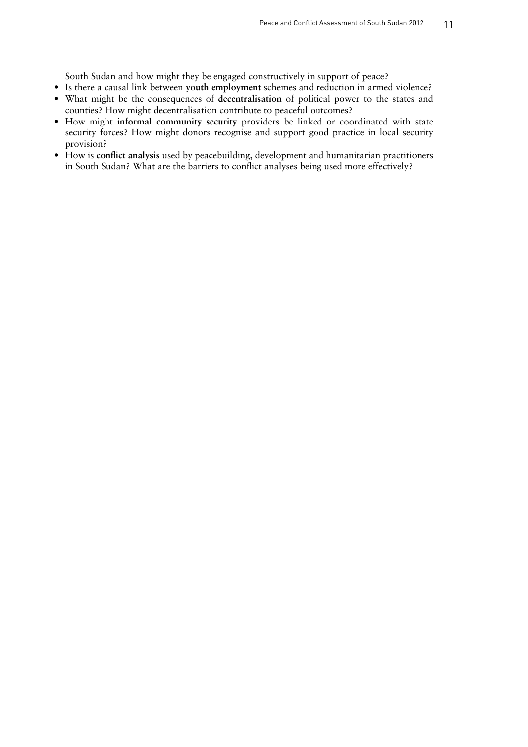South Sudan and how might they be engaged constructively in support of peace?

- Is there a causal link between **youth employment** schemes and reduction in armed violence?
- What might be the consequences of **decentralisation** of political power to the states and counties? How might decentralisation contribute to peaceful outcomes?
- How might **informal community security** providers be linked or coordinated with state security forces? How might donors recognise and support good practice in local security provision?
- How is **conflict analysis** used by peacebuilding, development and humanitarian practitioners in South Sudan? What are the barriers to conflict analyses being used more effectively?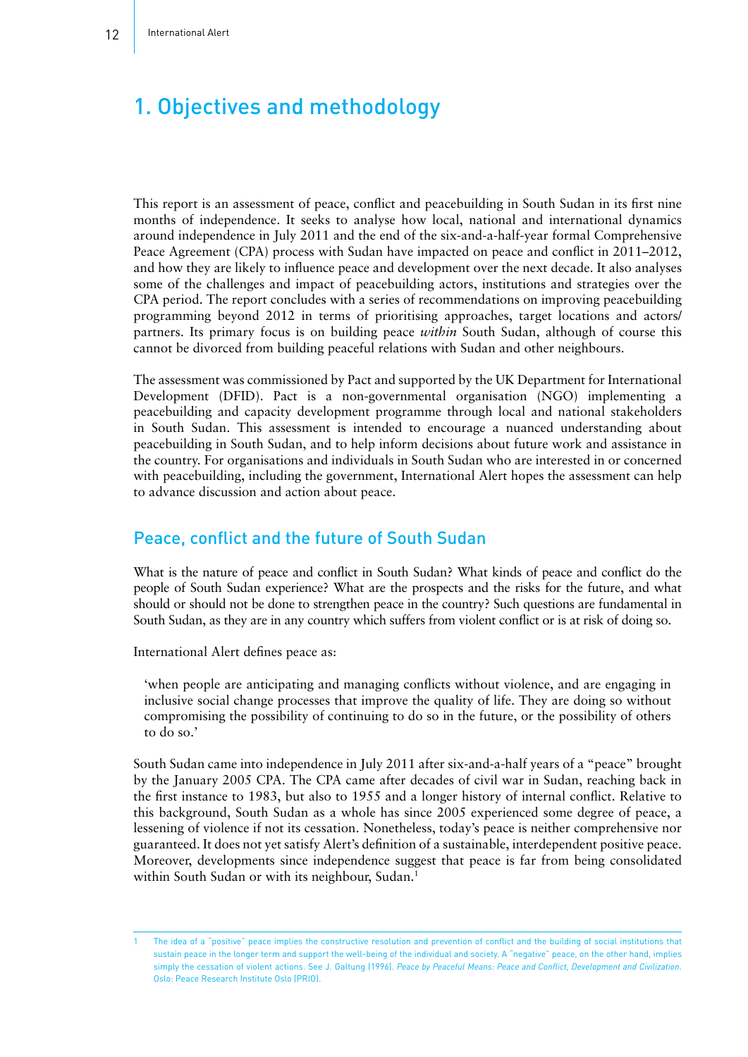# 1. Objectives and methodology

This report is an assessment of peace, conflict and peacebuilding in South Sudan in its first nine months of independence. It seeks to analyse how local, national and international dynamics around independence in July 2011 and the end of the six-and-a-half-year formal Comprehensive Peace Agreement (CPA) process with Sudan have impacted on peace and conflict in 2011–2012, and how they are likely to influence peace and development over the next decade. It also analyses some of the challenges and impact of peacebuilding actors, institutions and strategies over the CPA period. The report concludes with a series of recommendations on improving peacebuilding programming beyond 2012 in terms of prioritising approaches, target locations and actors/partners. Its primary focus is on building peace *within* South Sudan, although of course this cannot be divorced from building peaceful relations with Sudan and other neighbours.

The assessment was commissioned by Pact and supported by the UK Department for International Development (DFID). Pact is a non-governmental organisation (NGO) implementing a peacebuilding and capacity development programme through local and national stakeholders in South Sudan. This assessment is intended to encourage a nuanced understanding about peacebuilding in South Sudan, and to help inform decisions about future work and assistance in the country. For organisations and individuals in South Sudan who are interested in or concerned with peacebuilding, including the government, International Alert hopes the assessment can help to advance discussion and action about peace.

## Peace, conflict and the future of South Sudan

What is the nature of peace and conflict in South Sudan? What kinds of peace and conflict do the people of South Sudan experience? What are the prospects and the risks for the future, and what should or should not be done to strengthen peace in the country? Such questions are fundamental in South Sudan, as they are in any country which suffers from violent conflict or is at risk of doing so.

International Alert defines peace as:

> 'when people are anticipating and managing conflicts without violence, and are engaging in inclusive social change processes that improve the quality of life. They are doing so without compromising the possibility of continuing to do so in the future, or the possibility of others to do so.'

South Sudan came into independence in July 2011 after six-and-a-half years of a "peace" brought by the January 2005 CPA. The CPA came after decades of civil war in Sudan, reaching back in the first instance to 1983, but also to 1955 and a longer history of internal conflict. Relative to this background, South Sudan as a whole has since 2005 experienced some degree of peace, a lessening of violence if not its cessation. Nonetheless, today's peace is neither comprehensive nor guaranteed. It does not yet satisfy Alert's definition of a sustainable, interdependent positive peace. Moreover, developments since independence suggest that peace is far from being consolidated within South Sudan or with its neighbour, Sudan.[1]

---

1 The idea of a "positive" peace implies the constructive resolution and prevention of conflict and the building of social institutions that sustain peace in the longer term and support the well-being of the individual and society. A "negative" peace, on the other hand, implies simply the cessation of violent actions. See J. Galtung (1996). *Peace by Peaceful Means: Peace and Conflict, Development and Civilization*. Oslo: Peace Research Institute Oslo (PRIO).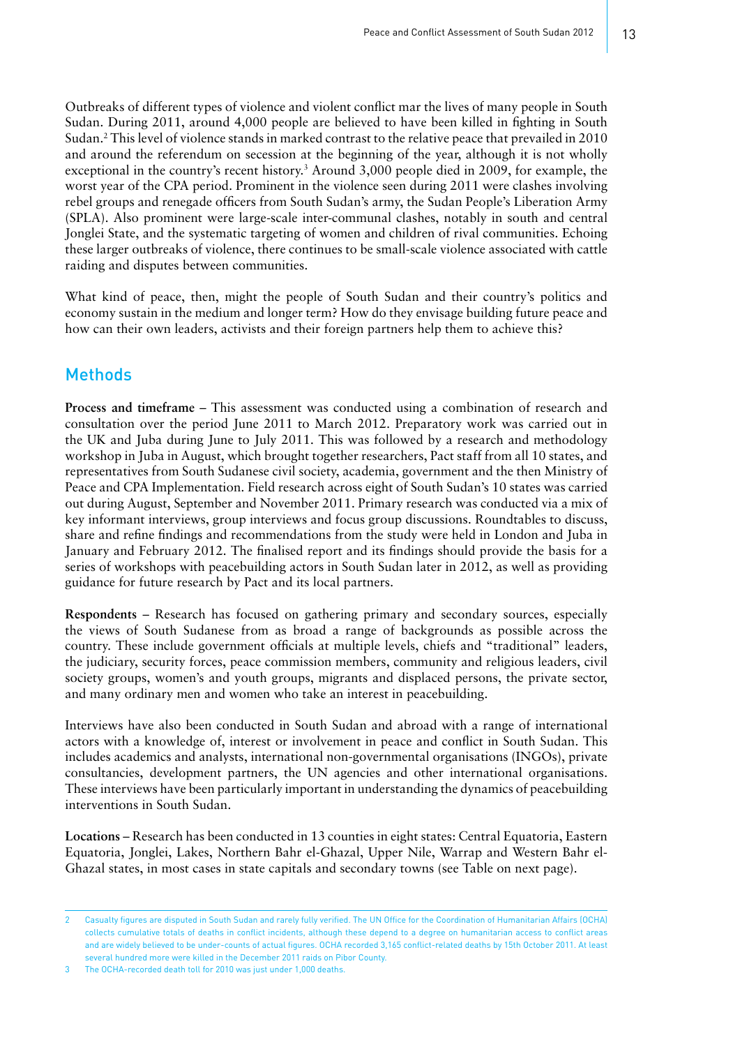Outbreaks of different types of violence and violent conflict mar the lives of many people in South Sudan. During 2011, around 4,000 people are believed to have been killed in fighting in South Sudan.[2] This level of violence stands in marked contrast to the relative peace that prevailed in 2010 and around the referendum on secession at the beginning of the year, although it is not wholly exceptional in the country's recent history.[3] Around 3,000 people died in 2009, for example, the worst year of the CPA period. Prominent in the violence seen during 2011 were clashes involving rebel groups and renegade officers from South Sudan's army, the Sudan People's Liberation Army (SPLA). Also prominent were large-scale inter-communal clashes, notably in south and central Jonglei State, and the systematic targeting of women and children of rival communities. Echoing these larger outbreaks of violence, there continues to be small-scale violence associated with cattle raiding and disputes between communities.

What kind of peace, then, might the people of South Sudan and their country's politics and economy sustain in the medium and longer term? How do they envisage building future peace and how can their own leaders, activists and their foreign partners help them to achieve this?

## Methods

**Process and timeframe** – This assessment was conducted using a combination of research and consultation over the period June 2011 to March 2012. Preparatory work was carried out in the UK and Juba during June to July 2011. This was followed by a research and methodology workshop in Juba in August, which brought together researchers, Pact staff from all 10 states, and representatives from South Sudanese civil society, academia, government and the then Ministry of Peace and CPA Implementation. Field research across eight of South Sudan's 10 states was carried out during August, September and November 2011. Primary research was conducted via a mix of key informant interviews, group interviews and focus group discussions. Roundtables to discuss, share and refine findings and recommendations from the study were held in London and Juba in January and February 2012. The finalised report and its findings should provide the basis for a series of workshops with peacebuilding actors in South Sudan later in 2012, as well as providing guidance for future research by Pact and its local partners.

**Respondents** – Research has focused on gathering primary and secondary sources, especially the views of South Sudanese from as broad a range of backgrounds as possible across the country. These include government officials at multiple levels, chiefs and "traditional" leaders, the judiciary, security forces, peace commission members, community and religious leaders, civil society groups, women's and youth groups, migrants and displaced persons, the private sector, and many ordinary men and women who take an interest in peacebuilding.

Interviews have also been conducted in South Sudan and abroad with a range of international actors with a knowledge of, interest or involvement in peace and conflict in South Sudan. This includes academics and analysts, international non-governmental organisations (INGOs), private consultancies, development partners, the UN agencies and other international organisations. These interviews have been particularly important in understanding the dynamics of peacebuilding interventions in South Sudan.

**Locations** – Research has been conducted in 13 counties in eight states: Central Equatoria, Eastern Equatoria, Jonglei, Lakes, Northern Bahr el-Ghazal, Upper Nile, Warrap and Western Bahr el-Ghazal states, in most cases in state capitals and secondary towns (see Table on next page).

---

2 Casualty figures are disputed in South Sudan and rarely fully verified. The UN Office for the Coordination of Humanitarian Affairs (OCHA) collects cumulative totals of deaths in conflict incidents, although these depend to a degree on humanitarian access to conflict areas and are widely believed to be under-counts of actual figures. OCHA recorded 3,165 conflict-related deaths by 15th October 2011. At least several hundred more were killed in the December 2011 raids on Pibor County.

3 The OCHA-recorded death toll for 2010 was just under 1,000 deaths.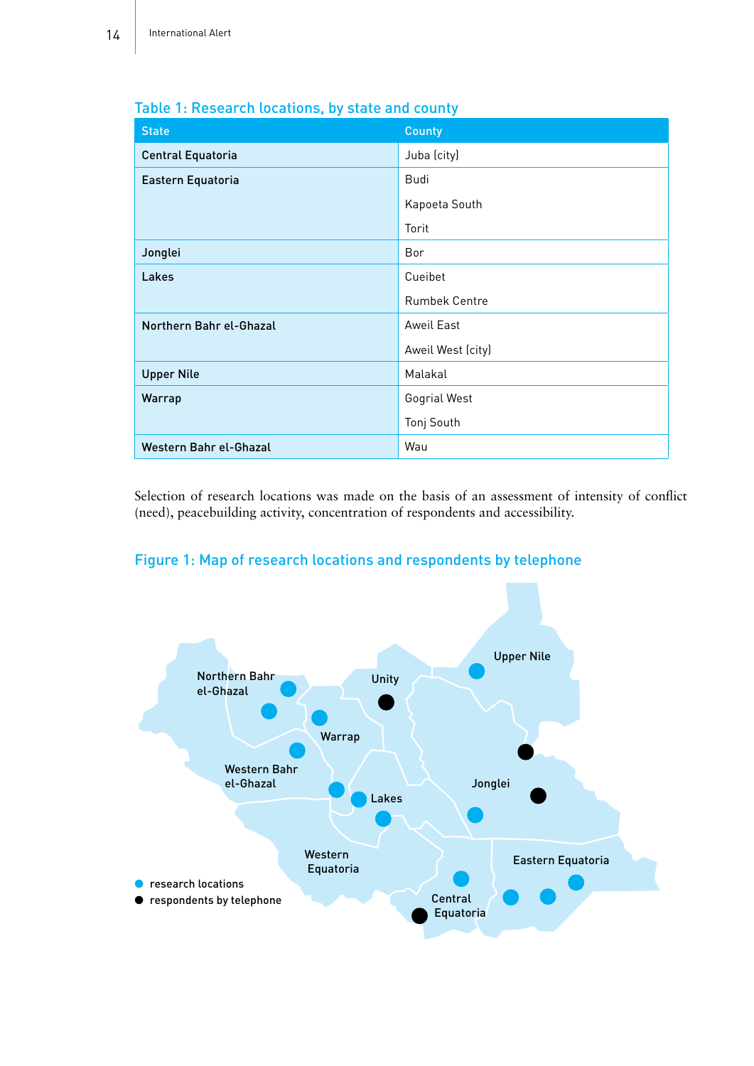### Table 1: Research locations, by state and county

| State | County |
|---|---|
| Central Equatoria | Juba (city) |
| Eastern Equatoria | Budi |
| | Kapoeta South |
| | Torit |
| Jonglei | Bor |
| Lakes | Cueibet |
| | Rumbek Centre |
| Northern Bahr el-Ghazal | Aweil East |
| | Aweil West (city) |
| Upper Nile | Malakal |
| Warrap | Gogrial West |
| | Tonj South |
| Western Bahr el-Ghazal | Wau |

Selection of research locations was made on the basis of an assessment of intensity of conflict (need), peacebuilding activity, concentration of respondents and accessibility.

### Figure 1: Map of research locations and respondents by telephone

- research locations
- respondents by telephone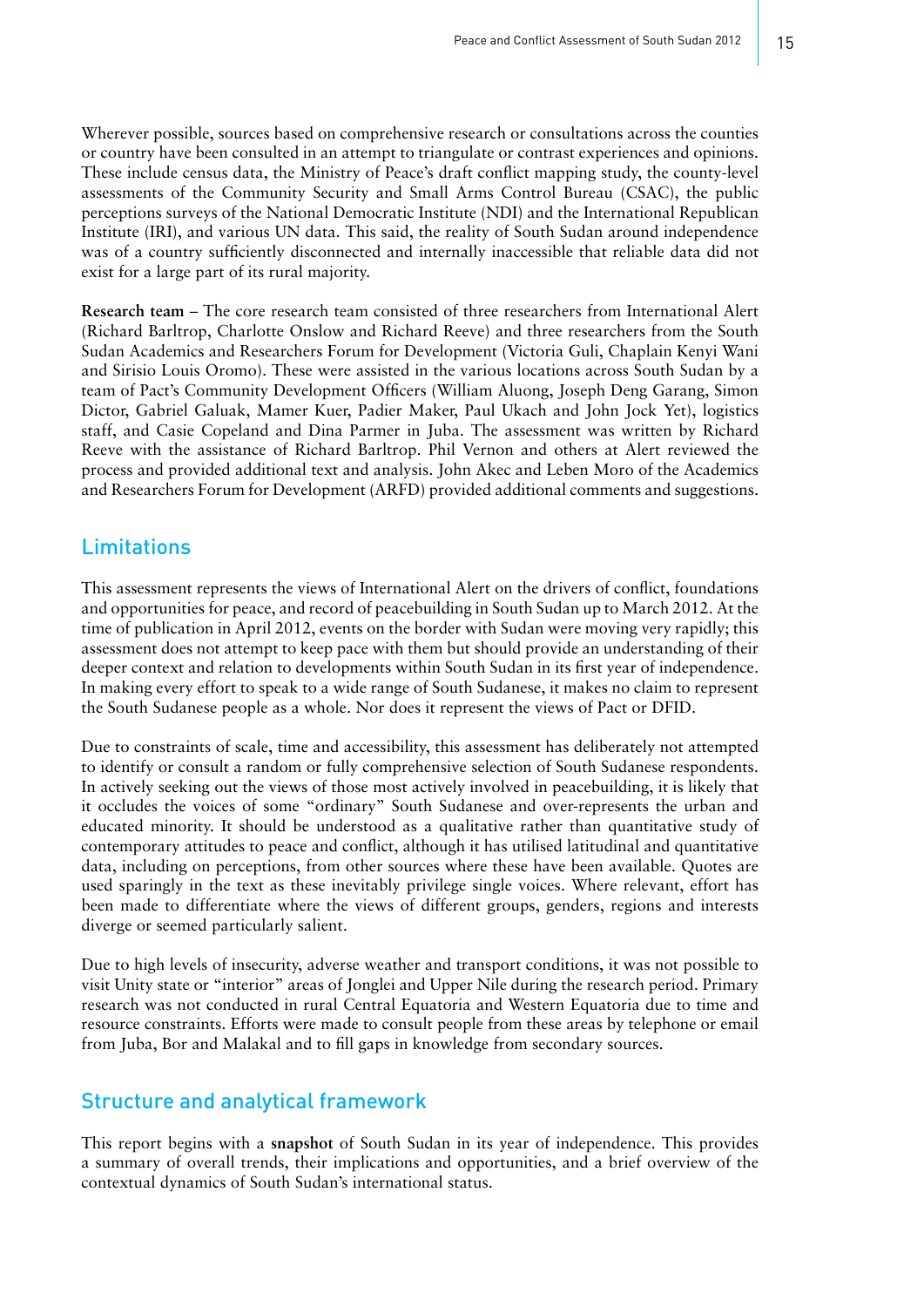Wherever possible, sources based on comprehensive research or consultations across the counties or country have been consulted in an attempt to triangulate or contrast experiences and opinions. These include census data, the Ministry of Peace's draft conflict mapping study, the county-level assessments of the Community Security and Small Arms Control Bureau (CSAC), the public perceptions surveys of the National Democratic Institute (NDI) and the International Republican Institute (IRI), and various UN data. This said, the reality of South Sudan around independence was of a country sufficiently disconnected and internally inaccessible that reliable data did not exist for a large part of its rural majority.

**Research team** – The core research team consisted of three researchers from International Alert (Richard Barltrop, Charlotte Onslow and Richard Reeve) and three researchers from the South Sudan Academics and Researchers Forum for Development (Victoria Guli, Chaplain Kenyi Wani and Sirisio Louis Oromo). These were assisted in the various locations across South Sudan by a team of Pact's Community Development Officers (William Aluong, Joseph Deng Garang, Simon Dictor, Gabriel Galuak, Mamer Kuer, Padier Maker, Paul Ukach and John Jock Yet), logistics staff, and Casie Copeland and Dina Parmer in Juba. The assessment was written by Richard Reeve with the assistance of Richard Barltrop. Phil Vernon and others at Alert reviewed the process and provided additional text and analysis. John Akec and Leben Moro of the Academics and Researchers Forum for Development (ARFD) provided additional comments and suggestions.

## Limitations

This assessment represents the views of International Alert on the drivers of conflict, foundations and opportunities for peace, and record of peacebuilding in South Sudan up to March 2012. At the time of publication in April 2012, events on the border with Sudan were moving very rapidly; this assessment does not attempt to keep pace with them but should provide an understanding of their deeper context and relation to developments within South Sudan in its first year of independence. In making every effort to speak to a wide range of South Sudanese, it makes no claim to represent the South Sudanese people as a whole. Nor does it represent the views of Pact or DFID.

Due to constraints of scale, time and accessibility, this assessment has deliberately not attempted to identify or consult a random or fully comprehensive selection of South Sudanese respondents. In actively seeking out the views of those most actively involved in peacebuilding, it is likely that it occludes the voices of some "ordinary" South Sudanese and over-represents the urban and educated minority. It should be understood as a qualitative rather than quantitative study of contemporary attitudes to peace and conflict, although it has utilised latitudinal and quantitative data, including on perceptions, from other sources where these have been available. Quotes are used sparingly in the text as these inevitably privilege single voices. Where relevant, effort has been made to differentiate where the views of different groups, genders, regions and interests diverge or seemed particularly salient.

Due to high levels of insecurity, adverse weather and transport conditions, it was not possible to visit Unity state or "interior" areas of Jonglei and Upper Nile during the research period. Primary research was not conducted in rural Central Equatoria and Western Equatoria due to time and resource constraints. Efforts were made to consult people from these areas by telephone or email from Juba, Bor and Malakal and to fill gaps in knowledge from secondary sources.

## Structure and analytical framework

This report begins with a **snapshot** of South Sudan in its year of independence. This provides a summary of overall trends, their implications and opportunities, and a brief overview of the contextual dynamics of South Sudan's international status.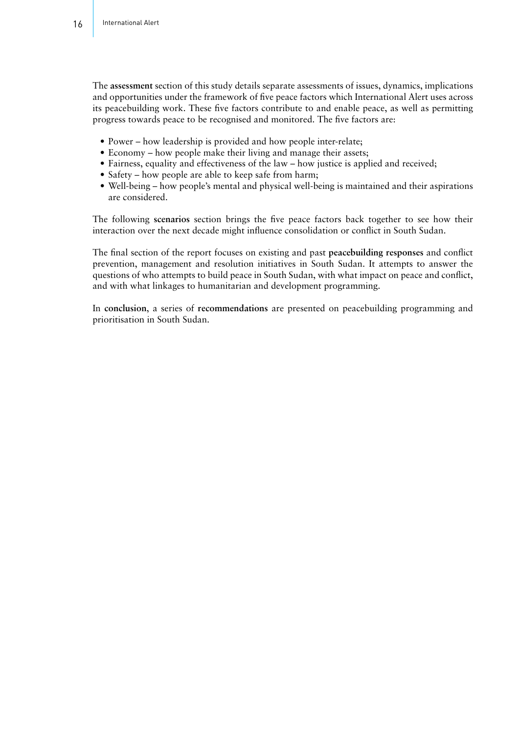The **assessment** section of this study details separate assessments of issues, dynamics, implications and opportunities under the framework of five peace factors which International Alert uses across its peacebuilding work. These five factors contribute to and enable peace, as well as permitting progress towards peace to be recognised and monitored. The five factors are:

- Power – how leadership is provided and how people inter-relate;
- Economy – how people make their living and manage their assets;
- Fairness, equality and effectiveness of the law – how justice is applied and received;
- Safety – how people are able to keep safe from harm;
- Well-being – how people's mental and physical well-being is maintained and their aspirations are considered.

The following **scenarios** section brings the five peace factors back together to see how their interaction over the next decade might influence consolidation or conflict in South Sudan.

The final section of the report focuses on existing and past **peacebuilding responses** and conflict prevention, management and resolution initiatives in South Sudan. It attempts to answer the questions of who attempts to build peace in South Sudan, with what impact on peace and conflict, and with what linkages to humanitarian and development programming.

In **conclusion**, a series of **recommendations** are presented on peacebuilding programming and prioritisation in South Sudan.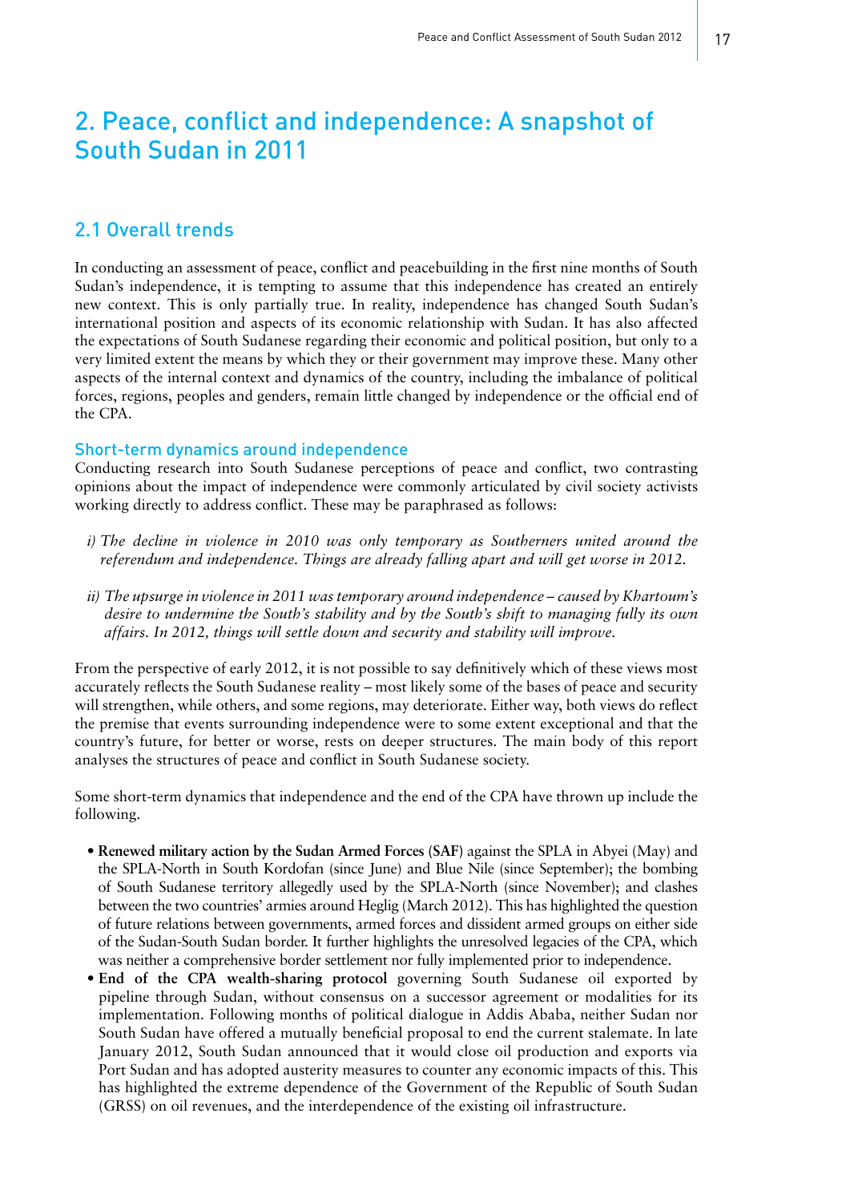# 2. Peace, conflict and independence: A snapshot of South Sudan in 2011

## 2.1 Overall trends

In conducting an assessment of peace, conflict and peacebuilding in the first nine months of South Sudan's independence, it is tempting to assume that this independence has created an entirely new context. This is only partially true. In reality, independence has changed South Sudan's international position and aspects of its economic relationship with Sudan. It has also affected the expectations of South Sudanese regarding their economic and political position, but only to a very limited extent the means by which they or their government may improve these. Many other aspects of the internal context and dynamics of the country, including the imbalance of political forces, regions, peoples and genders, remain little changed by independence or the official end of the CPA.

### Short-term dynamics around independence

Conducting research into South Sudanese perceptions of peace and conflict, two contrasting opinions about the impact of independence were commonly articulated by civil society activists working directly to address conflict. These may be paraphrased as follows:

*i) The decline in violence in 2010 was only temporary as Southerners united around the referendum and independence. Things are already falling apart and will get worse in 2012.*

*ii) The upsurge in violence in 2011 was temporary around independence – caused by Khartoum's desire to undermine the South's stability and by the South's shift to managing fully its own affairs. In 2012, things will settle down and security and stability will improve.*

From the perspective of early 2012, it is not possible to say definitively which of these views most accurately reflects the South Sudanese reality – most likely some of the bases of peace and security will strengthen, while others, and some regions, may deteriorate. Either way, both views do reflect the premise that events surrounding independence were to some extent exceptional and that the country's future, for better or worse, rests on deeper structures. The main body of this report analyses the structures of peace and conflict in South Sudanese society.

Some short-term dynamics that independence and the end of the CPA have thrown up include the following.

- **Renewed military action by the Sudan Armed Forces (SAF)** against the SPLA in Abyei (May) and the SPLA-North in South Kordofan (since June) and Blue Nile (since September); the bombing of South Sudanese territory allegedly used by the SPLA-North (since November); and clashes between the two countries' armies around Heglig (March 2012). This has highlighted the question of future relations between governments, armed forces and dissident armed groups on either side of the Sudan-South Sudan border. It further highlights the unresolved legacies of the CPA, which was neither a comprehensive border settlement nor fully implemented prior to independence.
- **End of the CPA wealth-sharing protocol** governing South Sudanese oil exported by pipeline through Sudan, without consensus on a successor agreement or modalities for its implementation. Following months of political dialogue in Addis Ababa, neither Sudan nor South Sudan have offered a mutually beneficial proposal to end the current stalemate. In late January 2012, South Sudan announced that it would close oil production and exports via Port Sudan and has adopted austerity measures to counter any economic impacts of this. This has highlighted the extreme dependence of the Government of the Republic of South Sudan (GRSS) on oil revenues, and the interdependence of the existing oil infrastructure.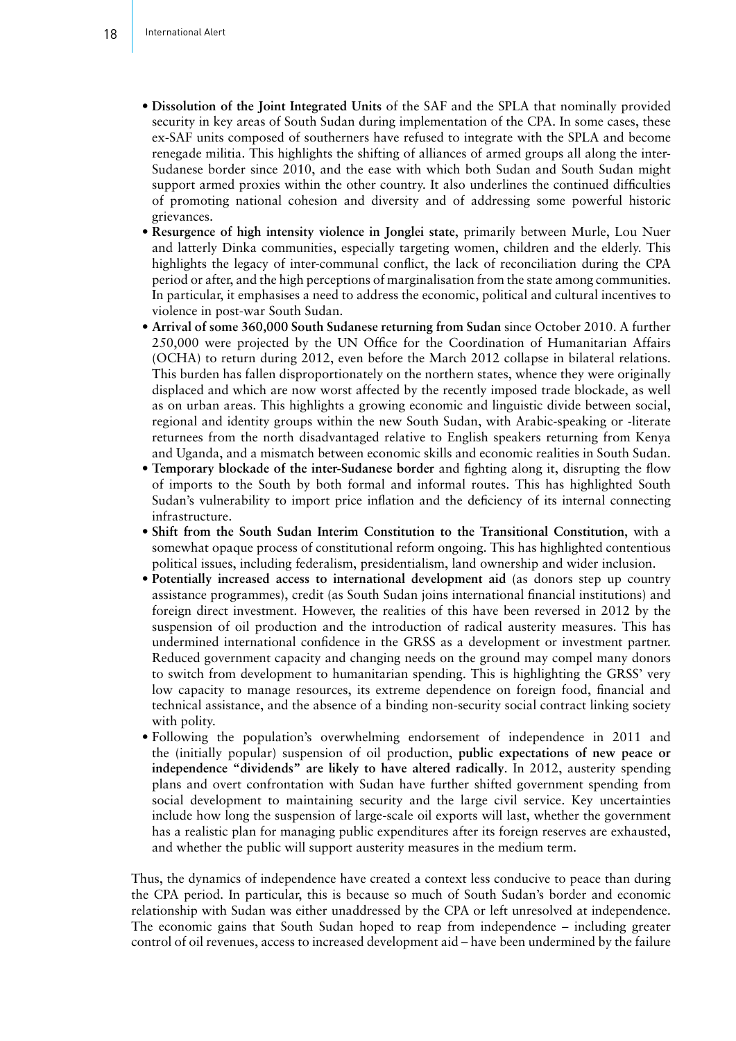- **Dissolution of the Joint Integrated Units** of the SAF and the SPLA that nominally provided security in key areas of South Sudan during implementation of the CPA. In some cases, these ex-SAF units composed of southerners have refused to integrate with the SPLA and become renegade militia. This highlights the shifting of alliances of armed groups all along the inter-Sudanese border since 2010, and the ease with which both Sudan and South Sudan might support armed proxies within the other country. It also underlines the continued difficulties of promoting national cohesion and diversity and of addressing some powerful historic grievances.
- **Resurgence of high intensity violence in Jonglei state**, primarily between Murle, Lou Nuer and latterly Dinka communities, especially targeting women, children and the elderly. This highlights the legacy of inter-communal conflict, the lack of reconciliation during the CPA period or after, and the high perceptions of marginalisation from the state among communities. In particular, it emphasises a need to address the economic, political and cultural incentives to violence in post-war South Sudan.
- **Arrival of some 360,000 South Sudanese returning from Sudan** since October 2010. A further 250,000 were projected by the UN Office for the Coordination of Humanitarian Affairs (OCHA) to return during 2012, even before the March 2012 collapse in bilateral relations. This burden has fallen disproportionately on the northern states, whence they were originally displaced and which are now worst affected by the recently imposed trade blockade, as well as on urban areas. This highlights a growing economic and linguistic divide between social, regional and identity groups within the new South Sudan, with Arabic-speaking or -literate returnees from the north disadvantaged relative to English speakers returning from Kenya and Uganda, and a mismatch between economic skills and economic realities in South Sudan.
- **Temporary blockade of the inter-Sudanese border** and fighting along it, disrupting the flow of imports to the South by both formal and informal routes. This has highlighted South Sudan's vulnerability to import price inflation and the deficiency of its internal connecting infrastructure.
- **Shift from the South Sudan Interim Constitution to the Transitional Constitution**, with a somewhat opaque process of constitutional reform ongoing. This has highlighted contentious political issues, including federalism, presidentialism, land ownership and wider inclusion.
- **Potentially increased access to international development aid** (as donors step up country assistance programmes), credit (as South Sudan joins international financial institutions) and foreign direct investment. However, the realities of this have been reversed in 2012 by the suspension of oil production and the introduction of radical austerity measures. This has undermined international confidence in the GRSS as a development or investment partner. Reduced government capacity and changing needs on the ground may compel many donors to switch from development to humanitarian spending. This is highlighting the GRSS' very low capacity to manage resources, its extreme dependence on foreign food, financial and technical assistance, and the absence of a binding non-security social contract linking society with polity.
- Following the population's overwhelming endorsement of independence in 2011 and the (initially popular) suspension of oil production, **public expectations of new peace or independence "dividends" are likely to have altered radically**. In 2012, austerity spending plans and overt confrontation with Sudan have further shifted government spending from social development to maintaining security and the large civil service. Key uncertainties include how long the suspension of large-scale oil exports will last, whether the government has a realistic plan for managing public expenditures after its foreign reserves are exhausted, and whether the public will support austerity measures in the medium term.

Thus, the dynamics of independence have created a context less conducive to peace than during the CPA period. In particular, this is because so much of South Sudan's border and economic relationship with Sudan was either unaddressed by the CPA or left unresolved at independence. The economic gains that South Sudan hoped to reap from independence – including greater control of oil revenues, access to increased development aid – have been undermined by the failure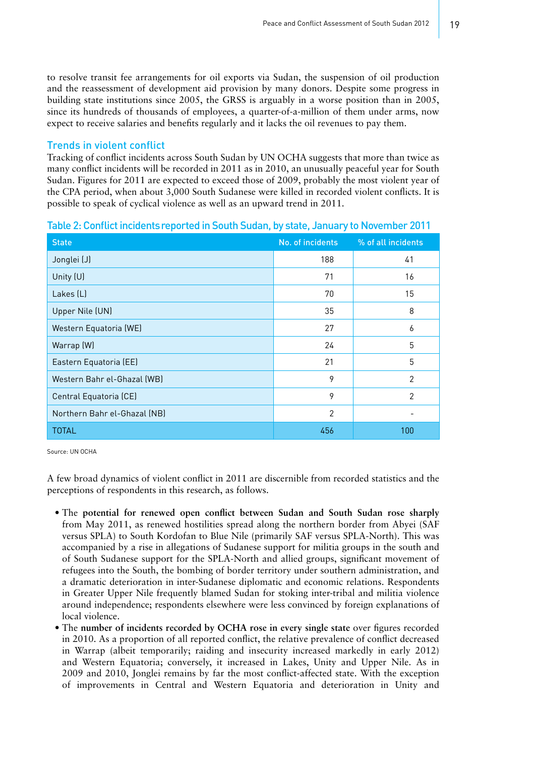to resolve transit fee arrangements for oil exports via Sudan, the suspension of oil production and the reassessment of development aid provision by many donors. Despite some progress in building state institutions since 2005, the GRSS is arguably in a worse position than in 2005, since its hundreds of thousands of employees, a quarter-of-a-million of them under arms, now expect to receive salaries and benefits regularly and it lacks the oil revenues to pay them.

## Trends in violent conflict

Tracking of conflict incidents across South Sudan by UN OCHA suggests that more than twice as many conflict incidents will be recorded in 2011 as in 2010, an unusually peaceful year for South Sudan. Figures for 2011 are expected to exceed those of 2009, probably the most violent year of the CPA period, when about 3,000 South Sudanese were killed in recorded violent conflicts. It is possible to speak of cyclical violence as well as an upward trend in 2011.

**Table 2: Conflict incidents reported in South Sudan, by state, January to November 2011**

| State | No. of incidents | % of all incidents |
|---|---|---|
| Jonglei (J) | 188 | 41 |
| Unity (U) | 71 | 16 |
| Lakes (L) | 70 | 15 |
| Upper Nile (UN) | 35 | 8 |
| Western Equatoria (WE) | 27 | 6 |
| Warrap (W) | 24 | 5 |
| Eastern Equatoria (EE) | 21 | 5 |
| Western Bahr el-Ghazal (WB) | 9 | 2 |
| Central Equatoria (CE) | 9 | 2 |
| Northern Bahr el-Ghazal (NB) | 2 | - |
| TOTAL | 456 | 100 |

Source: UN OCHA

A few broad dynamics of violent conflict in 2011 are discernible from recorded statistics and the perceptions of respondents in this research, as follows.

- The **potential for renewed open conflict between Sudan and South Sudan rose sharply** from May 2011, as renewed hostilities spread along the northern border from Abyei (SAF versus SPLA) to South Kordofan to Blue Nile (primarily SAF versus SPLA-North). This was accompanied by a rise in allegations of Sudanese support for militia groups in the south and of South Sudanese support for the SPLA-North and allied groups, significant movement of refugees into the South, the bombing of border territory under southern administration, and a dramatic deterioration in inter-Sudanese diplomatic and economic relations. Respondents in Greater Upper Nile frequently blamed Sudan for stoking inter-tribal and militia violence around independence; respondents elsewhere were less convinced by foreign explanations of local violence.
- The **number of incidents recorded by OCHA rose in every single state** over figures recorded in 2010. As a proportion of all reported conflict, the relative prevalence of conflict decreased in Warrap (albeit temporarily; raiding and insecurity increased markedly in early 2012) and Western Equatoria; conversely, it increased in Lakes, Unity and Upper Nile. As in 2009 and 2010, Jonglei remains by far the most conflict-affected state. With the exception of improvements in Central and Western Equatoria and deterioration in Unity and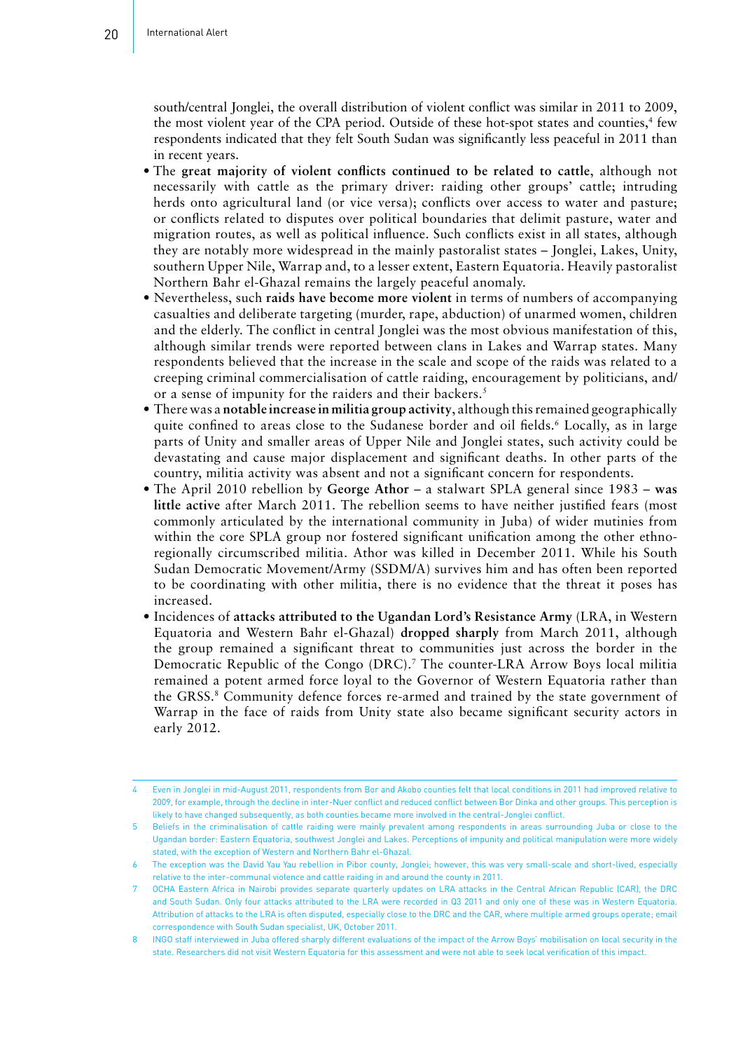south/central Jonglei, the overall distribution of violent conflict was similar in 2011 to 2009, the most violent year of the CPA period. Outside of these hot-spot states and counties,[4] few respondents indicated that they felt South Sudan was significantly less peaceful in 2011 than in recent years.

- The **great majority of violent conflicts continued to be related to cattle**, although not necessarily with cattle as the primary driver: raiding other groups' cattle; intruding herds onto agricultural land (or vice versa); conflicts over access to water and pasture; or conflicts related to disputes over political boundaries that delimit pasture, water and migration routes, as well as political influence. Such conflicts exist in all states, although they are notably more widespread in the mainly pastoralist states – Jonglei, Lakes, Unity, southern Upper Nile, Warrap and, to a lesser extent, Eastern Equatoria. Heavily pastoralist Northern Bahr el-Ghazal remains the largely peaceful anomaly.
- Nevertheless, such **raids have become more violent** in terms of numbers of accompanying casualties and deliberate targeting (murder, rape, abduction) of unarmed women, children and the elderly. The conflict in central Jonglei was the most obvious manifestation of this, although similar trends were reported between clans in Lakes and Warrap states. Many respondents believed that the increase in the scale and scope of the raids was related to a creeping criminal commercialisation of cattle raiding, encouragement by politicians, and/or a sense of impunity for the raiders and their backers.[5]
- There was a **notable increase in militia group activity**, although this remained geographically quite confined to areas close to the Sudanese border and oil fields.[6] Locally, as in large parts of Unity and smaller areas of Upper Nile and Jonglei states, such activity could be devastating and cause major displacement and significant deaths. In other parts of the country, militia activity was absent and not a significant concern for respondents.
- The April 2010 rebellion by **George Athor** – a stalwart SPLA general since 1983 – **was little active** after March 2011. The rebellion seems to have neither justified fears (most commonly articulated by the international community in Juba) of wider mutinies from within the core SPLA group nor fostered significant unification among the other ethno-regionally circumscribed militia. Athor was killed in December 2011. While his South Sudan Democratic Movement/Army (SSDM/A) survives him and has often been reported to be coordinating with other militia, there is no evidence that the threat it poses has increased.
- Incidences of **attacks attributed to the Ugandan Lord's Resistance Army** (LRA, in Western Equatoria and Western Bahr el-Ghazal) **dropped sharply** from March 2011, although the group remained a significant threat to communities just across the border in the Democratic Republic of the Congo (DRC).[7] The counter-LRA Arrow Boys local militia remained a potent armed force loyal to the Governor of Western Equatoria rather than the GRSS.[8] Community defence forces re-armed and trained by the state government of Warrap in the face of raids from Unity state also became significant security actors in early 2012.

---

4 Even in Jonglei in mid-August 2011, respondents from Bor and Akobo counties felt that local conditions in 2011 had improved relative to 2009, for example, through the decline in inter-Nuer conflict and reduced conflict between Bor Dinka and other groups. This perception is likely to have changed subsequently, as both counties became more involved in the central-Jonglei conflict.

5 Beliefs in the criminalisation of cattle raiding were mainly prevalent among respondents in areas surrounding Juba or close to the Ugandan border: Eastern Equatoria, southwest Jonglei and Lakes. Perceptions of impunity and political manipulation were more widely stated, with the exception of Western and Northern Bahr el-Ghazal.

6 The exception was the David Yau Yau rebellion in Pibor county, Jonglei; however, this was very small-scale and short-lived, especially relative to the inter-communal violence and cattle raiding in and around the county in 2011.

7 OCHA Eastern Africa in Nairobi provides separate quarterly updates on LRA attacks in the Central African Republic (CAR), the DRC and South Sudan. Only four attacks attributed to the LRA were recorded in Q3 2011 and only one of these was in Western Equatoria. Attribution of attacks to the LRA is often disputed, especially close to the DRC and the CAR, where multiple armed groups operate; email correspondence with South Sudan specialist, UK, October 2011.

8 INGO staff interviewed in Juba offered sharply different evaluations of the impact of the Arrow Boys' mobilisation on local security in the state. Researchers did not visit Western Equatoria for this assessment and were not able to seek local verification of this impact.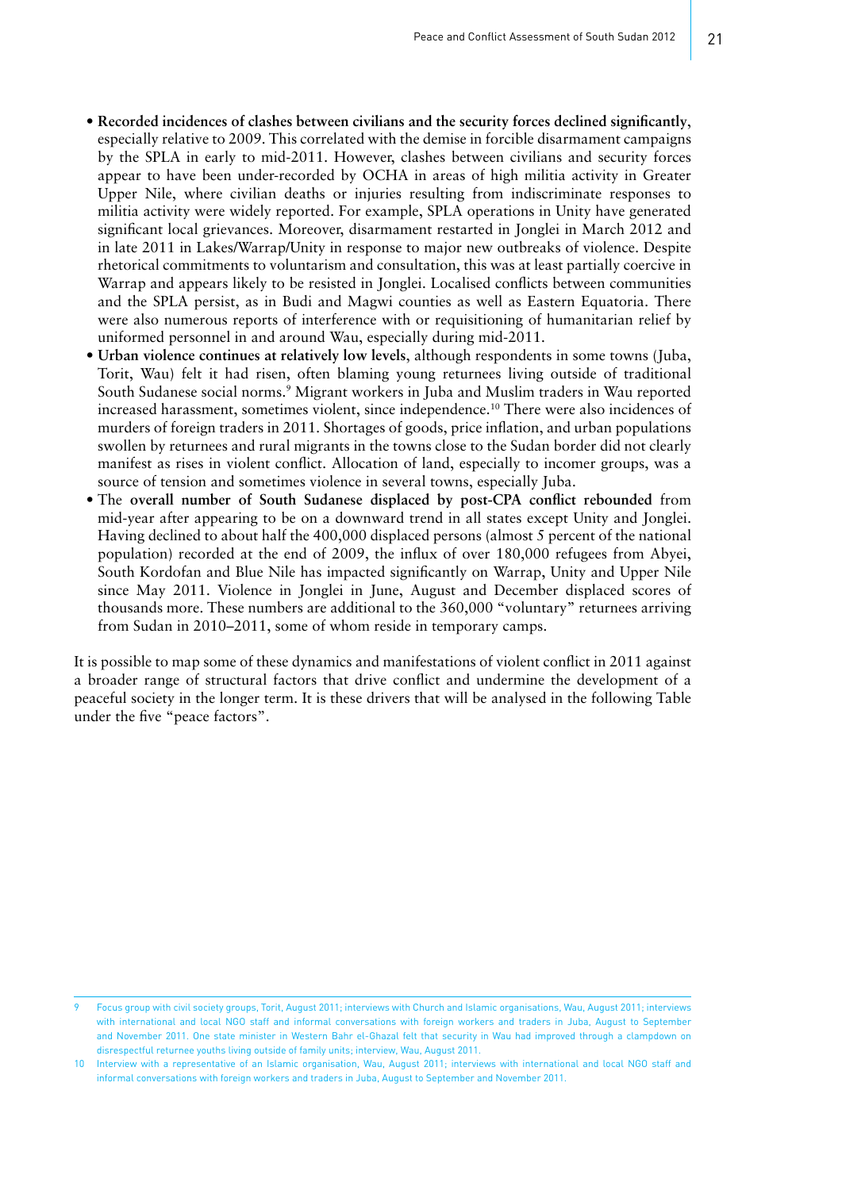- **Recorded incidences of clashes between civilians and the security forces declined significantly**, especially relative to 2009. This correlated with the demise in forcible disarmament campaigns by the SPLA in early to mid-2011. However, clashes between civilians and security forces appear to have been under-recorded by OCHA in areas of high militia activity in Greater Upper Nile, where civilian deaths or injuries resulting from indiscriminate responses to militia activity were widely reported. For example, SPLA operations in Unity have generated significant local grievances. Moreover, disarmament restarted in Jonglei in March 2012 and in late 2011 in Lakes/Warrap/Unity in response to major new outbreaks of violence. Despite rhetorical commitments to voluntarism and consultation, this was at least partially coercive in Warrap and appears likely to be resisted in Jonglei. Localised conflicts between communities and the SPLA persist, as in Budi and Magwi counties as well as Eastern Equatoria. There were also numerous reports of interference with or requisitioning of humanitarian relief by uniformed personnel in and around Wau, especially during mid-2011.
- **Urban violence continues at relatively low levels**, although respondents in some towns (Juba, Torit, Wau) felt it had risen, often blaming young returnees living outside of traditional South Sudanese social norms.[9] Migrant workers in Juba and Muslim traders in Wau reported increased harassment, sometimes violent, since independence.[10] There were also incidences of murders of foreign traders in 2011. Shortages of goods, price inflation, and urban populations swollen by returnees and rural migrants in the towns close to the Sudan border did not clearly manifest as rises in violent conflict. Allocation of land, especially to incomer groups, was a source of tension and sometimes violence in several towns, especially Juba.
- The **overall number of South Sudanese displaced by post-CPA conflict rebounded** from mid-year after appearing to be on a downward trend in all states except Unity and Jonglei. Having declined to about half the 400,000 displaced persons (almost 5 percent of the national population) recorded at the end of 2009, the influx of over 180,000 refugees from Abyei, South Kordofan and Blue Nile has impacted significantly on Warrap, Unity and Upper Nile since May 2011. Violence in Jonglei in June, August and December displaced scores of thousands more. These numbers are additional to the 360,000 "voluntary" returnees arriving from Sudan in 2010–2011, some of whom reside in temporary camps.

It is possible to map some of these dynamics and manifestations of violent conflict in 2011 against a broader range of structural factors that drive conflict and undermine the development of a peaceful society in the longer term. It is these drivers that will be analysed in the following Table under the five "peace factors".

---

9 Focus group with civil society groups, Torit, August 2011; interviews with Church and Islamic organisations, Wau, August 2011; interviews with international and local NGO staff and informal conversations with foreign workers and traders in Juba, August to September and November 2011. One state minister in Western Bahr el-Ghazal felt that security in Wau had improved through a clampdown on disrespectful returnee youths living outside of family units; interview, Wau, August 2011.

10 Interview with a representative of an Islamic organisation, Wau, August 2011; interviews with international and local NGO staff and informal conversations with foreign workers and traders in Juba, August to September and November 2011.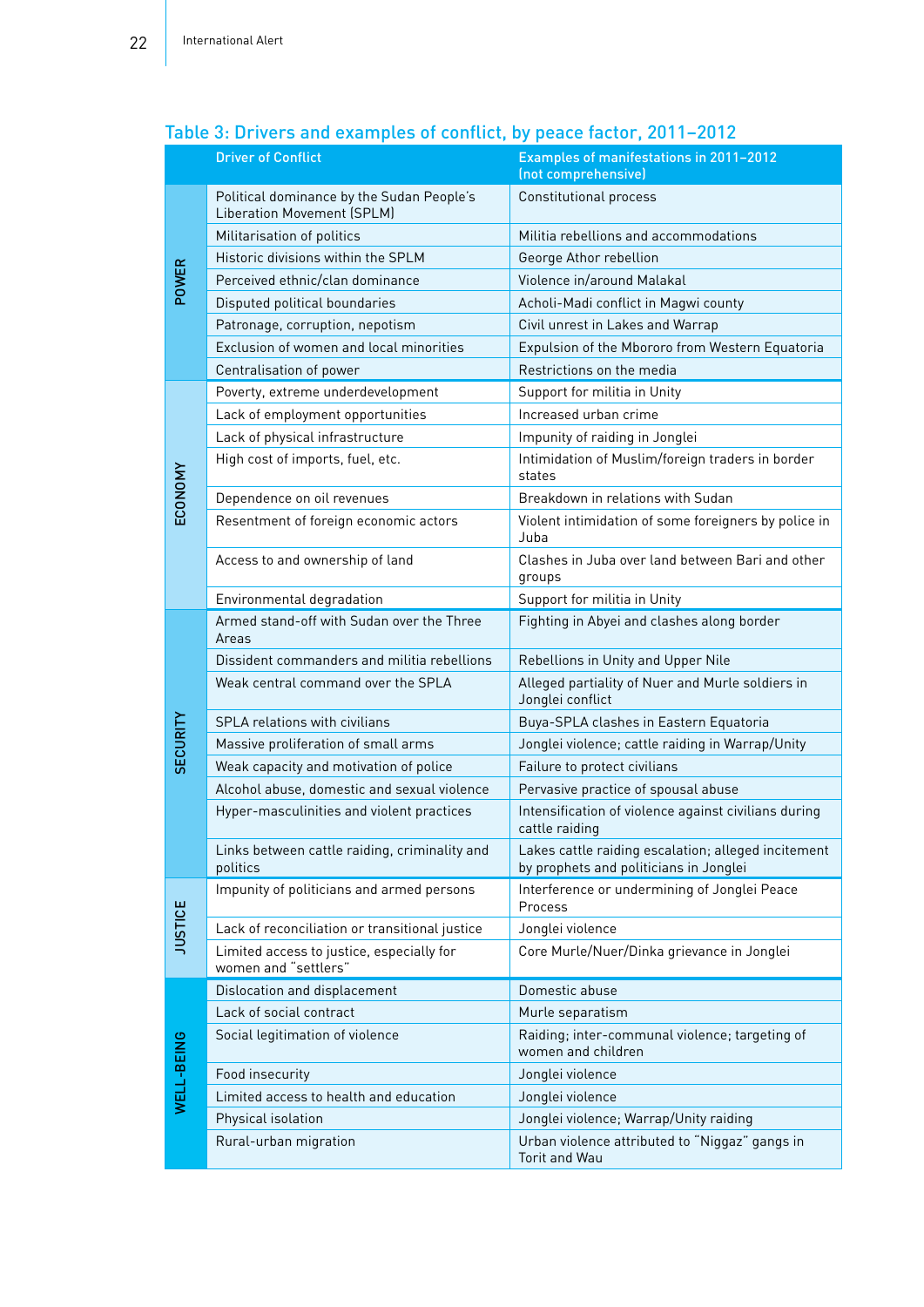## Table 3: Drivers and examples of conflict, by peace factor, 2011–2012

| | Driver of Conflict | Examples of manifestations in 2011–2012 (not comprehensive) |
|---|---|---|
| POWER | Political dominance by the Sudan People's Liberation Movement (SPLM) | Constitutional process |
| | Militarisation of politics | Militia rebellions and accommodations |
| | Historic divisions within the SPLM | George Athor rebellion |
| | Perceived ethnic/clan dominance | Violence in/around Malakal |
| | Disputed political boundaries | Acholi-Madi conflict in Magwi county |
| | Patronage, corruption, nepotism | Civil unrest in Lakes and Warrap |
| | Exclusion of women and local minorities | Expulsion of the Mbororo from Western Equatoria |
| | Centralisation of power | Restrictions on the media |
| ECONOMY | Poverty, extreme underdevelopment | Support for militia in Unity |
| | Lack of employment opportunities | Increased urban crime |
| | Lack of physical infrastructure | Impunity of raiding in Jonglei |
| | High cost of imports, fuel, etc. | Intimidation of Muslim/foreign traders in border states |
| | Dependence on oil revenues | Breakdown in relations with Sudan |
| | Resentment of foreign economic actors | Violent intimidation of some foreigners by police in Juba |
| | Access to and ownership of land | Clashes in Juba over land between Bari and other groups |
| | Environmental degradation | Support for militia in Unity |
| SECURITY | Armed stand-off with Sudan over the Three Areas | Fighting in Abyei and clashes along border |
| | Dissident commanders and militia rebellions | Rebellions in Unity and Upper Nile |
| | Weak central command over the SPLA | Alleged partiality of Nuer and Murle soldiers in Jonglei conflict |
| | SPLA relations with civilians | Buya-SPLA clashes in Eastern Equatoria |
| | Massive proliferation of small arms | Jonglei violence; cattle raiding in Warrap/Unity |
| | Weak capacity and motivation of police | Failure to protect civilians |
| | Alcohol abuse, domestic and sexual violence | Pervasive practice of spousal abuse |
| | Hyper-masculinities and violent practices | Intensification of violence against civilians during cattle raiding |
| | Links between cattle raiding, criminality and politics | Lakes cattle raiding escalation; alleged incitement by prophets and politicians in Jonglei |
| JUSTICE | Impunity of politicians and armed persons | Interference or undermining of Jonglei Peace Process |
| | Lack of reconciliation or transitional justice | Jonglei violence |
| | Limited access to justice, especially for women and "settlers" | Core Murle/Nuer/Dinka grievance in Jonglei |
| WELL-BEING | Dislocation and displacement | Domestic abuse |
| | Lack of social contract | Murle separatism |
| | Social legitimation of violence | Raiding; inter-communal violence; targeting of women and children |
| | Food insecurity | Jonglei violence |
| | Limited access to health and education | Jonglei violence |
| | Physical isolation | Jonglei violence; Warrap/Unity raiding |
| | Rural-urban migration | Urban violence attributed to "Niggaz" gangs in Torit and Wau |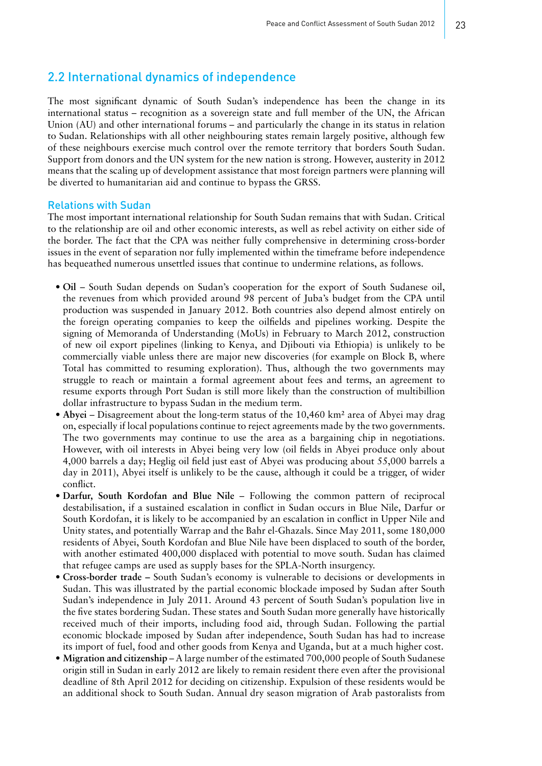## 2.2 International dynamics of independence

The most significant dynamic of South Sudan's independence has been the change in its international status – recognition as a sovereign state and full member of the UN, the African Union (AU) and other international forums – and particularly the change in its status in relation to Sudan. Relationships with all other neighbouring states remain largely positive, although few of these neighbours exercise much control over the remote territory that borders South Sudan. Support from donors and the UN system for the new nation is strong. However, austerity in 2012 means that the scaling up of development assistance that most foreign partners were planning will be diverted to humanitarian aid and continue to bypass the GRSS.

### Relations with Sudan

The most important international relationship for South Sudan remains that with Sudan. Critical to the relationship are oil and other economic interests, as well as rebel activity on either side of the border. The fact that the CPA was neither fully comprehensive in determining cross-border issues in the event of separation nor fully implemented within the timeframe before independence has bequeathed numerous unsettled issues that continue to undermine relations, as follows.

- **Oil** – South Sudan depends on Sudan's cooperation for the export of South Sudanese oil, the revenues from which provided around 98 percent of Juba's budget from the CPA until production was suspended in January 2012. Both countries also depend almost entirely on the foreign operating companies to keep the oilfields and pipelines working. Despite the signing of Memoranda of Understanding (MoUs) in February to March 2012, construction of new oil export pipelines (linking to Kenya, and Djibouti via Ethiopia) is unlikely to be commercially viable unless there are major new discoveries (for example on Block B, where Total has committed to resuming exploration). Thus, although the two governments may struggle to reach or maintain a formal agreement about fees and terms, an agreement to resume exports through Port Sudan is still more likely than the construction of multibillion dollar infrastructure to bypass Sudan in the medium term.
- **Abyei** – Disagreement about the long-term status of the 10,460 km² area of Abyei may drag on, especially if local populations continue to reject agreements made by the two governments. The two governments may continue to use the area as a bargaining chip in negotiations. However, with oil interests in Abyei being very low (oil fields in Abyei produce only about 4,000 barrels a day; Heglig oil field just east of Abyei was producing about 55,000 barrels a day in 2011), Abyei itself is unlikely to be the cause, although it could be a trigger, of wider conflict.
- **Darfur, South Kordofan and Blue Nile** – Following the common pattern of reciprocal destabilisation, if a sustained escalation in conflict in Sudan occurs in Blue Nile, Darfur or South Kordofan, it is likely to be accompanied by an escalation in conflict in Upper Nile and Unity states, and potentially Warrap and the Bahr el-Ghazals. Since May 2011, some 180,000 residents of Abyei, South Kordofan and Blue Nile have been displaced to south of the border, with another estimated 400,000 displaced with potential to move south. Sudan has claimed that refugee camps are used as supply bases for the SPLA-North insurgency.
- **Cross-border trade** – South Sudan's economy is vulnerable to decisions or developments in Sudan. This was illustrated by the partial economic blockade imposed by Sudan after South Sudan's independence in July 2011. Around 43 percent of South Sudan's population live in the five states bordering Sudan. These states and South Sudan more generally have historically received much of their imports, including food aid, through Sudan. Following the partial economic blockade imposed by Sudan after independence, South Sudan has had to increase its import of fuel, food and other goods from Kenya and Uganda, but at a much higher cost.
- **Migration and citizenship** – A large number of the estimated 700,000 people of South Sudanese origin still in Sudan in early 2012 are likely to remain resident there even after the provisional deadline of 8th April 2012 for deciding on citizenship. Expulsion of these residents would be an additional shock to South Sudan. Annual dry season migration of Arab pastoralists from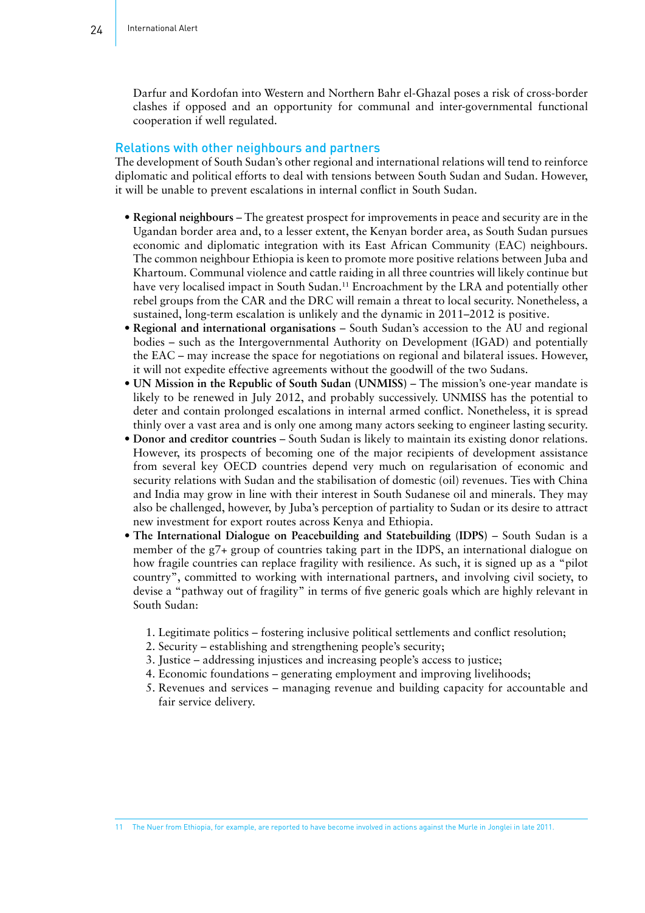Darfur and Kordofan into Western and Northern Bahr el-Ghazal poses a risk of cross-border clashes if opposed and an opportunity for communal and inter-governmental functional cooperation if well regulated.

## Relations with other neighbours and partners

The development of South Sudan's other regional and international relations will tend to reinforce diplomatic and political efforts to deal with tensions between South Sudan and Sudan. However, it will be unable to prevent escalations in internal conflict in South Sudan.

- **Regional neighbours** – The greatest prospect for improvements in peace and security are in the Ugandan border area and, to a lesser extent, the Kenyan border area, as South Sudan pursues economic and diplomatic integration with its East African Community (EAC) neighbours. The common neighbour Ethiopia is keen to promote more positive relations between Juba and Khartoum. Communal violence and cattle raiding in all three countries will likely continue but have very localised impact in South Sudan.[11] Encroachment by the LRA and potentially other rebel groups from the CAR and the DRC will remain a threat to local security. Nonetheless, a sustained, long-term escalation is unlikely and the dynamic in 2011–2012 is positive.
- **Regional and international organisations** – South Sudan's accession to the AU and regional bodies – such as the Intergovernmental Authority on Development (IGAD) and potentially the EAC – may increase the space for negotiations on regional and bilateral issues. However, it will not expedite effective agreements without the goodwill of the two Sudans.
- **UN Mission in the Republic of South Sudan (UNMISS)** – The mission's one-year mandate is likely to be renewed in July 2012, and probably successively. UNMISS has the potential to deter and contain prolonged escalations in internal armed conflict. Nonetheless, it is spread thinly over a vast area and is only one among many actors seeking to engineer lasting security.
- **Donor and creditor countries** – South Sudan is likely to maintain its existing donor relations. However, its prospects of becoming one of the major recipients of development assistance from several key OECD countries depend very much on regularisation of economic and security relations with Sudan and the stabilisation of domestic (oil) revenues. Ties with China and India may grow in line with their interest in South Sudanese oil and minerals. They may also be challenged, however, by Juba's perception of partiality to Sudan or its desire to attract new investment for export routes across Kenya and Ethiopia.
- **The International Dialogue on Peacebuilding and Statebuilding (IDPS)** – South Sudan is a member of the g7+ group of countries taking part in the IDPS, an international dialogue on how fragile countries can replace fragility with resilience. As such, it is signed up as a "pilot country", committed to working with international partners, and involving civil society, to devise a "pathway out of fragility" in terms of five generic goals which are highly relevant in South Sudan:

  1. Legitimate politics – fostering inclusive political settlements and conflict resolution;
  2. Security – establishing and strengthening people's security;
  3. Justice – addressing injustices and increasing people's access to justice;
  4. Economic foundations – generating employment and improving livelihoods;
  5. Revenues and services – managing revenue and building capacity for accountable and fair service delivery.

---

11 The Nuer from Ethiopia, for example, are reported to have become involved in actions against the Murle in Jonglei in late 2011.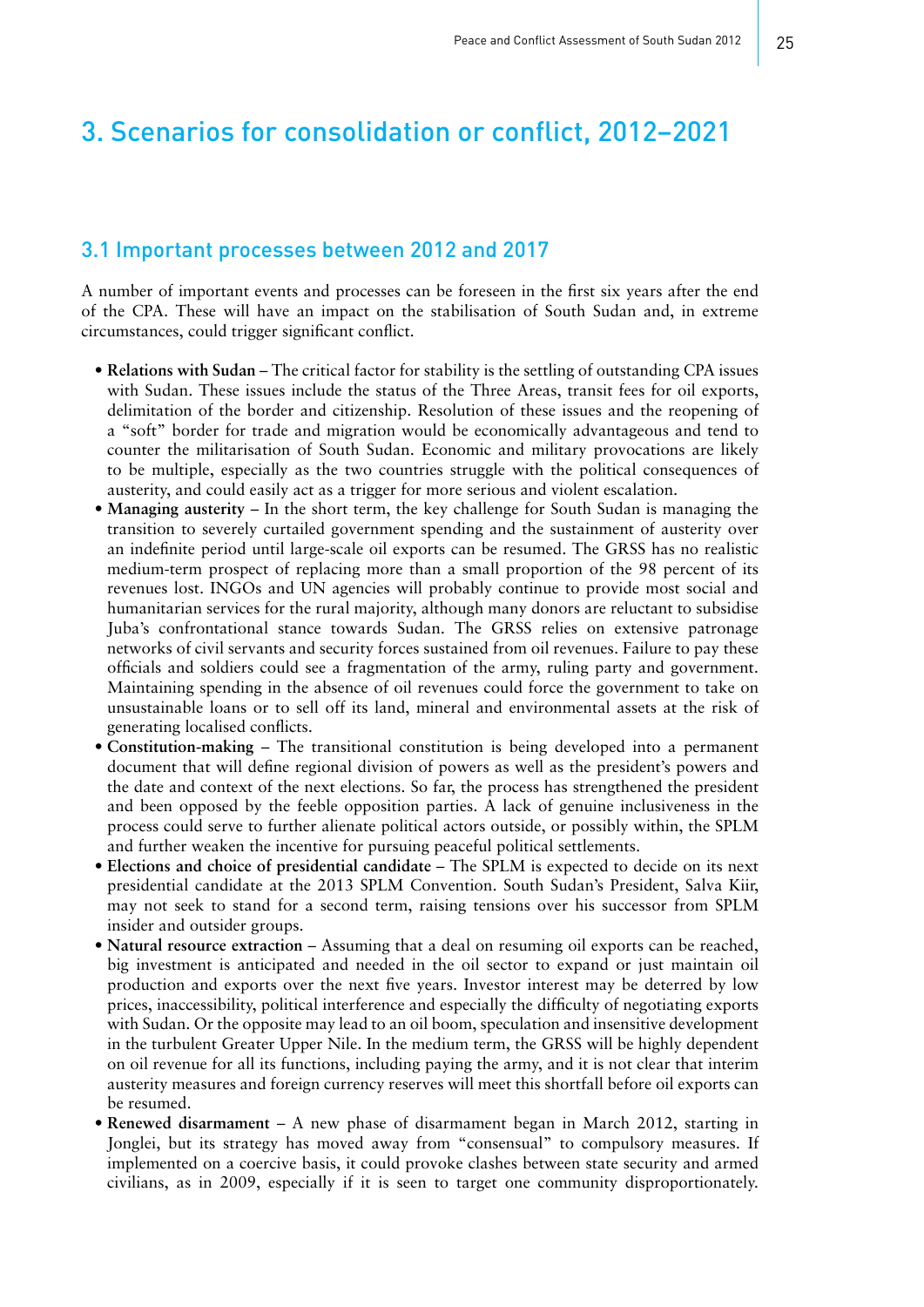# 3. Scenarios for consolidation or conflict, 2012–2021

## 3.1 Important processes between 2012 and 2017

A number of important events and processes can be foreseen in the first six years after the end of the CPA. These will have an impact on the stabilisation of South Sudan and, in extreme circumstances, could trigger significant conflict.

- **Relations with Sudan** – The critical factor for stability is the settling of outstanding CPA issues with Sudan. These issues include the status of the Three Areas, transit fees for oil exports, delimitation of the border and citizenship. Resolution of these issues and the reopening of a "soft" border for trade and migration would be economically advantageous and tend to counter the militarisation of South Sudan. Economic and military provocations are likely to be multiple, especially as the two countries struggle with the political consequences of austerity, and could easily act as a trigger for more serious and violent escalation.
- **Managing austerity** – In the short term, the key challenge for South Sudan is managing the transition to severely curtailed government spending and the sustainment of austerity over an indefinite period until large-scale oil exports can be resumed. The GRSS has no realistic medium-term prospect of replacing more than a small proportion of the 98 percent of its revenues lost. INGOs and UN agencies will probably continue to provide most social and humanitarian services for the rural majority, although many donors are reluctant to subsidise Juba's confrontational stance towards Sudan. The GRSS relies on extensive patronage networks of civil servants and security forces sustained from oil revenues. Failure to pay these officials and soldiers could see a fragmentation of the army, ruling party and government. Maintaining spending in the absence of oil revenues could force the government to take on unsustainable loans or to sell off its land, mineral and environmental assets at the risk of generating localised conflicts.
- **Constitution-making** – The transitional constitution is being developed into a permanent document that will define regional division of powers as well as the president's powers and the date and context of the next elections. So far, the process has strengthened the president and been opposed by the feeble opposition parties. A lack of genuine inclusiveness in the process could serve to further alienate political actors outside, or possibly within, the SPLM and further weaken the incentive for pursuing peaceful political settlements.
- **Elections and choice of presidential candidate** – The SPLM is expected to decide on its next presidential candidate at the 2013 SPLM Convention. South Sudan's President, Salva Kiir, may not seek to stand for a second term, raising tensions over his successor from SPLM insider and outsider groups.
- **Natural resource extraction** – Assuming that a deal on resuming oil exports can be reached, big investment is anticipated and needed in the oil sector to expand or just maintain oil production and exports over the next five years. Investor interest may be deterred by low prices, inaccessibility, political interference and especially the difficulty of negotiating exports with Sudan. Or the opposite may lead to an oil boom, speculation and insensitive development in the turbulent Greater Upper Nile. In the medium term, the GRSS will be highly dependent on oil revenue for all its functions, including paying the army, and it is not clear that interim austerity measures and foreign currency reserves will meet this shortfall before oil exports can be resumed.
- **Renewed disarmament** – A new phase of disarmament began in March 2012, starting in Jonglei, but its strategy has moved away from "consensual" to compulsory measures. If implemented on a coercive basis, it could provoke clashes between state security and armed civilians, as in 2009, especially if it is seen to target one community disproportionately.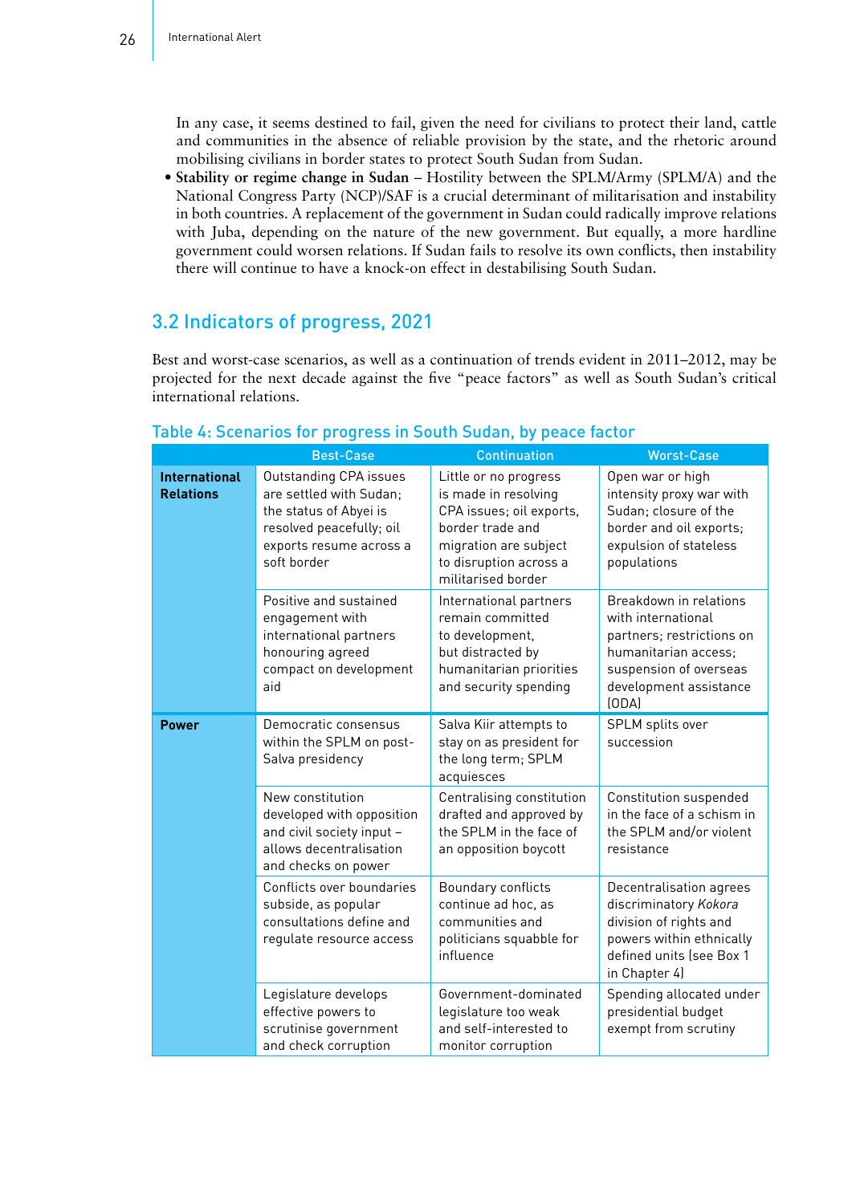In any case, it seems destined to fail, given the need for civilians to protect their land, cattle and communities in the absence of reliable provision by the state, and the rhetoric around mobilising civilians in border states to protect South Sudan from Sudan.

- **Stability or regime change in Sudan** – Hostility between the SPLM/Army (SPLM/A) and the National Congress Party (NCP)/SAF is a crucial determinant of militarisation and instability in both countries. A replacement of the government in Sudan could radically improve relations with Juba, depending on the nature of the new government. But equally, a more hardline government could worsen relations. If Sudan fails to resolve its own conflicts, then instability there will continue to have a knock-on effect in destabilising South Sudan.

## 3.2 Indicators of progress, 2021

Best and worst-case scenarios, as well as a continuation of trends evident in 2011–2012, may be projected for the next decade against the five "peace factors" as well as South Sudan's critical international relations.

### Table 4: Scenarios for progress in South Sudan, by peace factor

| | Best-Case | Continuation | Worst-Case |
|---|---|---|---|
| **International Relations** | Outstanding CPA issues are settled with Sudan; the status of Abyei is resolved peacefully; oil exports resume across a soft border | Little or no progress is made in resolving CPA issues; oil exports, border trade and migration are subject to disruption across a militarised border | Open war or high intensity proxy war with Sudan; closure of the border and oil exports; expulsion of stateless populations |
| | Positive and sustained engagement with international partners honouring agreed compact on development aid | International partners remain committed to development, but distracted by humanitarian priorities and security spending | Breakdown in relations with international partners; restrictions on humanitarian access; suspension of overseas development assistance (ODA) |
| **Power** | Democratic consensus within the SPLM on post-Salva presidency | Salva Kiir attempts to stay on as president for the long term; SPLM acquiesces | SPLM splits over succession |
| | New constitution developed with opposition and civil society input – allows decentralisation and checks on power | Centralising constitution drafted and approved by the SPLM in the face of an opposition boycott | Constitution suspended in the face of a schism in the SPLM and/or violent resistance |
| | Conflicts over boundaries subside, as popular consultations define and regulate resource access | Boundary conflicts continue ad hoc, as communities and politicians squabble for influence | Decentralisation agrees discriminatory *Kokora* division of rights and powers within ethnically defined units (see Box 1 in Chapter 4) |
| | Legislature develops effective powers to scrutinise government and check corruption | Government-dominated legislature too weak and self-interested to monitor corruption | Spending allocated under presidential budget exempt from scrutiny |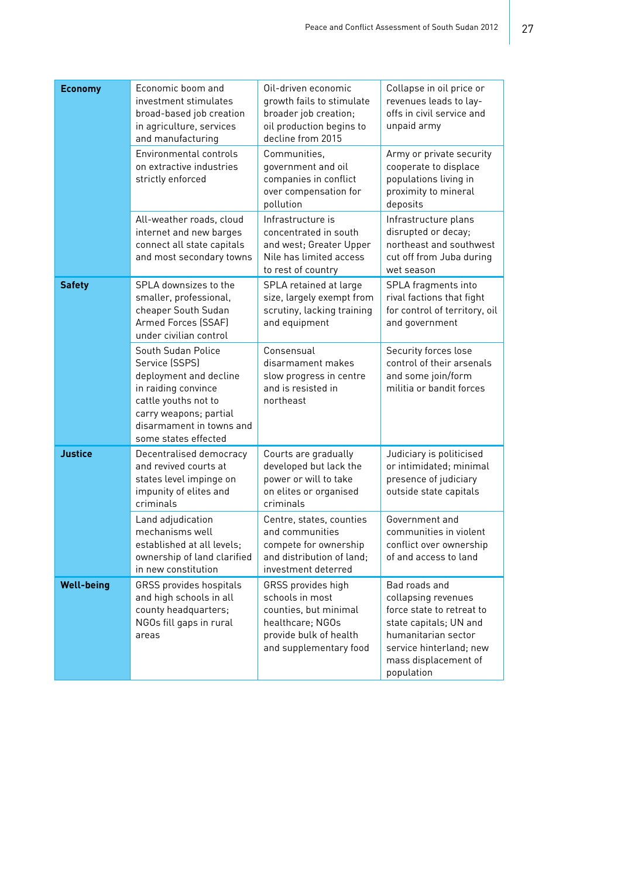| | | | |
|---|---|---|---|
| **Economy** | Economic boom and investment stimulates broad-based job creation in agriculture, services and manufacturing | Oil-driven economic growth fails to stimulate broader job creation; oil production begins to decline from 2015 | Collapse in oil price or revenues leads to lay-offs in civil service and unpaid army |
| | Environmental controls on extractive industries strictly enforced | Communities, government and oil companies in conflict over compensation for pollution | Army or private security cooperate to displace populations living in proximity to mineral deposits |
| | All-weather roads, cloud internet and new barges connect all state capitals and most secondary towns | Infrastructure is concentrated in south and west; Greater Upper Nile has limited access to rest of country | Infrastructure plans disrupted or decay; northeast and southwest cut off from Juba during wet season |
| **Safety** | SPLA downsizes to the smaller, professional, cheaper South Sudan Armed Forces (SSAF) under civilian control | SPLA retained at large size, largely exempt from scrutiny, lacking training and equipment | SPLA fragments into rival factions that fight for control of territory, oil and government |
| | South Sudan Police Service (SSPS) deployment and decline in raiding convince cattle youths not to carry weapons; partial disarmament in towns and some states effected | Consensual disarmament makes slow progress in centre and is resisted in northeast | Security forces lose control of their arsenals and some join/form militia or bandit forces |
| **Justice** | Decentralised democracy and revived courts at states level impinge on impunity of elites and criminals | Courts are gradually developed but lack the power or will to take on elites or organised criminals | Judiciary is politicised or intimidated; minimal presence of judiciary outside state capitals |
| | Land adjudication mechanisms well established at all levels; ownership of land clarified in new constitution | Centre, states, counties and communities compete for ownership and distribution of land; investment deterred | Government and communities in violent conflict over ownership of and access to land |
| **Well-being** | GRSS provides hospitals and high schools in all county headquarters; NGOs fill gaps in rural areas | GRSS provides high schools in most counties, but minimal healthcare; NGOs provide bulk of health and supplementary food | Bad roads and collapsing revenues force state to retreat to state capitals; UN and humanitarian sector service hinterland; new mass displacement of population |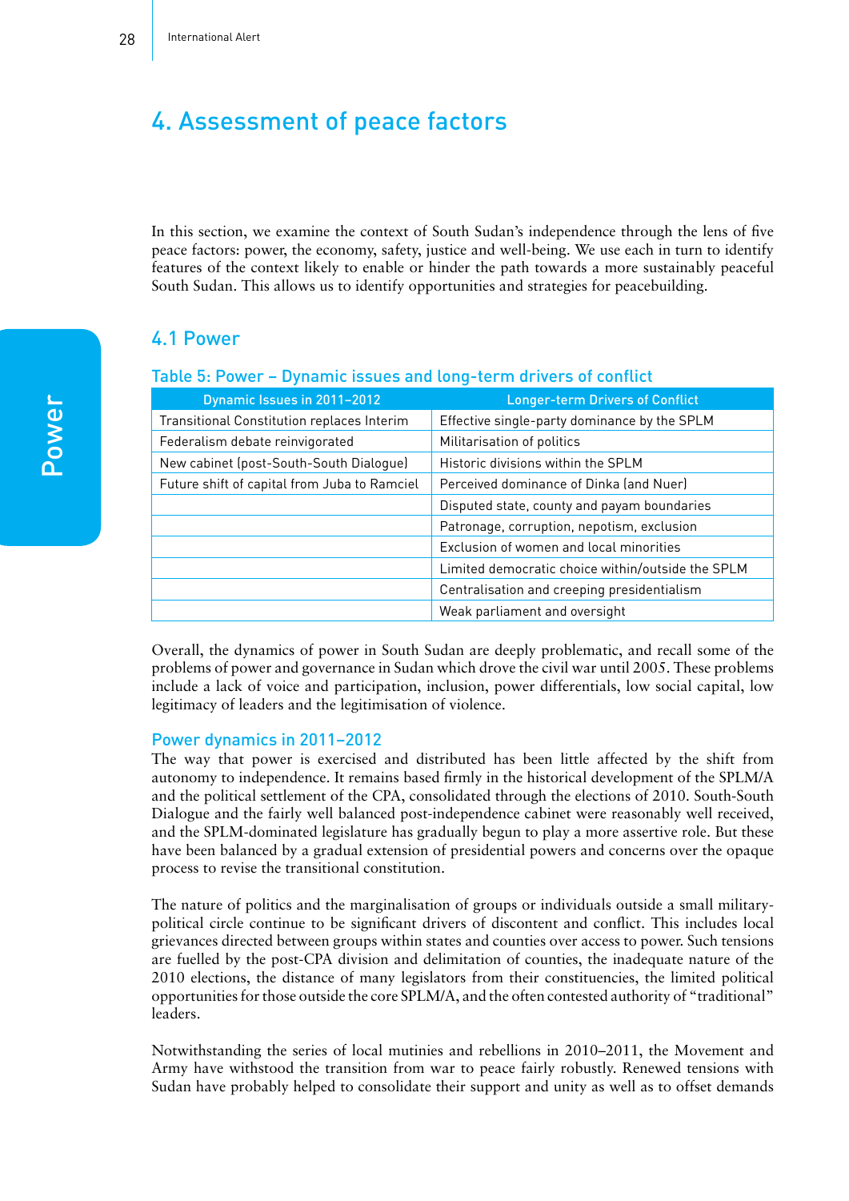# 4. Assessment of peace factors

In this section, we examine the context of South Sudan's independence through the lens of five peace factors: power, the economy, safety, justice and well-being. We use each in turn to identify features of the context likely to enable or hinder the path towards a more sustainably peaceful South Sudan. This allows us to identify opportunities and strategies for peacebuilding.

## 4.1 Power

### Table 5: Power – Dynamic issues and long-term drivers of conflict

| Dynamic Issues in 2011–2012 | Longer-term Drivers of Conflict |
|---|---|
| Transitional Constitution replaces Interim | Effective single-party dominance by the SPLM |
| Federalism debate reinvigorated | Militarisation of politics |
| New cabinet (post-South-South Dialogue) | Historic divisions within the SPLM |
| Future shift of capital from Juba to Ramciel | Perceived dominance of Dinka (and Nuer) |
| | Disputed state, county and payam boundaries |
| | Patronage, corruption, nepotism, exclusion |
| | Exclusion of women and local minorities |
| | Limited democratic choice within/outside the SPLM |
| | Centralisation and creeping presidentialism |
| | Weak parliament and oversight |

Overall, the dynamics of power in South Sudan are deeply problematic, and recall some of the problems of power and governance in Sudan which drove the civil war until 2005. These problems include a lack of voice and participation, inclusion, power differentials, low social capital, low legitimacy of leaders and the legitimisation of violence.

### Power dynamics in 2011–2012

The way that power is exercised and distributed has been little affected by the shift from autonomy to independence. It remains based firmly in the historical development of the SPLM/A and the political settlement of the CPA, consolidated through the elections of 2010. South-South Dialogue and the fairly well balanced post-independence cabinet were reasonably well received, and the SPLM-dominated legislature has gradually begun to play a more assertive role. But these have been balanced by a gradual extension of presidential powers and concerns over the opaque process to revise the transitional constitution.

The nature of politics and the marginalisation of groups or individuals outside a small military-political circle continue to be significant drivers of discontent and conflict. This includes local grievances directed between groups within states and counties over access to power. Such tensions are fuelled by the post-CPA division and delimitation of counties, the inadequate nature of the 2010 elections, the distance of many legislators from their constituencies, the limited political opportunities for those outside the core SPLM/A, and the often contested authority of "traditional" leaders.

Notwithstanding the series of local mutinies and rebellions in 2010–2011, the Movement and Army have withstood the transition from war to peace fairly robustly. Renewed tensions with Sudan have probably helped to consolidate their support and unity as well as to offset demands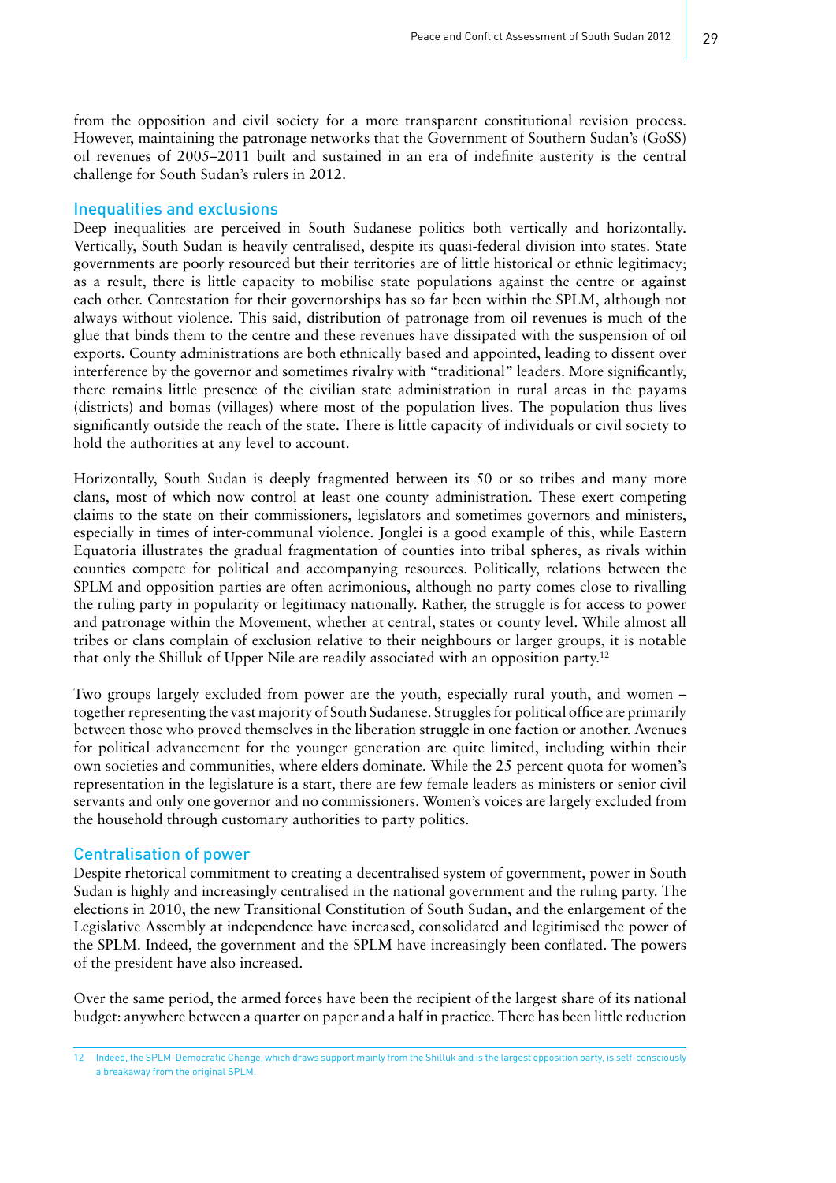from the opposition and civil society for a more transparent constitutional revision process. However, maintaining the patronage networks that the Government of Southern Sudan's (GoSS) oil revenues of 2005–2011 built and sustained in an era of indefinite austerity is the central challenge for South Sudan's rulers in 2012.

## Inequalities and exclusions

Deep inequalities are perceived in South Sudanese politics both vertically and horizontally. Vertically, South Sudan is heavily centralised, despite its quasi-federal division into states. State governments are poorly resourced but their territories are of little historical or ethnic legitimacy; as a result, there is little capacity to mobilise state populations against the centre or against each other. Contestation for their governorships has so far been within the SPLM, although not always without violence. This said, distribution of patronage from oil revenues is much of the glue that binds them to the centre and these revenues have dissipated with the suspension of oil exports. County administrations are both ethnically based and appointed, leading to dissent over interference by the governor and sometimes rivalry with "traditional" leaders. More significantly, there remains little presence of the civilian state administration in rural areas in the payams (districts) and bomas (villages) where most of the population lives. The population thus lives significantly outside the reach of the state. There is little capacity of individuals or civil society to hold the authorities at any level to account.

Horizontally, South Sudan is deeply fragmented between its 50 or so tribes and many more clans, most of which now control at least one county administration. These exert competing claims to the state on their commissioners, legislators and sometimes governors and ministers, especially in times of inter-communal violence. Jonglei is a good example of this, while Eastern Equatoria illustrates the gradual fragmentation of counties into tribal spheres, as rivals within counties compete for political and accompanying resources. Politically, relations between the SPLM and opposition parties are often acrimonious, although no party comes close to rivalling the ruling party in popularity or legitimacy nationally. Rather, the struggle is for access to power and patronage within the Movement, whether at central, states or county level. While almost all tribes or clans complain of exclusion relative to their neighbours or larger groups, it is notable that only the Shilluk of Upper Nile are readily associated with an opposition party.[12]

Two groups largely excluded from power are the youth, especially rural youth, and women – together representing the vast majority of South Sudanese. Struggles for political office are primarily between those who proved themselves in the liberation struggle in one faction or another. Avenues for political advancement for the younger generation are quite limited, including within their own societies and communities, where elders dominate. While the 25 percent quota for women's representation in the legislature is a start, there are few female leaders as ministers or senior civil servants and only one governor and no commissioners. Women's voices are largely excluded from the household through customary authorities to party politics.

## Centralisation of power

Despite rhetorical commitment to creating a decentralised system of government, power in South Sudan is highly and increasingly centralised in the national government and the ruling party. The elections in 2010, the new Transitional Constitution of South Sudan, and the enlargement of the Legislative Assembly at independence have increased, consolidated and legitimised the power of the SPLM. Indeed, the government and the SPLM have increasingly been conflated. The powers of the president have also increased.

Over the same period, the armed forces have been the recipient of the largest share of its national budget: anywhere between a quarter on paper and a half in practice. There has been little reduction

---

12 Indeed, the SPLM-Democratic Change, which draws support mainly from the Shilluk and is the largest opposition party, is self-consciously a breakaway from the original SPLM.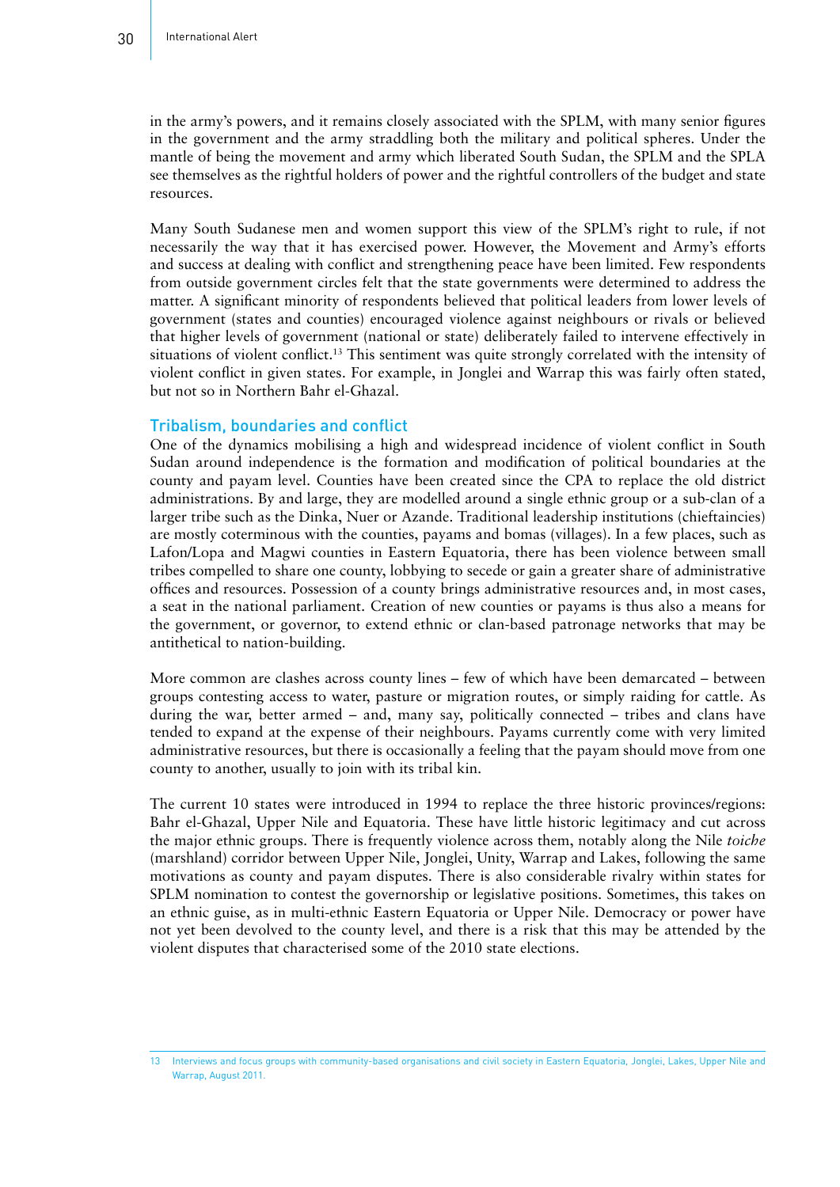in the army's powers, and it remains closely associated with the SPLM, with many senior figures in the government and the army straddling both the military and political spheres. Under the mantle of being the movement and army which liberated South Sudan, the SPLM and the SPLA see themselves as the rightful holders of power and the rightful controllers of the budget and state resources.

Many South Sudanese men and women support this view of the SPLM's right to rule, if not necessarily the way that it has exercised power. However, the Movement and Army's efforts and success at dealing with conflict and strengthening peace have been limited. Few respondents from outside government circles felt that the state governments were determined to address the matter. A significant minority of respondents believed that political leaders from lower levels of government (states and counties) encouraged violence against neighbours or rivals or believed that higher levels of government (national or state) deliberately failed to intervene effectively in situations of violent conflict.[13] This sentiment was quite strongly correlated with the intensity of violent conflict in given states. For example, in Jonglei and Warrap this was fairly often stated, but not so in Northern Bahr el-Ghazal.

## Tribalism, boundaries and conflict

One of the dynamics mobilising a high and widespread incidence of violent conflict in South Sudan around independence is the formation and modification of political boundaries at the county and payam level. Counties have been created since the CPA to replace the old district administrations. By and large, they are modelled around a single ethnic group or a sub-clan of a larger tribe such as the Dinka, Nuer or Azande. Traditional leadership institutions (chieftaincies) are mostly coterminous with the counties, payams and bomas (villages). In a few places, such as Lafon/Lopa and Magwi counties in Eastern Equatoria, there has been violence between small tribes compelled to share one county, lobbying to secede or gain a greater share of administrative offices and resources. Possession of a county brings administrative resources and, in most cases, a seat in the national parliament. Creation of new counties or payams is thus also a means for the government, or governor, to extend ethnic or clan-based patronage networks that may be antithetical to nation-building.

More common are clashes across county lines – few of which have been demarcated – between groups contesting access to water, pasture or migration routes, or simply raiding for cattle. As during the war, better armed – and, many say, politically connected – tribes and clans have tended to expand at the expense of their neighbours. Payams currently come with very limited administrative resources, but there is occasionally a feeling that the payam should move from one county to another, usually to join with its tribal kin.

The current 10 states were introduced in 1994 to replace the three historic provinces/regions: Bahr el-Ghazal, Upper Nile and Equatoria. These have little historic legitimacy and cut across the major ethnic groups. There is frequently violence across them, notably along the Nile *toiche* (marshland) corridor between Upper Nile, Jonglei, Unity, Warrap and Lakes, following the same motivations as county and payam disputes. There is also considerable rivalry within states for SPLM nomination to contest the governorship or legislative positions. Sometimes, this takes on an ethnic guise, as in multi-ethnic Eastern Equatoria or Upper Nile. Democracy or power have not yet been devolved to the county level, and there is a risk that this may be attended by the violent disputes that characterised some of the 2010 state elections.

13 Interviews and focus groups with community-based organisations and civil society in Eastern Equatoria, Jonglei, Lakes, Upper Nile and Warrap, August 2011.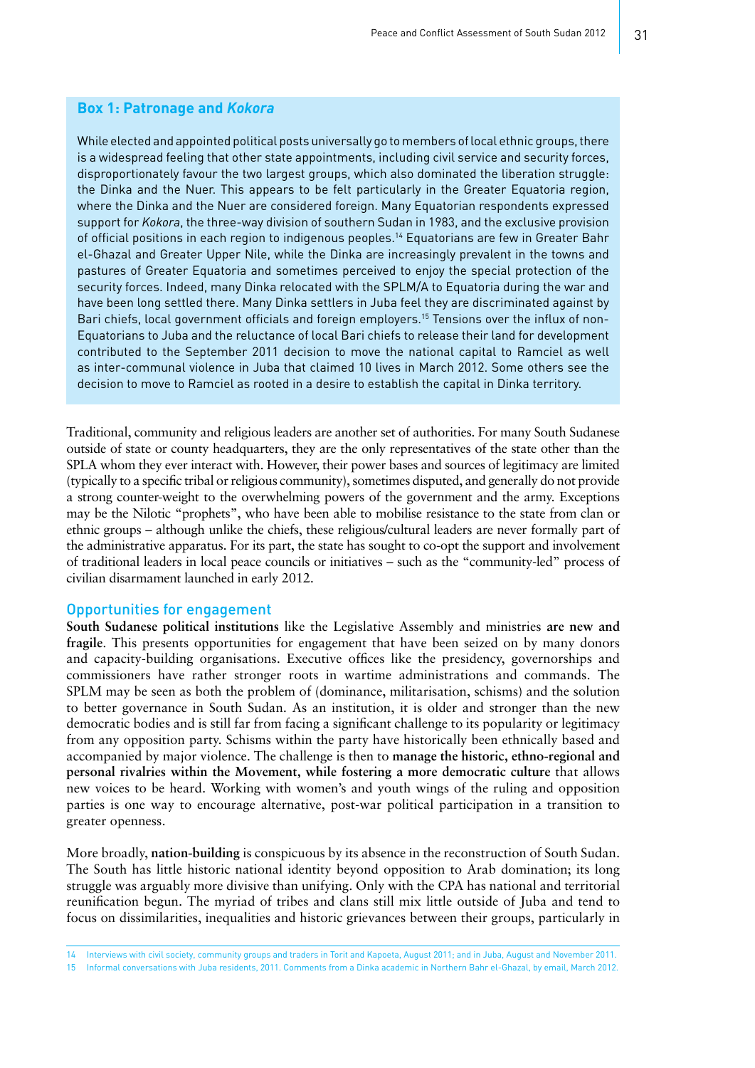### Box 1: Patronage and *Kokora*

While elected and appointed political posts universally go to members of local ethnic groups, there is a widespread feeling that other state appointments, including civil service and security forces, disproportionately favour the two largest groups, which also dominated the liberation struggle: the Dinka and the Nuer. This appears to be felt particularly in the Greater Equatoria region, where the Dinka and the Nuer are considered foreign. Many Equatorian respondents expressed support for *Kokora*, the three-way division of southern Sudan in 1983, and the exclusive provision of official positions in each region to indigenous peoples.[14] Equatorians are few in Greater Bahr el-Ghazal and Greater Upper Nile, while the Dinka are increasingly prevalent in the towns and pastures of Greater Equatoria and sometimes perceived to enjoy the special protection of the security forces. Indeed, many Dinka relocated with the SPLM/A to Equatoria during the war and have been long settled there. Many Dinka settlers in Juba feel they are discriminated against by Bari chiefs, local government officials and foreign employers.[15] Tensions over the influx of non-Equatorians to Juba and the reluctance of local Bari chiefs to release their land for development contributed to the September 2011 decision to move the national capital to Ramciel as well as inter-communal violence in Juba that claimed 10 lives in March 2012. Some others see the decision to move to Ramciel as rooted in a desire to establish the capital in Dinka territory.

Traditional, community and religious leaders are another set of authorities. For many South Sudanese outside of state or county headquarters, they are the only representatives of the state other than the SPLA whom they ever interact with. However, their power bases and sources of legitimacy are limited (typically to a specific tribal or religious community), sometimes disputed, and generally do not provide a strong counter-weight to the overwhelming powers of the government and the army. Exceptions may be the Nilotic "prophets", who have been able to mobilise resistance to the state from clan or ethnic groups – although unlike the chiefs, these religious/cultural leaders are never formally part of the administrative apparatus. For its part, the state has sought to co-opt the support and involvement of traditional leaders in local peace councils or initiatives – such as the "community-led" process of civilian disarmament launched in early 2012.

### Opportunities for engagement

**South Sudanese political institutions** like the Legislative Assembly and ministries **are new and fragile**. This presents opportunities for engagement that have been seized on by many donors and capacity-building organisations. Executive offices like the presidency, governorships and commissioners have rather stronger roots in wartime administrations and commands. The SPLM may be seen as both the problem of (dominance, militarisation, schisms) and the solution to better governance in South Sudan. As an institution, it is older and stronger than the new democratic bodies and is still far from facing a significant challenge to its popularity or legitimacy from any opposition party. Schisms within the party have historically been ethnically based and accompanied by major violence. The challenge is then to **manage the historic, ethno-regional and personal rivalries within the Movement, while fostering a more democratic culture** that allows new voices to be heard. Working with women's and youth wings of the ruling and opposition parties is one way to encourage alternative, post-war political participation in a transition to greater openness.

More broadly, **nation-building** is conspicuous by its absence in the reconstruction of South Sudan. The South has little historic national identity beyond opposition to Arab domination; its long struggle was arguably more divisive than unifying. Only with the CPA has national and territorial reunification begun. The myriad of tribes and clans still mix little outside of Juba and tend to focus on dissimilarities, inequalities and historic grievances between their groups, particularly in

---

14 Interviews with civil society, community groups and traders in Torit and Kapoeta, August 2011; and in Juba, August and November 2011.

15 Informal conversations with Juba residents, 2011. Comments from a Dinka academic in Northern Bahr el-Ghazal, by email, March 2012.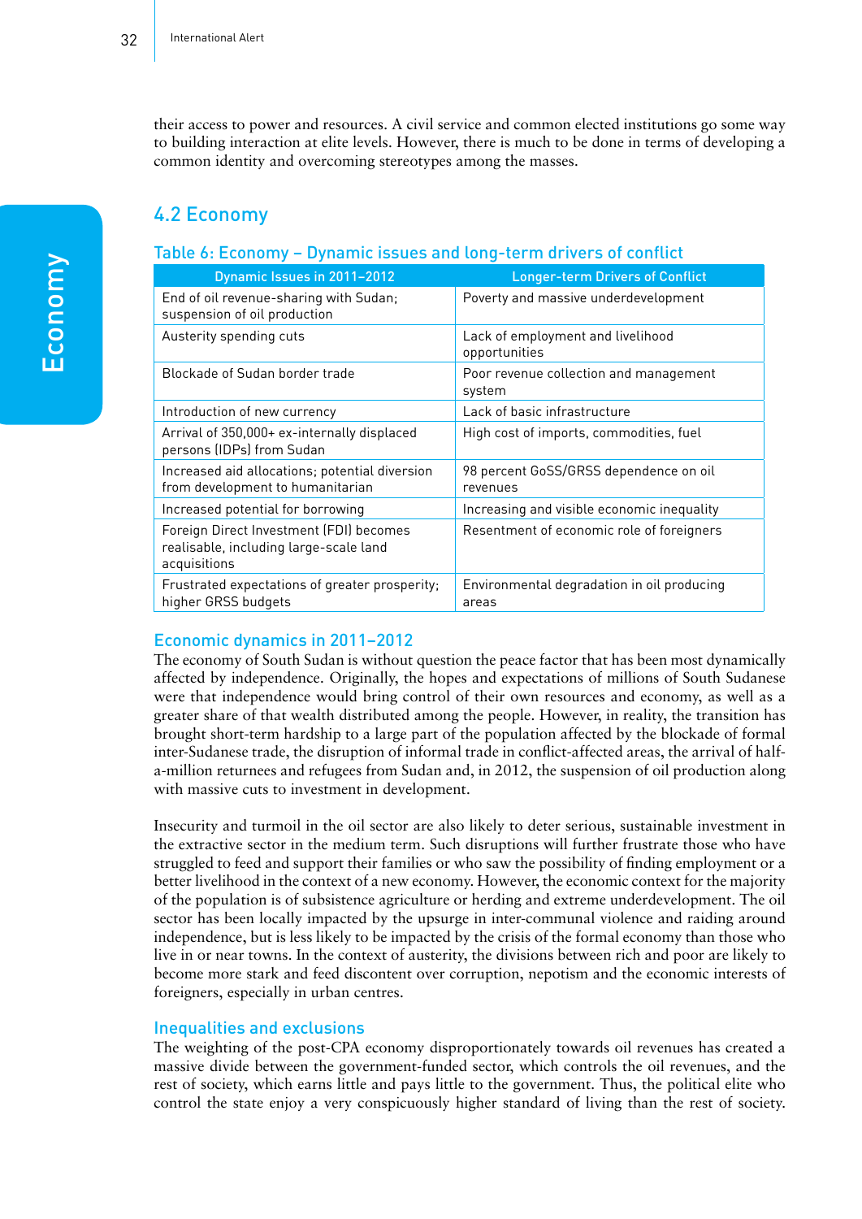their access to power and resources. A civil service and common elected institutions go some way to building interaction at elite levels. However, there is much to be done in terms of developing a common identity and overcoming stereotypes among the masses.

## 4.2 Economy

### Table 6: Economy – Dynamic issues and long-term drivers of conflict

| Dynamic Issues in 2011–2012 | Longer-term Drivers of Conflict |
|---|---|
| End of oil revenue-sharing with Sudan; suspension of oil production | Poverty and massive underdevelopment |
| Austerity spending cuts | Lack of employment and livelihood opportunities |
| Blockade of Sudan border trade | Poor revenue collection and management system |
| Introduction of new currency | Lack of basic infrastructure |
| Arrival of 350,000+ ex-internally displaced persons (IDPs) from Sudan | High cost of imports, commodities, fuel |
| Increased aid allocations; potential diversion from development to humanitarian | 98 percent GoSS/GRSS dependence on oil revenues |
| Increased potential for borrowing | Increasing and visible economic inequality |
| Foreign Direct Investment (FDI) becomes realisable, including large-scale land acquisitions | Resentment of economic role of foreigners |
| Frustrated expectations of greater prosperity; higher GRSS budgets | Environmental degradation in oil producing areas |

### Economic dynamics in 2011–2012

The economy of South Sudan is without question the peace factor that has been most dynamically affected by independence. Originally, the hopes and expectations of millions of South Sudanese were that independence would bring control of their own resources and economy, as well as a greater share of that wealth distributed among the people. However, in reality, the transition has brought short-term hardship to a large part of the population affected by the blockade of formal inter-Sudanese trade, the disruption of informal trade in conflict-affected areas, the arrival of half-a-million returnees and refugees from Sudan and, in 2012, the suspension of oil production along with massive cuts to investment in development.

Insecurity and turmoil in the oil sector are also likely to deter serious, sustainable investment in the extractive sector in the medium term. Such disruptions will further frustrate those who have struggled to feed and support their families or who saw the possibility of finding employment or a better livelihood in the context of a new economy. However, the economic context for the majority of the population is of subsistence agriculture or herding and extreme underdevelopment. The oil sector has been locally impacted by the upsurge in inter-communal violence and raiding around independence, but is less likely to be impacted by the crisis of the formal economy than those who live in or near towns. In the context of austerity, the divisions between rich and poor are likely to become more stark and feed discontent over corruption, nepotism and the economic interests of foreigners, especially in urban centres.

### Inequalities and exclusions

The weighting of the post-CPA economy disproportionately towards oil revenues has created a massive divide between the government-funded sector, which controls the oil revenues, and the rest of society, which earns little and pays little to the government. Thus, the political elite who control the state enjoy a very conspicuously higher standard of living than the rest of society.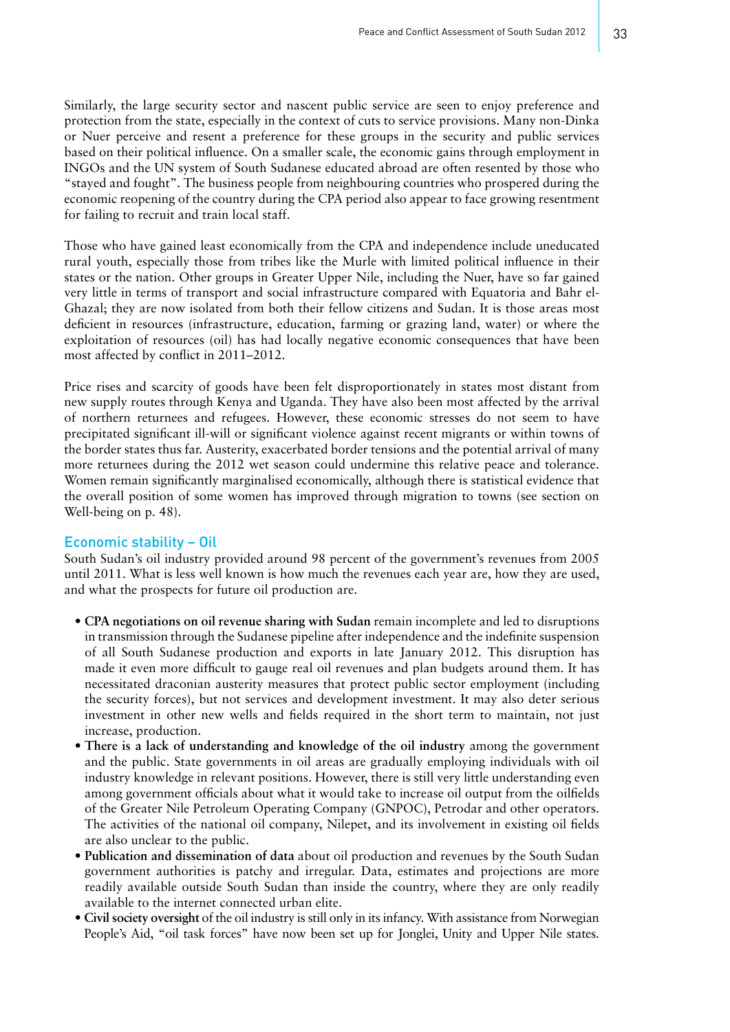Similarly, the large security sector and nascent public service are seen to enjoy preference and protection from the state, especially in the context of cuts to service provisions. Many non-Dinka or Nuer perceive and resent a preference for these groups in the security and public services based on their political influence. On a smaller scale, the economic gains through employment in INGOs and the UN system of South Sudanese educated abroad are often resented by those who "stayed and fought". The business people from neighbouring countries who prospered during the economic reopening of the country during the CPA period also appear to face growing resentment for failing to recruit and train local staff.

Those who have gained least economically from the CPA and independence include uneducated rural youth, especially those from tribes like the Murle with limited political influence in their states or the nation. Other groups in Greater Upper Nile, including the Nuer, have so far gained very little in terms of transport and social infrastructure compared with Equatoria and Bahr el-Ghazal; they are now isolated from both their fellow citizens and Sudan. It is those areas most deficient in resources (infrastructure, education, farming or grazing land, water) or where the exploitation of resources (oil) has had locally negative economic consequences that have been most affected by conflict in 2011–2012.

Price rises and scarcity of goods have been felt disproportionately in states most distant from new supply routes through Kenya and Uganda. They have also been most affected by the arrival of northern returnees and refugees. However, these economic stresses do not seem to have precipitated significant ill-will or significant violence against recent migrants or within towns of the border states thus far. Austerity, exacerbated border tensions and the potential arrival of many more returnees during the 2012 wet season could undermine this relative peace and tolerance. Women remain significantly marginalised economically, although there is statistical evidence that the overall position of some women has improved through migration to towns (see section on Well-being on p. 48).

## Economic stability – Oil

South Sudan's oil industry provided around 98 percent of the government's revenues from 2005 until 2011. What is less well known is how much the revenues each year are, how they are used, and what the prospects for future oil production are.

- **CPA negotiations on oil revenue sharing with Sudan** remain incomplete and led to disruptions in transmission through the Sudanese pipeline after independence and the indefinite suspension of all South Sudanese production and exports in late January 2012. This disruption has made it even more difficult to gauge real oil revenues and plan budgets around them. It has necessitated draconian austerity measures that protect public sector employment (including the security forces), but not services and development investment. It may also deter serious investment in other new wells and fields required in the short term to maintain, not just increase, production.
- **There is a lack of understanding and knowledge of the oil industry** among the government and the public. State governments in oil areas are gradually employing individuals with oil industry knowledge in relevant positions. However, there is still very little understanding even among government officials about what it would take to increase oil output from the oilfields of the Greater Nile Petroleum Operating Company (GNPOC), Petrodar and other operators. The activities of the national oil company, Nilepet, and its involvement in existing oil fields are also unclear to the public.
- **Publication and dissemination of data** about oil production and revenues by the South Sudan government authorities is patchy and irregular. Data, estimates and projections are more readily available outside South Sudan than inside the country, where they are only readily available to the internet connected urban elite.
- **Civil society oversight** of the oil industry is still only in its infancy. With assistance from Norwegian People's Aid, "oil task forces" have now been set up for Jonglei, Unity and Upper Nile states.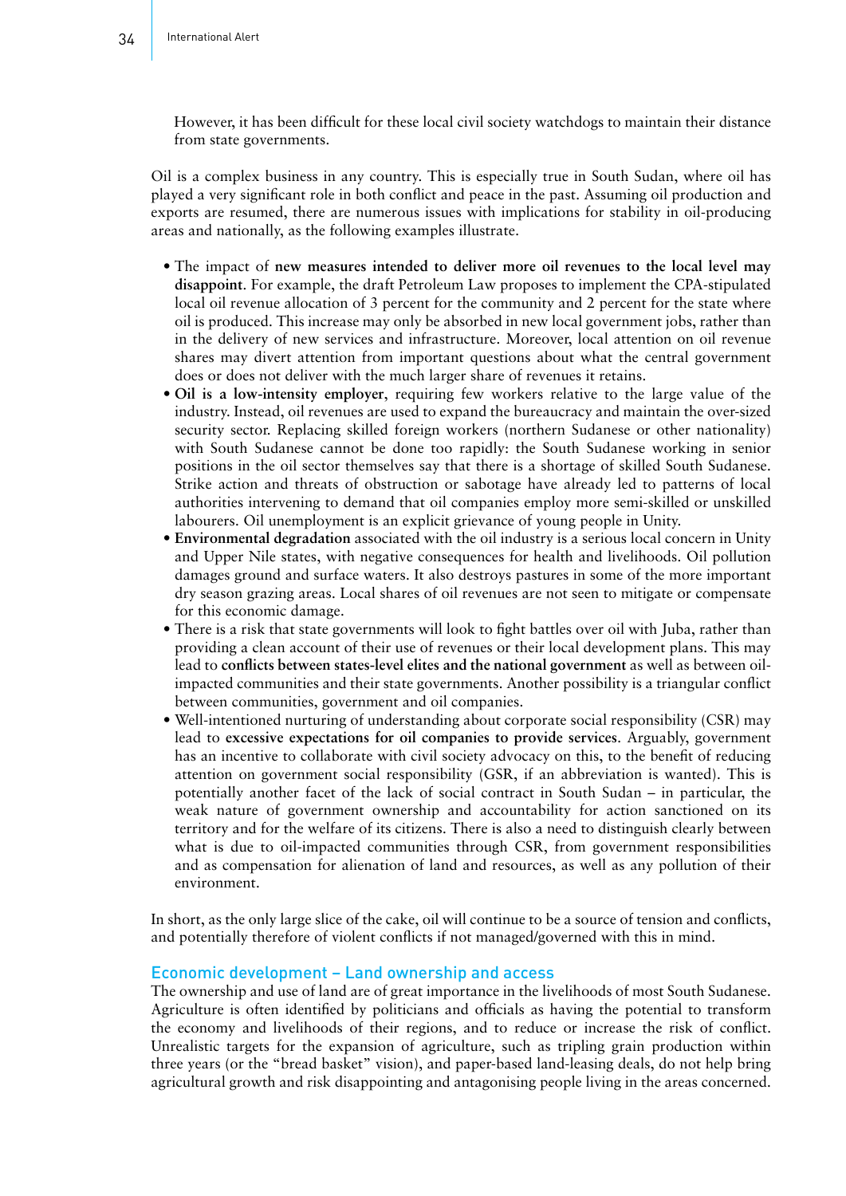However, it has been difficult for these local civil society watchdogs to maintain their distance from state governments.

Oil is a complex business in any country. This is especially true in South Sudan, where oil has played a very significant role in both conflict and peace in the past. Assuming oil production and exports are resumed, there are numerous issues with implications for stability in oil-producing areas and nationally, as the following examples illustrate.

- The impact of **new measures intended to deliver more oil revenues to the local level may disappoint**. For example, the draft Petroleum Law proposes to implement the CPA-stipulated local oil revenue allocation of 3 percent for the community and 2 percent for the state where oil is produced. This increase may only be absorbed in new local government jobs, rather than in the delivery of new services and infrastructure. Moreover, local attention on oil revenue shares may divert attention from important questions about what the central government does or does not deliver with the much larger share of revenues it retains.
- **Oil is a low-intensity employer**, requiring few workers relative to the large value of the industry. Instead, oil revenues are used to expand the bureaucracy and maintain the over-sized security sector. Replacing skilled foreign workers (northern Sudanese or other nationality) with South Sudanese cannot be done too rapidly: the South Sudanese working in senior positions in the oil sector themselves say that there is a shortage of skilled South Sudanese. Strike action and threats of obstruction or sabotage have already led to patterns of local authorities intervening to demand that oil companies employ more semi-skilled or unskilled labourers. Oil unemployment is an explicit grievance of young people in Unity.
- **Environmental degradation** associated with the oil industry is a serious local concern in Unity and Upper Nile states, with negative consequences for health and livelihoods. Oil pollution damages ground and surface waters. It also destroys pastures in some of the more important dry season grazing areas. Local shares of oil revenues are not seen to mitigate or compensate for this economic damage.
- There is a risk that state governments will look to fight battles over oil with Juba, rather than providing a clean account of their use of revenues or their local development plans. This may lead to **conflicts between states-level elites and the national government** as well as between oil-impacted communities and their state governments. Another possibility is a triangular conflict between communities, government and oil companies.
- Well-intentioned nurturing of understanding about corporate social responsibility (CSR) may lead to **excessive expectations for oil companies to provide services**. Arguably, government has an incentive to collaborate with civil society advocacy on this, to the benefit of reducing attention on government social responsibility (GSR, if an abbreviation is wanted). This is potentially another facet of the lack of social contract in South Sudan – in particular, the weak nature of government ownership and accountability for action sanctioned on its territory and for the welfare of its citizens. There is also a need to distinguish clearly between what is due to oil-impacted communities through CSR, from government responsibilities and as compensation for alienation of land and resources, as well as any pollution of their environment.

In short, as the only large slice of the cake, oil will continue to be a source of tension and conflicts, and potentially therefore of violent conflicts if not managed/governed with this in mind.

### Economic development – Land ownership and access

The ownership and use of land are of great importance in the livelihoods of most South Sudanese. Agriculture is often identified by politicians and officials as having the potential to transform the economy and livelihoods of their regions, and to reduce or increase the risk of conflict. Unrealistic targets for the expansion of agriculture, such as tripling grain production within three years (or the "bread basket" vision), and paper-based land-leasing deals, do not help bring agricultural growth and risk disappointing and antagonising people living in the areas concerned.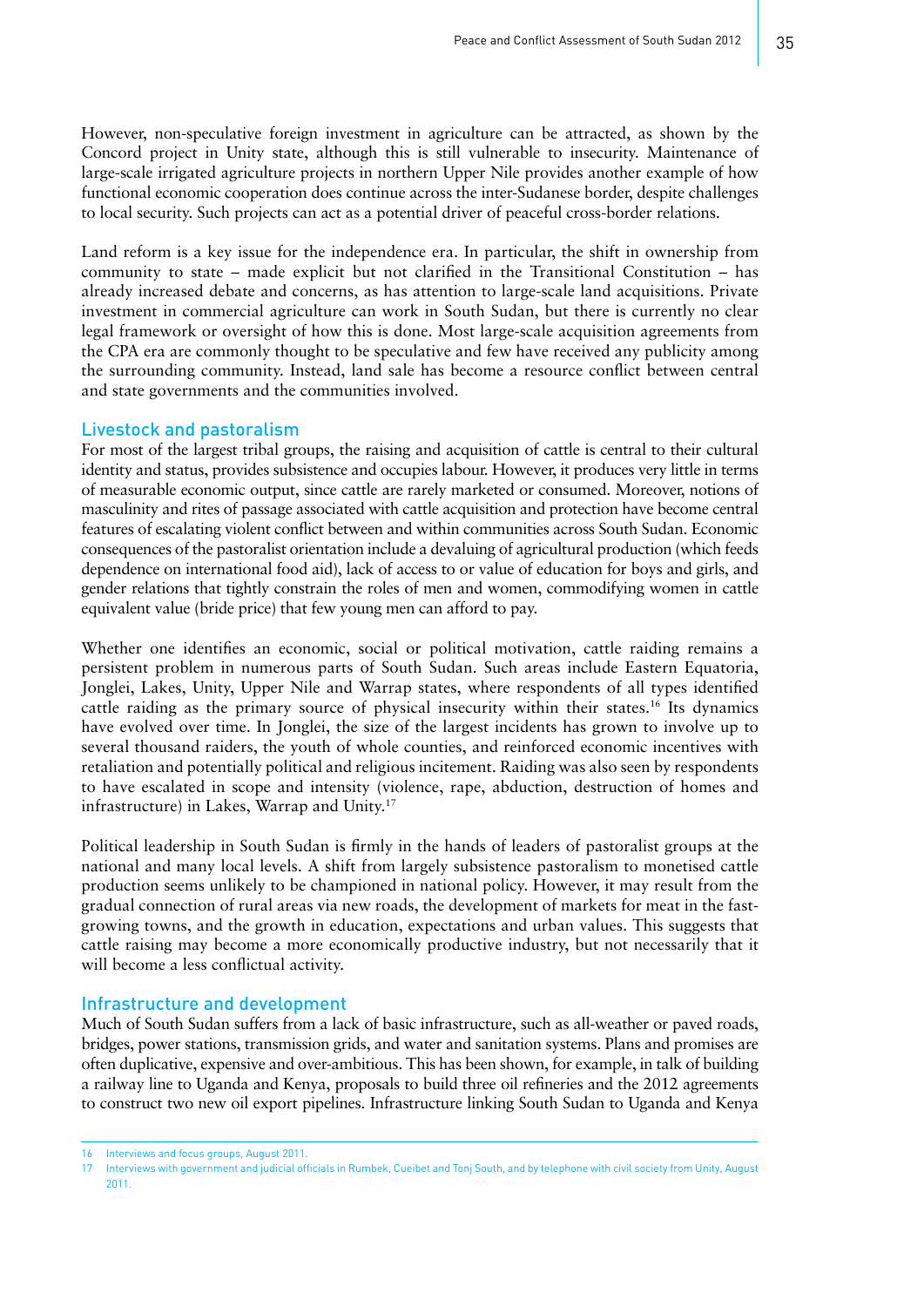However, non-speculative foreign investment in agriculture can be attracted, as shown by the Concord project in Unity state, although this is still vulnerable to insecurity. Maintenance of large-scale irrigated agriculture projects in northern Upper Nile provides another example of how functional economic cooperation does continue across the inter-Sudanese border, despite challenges to local security. Such projects can act as a potential driver of peaceful cross-border relations.

Land reform is a key issue for the independence era. In particular, the shift in ownership from community to state – made explicit but not clarified in the Transitional Constitution – has already increased debate and concerns, as has attention to large-scale land acquisitions. Private investment in commercial agriculture can work in South Sudan, but there is currently no clear legal framework or oversight of how this is done. Most large-scale acquisition agreements from the CPA era are commonly thought to be speculative and few have received any publicity among the surrounding community. Instead, land sale has become a resource conflict between central and state governments and the communities involved.

## Livestock and pastoralism

For most of the largest tribal groups, the raising and acquisition of cattle is central to their cultural identity and status, provides subsistence and occupies labour. However, it produces very little in terms of measurable economic output, since cattle are rarely marketed or consumed. Moreover, notions of masculinity and rites of passage associated with cattle acquisition and protection have become central features of escalating violent conflict between and within communities across South Sudan. Economic consequences of the pastoralist orientation include a devaluing of agricultural production (which feeds dependence on international food aid), lack of access to or value of education for boys and girls, and gender relations that tightly constrain the roles of men and women, commodifying women in cattle equivalent value (bride price) that few young men can afford to pay.

Whether one identifies an economic, social or political motivation, cattle raiding remains a persistent problem in numerous parts of South Sudan. Such areas include Eastern Equatoria, Jonglei, Lakes, Unity, Upper Nile and Warrap states, where respondents of all types identified cattle raiding as the primary source of physical insecurity within their states.[16] Its dynamics have evolved over time. In Jonglei, the size of the largest incidents has grown to involve up to several thousand raiders, the youth of whole counties, and reinforced economic incentives with retaliation and potentially political and religious incitement. Raiding was also seen by respondents to have escalated in scope and intensity (violence, rape, abduction, destruction of homes and infrastructure) in Lakes, Warrap and Unity.[17]

Political leadership in South Sudan is firmly in the hands of leaders of pastoralist groups at the national and many local levels. A shift from largely subsistence pastoralism to monetised cattle production seems unlikely to be championed in national policy. However, it may result from the gradual connection of rural areas via new roads, the development of markets for meat in the fast-growing towns, and the growth in education, expectations and urban values. This suggests that cattle raising may become a more economically productive industry, but not necessarily that it will become a less conflictual activity.

## Infrastructure and development

Much of South Sudan suffers from a lack of basic infrastructure, such as all-weather or paved roads, bridges, power stations, transmission grids, and water and sanitation systems. Plans and promises are often duplicative, expensive and over-ambitious. This has been shown, for example, in talk of building a railway line to Uganda and Kenya, proposals to build three oil refineries and the 2012 agreements to construct two new oil export pipelines. Infrastructure linking South Sudan to Uganda and Kenya

---

16 Interviews and focus groups, August 2011.

17 Interviews with government and judicial officials in Rumbek, Cueibet and Tonj South, and by telephone with civil society from Unity, August 2011.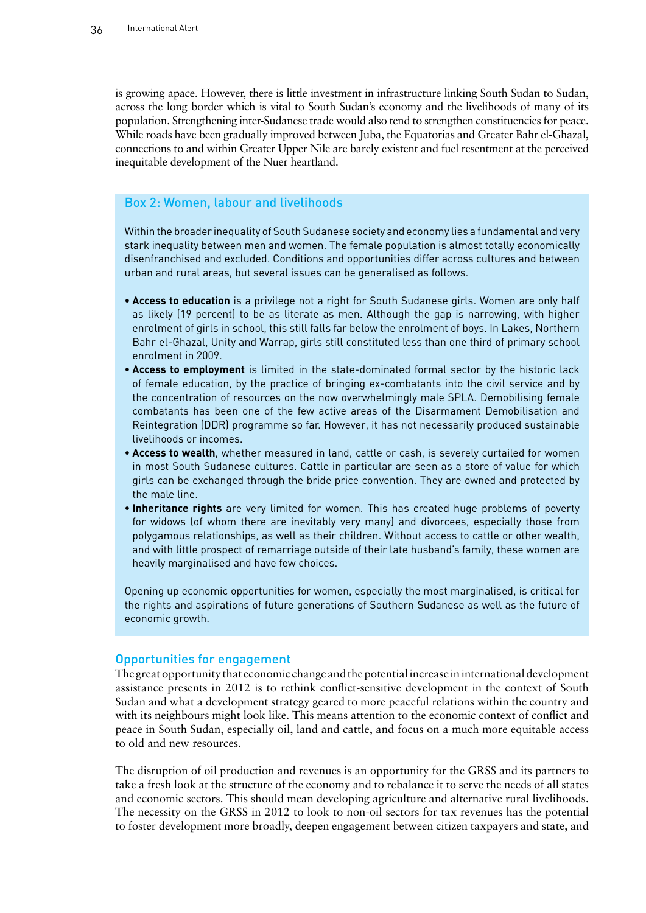is growing apace. However, there is little investment in infrastructure linking South Sudan to Sudan, across the long border which is vital to South Sudan's economy and the livelihoods of many of its population. Strengthening inter-Sudanese trade would also tend to strengthen constituencies for peace. While roads have been gradually improved between Juba, the Equatorias and Greater Bahr el-Ghazal, connections to and within Greater Upper Nile are barely existent and fuel resentment at the perceived inequitable development of the Nuer heartland.

### Box 2: Women, labour and livelihoods

Within the broader inequality of South Sudanese society and economy lies a fundamental and very stark inequality between men and women. The female population is almost totally economically disenfranchised and excluded. Conditions and opportunities differ across cultures and between urban and rural areas, but several issues can be generalised as follows.

- **Access to education** is a privilege not a right for South Sudanese girls. Women are only half as likely (19 percent) to be as literate as men. Although the gap is narrowing, with higher enrolment of girls in school, this still falls far below the enrolment of boys. In Lakes, Northern Bahr el-Ghazal, Unity and Warrap, girls still constituted less than one third of primary school enrolment in 2009.
- **Access to employment** is limited in the state-dominated formal sector by the historic lack of female education, by the practice of bringing ex-combatants into the civil service and by the concentration of resources on the now overwhelmingly male SPLA. Demobilising female combatants has been one of the few active areas of the Disarmament Demobilisation and Reintegration (DDR) programme so far. However, it has not necessarily produced sustainable livelihoods or incomes.
- **Access to wealth**, whether measured in land, cattle or cash, is severely curtailed for women in most South Sudanese cultures. Cattle in particular are seen as a store of value for which girls can be exchanged through the bride price convention. They are owned and protected by the male line.
- **Inheritance rights** are very limited for women. This has created huge problems of poverty for widows (of whom there are inevitably very many) and divorcees, especially those from polygamous relationships, as well as their children. Without access to cattle or other wealth, and with little prospect of remarriage outside of their late husband's family, these women are heavily marginalised and have few choices.

Opening up economic opportunities for women, especially the most marginalised, is critical for the rights and aspirations of future generations of Southern Sudanese as well as the future of economic growth.

## Opportunities for engagement

The great opportunity that economic change and the potential increase in international development assistance presents in 2012 is to rethink conflict-sensitive development in the context of South Sudan and what a development strategy geared to more peaceful relations within the country and with its neighbours might look like. This means attention to the economic context of conflict and peace in South Sudan, especially oil, land and cattle, and focus on a much more equitable access to old and new resources.

The disruption of oil production and revenues is an opportunity for the GRSS and its partners to take a fresh look at the structure of the economy and to rebalance it to serve the needs of all states and economic sectors. This should mean developing agriculture and alternative rural livelihoods. The necessity on the GRSS in 2012 to look to non-oil sectors for tax revenues has the potential to foster development more broadly, deepen engagement between citizen taxpayers and state, and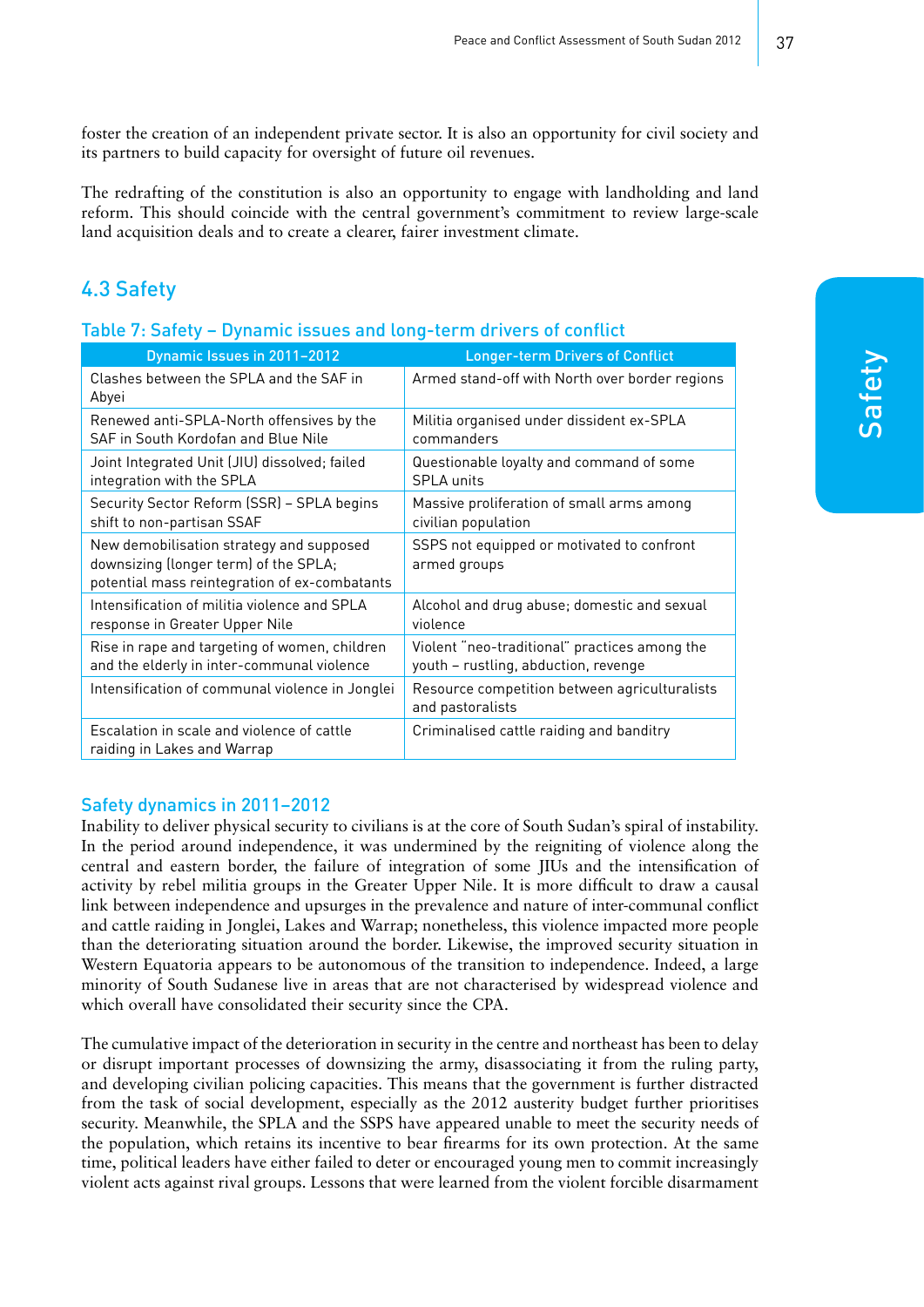foster the creation of an independent private sector. It is also an opportunity for civil society and its partners to build capacity for oversight of future oil revenues.

The redrafting of the constitution is also an opportunity to engage with landholding and land reform. This should coincide with the central government's commitment to review large-scale land acquisition deals and to create a clearer, fairer investment climate.

## 4.3 Safety

### Table 7: Safety – Dynamic issues and long-term drivers of conflict

| Dynamic Issues in 2011–2012 | Longer-term Drivers of Conflict |
|---|---|
| Clashes between the SPLA and the SAF in Abyei | Armed stand-off with North over border regions |
| Renewed anti-SPLA-North offensives by the SAF in South Kordofan and Blue Nile | Militia organised under dissident ex-SPLA commanders |
| Joint Integrated Unit (JIU) dissolved; failed integration with the SPLA | Questionable loyalty and command of some SPLA units |
| Security Sector Reform (SSR) – SPLA begins shift to non-partisan SSAF | Massive proliferation of small arms among civilian population |
| New demobilisation strategy and supposed downsizing (longer term) of the SPLA; potential mass reintegration of ex-combatants | SSPS not equipped or motivated to confront armed groups |
| Intensification of militia violence and SPLA response in Greater Upper Nile | Alcohol and drug abuse; domestic and sexual violence |
| Rise in rape and targeting of women, children and the elderly in inter-communal violence | Violent "neo-traditional" practices among the youth – rustling, abduction, revenge |
| Intensification of communal violence in Jonglei | Resource competition between agriculturalists and pastoralists |
| Escalation in scale and violence of cattle raiding in Lakes and Warrap | Criminalised cattle raiding and banditry |

### Safety dynamics in 2011–2012

Inability to deliver physical security to civilians is at the core of South Sudan's spiral of instability. In the period around independence, it was undermined by the reigniting of violence along the central and eastern border, the failure of integration of some JIUs and the intensification of activity by rebel militia groups in the Greater Upper Nile. It is more difficult to draw a causal link between independence and upsurges in the prevalence and nature of inter-communal conflict and cattle raiding in Jonglei, Lakes and Warrap; nonetheless, this violence impacted more people than the deteriorating situation around the border. Likewise, the improved security situation in Western Equatoria appears to be autonomous of the transition to independence. Indeed, a large minority of South Sudanese live in areas that are not characterised by widespread violence and which overall have consolidated their security since the CPA.

The cumulative impact of the deterioration in security in the centre and northeast has been to delay or disrupt important processes of downsizing the army, disassociating it from the ruling party, and developing civilian policing capacities. This means that the government is further distracted from the task of social development, especially as the 2012 austerity budget further prioritises security. Meanwhile, the SPLA and the SSPS have appeared unable to meet the security needs of the population, which retains its incentive to bear firearms for its own protection. At the same time, political leaders have either failed to deter or encouraged young men to commit increasingly violent acts against rival groups. Lessons that were learned from the violent forcible disarmament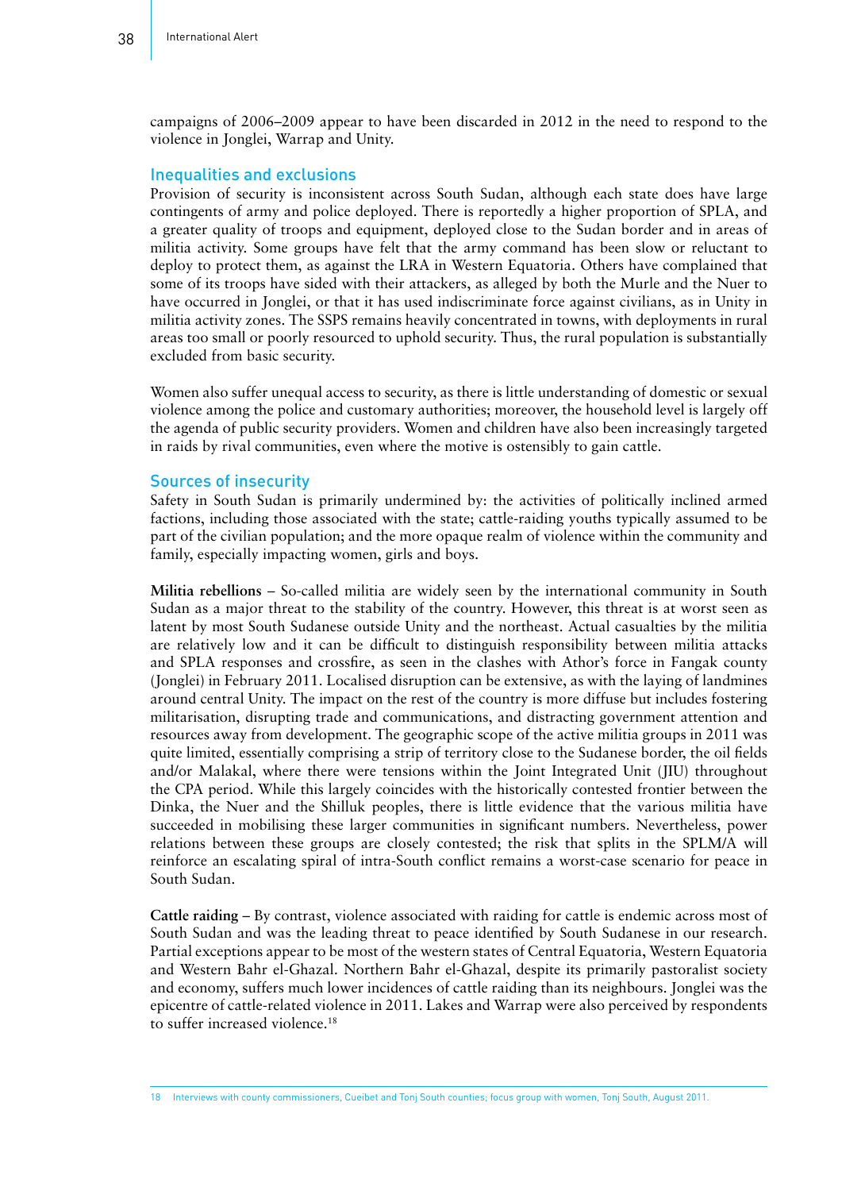campaigns of 2006–2009 appear to have been discarded in 2012 in the need to respond to the violence in Jonglei, Warrap and Unity.

## Inequalities and exclusions

Provision of security is inconsistent across South Sudan, although each state does have large contingents of army and police deployed. There is reportedly a higher proportion of SPLA, and a greater quality of troops and equipment, deployed close to the Sudan border and in areas of militia activity. Some groups have felt that the army command has been slow or reluctant to deploy to protect them, as against the LRA in Western Equatoria. Others have complained that some of its troops have sided with their attackers, as alleged by both the Murle and the Nuer to have occurred in Jonglei, or that it has used indiscriminate force against civilians, as in Unity in militia activity zones. The SSPS remains heavily concentrated in towns, with deployments in rural areas too small or poorly resourced to uphold security. Thus, the rural population is substantially excluded from basic security.

Women also suffer unequal access to security, as there is little understanding of domestic or sexual violence among the police and customary authorities; moreover, the household level is largely off the agenda of public security providers. Women and children have also been increasingly targeted in raids by rival communities, even where the motive is ostensibly to gain cattle.

## Sources of insecurity

Safety in South Sudan is primarily undermined by: the activities of politically inclined armed factions, including those associated with the state; cattle-raiding youths typically assumed to be part of the civilian population; and the more opaque realm of violence within the community and family, especially impacting women, girls and boys.

**Militia rebellions** – So-called militia are widely seen by the international community in South Sudan as a major threat to the stability of the country. However, this threat is at worst seen as latent by most South Sudanese outside Unity and the northeast. Actual casualties by the militia are relatively low and it can be difficult to distinguish responsibility between militia attacks and SPLA responses and crossfire, as seen in the clashes with Athor's force in Fangak county (Jonglei) in February 2011. Localised disruption can be extensive, as with the laying of landmines around central Unity. The impact on the rest of the country is more diffuse but includes fostering militarisation, disrupting trade and communications, and distracting government attention and resources away from development. The geographic scope of the active militia groups in 2011 was quite limited, essentially comprising a strip of territory close to the Sudanese border, the oil fields and/or Malakal, where there were tensions within the Joint Integrated Unit (JIU) throughout the CPA period. While this largely coincides with the historically contested frontier between the Dinka, the Nuer and the Shilluk peoples, there is little evidence that the various militia have succeeded in mobilising these larger communities in significant numbers. Nevertheless, power relations between these groups are closely contested; the risk that splits in the SPLM/A will reinforce an escalating spiral of intra-South conflict remains a worst-case scenario for peace in South Sudan.

**Cattle raiding** – By contrast, violence associated with raiding for cattle is endemic across most of South Sudan and was the leading threat to peace identified by South Sudanese in our research. Partial exceptions appear to be most of the western states of Central Equatoria, Western Equatoria and Western Bahr el-Ghazal. Northern Bahr el-Ghazal, despite its primarily pastoralist society and economy, suffers much lower incidences of cattle raiding than its neighbours. Jonglei was the epicentre of cattle-related violence in 2011. Lakes and Warrap were also perceived by respondents to suffer increased violence.[18]

---

18 Interviews with county commissioners, Cueibet and Tonj South counties; focus group with women, Tonj South, August 2011.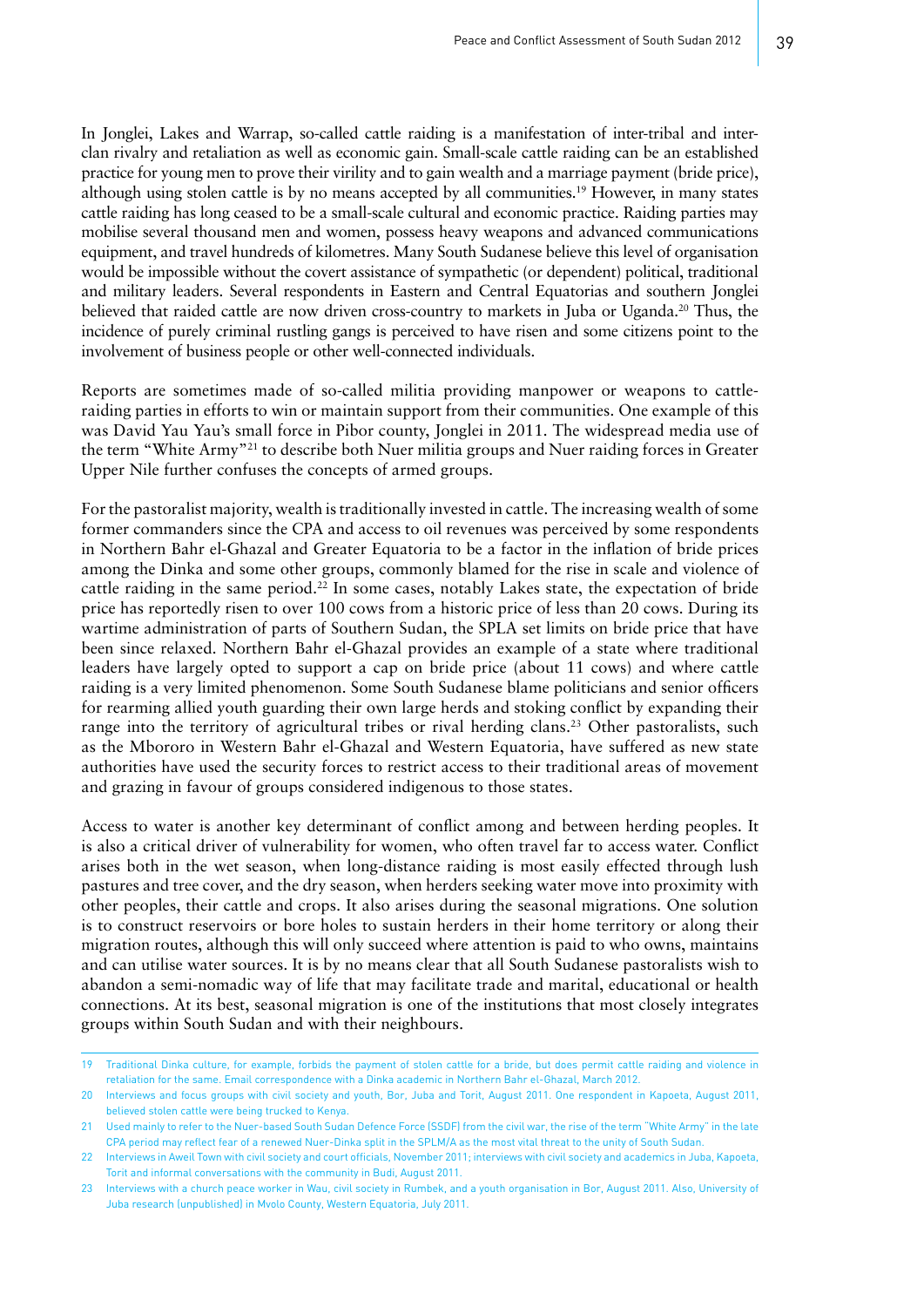In Jonglei, Lakes and Warrap, so-called cattle raiding is a manifestation of inter-tribal and inter-clan rivalry and retaliation as well as economic gain. Small-scale cattle raiding can be an established practice for young men to prove their virility and to gain wealth and a marriage payment (bride price), although using stolen cattle is by no means accepted by all communities.[19] However, in many states cattle raiding has long ceased to be a small-scale cultural and economic practice. Raiding parties may mobilise several thousand men and women, possess heavy weapons and advanced communications equipment, and travel hundreds of kilometres. Many South Sudanese believe this level of organisation would be impossible without the covert assistance of sympathetic (or dependent) political, traditional and military leaders. Several respondents in Eastern and Central Equatorias and southern Jonglei believed that raided cattle are now driven cross-country to markets in Juba or Uganda.[20] Thus, the incidence of purely criminal rustling gangs is perceived to have risen and some citizens point to the involvement of business people or other well-connected individuals.

Reports are sometimes made of so-called militia providing manpower or weapons to cattle-raiding parties in efforts to win or maintain support from their communities. One example of this was David Yau Yau's small force in Pibor county, Jonglei in 2011. The widespread media use of the term "White Army"[21] to describe both Nuer militia groups and Nuer raiding forces in Greater Upper Nile further confuses the concepts of armed groups.

For the pastoralist majority, wealth is traditionally invested in cattle. The increasing wealth of some former commanders since the CPA and access to oil revenues was perceived by some respondents in Northern Bahr el-Ghazal and Greater Equatoria to be a factor in the inflation of bride prices among the Dinka and some other groups, commonly blamed for the rise in scale and violence of cattle raiding in the same period.[22] In some cases, notably Lakes state, the expectation of bride price has reportedly risen to over 100 cows from a historic price of less than 20 cows. During its wartime administration of parts of Southern Sudan, the SPLA set limits on bride price that have been since relaxed. Northern Bahr el-Ghazal provides an example of a state where traditional leaders have largely opted to support a cap on bride price (about 11 cows) and where cattle raiding is a very limited phenomenon. Some South Sudanese blame politicians and senior officers for rearming allied youth guarding their own large herds and stoking conflict by expanding their range into the territory of agricultural tribes or rival herding clans.[23] Other pastoralists, such as the Mbororo in Western Bahr el-Ghazal and Western Equatoria, have suffered as new state authorities have used the security forces to restrict access to their traditional areas of movement and grazing in favour of groups considered indigenous to those states.

Access to water is another key determinant of conflict among and between herding peoples. It is also a critical driver of vulnerability for women, who often travel far to access water. Conflict arises both in the wet season, when long-distance raiding is most easily effected through lush pastures and tree cover, and the dry season, when herders seeking water move into proximity with other peoples, their cattle and crops. It also arises during the seasonal migrations. One solution is to construct reservoirs or bore holes to sustain herders in their home territory or along their migration routes, although this will only succeed where attention is paid to who owns, maintains and can utilise water sources. It is by no means clear that all South Sudanese pastoralists wish to abandon a semi-nomadic way of life that may facilitate trade and marital, educational or health connections. At its best, seasonal migration is one of the institutions that most closely integrates groups within South Sudan and with their neighbours.

---

19 Traditional Dinka culture, for example, forbids the payment of stolen cattle for a bride, but does permit cattle raiding and violence in retaliation for the same. Email correspondence with a Dinka academic in Northern Bahr el-Ghazal, March 2012.

20 Interviews and focus groups with civil society and youth, Bor, Juba and Torit, August 2011. One respondent in Kapoeta, August 2011, believed stolen cattle were being trucked to Kenya.

21 Used mainly to refer to the Nuer-based South Sudan Defence Force (SSDF) from the civil war, the rise of the term "White Army" in the late CPA period may reflect fear of a renewed Nuer-Dinka split in the SPLM/A as the most vital threat to the unity of South Sudan.

22 Interviews in Aweil Town with civil society and court officials, November 2011; interviews with civil society and academics in Juba, Kapoeta, Torit and informal conversations with the community in Budi, August 2011.

23 Interviews with a church peace worker in Wau, civil society in Rumbek, and a youth organisation in Bor, August 2011. Also, University of Juba research (unpublished) in Mvolo County, Western Equatoria, July 2011.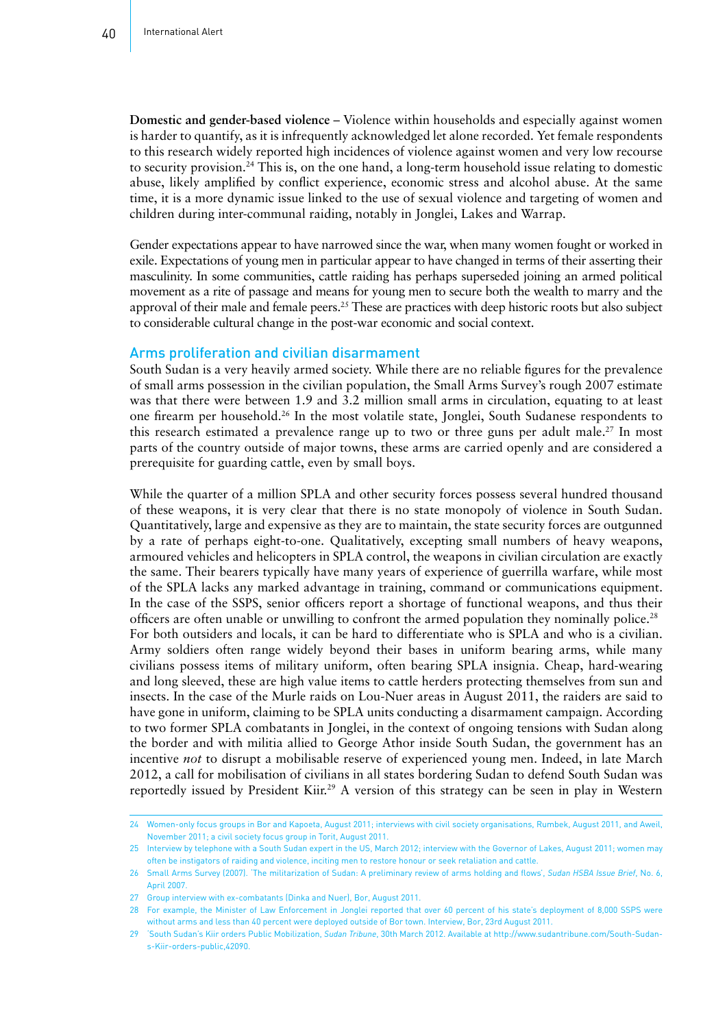**Domestic and gender-based violence** – Violence within households and especially against women is harder to quantify, as it is infrequently acknowledged let alone recorded. Yet female respondents to this research widely reported high incidences of violence against women and very low recourse to security provision.[24] This is, on the one hand, a long-term household issue relating to domestic abuse, likely amplified by conflict experience, economic stress and alcohol abuse. At the same time, it is a more dynamic issue linked to the use of sexual violence and targeting of women and children during inter-communal raiding, notably in Jonglei, Lakes and Warrap.

Gender expectations appear to have narrowed since the war, when many women fought or worked in exile. Expectations of young men in particular appear to have changed in terms of their asserting their masculinity. In some communities, cattle raiding has perhaps superseded joining an armed political movement as a rite of passage and means for young men to secure both the wealth to marry and the approval of their male and female peers.[25] These are practices with deep historic roots but also subject to considerable cultural change in the post-war economic and social context.

## Arms proliferation and civilian disarmament

South Sudan is a very heavily armed society. While there are no reliable figures for the prevalence of small arms possession in the civilian population, the Small Arms Survey's rough 2007 estimate was that there were between 1.9 and 3.2 million small arms in circulation, equating to at least one firearm per household.[26] In the most volatile state, Jonglei, South Sudanese respondents to this research estimated a prevalence range up to two or three guns per adult male.[27] In most parts of the country outside of major towns, these arms are carried openly and are considered a prerequisite for guarding cattle, even by small boys.

While the quarter of a million SPLA and other security forces possess several hundred thousand of these weapons, it is very clear that there is no state monopoly of violence in South Sudan. Quantitatively, large and expensive as they are to maintain, the state security forces are outgunned by a rate of perhaps eight-to-one. Qualitatively, excepting small numbers of heavy weapons, armoured vehicles and helicopters in SPLA control, the weapons in civilian circulation are exactly the same. Their bearers typically have many years of experience of guerrilla warfare, while most of the SPLA lacks any marked advantage in training, command or communications equipment. In the case of the SSPS, senior officers report a shortage of functional weapons, and thus their officers are often unable or unwilling to confront the armed population they nominally police.[28] For both outsiders and locals, it can be hard to differentiate who is SPLA and who is a civilian. Army soldiers often range widely beyond their bases in uniform bearing arms, while many civilians possess items of military uniform, often bearing SPLA insignia. Cheap, hard-wearing and long sleeved, these are high value items to cattle herders protecting themselves from sun and insects. In the case of the Murle raids on Lou-Nuer areas in August 2011, the raiders are said to have gone in uniform, claiming to be SPLA units conducting a disarmament campaign. According to two former SPLA combatants in Jonglei, in the context of ongoing tensions with Sudan along the border and with militia allied to George Athor inside South Sudan, the government has an incentive *not* to disrupt a mobilisable reserve of experienced young men. Indeed, in late March 2012, a call for mobilisation of civilians in all states bordering Sudan to defend South Sudan was reportedly issued by President Kiir.[29] A version of this strategy can be seen in play in Western

---

24 Women-only focus groups in Bor and Kapoeta, August 2011; interviews with civil society organisations, Rumbek, August 2011, and Aweil, November 2011; a civil society focus group in Torit, August 2011.

25 Interview by telephone with a South Sudan expert in the US, March 2012; interview with the Governor of Lakes, August 2011; women may often be instigators of raiding and violence, inciting men to restore honour or seek retaliation and cattle.

26 Small Arms Survey (2007). 'The militarization of Sudan: A preliminary review of arms holding and flows', *Sudan HSBA Issue Brief*, No. 6, April 2007.

27 Group interview with ex-combatants (Dinka and Nuer), Bor, August 2011.

28 For example, the Minister of Law Enforcement in Jonglei reported that over 60 percent of his state's deployment of 8,000 SSPS were without arms and less than 40 percent were deployed outside of Bor town. Interview, Bor, 23rd August 2011.

29 'South Sudan's Kiir orders Public Mobilization, *Sudan Tribune*, 30th March 2012. Available at http://www.sudantribune.com/South-Sudan-s-Kiir-orders-public,42090.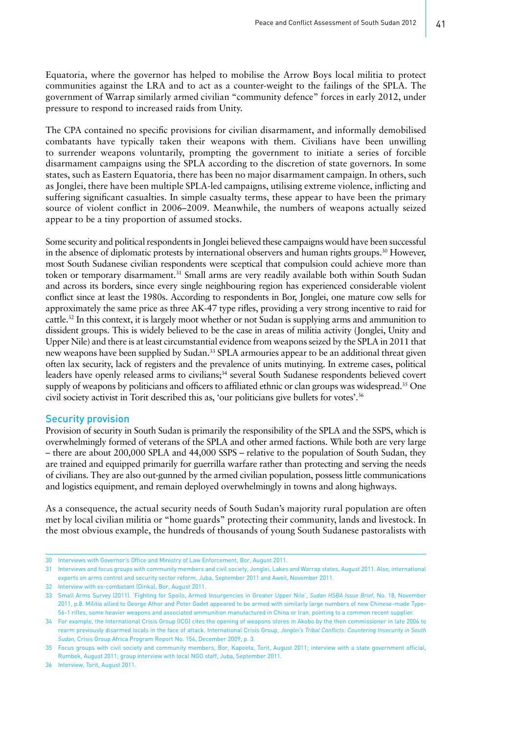Equatoria, where the governor has helped to mobilise the Arrow Boys local militia to protect communities against the LRA and to act as a counter-weight to the failings of the SPLA. The government of Warrap similarly armed civilian "community defence" forces in early 2012, under pressure to respond to increased raids from Unity.

The CPA contained no specific provisions for civilian disarmament, and informally demobilised combatants have typically taken their weapons with them. Civilians have been unwilling to surrender weapons voluntarily, prompting the government to initiate a series of forcible disarmament campaigns using the SPLA according to the discretion of state governors. In some states, such as Eastern Equatoria, there has been no major disarmament campaign. In others, such as Jonglei, there have been multiple SPLA-led campaigns, utilising extreme violence, inflicting and suffering significant casualties. In simple casualty terms, these appear to have been the primary source of violent conflict in 2006–2009. Meanwhile, the numbers of weapons actually seized appear to be a tiny proportion of assumed stocks.

Some security and political respondents in Jonglei believed these campaigns would have been successful in the absence of diplomatic protests by international observers and human rights groups.[30] However, most South Sudanese civilian respondents were sceptical that compulsion could achieve more than token or temporary disarmament.[31] Small arms are very readily available both within South Sudan and across its borders, since every single neighbouring region has experienced considerable violent conflict since at least the 1980s. According to respondents in Bor, Jonglei, one mature cow sells for approximately the same price as three AK-47 type rifles, providing a very strong incentive to raid for cattle.[32] In this context, it is largely moot whether or not Sudan is supplying arms and ammunition to dissident groups. This is widely believed to be the case in areas of militia activity (Jonglei, Unity and Upper Nile) and there is at least circumstantial evidence from weapons seized by the SPLA in 2011 that new weapons have been supplied by Sudan.[33] SPLA armouries appear to be an additional threat given often lax security, lack of registers and the prevalence of units mutinying. In extreme cases, political leaders have openly released arms to civilians;[34] several South Sudanese respondents believed covert supply of weapons by politicians and officers to affiliated ethnic or clan groups was widespread.[35] One civil society activist in Torit described this as, 'our politicians give bullets for votes'.[36]

## Security provision

Provision of security in South Sudan is primarily the responsibility of the SPLA and the SSPS, which is overwhelmingly formed of veterans of the SPLA and other armed factions. While both are very large – there are about 200,000 SPLA and 44,000 SSPS – relative to the population of South Sudan, they are trained and equipped primarily for guerrilla warfare rather than protecting and serving the needs of civilians. They are also out-gunned by the armed civilian population, possess little communications and logistics equipment, and remain deployed overwhelmingly in towns and along highways.

As a consequence, the actual security needs of South Sudan's majority rural population are often met by local civilian militia or "home guards" protecting their community, lands and livestock. In the most obvious example, the hundreds of thousands of young South Sudanese pastoralists with

---

30 Interviews with Governor's Office and Ministry of Law Enforcement, Bor, August 2011.

31 Interviews and focus groups with community members and civil society, Jonglei, Lakes and Warrap states, August 2011. Also, international experts on arms control and security sector reform, Juba, September 2011 and Aweil, November 2011.

32 Interview with ex-combatant (Dinka), Bor, August 2011.

33 Small Arms Survey (2011). 'Fighting for Spoils, Armed Insurgencies in Greater Upper Nile', *Sudan HSBA Issue Brief*, No. 18, November 2011, p.8. Militia allied to George Athor and Peter Gadet appeared to be armed with similarly large numbers of new Chinese-made Type-56-1 rifles, some heavier weapons and associated ammunition manufactured in China or Iran, pointing to a common recent supplier.

34 For example, the International Crisis Group (ICG) cites the opening of weapons stores in Akobo by the then commissioner in late 2006 to rearm previously disarmed locals in the face of attack. International Crisis Group, *Jonglei's Tribal Conflicts: Countering Insecurity in South Sudan*, Crisis Group Africa Program Report No. 154, December 2009, p. 3.

35 Focus groups with civil society and community members, Bor, Kapoeta, Torit, August 2011; interview with a state government official, Rumbek, August 2011; group interview with local NGO staff, Juba, September 2011.

36 Interview, Torit, August 2011.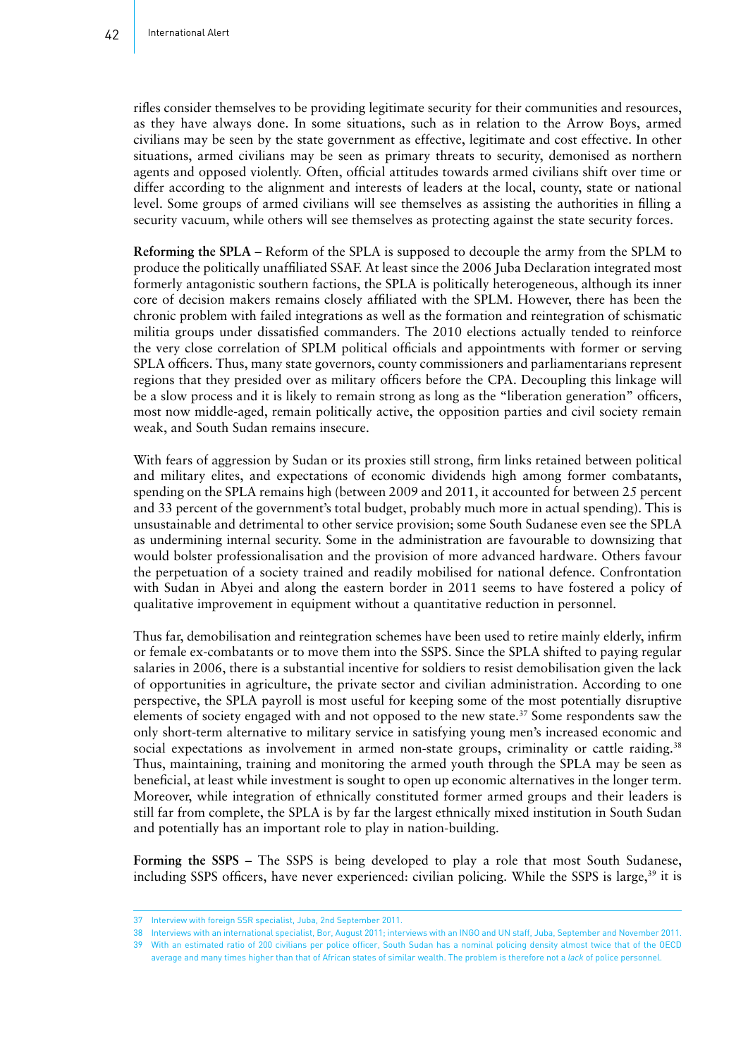rifles consider themselves to be providing legitimate security for their communities and resources, as they have always done. In some situations, such as in relation to the Arrow Boys, armed civilians may be seen by the state government as effective, legitimate and cost effective. In other situations, armed civilians may be seen as primary threats to security, demonised as northern agents and opposed violently. Often, official attitudes towards armed civilians shift over time or differ according to the alignment and interests of leaders at the local, county, state or national level. Some groups of armed civilians will see themselves as assisting the authorities in filling a security vacuum, while others will see themselves as protecting against the state security forces.

**Reforming the SPLA** – Reform of the SPLA is supposed to decouple the army from the SPLM to produce the politically unaffiliated SSAF. At least since the 2006 Juba Declaration integrated most formerly antagonistic southern factions, the SPLA is politically heterogeneous, although its inner core of decision makers remains closely affiliated with the SPLM. However, there has been the chronic problem with failed integrations as well as the formation and reintegration of schismatic militia groups under dissatisfied commanders. The 2010 elections actually tended to reinforce the very close correlation of SPLM political officials and appointments with former or serving SPLA officers. Thus, many state governors, county commissioners and parliamentarians represent regions that they presided over as military officers before the CPA. Decoupling this linkage will be a slow process and it is likely to remain strong as long as the "liberation generation" officers, most now middle-aged, remain politically active, the opposition parties and civil society remain weak, and South Sudan remains insecure.

With fears of aggression by Sudan or its proxies still strong, firm links retained between political and military elites, and expectations of economic dividends high among former combatants, spending on the SPLA remains high (between 2009 and 2011, it accounted for between 25 percent and 33 percent of the government's total budget, probably much more in actual spending). This is unsustainable and detrimental to other service provision; some South Sudanese even see the SPLA as undermining internal security. Some in the administration are favourable to downsizing that would bolster professionalisation and the provision of more advanced hardware. Others favour the perpetuation of a society trained and readily mobilised for national defence. Confrontation with Sudan in Abyei and along the eastern border in 2011 seems to have fostered a policy of qualitative improvement in equipment without a quantitative reduction in personnel.

Thus far, demobilisation and reintegration schemes have been used to retire mainly elderly, infirm or female ex-combatants or to move them into the SSPS. Since the SPLA shifted to paying regular salaries in 2006, there is a substantial incentive for soldiers to resist demobilisation given the lack of opportunities in agriculture, the private sector and civilian administration. According to one perspective, the SPLA payroll is most useful for keeping some of the most potentially disruptive elements of society engaged with and not opposed to the new state.[37] Some respondents saw the only short-term alternative to military service in satisfying young men's increased economic and social expectations as involvement in armed non-state groups, criminality or cattle raiding.[38] Thus, maintaining, training and monitoring the armed youth through the SPLA may be seen as beneficial, at least while investment is sought to open up economic alternatives in the longer term. Moreover, while integration of ethnically constituted former armed groups and their leaders is still far from complete, the SPLA is by far the largest ethnically mixed institution in South Sudan and potentially has an important role to play in nation-building.

**Forming the SSPS** – The SSPS is being developed to play a role that most South Sudanese, including SSPS officers, have never experienced: civilian policing. While the SSPS is large,[39] it is

---

37 Interview with foreign SSR specialist, Juba, 2nd September 2011.

38 Interviews with an international specialist, Bor, August 2011; interviews with an INGO and UN staff, Juba, September and November 2011.

39 With an estimated ratio of 200 civilians per police officer, South Sudan has a nominal policing density almost twice that of the OECD average and many times higher than that of African states of similar wealth. The problem is therefore not a *lack* of police personnel.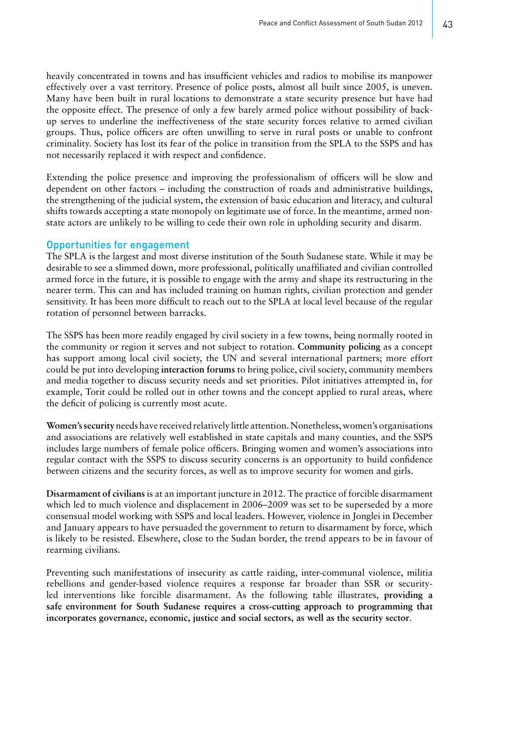heavily concentrated in towns and has insufficient vehicles and radios to mobilise its manpower effectively over a vast territory. Presence of police posts, almost all built since 2005, is uneven. Many have been built in rural locations to demonstrate a state security presence but have had the opposite effect. The presence of only a few barely armed police without possibility of back-up serves to underline the ineffectiveness of the state security forces relative to armed civilian groups. Thus, police officers are often unwilling to serve in rural posts or unable to confront criminality. Society has lost its fear of the police in transition from the SPLA to the SSPS and has not necessarily replaced it with respect and confidence.

Extending the police presence and improving the professionalism of officers will be slow and dependent on other factors – including the construction of roads and administrative buildings, the strengthening of the judicial system, the extension of basic education and literacy, and cultural shifts towards accepting a state monopoly on legitimate use of force. In the meantime, armed non-state actors are unlikely to be willing to cede their own role in upholding security and disarm.

## Opportunities for engagement

The SPLA is the largest and most diverse institution of the South Sudanese state. While it may be desirable to see a slimmed down, more professional, politically unaffiliated and civilian controlled armed force in the future, it is possible to engage with the army and shape its restructuring in the nearer term. This can and has included training on human rights, civilian protection and gender sensitivity. It has been more difficult to reach out to the SPLA at local level because of the regular rotation of personnel between barracks.

The SSPS has been more readily engaged by civil society in a few towns, being normally rooted in the community or region it serves and not subject to rotation. **Community policing** as a concept has support among local civil society, the UN and several international partners; more effort could be put into developing **interaction forums** to bring police, civil society, community members and media together to discuss security needs and set priorities. Pilot initiatives attempted in, for example, Torit could be rolled out in other towns and the concept applied to rural areas, where the deficit of policing is currently most acute.

**Women's security** needs have received relatively little attention. Nonetheless, women's organisations and associations are relatively well established in state capitals and many counties, and the SSPS includes large numbers of female police officers. Bringing women and women's associations into regular contact with the SSPS to discuss security concerns is an opportunity to build confidence between citizens and the security forces, as well as to improve security for women and girls.

**Disarmament of civilians** is at an important juncture in 2012. The practice of forcible disarmament which led to much violence and displacement in 2006–2009 was set to be superseded by a more consensual model working with SSPS and local leaders. However, violence in Jonglei in December and January appears to have persuaded the government to return to disarmament by force, which is likely to be resisted. Elsewhere, close to the Sudan border, the trend appears to be in favour of rearming civilians.

Preventing such manifestations of insecurity as cattle raiding, inter-communal violence, militia rebellions and gender-based violence requires a response far broader than SSR or security-led interventions like forcible disarmament. As the following table illustrates, **providing a safe environment for South Sudanese requires a cross-cutting approach to programming that incorporates governance, economic, justice and social sectors, as well as the security sector**.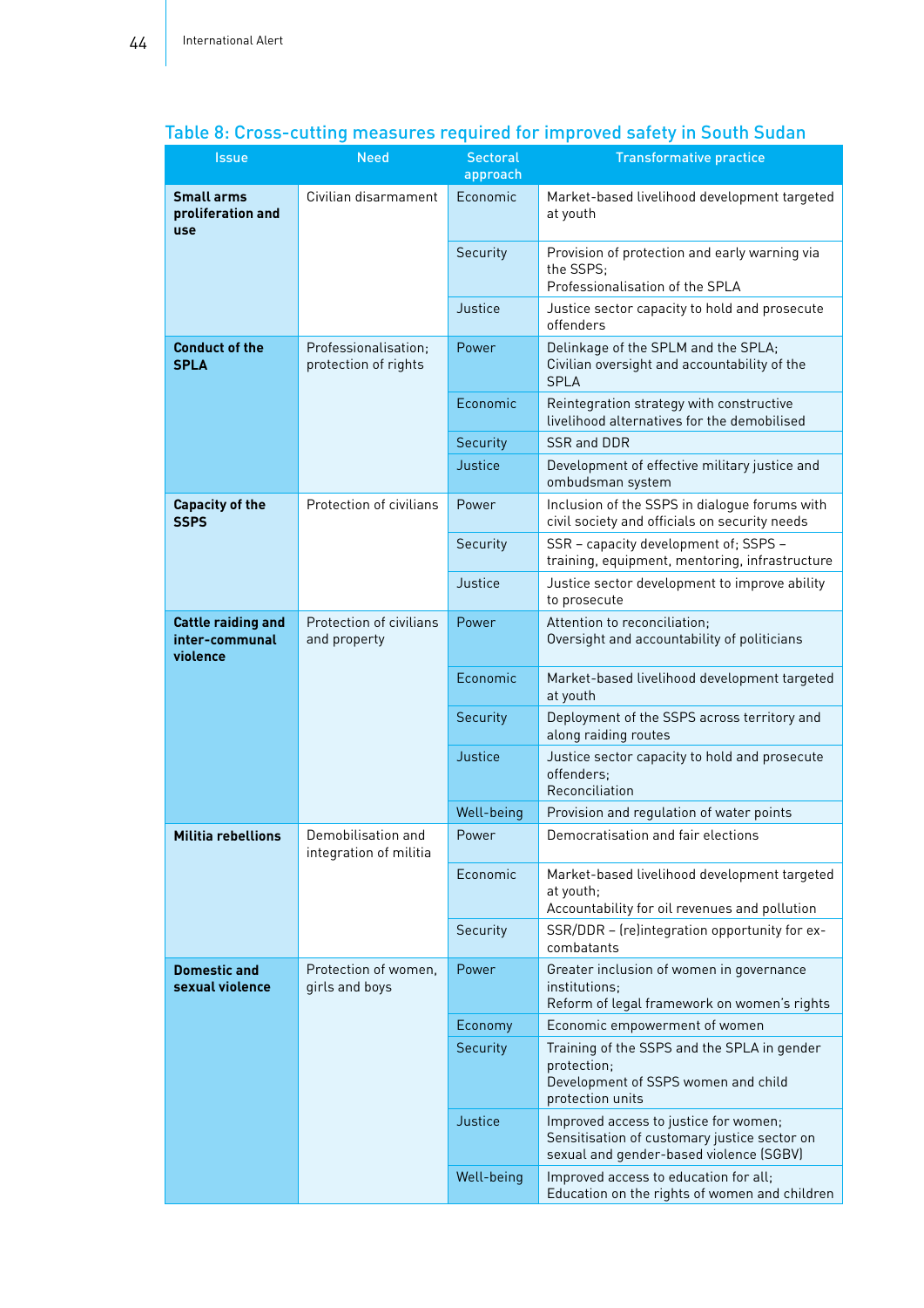## Table 8: Cross-cutting measures required for improved safety in South Sudan

| Issue | Need | Sectoral approach | Transformative practice |
|---|---|---|---|
| **Small arms proliferation and use** | Civilian disarmament | Economic | Market-based livelihood development targeted at youth |
| | | Security | Provision of protection and early warning via the SSPS;<br>Professionalisation of the SPLA |
| | | Justice | Justice sector capacity to hold and prosecute offenders |
| **Conduct of the SPLA** | Professionalisation; protection of rights | Power | Delinkage of the SPLM and the SPLA;<br>Civilian oversight and accountability of the SPLA |
| | | Economic | Reintegration strategy with constructive livelihood alternatives for the demobilised |
| | | Security | SSR and DDR |
| | | Justice | Development of effective military justice and ombudsman system |
| **Capacity of the SSPS** | Protection of civilians | Power | Inclusion of the SSPS in dialogue forums with civil society and officials on security needs |
| | | Security | SSR – capacity development of; SSPS – training, equipment, mentoring, infrastructure |
| | | Justice | Justice sector development to improve ability to prosecute |
| **Cattle raiding and inter-communal violence** | Protection of civilians and property | Power | Attention to reconciliation;<br>Oversight and accountability of politicians |
| | | Economic | Market-based livelihood development targeted at youth |
| | | Security | Deployment of the SSPS across territory and along raiding routes |
| | | Justice | Justice sector capacity to hold and prosecute offenders;<br>Reconciliation |
| | | Well-being | Provision and regulation of water points |
| **Militia rebellions** | Demobilisation and integration of militia | Power | Democratisation and fair elections |
| | | Economic | Market-based livelihood development targeted at youth;<br>Accountability for oil revenues and pollution |
| | | Security | SSR/DDR – (re)integration opportunity for ex-combatants |
| **Domestic and sexual violence** | Protection of women, girls and boys | Power | Greater inclusion of women in governance institutions;<br>Reform of legal framework on women's rights |
| | | Economy | Economic empowerment of women |
| | | Security | Training of the SSPS and the SPLA in gender protection;<br>Development of SSPS women and child protection units |
| | | Justice | Improved access to justice for women;<br>Sensitisation of customary justice sector on sexual and gender-based violence (SGBV) |
| | | Well-being | Improved access to education for all;<br>Education on the rights of women and children |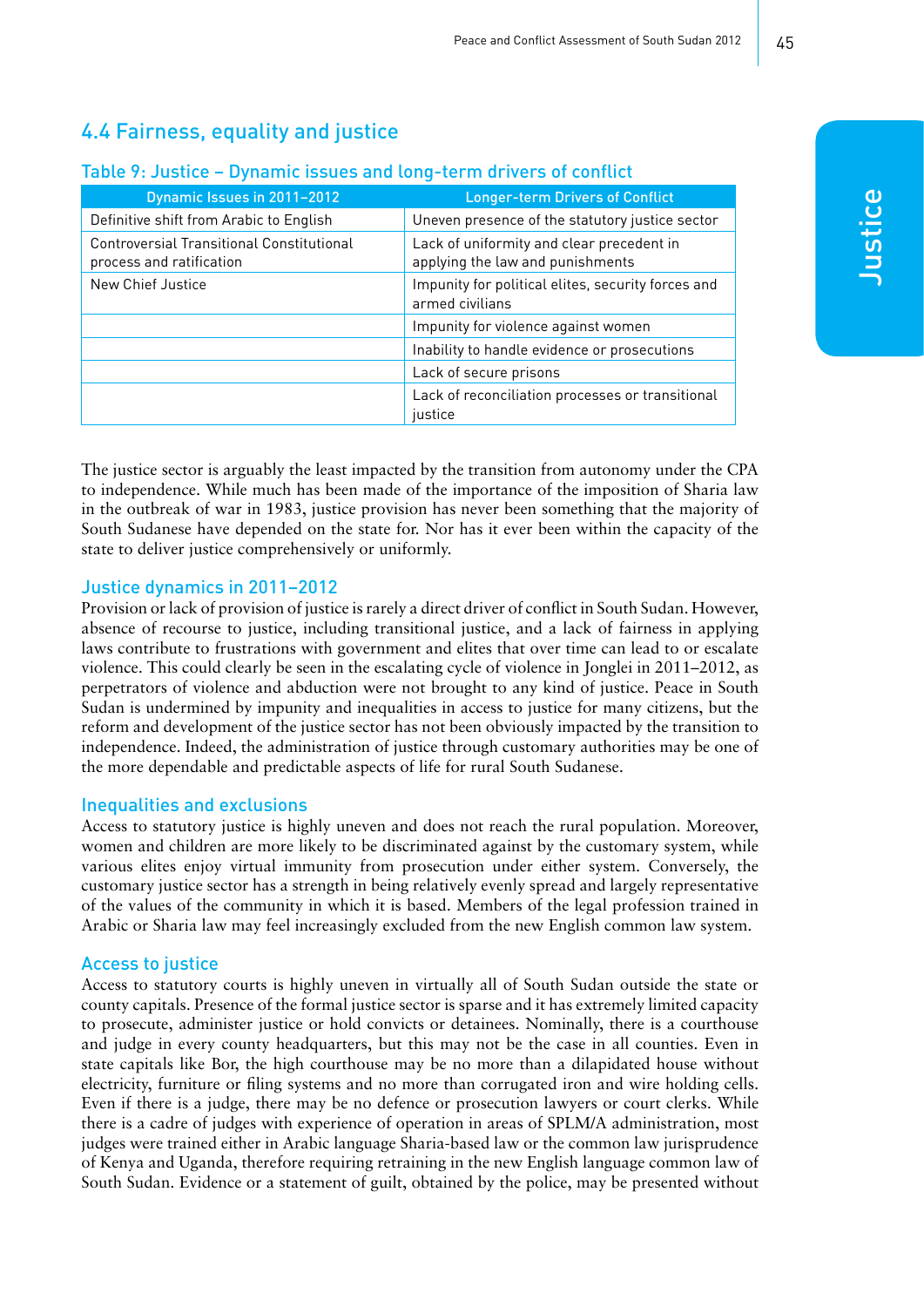## 4.4 Fairness, equality and justice

### Table 9: Justice – Dynamic issues and long-term drivers of conflict

| Dynamic Issues in 2011–2012 | Longer-term Drivers of Conflict |
|---|---|
| Definitive shift from Arabic to English | Uneven presence of the statutory justice sector |
| Controversial Transitional Constitutional process and ratification | Lack of uniformity and clear precedent in applying the law and punishments |
| New Chief Justice | Impunity for political elites, security forces and armed civilians |
| | Impunity for violence against women |
| | Inability to handle evidence or prosecutions |
| | Lack of secure prisons |
| | Lack of reconciliation processes or transitional justice |

The justice sector is arguably the least impacted by the transition from autonomy under the CPA to independence. While much has been made of the importance of the imposition of Sharia law in the outbreak of war in 1983, justice provision has never been something that the majority of South Sudanese have depended on the state for. Nor has it ever been within the capacity of the state to deliver justice comprehensively or uniformly.

### Justice dynamics in 2011–2012

Provision or lack of provision of justice is rarely a direct driver of conflict in South Sudan. However, absence of recourse to justice, including transitional justice, and a lack of fairness in applying laws contribute to frustrations with government and elites that over time can lead to or escalate violence. This could clearly be seen in the escalating cycle of violence in Jonglei in 2011–2012, as perpetrators of violence and abduction were not brought to any kind of justice. Peace in South Sudan is undermined by impunity and inequalities in access to justice for many citizens, but the reform and development of the justice sector has not been obviously impacted by the transition to independence. Indeed, the administration of justice through customary authorities may be one of the more dependable and predictable aspects of life for rural South Sudanese.

### Inequalities and exclusions

Access to statutory justice is highly uneven and does not reach the rural population. Moreover, women and children are more likely to be discriminated against by the customary system, while various elites enjoy virtual immunity from prosecution under either system. Conversely, the customary justice sector has a strength in being relatively evenly spread and largely representative of the values of the community in which it is based. Members of the legal profession trained in Arabic or Sharia law may feel increasingly excluded from the new English common law system.

### Access to justice

Access to statutory courts is highly uneven in virtually all of South Sudan outside the state or county capitals. Presence of the formal justice sector is sparse and it has extremely limited capacity to prosecute, administer justice or hold convicts or detainees. Nominally, there is a courthouse and judge in every county headquarters, but this may not be the case in all counties. Even in state capitals like Bor, the high courthouse may be no more than a dilapidated house without electricity, furniture or filing systems and no more than corrugated iron and wire holding cells. Even if there is a judge, there may be no defence or prosecution lawyers or court clerks. While there is a cadre of judges with experience of operation in areas of SPLM/A administration, most judges were trained either in Arabic language Sharia-based law or the common law jurisprudence of Kenya and Uganda, therefore requiring retraining in the new English language common law of South Sudan. Evidence or a statement of guilt, obtained by the police, may be presented without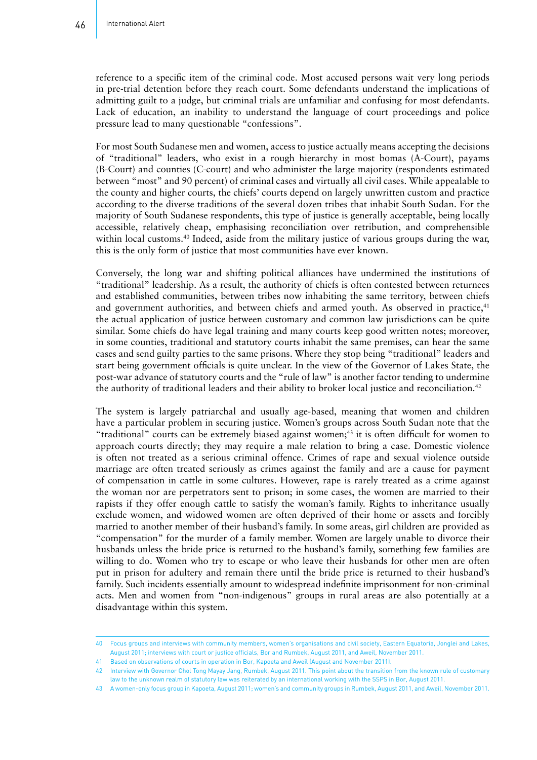reference to a specific item of the criminal code. Most accused persons wait very long periods in pre-trial detention before they reach court. Some defendants understand the implications of admitting guilt to a judge, but criminal trials are unfamiliar and confusing for most defendants. Lack of education, an inability to understand the language of court proceedings and police pressure lead to many questionable "confessions".

For most South Sudanese men and women, access to justice actually means accepting the decisions of "traditional" leaders, who exist in a rough hierarchy in most bomas (A-Court), payams (B-Court) and counties (C-court) and who administer the large majority (respondents estimated between "most" and 90 percent) of criminal cases and virtually all civil cases. While appealable to the county and higher courts, the chiefs' courts depend on largely unwritten custom and practice according to the diverse traditions of the several dozen tribes that inhabit South Sudan. For the majority of South Sudanese respondents, this type of justice is generally acceptable, being locally accessible, relatively cheap, emphasising reconciliation over retribution, and comprehensible within local customs.[40] Indeed, aside from the military justice of various groups during the war, this is the only form of justice that most communities have ever known.

Conversely, the long war and shifting political alliances have undermined the institutions of "traditional" leadership. As a result, the authority of chiefs is often contested between returnees and established communities, between tribes now inhabiting the same territory, between chiefs and government authorities, and between chiefs and armed youth. As observed in practice,[41] the actual application of justice between customary and common law jurisdictions can be quite similar. Some chiefs do have legal training and many courts keep good written notes; moreover, in some counties, traditional and statutory courts inhabit the same premises, can hear the same cases and send guilty parties to the same prisons. Where they stop being "traditional" leaders and start being government officials is quite unclear. In the view of the Governor of Lakes State, the post-war advance of statutory courts and the "rule of law" is another factor tending to undermine the authority of traditional leaders and their ability to broker local justice and reconciliation.[42]

The system is largely patriarchal and usually age-based, meaning that women and children have a particular problem in securing justice. Women's groups across South Sudan note that the "traditional" courts can be extremely biased against women;[43] it is often difficult for women to approach courts directly; they may require a male relation to bring a case. Domestic violence is often not treated as a serious criminal offence. Crimes of rape and sexual violence outside marriage are often treated seriously as crimes against the family and are a cause for payment of compensation in cattle in some cultures. However, rape is rarely treated as a crime against the woman nor are perpetrators sent to prison; in some cases, the women are married to their rapists if they offer enough cattle to satisfy the woman's family. Rights to inheritance usually exclude women, and widowed women are often deprived of their home or assets and forcibly married to another member of their husband's family. In some areas, girl children are provided as "compensation" for the murder of a family member. Women are largely unable to divorce their husbands unless the bride price is returned to the husband's family, something few families are willing to do. Women who try to escape or who leave their husbands for other men are often put in prison for adultery and remain there until the bride price is returned to their husband's family. Such incidents essentially amount to widespread indefinite imprisonment for non-criminal acts. Men and women from "non-indigenous" groups in rural areas are also potentially at a disadvantage within this system.

---

40 Focus groups and interviews with community members, women's organisations and civil society, Eastern Equatoria, Jonglei and Lakes, August 2011; interviews with court or justice officials, Bor and Rumbek, August 2011, and Aweil, November 2011.

41 Based on observations of courts in operation in Bor, Kapoeta and Aweil (August and November 2011).

42 Interview with Governor Chol Tong Mayay Jang, Rumbek, August 2011. This point about the transition from the known rule of customary law to the unknown realm of statutory law was reiterated by an international working with the SSPS in Bor, August 2011.

43 A women-only focus group in Kapoeta, August 2011; women's and community groups in Rumbek, August 2011, and Aweil, November 2011.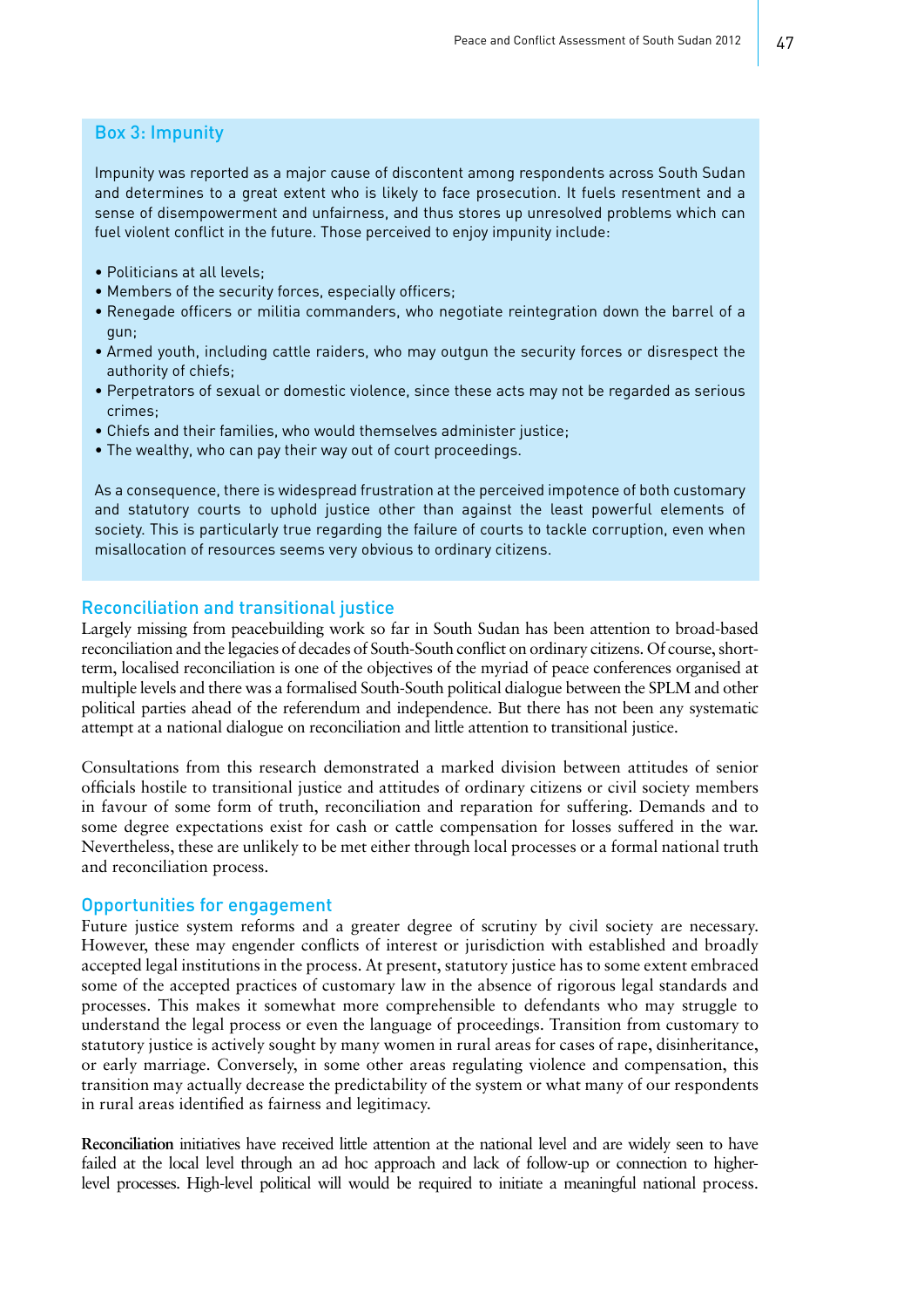## Box 3: Impunity

Impunity was reported as a major cause of discontent among respondents across South Sudan and determines to a great extent who is likely to face prosecution. It fuels resentment and a sense of disempowerment and unfairness, and thus stores up unresolved problems which can fuel violent conflict in the future. Those perceived to enjoy impunity include:

- Politicians at all levels;
- Members of the security forces, especially officers;
- Renegade officers or militia commanders, who negotiate reintegration down the barrel of a gun;
- Armed youth, including cattle raiders, who may outgun the security forces or disrespect the authority of chiefs;
- Perpetrators of sexual or domestic violence, since these acts may not be regarded as serious crimes;
- Chiefs and their families, who would themselves administer justice;
- The wealthy, who can pay their way out of court proceedings.

As a consequence, there is widespread frustration at the perceived impotence of both customary and statutory courts to uphold justice other than against the least powerful elements of society. This is particularly true regarding the failure of courts to tackle corruption, even when misallocation of resources seems very obvious to ordinary citizens.

## Reconciliation and transitional justice

Largely missing from peacebuilding work so far in South Sudan has been attention to broad-based reconciliation and the legacies of decades of South-South conflict on ordinary citizens. Of course, short-term, localised reconciliation is one of the objectives of the myriad of peace conferences organised at multiple levels and there was a formalised South-South political dialogue between the SPLM and other political parties ahead of the referendum and independence. But there has not been any systematic attempt at a national dialogue on reconciliation and little attention to transitional justice.

Consultations from this research demonstrated a marked division between attitudes of senior officials hostile to transitional justice and attitudes of ordinary citizens or civil society members in favour of some form of truth, reconciliation and reparation for suffering. Demands and to some degree expectations exist for cash or cattle compensation for losses suffered in the war. Nevertheless, these are unlikely to be met either through local processes or a formal national truth and reconciliation process.

## Opportunities for engagement

Future justice system reforms and a greater degree of scrutiny by civil society are necessary. However, these may engender conflicts of interest or jurisdiction with established and broadly accepted legal institutions in the process. At present, statutory justice has to some extent embraced some of the accepted practices of customary law in the absence of rigorous legal standards and processes. This makes it somewhat more comprehensible to defendants who may struggle to understand the legal process or even the language of proceedings. Transition from customary to statutory justice is actively sought by many women in rural areas for cases of rape, disinheritance, or early marriage. Conversely, in some other areas regulating violence and compensation, this transition may actually decrease the predictability of the system or what many of our respondents in rural areas identified as fairness and legitimacy.

**Reconciliation** initiatives have received little attention at the national level and are widely seen to have failed at the local level through an ad hoc approach and lack of follow-up or connection to higher-level processes. High-level political will would be required to initiate a meaningful national process.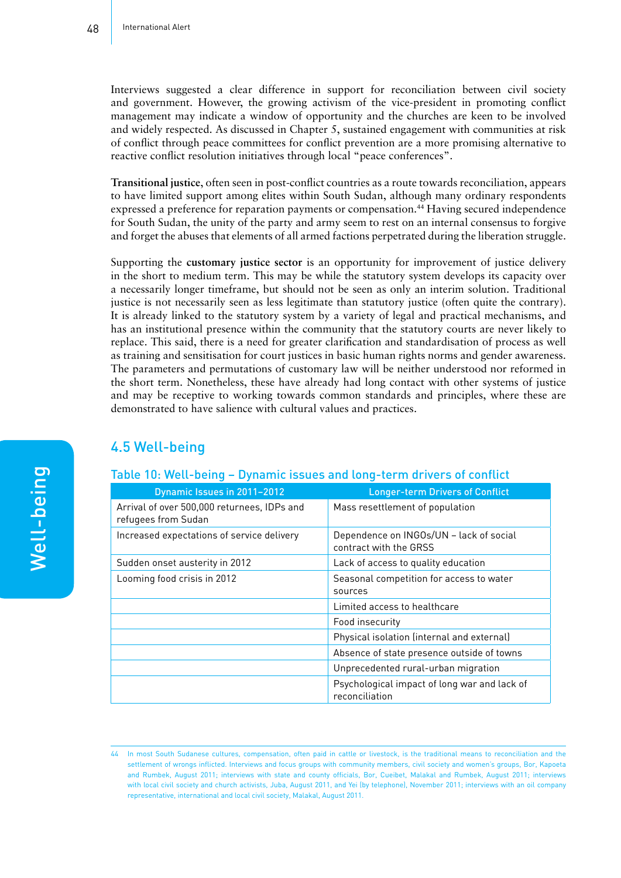Interviews suggested a clear difference in support for reconciliation between civil society and government. However, the growing activism of the vice-president in promoting conflict management may indicate a window of opportunity and the churches are keen to be involved and widely respected. As discussed in Chapter 5, sustained engagement with communities at risk of conflict through peace committees for conflict prevention are a more promising alternative to reactive conflict resolution initiatives through local "peace conferences".

**Transitional justice**, often seen in post-conflict countries as a route towards reconciliation, appears to have limited support among elites within South Sudan, although many ordinary respondents expressed a preference for reparation payments or compensation.[44] Having secured independence for South Sudan, the unity of the party and army seem to rest on an internal consensus to forgive and forget the abuses that elements of all armed factions perpetrated during the liberation struggle.

Supporting the **customary justice sector** is an opportunity for improvement of justice delivery in the short to medium term. This may be while the statutory system develops its capacity over a necessarily longer timeframe, but should not be seen as only an interim solution. Traditional justice is not necessarily seen as less legitimate than statutory justice (often quite the contrary). It is already linked to the statutory system by a variety of legal and practical mechanisms, and has an institutional presence within the community that the statutory courts are never likely to replace. This said, there is a need for greater clarification and standardisation of process as well as training and sensitisation for court justices in basic human rights norms and gender awareness. The parameters and permutations of customary law will be neither understood nor reformed in the short term. Nonetheless, these have already had long contact with other systems of justice and may be receptive to working towards common standards and principles, where these are demonstrated to have salience with cultural values and practices.

## 4.5 Well-being

### Table 10: Well-being – Dynamic issues and long-term drivers of conflict

| Dynamic Issues in 2011–2012 | Longer-term Drivers of Conflict |
|---|---|
| Arrival of over 500,000 returnees, IDPs and refugees from Sudan | Mass resettlement of population |
| Increased expectations of service delivery | Dependence on INGOs/UN – lack of social contract with the GRSS |
| Sudden onset austerity in 2012 | Lack of access to quality education |
| Looming food crisis in 2012 | Seasonal competition for access to water sources |
| | Limited access to healthcare |
| | Food insecurity |
| | Physical isolation (internal and external) |
| | Absence of state presence outside of towns |
| | Unprecedented rural-urban migration |
| | Psychological impact of long war and lack of reconciliation |

44 In most South Sudanese cultures, compensation, often paid in cattle or livestock, is the traditional means to reconciliation and the settlement of wrongs inflicted. Interviews and focus groups with community members, civil society and women's groups, Bor, Kapoeta and Rumbek, August 2011; interviews with state and county officials, Bor, Cueibet, Malakal and Rumbek, August 2011; interviews with local civil society and church activists, Juba, August 2011, and Yei (by telephone), November 2011; interviews with an oil company representative, international and local civil society, Malakal, August 2011.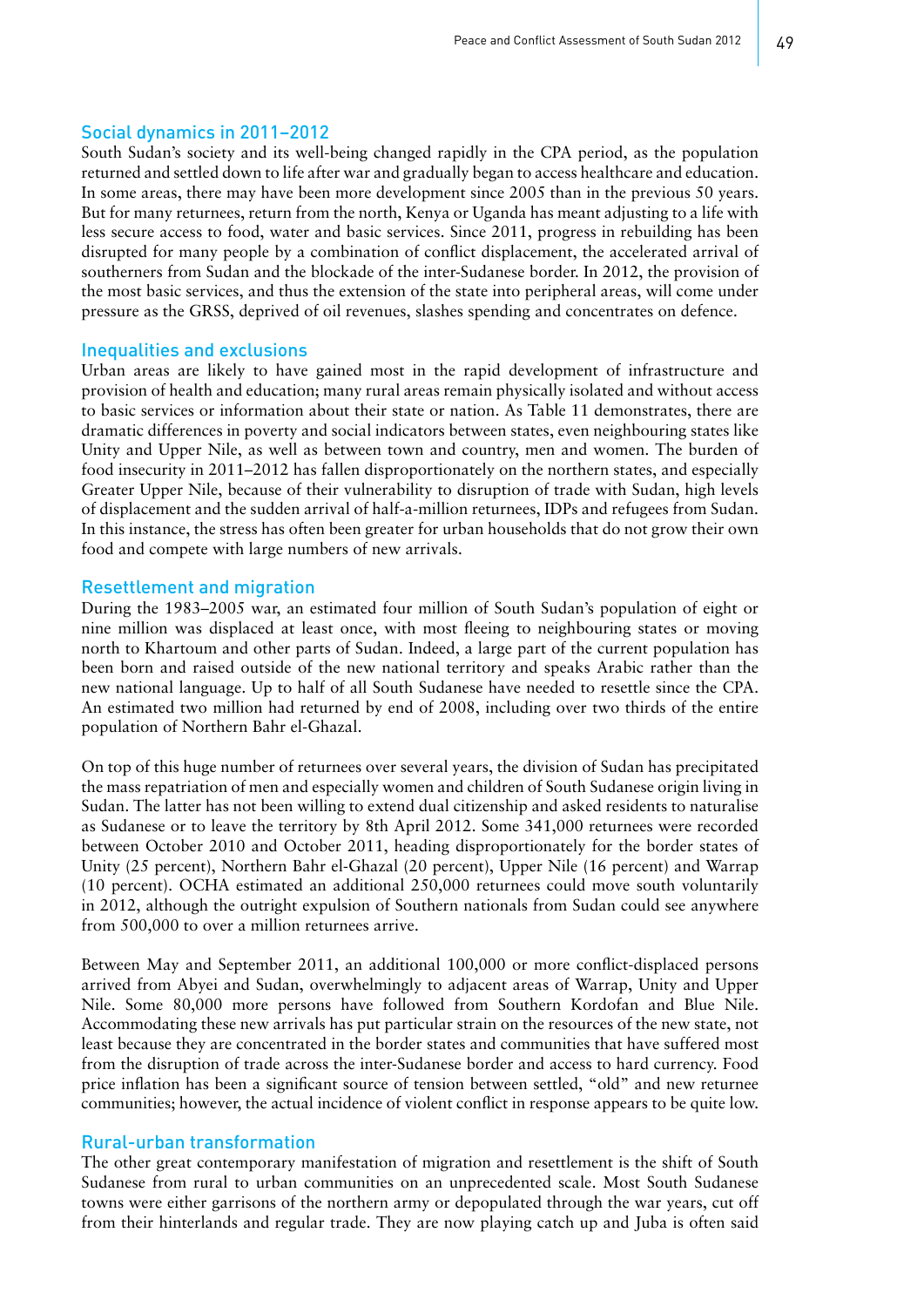## Social dynamics in 2011–2012

South Sudan's society and its well-being changed rapidly in the CPA period, as the population returned and settled down to life after war and gradually began to access healthcare and education. In some areas, there may have been more development since 2005 than in the previous 50 years. But for many returnees, return from the north, Kenya or Uganda has meant adjusting to a life with less secure access to food, water and basic services. Since 2011, progress in rebuilding has been disrupted for many people by a combination of conflict displacement, the accelerated arrival of southerners from Sudan and the blockade of the inter-Sudanese border. In 2012, the provision of the most basic services, and thus the extension of the state into peripheral areas, will come under pressure as the GRSS, deprived of oil revenues, slashes spending and concentrates on defence.

## Inequalities and exclusions

Urban areas are likely to have gained most in the rapid development of infrastructure and provision of health and education; many rural areas remain physically isolated and without access to basic services or information about their state or nation. As Table 11 demonstrates, there are dramatic differences in poverty and social indicators between states, even neighbouring states like Unity and Upper Nile, as well as between town and country, men and women. The burden of food insecurity in 2011–2012 has fallen disproportionately on the northern states, and especially Greater Upper Nile, because of their vulnerability to disruption of trade with Sudan, high levels of displacement and the sudden arrival of half-a-million returnees, IDPs and refugees from Sudan. In this instance, the stress has often been greater for urban households that do not grow their own food and compete with large numbers of new arrivals.

## Resettlement and migration

During the 1983–2005 war, an estimated four million of South Sudan's population of eight or nine million was displaced at least once, with most fleeing to neighbouring states or moving north to Khartoum and other parts of Sudan. Indeed, a large part of the current population has been born and raised outside of the new national territory and speaks Arabic rather than the new national language. Up to half of all South Sudanese have needed to resettle since the CPA. An estimated two million had returned by end of 2008, including over two thirds of the entire population of Northern Bahr el-Ghazal.

On top of this huge number of returnees over several years, the division of Sudan has precipitated the mass repatriation of men and especially women and children of South Sudanese origin living in Sudan. The latter has not been willing to extend dual citizenship and asked residents to naturalise as Sudanese or to leave the territory by 8th April 2012. Some 341,000 returnees were recorded between October 2010 and October 2011, heading disproportionately for the border states of Unity (25 percent), Northern Bahr el-Ghazal (20 percent), Upper Nile (16 percent) and Warrap (10 percent). OCHA estimated an additional 250,000 returnees could move south voluntarily in 2012, although the outright expulsion of Southern nationals from Sudan could see anywhere from 500,000 to over a million returnees arrive.

Between May and September 2011, an additional 100,000 or more conflict-displaced persons arrived from Abyei and Sudan, overwhelmingly to adjacent areas of Warrap, Unity and Upper Nile. Some 80,000 more persons have followed from Southern Kordofan and Blue Nile. Accommodating these new arrivals has put particular strain on the resources of the new state, not least because they are concentrated in the border states and communities that have suffered most from the disruption of trade across the inter-Sudanese border and access to hard currency. Food price inflation has been a significant source of tension between settled, "old" and new returnee communities; however, the actual incidence of violent conflict in response appears to be quite low.

## Rural-urban transformation

The other great contemporary manifestation of migration and resettlement is the shift of South Sudanese from rural to urban communities on an unprecedented scale. Most South Sudanese towns were either garrisons of the northern army or depopulated through the war years, cut off from their hinterlands and regular trade. They are now playing catch up and Juba is often said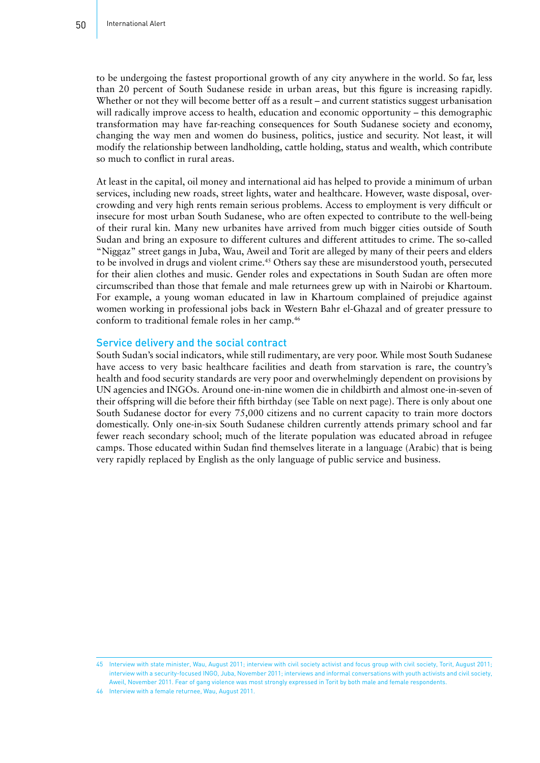to be undergoing the fastest proportional growth of any city anywhere in the world. So far, less than 20 percent of South Sudanese reside in urban areas, but this figure is increasing rapidly. Whether or not they will become better off as a result – and current statistics suggest urbanisation will radically improve access to health, education and economic opportunity – this demographic transformation may have far-reaching consequences for South Sudanese society and economy, changing the way men and women do business, politics, justice and security. Not least, it will modify the relationship between landholding, cattle holding, status and wealth, which contribute so much to conflict in rural areas.

At least in the capital, oil money and international aid has helped to provide a minimum of urban services, including new roads, street lights, water and healthcare. However, waste disposal, overcrowding and very high rents remain serious problems. Access to employment is very difficult or insecure for most urban South Sudanese, who are often expected to contribute to the well-being of their rural kin. Many new urbanites have arrived from much bigger cities outside of South Sudan and bring an exposure to different cultures and different attitudes to crime. The so-called "Niggaz" street gangs in Juba, Wau, Aweil and Torit are alleged by many of their peers and elders to be involved in drugs and violent crime.[45] Others say these are misunderstood youth, persecuted for their alien clothes and music. Gender roles and expectations in South Sudan are often more circumscribed than those that female and male returnees grew up with in Nairobi or Khartoum. For example, a young woman educated in law in Khartoum complained of prejudice against women working in professional jobs back in Western Bahr el-Ghazal and of greater pressure to conform to traditional female roles in her camp.[46]

## Service delivery and the social contract

South Sudan's social indicators, while still rudimentary, are very poor. While most South Sudanese have access to very basic healthcare facilities and death from starvation is rare, the country's health and food security standards are very poor and overwhelmingly dependent on provisions by UN agencies and INGOs. Around one-in-nine women die in childbirth and almost one-in-seven of their offspring will die before their fifth birthday (see Table on next page). There is only about one South Sudanese doctor for every 75,000 citizens and no current capacity to train more doctors domestically. Only one-in-six South Sudanese children currently attends primary school and far fewer reach secondary school; much of the literate population was educated abroad in refugee camps. Those educated within Sudan find themselves literate in a language (Arabic) that is being very rapidly replaced by English as the only language of public service and business.

---

45 Interview with state minister, Wau, August 2011; interview with civil society activist and focus group with civil society, Torit, August 2011; interview with a security-focused INGO, Juba, November 2011; interviews and informal conversations with youth activists and civil society, Aweil, November 2011. Fear of gang violence was most strongly expressed in Torit by both male and female respondents.

46 Interview with a female returnee, Wau, August 2011.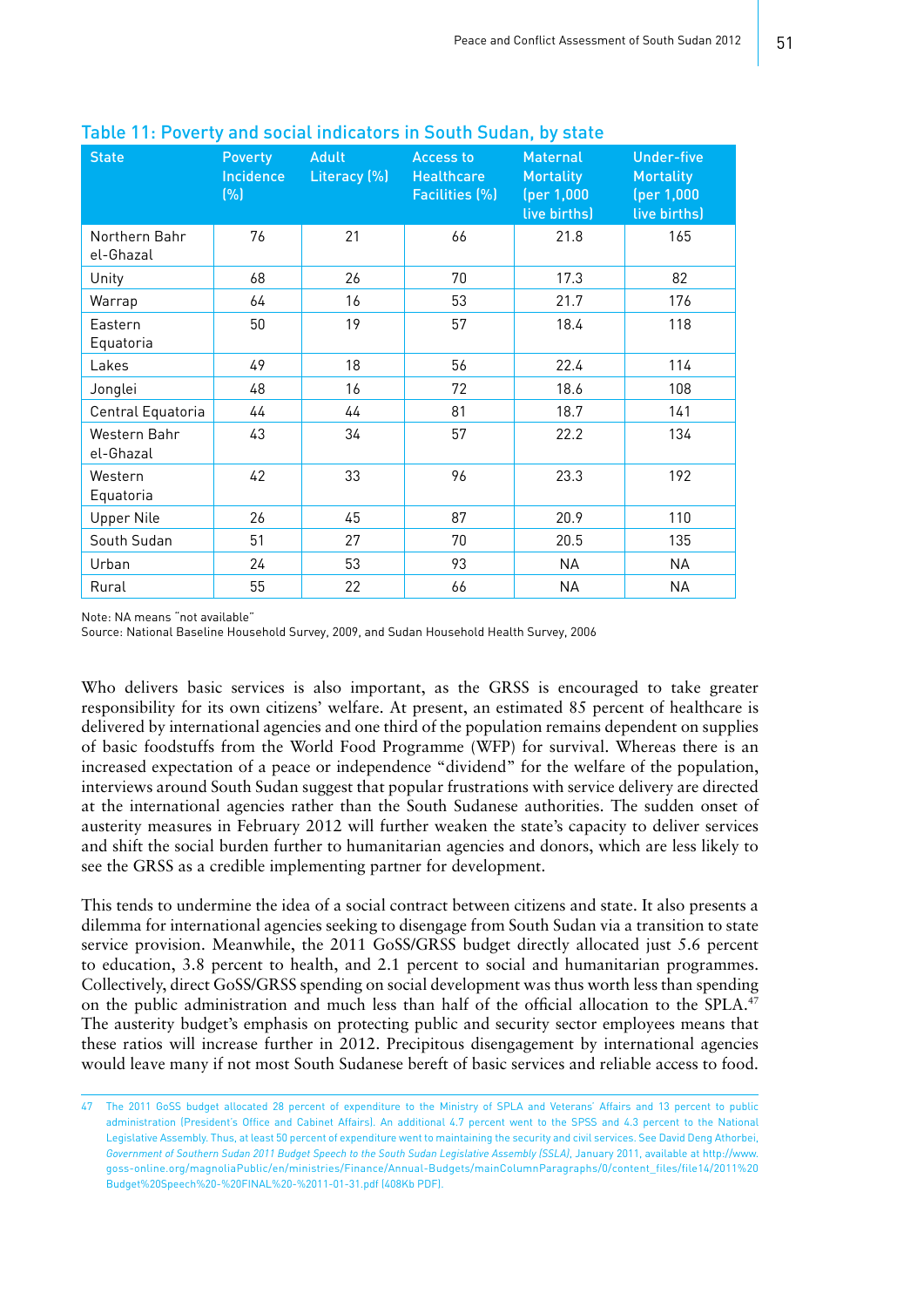### Table 11: Poverty and social indicators in South Sudan, by state

| State | Poverty Incidence (%) | Adult Literacy (%) | Access to Healthcare Facilities (%) | Maternal Mortality (per 1,000 live births) | Under-five Mortality (per 1,000 live births) |
|---|---|---|---|---|---|
| Northern Bahr el-Ghazal | 76 | 21 | 66 | 21.8 | 165 |
| Unity | 68 | 26 | 70 | 17.3 | 82 |
| Warrap | 64 | 16 | 53 | 21.7 | 176 |
| Eastern Equatoria | 50 | 19 | 57 | 18.4 | 118 |
| Lakes | 49 | 18 | 56 | 22.4 | 114 |
| Jonglei | 48 | 16 | 72 | 18.6 | 108 |
| Central Equatoria | 44 | 44 | 81 | 18.7 | 141 |
| Western Bahr el-Ghazal | 43 | 34 | 57 | 22.2 | 134 |
| Western Equatoria | 42 | 33 | 96 | 23.3 | 192 |
| Upper Nile | 26 | 45 | 87 | 20.9 | 110 |
| South Sudan | 51 | 27 | 70 | 20.5 | 135 |
| Urban | 24 | 53 | 93 | NA | NA |
| Rural | 55 | 22 | 66 | NA | NA |

Note: NA means "not available"
Source: National Baseline Household Survey, 2009, and Sudan Household Health Survey, 2006

Who delivers basic services is also important, as the GRSS is encouraged to take greater responsibility for its own citizens' welfare. At present, an estimated 85 percent of healthcare is delivered by international agencies and one third of the population remains dependent on supplies of basic foodstuffs from the World Food Programme (WFP) for survival. Whereas there is an increased expectation of a peace or independence "dividend" for the welfare of the population, interviews around South Sudan suggest that popular frustrations with service delivery are directed at the international agencies rather than the South Sudanese authorities. The sudden onset of austerity measures in February 2012 will further weaken the state's capacity to deliver services and shift the social burden further to humanitarian agencies and donors, which are less likely to see the GRSS as a credible implementing partner for development.

This tends to undermine the idea of a social contract between citizens and state. It also presents a dilemma for international agencies seeking to disengage from South Sudan via a transition to state service provision. Meanwhile, the 2011 GoSS/GRSS budget directly allocated just 5.6 percent to education, 3.8 percent to health, and 2.1 percent to social and humanitarian programmes. Collectively, direct GoSS/GRSS spending on social development was thus worth less than spending on the public administration and much less than half of the official allocation to the SPLA.[47] The austerity budget's emphasis on protecting public and security sector employees means that these ratios will increase further in 2012. Precipitous disengagement by international agencies would leave many if not most South Sudanese bereft of basic services and reliable access to food.

47 The 2011 GoSS budget allocated 28 percent of expenditure to the Ministry of SPLA and Veterans' Affairs and 13 percent to public administration (President's Office and Cabinet Affairs). An additional 4.7 percent went to the SPSS and 4.3 percent to the National Legislative Assembly. Thus, at least 50 percent of expenditure went to maintaining the security and civil services. See David Deng Athorbei, *Government of Southern Sudan 2011 Budget Speech to the South Sudan Legislative Assembly (SSLA)*, January 2011, available at http://www.goss-online.org/magnoliaPublic/en/ministries/Finance/Annual-Budgets/mainColumnParagraphs/0/content_files/file14/2011%20Budget%20Speech%20-%20FINAL%20-%2011-01-31.pdf (408Kb PDF).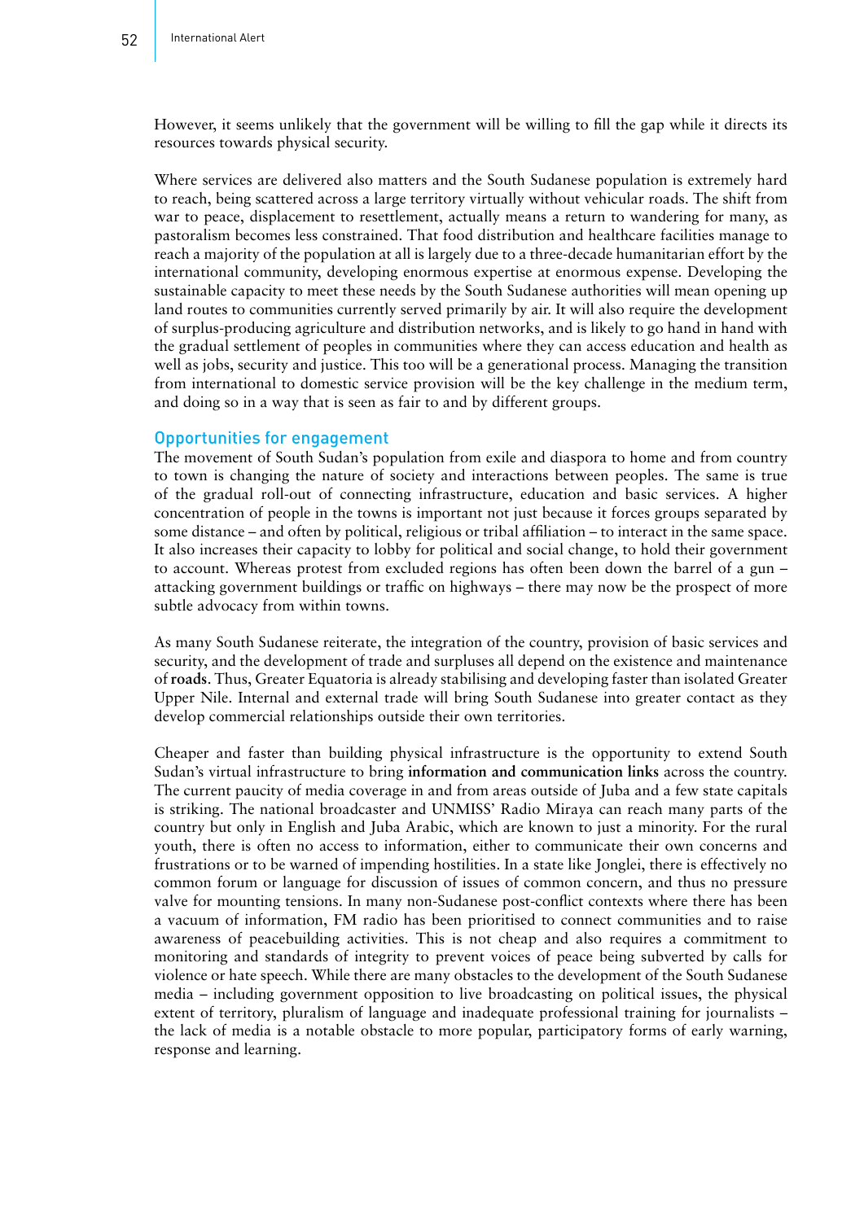However, it seems unlikely that the government will be willing to fill the gap while it directs its resources towards physical security.

Where services are delivered also matters and the South Sudanese population is extremely hard to reach, being scattered across a large territory virtually without vehicular roads. The shift from war to peace, displacement to resettlement, actually means a return to wandering for many, as pastoralism becomes less constrained. That food distribution and healthcare facilities manage to reach a majority of the population at all is largely due to a three-decade humanitarian effort by the international community, developing enormous expertise at enormous expense. Developing the sustainable capacity to meet these needs by the South Sudanese authorities will mean opening up land routes to communities currently served primarily by air. It will also require the development of surplus-producing agriculture and distribution networks, and is likely to go hand in hand with the gradual settlement of peoples in communities where they can access education and health as well as jobs, security and justice. This too will be a generational process. Managing the transition from international to domestic service provision will be the key challenge in the medium term, and doing so in a way that is seen as fair to and by different groups.

## Opportunities for engagement

The movement of South Sudan's population from exile and diaspora to home and from country to town is changing the nature of society and interactions between peoples. The same is true of the gradual roll-out of connecting infrastructure, education and basic services. A higher concentration of people in the towns is important not just because it forces groups separated by some distance – and often by political, religious or tribal affiliation – to interact in the same space. It also increases their capacity to lobby for political and social change, to hold their government to account. Whereas protest from excluded regions has often been down the barrel of a gun – attacking government buildings or traffic on highways – there may now be the prospect of more subtle advocacy from within towns.

As many South Sudanese reiterate, the integration of the country, provision of basic services and security, and the development of trade and surpluses all depend on the existence and maintenance of **roads**. Thus, Greater Equatoria is already stabilising and developing faster than isolated Greater Upper Nile. Internal and external trade will bring South Sudanese into greater contact as they develop commercial relationships outside their own territories.

Cheaper and faster than building physical infrastructure is the opportunity to extend South Sudan's virtual infrastructure to bring **information and communication links** across the country. The current paucity of media coverage in and from areas outside of Juba and a few state capitals is striking. The national broadcaster and UNMISS' Radio Miraya can reach many parts of the country but only in English and Juba Arabic, which are known to just a minority. For the rural youth, there is often no access to information, either to communicate their own concerns and frustrations or to be warned of impending hostilities. In a state like Jonglei, there is effectively no common forum or language for discussion of issues of common concern, and thus no pressure valve for mounting tensions. In many non-Sudanese post-conflict contexts where there has been a vacuum of information, FM radio has been prioritised to connect communities and to raise awareness of peacebuilding activities. This is not cheap and also requires a commitment to monitoring and standards of integrity to prevent voices of peace being subverted by calls for violence or hate speech. While there are many obstacles to the development of the South Sudanese media – including government opposition to live broadcasting on political issues, the physical extent of territory, pluralism of language and inadequate professional training for journalists – the lack of media is a notable obstacle to more popular, participatory forms of early warning, response and learning.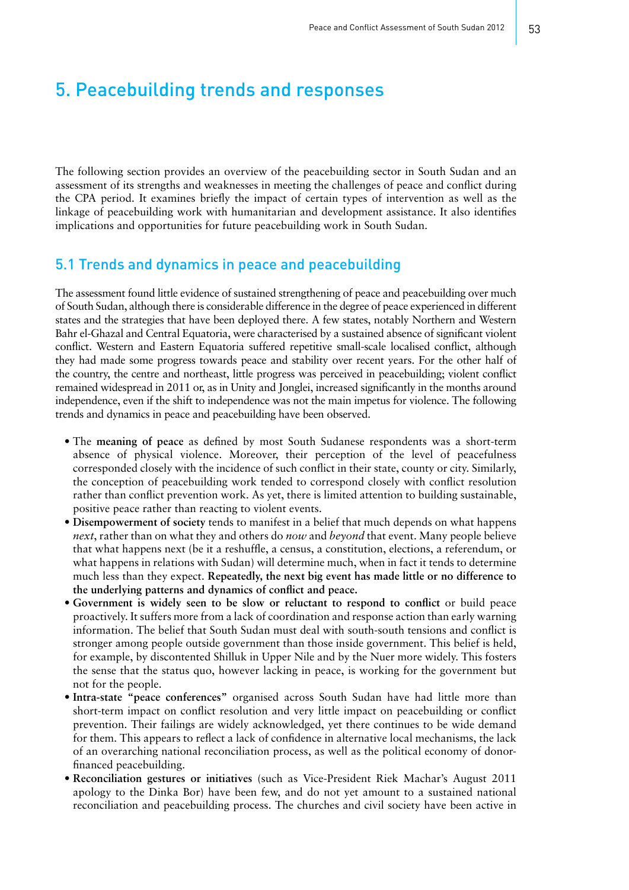# 5. Peacebuilding trends and responses

The following section provides an overview of the peacebuilding sector in South Sudan and an assessment of its strengths and weaknesses in meeting the challenges of peace and conflict during the CPA period. It examines briefly the impact of certain types of intervention as well as the linkage of peacebuilding work with humanitarian and development assistance. It also identifies implications and opportunities for future peacebuilding work in South Sudan.

## 5.1 Trends and dynamics in peace and peacebuilding

The assessment found little evidence of sustained strengthening of peace and peacebuilding over much of South Sudan, although there is considerable difference in the degree of peace experienced in different states and the strategies that have been deployed there. A few states, notably Northern and Western Bahr el-Ghazal and Central Equatoria, were characterised by a sustained absence of significant violent conflict. Western and Eastern Equatoria suffered repetitive small-scale localised conflict, although they had made some progress towards peace and stability over recent years. For the other half of the country, the centre and northeast, little progress was perceived in peacebuilding; violent conflict remained widespread in 2011 or, as in Unity and Jonglei, increased significantly in the months around independence, even if the shift to independence was not the main impetus for violence. The following trends and dynamics in peace and peacebuilding have been observed.

- The **meaning of peace** as defined by most South Sudanese respondents was a short-term absence of physical violence. Moreover, their perception of the level of peacefulness corresponded closely with the incidence of such conflict in their state, county or city. Similarly, the conception of peacebuilding work tended to correspond closely with conflict resolution rather than conflict prevention work. As yet, there is limited attention to building sustainable, positive peace rather than reacting to violent events.
- **Disempowerment of society** tends to manifest in a belief that much depends on what happens *next*, rather than on what they and others do *now* and *beyond* that event. Many people believe that what happens next (be it a reshuffle, a census, a constitution, elections, a referendum, or what happens in relations with Sudan) will determine much, when in fact it tends to determine much less than they expect. **Repeatedly, the next big event has made little or no difference to the underlying patterns and dynamics of conflict and peace.**
- **Government is widely seen to be slow or reluctant to respond to conflict** or build peace proactively. It suffers more from a lack of coordination and response action than early warning information. The belief that South Sudan must deal with south-south tensions and conflict is stronger among people outside government than those inside government. This belief is held, for example, by discontented Shilluk in Upper Nile and by the Nuer more widely. This fosters the sense that the status quo, however lacking in peace, is working for the government but not for the people.
- **Intra-state "peace conferences"** organised across South Sudan have had little more than short-term impact on conflict resolution and very little impact on peacebuilding or conflict prevention. Their failings are widely acknowledged, yet there continues to be wide demand for them. This appears to reflect a lack of confidence in alternative local mechanisms, the lack of an overarching national reconciliation process, as well as the political economy of donor-financed peacebuilding.
- **Reconciliation gestures or initiatives** (such as Vice-President Riek Machar's August 2011 apology to the Dinka Bor) have been few, and do not yet amount to a sustained national reconciliation and peacebuilding process. The churches and civil society have been active in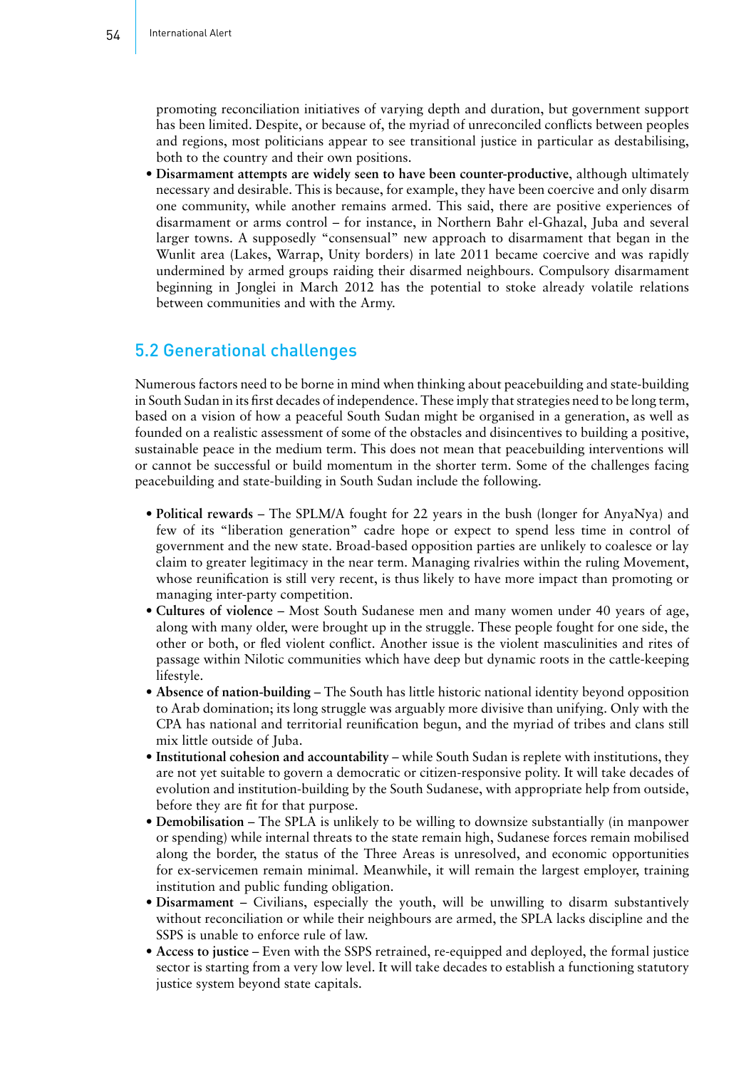promoting reconciliation initiatives of varying depth and duration, but government support has been limited. Despite, or because of, the myriad of unreconciled conflicts between peoples and regions, most politicians appear to see transitional justice in particular as destabilising, both to the country and their own positions.

- **Disarmament attempts are widely seen to have been counter-productive**, although ultimately necessary and desirable. This is because, for example, they have been coercive and only disarm one community, while another remains armed. This said, there are positive experiences of disarmament or arms control – for instance, in Northern Bahr el-Ghazal, Juba and several larger towns. A supposedly "consensual" new approach to disarmament that began in the Wunlit area (Lakes, Warrap, Unity borders) in late 2011 became coercive and was rapidly undermined by armed groups raiding their disarmed neighbours. Compulsory disarmament beginning in Jonglei in March 2012 has the potential to stoke already volatile relations between communities and with the Army.

## 5.2 Generational challenges

Numerous factors need to be borne in mind when thinking about peacebuilding and state-building in South Sudan in its first decades of independence. These imply that strategies need to be long term, based on a vision of how a peaceful South Sudan might be organised in a generation, as well as founded on a realistic assessment of some of the obstacles and disincentives to building a positive, sustainable peace in the medium term. This does not mean that peacebuilding interventions will or cannot be successful or build momentum in the shorter term. Some of the challenges facing peacebuilding and state-building in South Sudan include the following.

- **Political rewards** – The SPLM/A fought for 22 years in the bush (longer for AnyaNya) and few of its "liberation generation" cadre hope or expect to spend less time in control of government and the new state. Broad-based opposition parties are unlikely to coalesce or lay claim to greater legitimacy in the near term. Managing rivalries within the ruling Movement, whose reunification is still very recent, is thus likely to have more impact than promoting or managing inter-party competition.
- **Cultures of violence** – Most South Sudanese men and many women under 40 years of age, along with many older, were brought up in the struggle. These people fought for one side, the other or both, or fled violent conflict. Another issue is the violent masculinities and rites of passage within Nilotic communities which have deep but dynamic roots in the cattle-keeping lifestyle.
- **Absence of nation-building** – The South has little historic national identity beyond opposition to Arab domination; its long struggle was arguably more divisive than unifying. Only with the CPA has national and territorial reunification begun, and the myriad of tribes and clans still mix little outside of Juba.
- **Institutional cohesion and accountability** – while South Sudan is replete with institutions, they are not yet suitable to govern a democratic or citizen-responsive polity. It will take decades of evolution and institution-building by the South Sudanese, with appropriate help from outside, before they are fit for that purpose.
- **Demobilisation** – The SPLA is unlikely to be willing to downsize substantially (in manpower or spending) while internal threats to the state remain high, Sudanese forces remain mobilised along the border, the status of the Three Areas is unresolved, and economic opportunities for ex-servicemen remain minimal. Meanwhile, it will remain the largest employer, training institution and public funding obligation.
- **Disarmament** – Civilians, especially the youth, will be unwilling to disarm substantively without reconciliation or while their neighbours are armed, the SPLA lacks discipline and the SSPS is unable to enforce rule of law.
- **Access to justice** – Even with the SSPS retrained, re-equipped and deployed, the formal justice sector is starting from a very low level. It will take decades to establish a functioning statutory justice system beyond state capitals.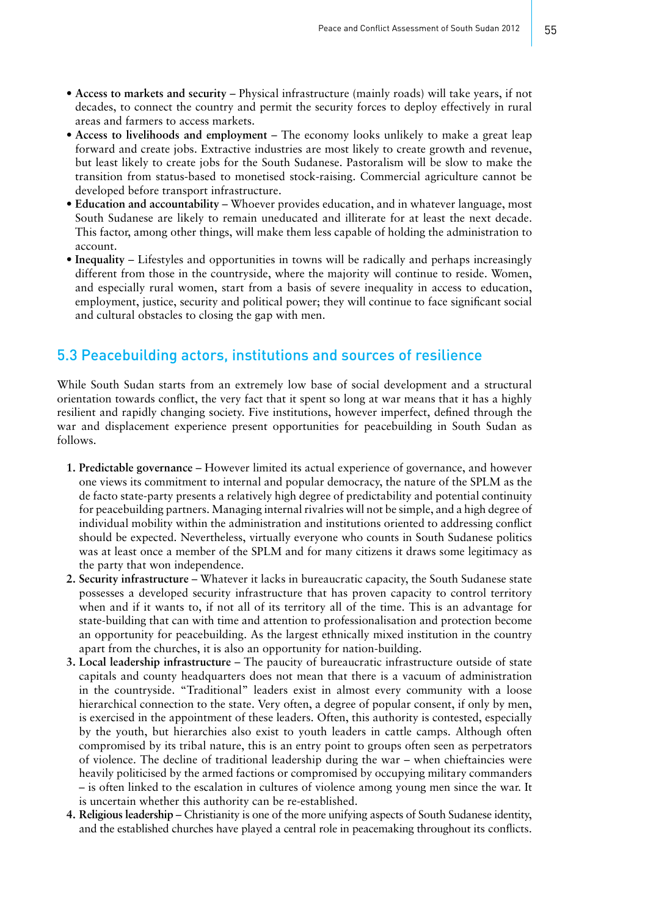- **Access to markets and security** – Physical infrastructure (mainly roads) will take years, if not decades, to connect the country and permit the security forces to deploy effectively in rural areas and farmers to access markets.
- **Access to livelihoods and employment** – The economy looks unlikely to make a great leap forward and create jobs. Extractive industries are most likely to create growth and revenue, but least likely to create jobs for the South Sudanese. Pastoralism will be slow to make the transition from status-based to monetised stock-raising. Commercial agriculture cannot be developed before transport infrastructure.
- **Education and accountability** – Whoever provides education, and in whatever language, most South Sudanese are likely to remain uneducated and illiterate for at least the next decade. This factor, among other things, will make them less capable of holding the administration to account.
- **Inequality** – Lifestyles and opportunities in towns will be radically and perhaps increasingly different from those in the countryside, where the majority will continue to reside. Women, and especially rural women, start from a basis of severe inequality in access to education, employment, justice, security and political power; they will continue to face significant social and cultural obstacles to closing the gap with men.

## 5.3 Peacebuilding actors, institutions and sources of resilience

While South Sudan starts from an extremely low base of social development and a structural orientation towards conflict, the very fact that it spent so long at war means that it has a highly resilient and rapidly changing society. Five institutions, however imperfect, defined through the war and displacement experience present opportunities for peacebuilding in South Sudan as follows.

1. **Predictable governance** – However limited its actual experience of governance, and however one views its commitment to internal and popular democracy, the nature of the SPLM as the de facto state-party presents a relatively high degree of predictability and potential continuity for peacebuilding partners. Managing internal rivalries will not be simple, and a high degree of individual mobility within the administration and institutions oriented to addressing conflict should be expected. Nevertheless, virtually everyone who counts in South Sudanese politics was at least once a member of the SPLM and for many citizens it draws some legitimacy as the party that won independence.
2. **Security infrastructure** – Whatever it lacks in bureaucratic capacity, the South Sudanese state possesses a developed security infrastructure that has proven capacity to control territory when and if it wants to, if not all of its territory all of the time. This is an advantage for state-building that can with time and attention to professionalisation and protection become an opportunity for peacebuilding. As the largest ethnically mixed institution in the country apart from the churches, it is also an opportunity for nation-building.
3. **Local leadership infrastructure** – The paucity of bureaucratic infrastructure outside of state capitals and county headquarters does not mean that there is a vacuum of administration in the countryside. "Traditional" leaders exist in almost every community with a loose hierarchical connection to the state. Very often, a degree of popular consent, if only by men, is exercised in the appointment of these leaders. Often, this authority is contested, especially by the youth, but hierarchies also exist to youth leaders in cattle camps. Although often compromised by its tribal nature, this is an entry point to groups often seen as perpetrators of violence. The decline of traditional leadership during the war – when chieftaincies were heavily politicised by the armed factions or compromised by occupying military commanders – is often linked to the escalation in cultures of violence among young men since the war. It is uncertain whether this authority can be re-established.
4. **Religious leadership** – Christianity is one of the more unifying aspects of South Sudanese identity, and the established churches have played a central role in peacemaking throughout its conflicts.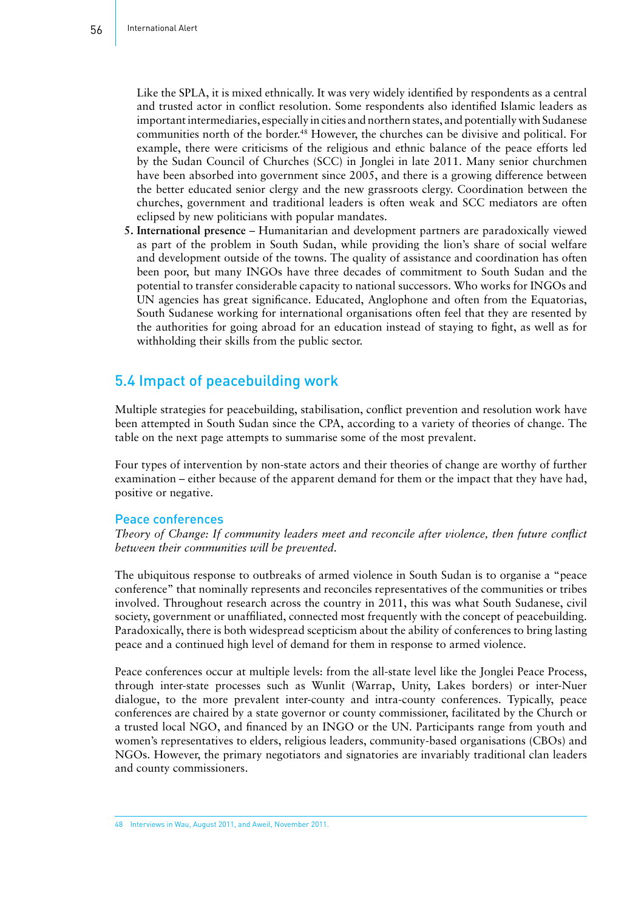Like the SPLA, it is mixed ethnically. It was very widely identified by respondents as a central and trusted actor in conflict resolution. Some respondents also identified Islamic leaders as important intermediaries, especially in cities and northern states, and potentially with Sudanese communities north of the border.[48] However, the churches can be divisive and political. For example, there were criticisms of the religious and ethnic balance of the peace efforts led by the Sudan Council of Churches (SCC) in Jonglei in late 2011. Many senior churchmen have been absorbed into government since 2005, and there is a growing difference between the better educated senior clergy and the new grassroots clergy. Coordination between the churches, government and traditional leaders is often weak and SCC mediators are often eclipsed by new politicians with popular mandates.

5. **International presence** – Humanitarian and development partners are paradoxically viewed as part of the problem in South Sudan, while providing the lion's share of social welfare and development outside of the towns. The quality of assistance and coordination has often been poor, but many INGOs have three decades of commitment to South Sudan and the potential to transfer considerable capacity to national successors. Who works for INGOs and UN agencies has great significance. Educated, Anglophone and often from the Equatorias, South Sudanese working for international organisations often feel that they are resented by the authorities for going abroad for an education instead of staying to fight, as well as for withholding their skills from the public sector.

## 5.4 Impact of peacebuilding work

Multiple strategies for peacebuilding, stabilisation, conflict prevention and resolution work have been attempted in South Sudan since the CPA, according to a variety of theories of change. The table on the next page attempts to summarise some of the most prevalent.

Four types of intervention by non-state actors and their theories of change are worthy of further examination – either because of the apparent demand for them or the impact that they have had, positive or negative.

### Peace conferences

*Theory of Change: If community leaders meet and reconcile after violence, then future conflict between their communities will be prevented.*

The ubiquitous response to outbreaks of armed violence in South Sudan is to organise a "peace conference" that nominally represents and reconciles representatives of the communities or tribes involved. Throughout research across the country in 2011, this was what South Sudanese, civil society, government or unaffiliated, connected most frequently with the concept of peacebuilding. Paradoxically, there is both widespread scepticism about the ability of conferences to bring lasting peace and a continued high level of demand for them in response to armed violence.

Peace conferences occur at multiple levels: from the all-state level like the Jonglei Peace Process, through inter-state processes such as Wunlit (Warrap, Unity, Lakes borders) or inter-Nuer dialogue, to the more prevalent inter-county and intra-county conferences. Typically, peace conferences are chaired by a state governor or county commissioner, facilitated by the Church or a trusted local NGO, and financed by an INGO or the UN. Participants range from youth and women's representatives to elders, religious leaders, community-based organisations (CBOs) and NGOs. However, the primary negotiators and signatories are invariably traditional clan leaders and county commissioners.

48 Interviews in Wau, August 2011, and Aweil, November 2011.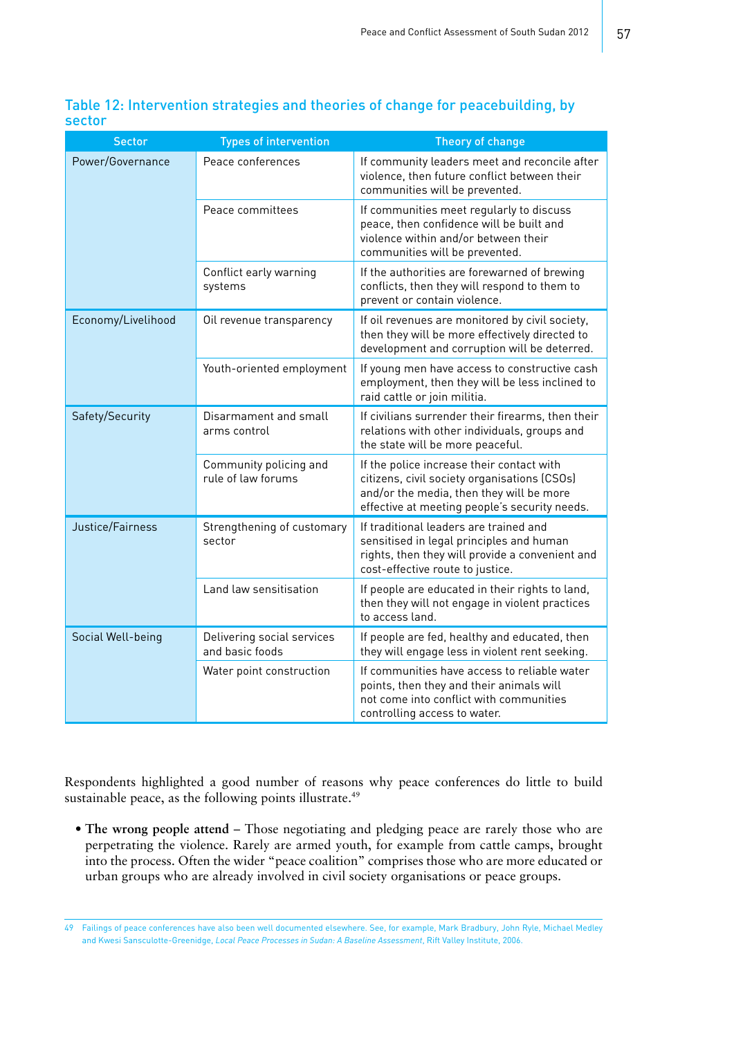## Table 12: Intervention strategies and theories of change for peacebuilding, by sector

| Sector | Types of intervention | Theory of change |
|---|---|---|
| Power/Governance | Peace conferences | If community leaders meet and reconcile after violence, then future conflict between their communities will be prevented. |
| | Peace committees | If communities meet regularly to discuss peace, then confidence will be built and violence within and/or between their communities will be prevented. |
| | Conflict early warning systems | If the authorities are forewarned of brewing conflicts, then they will respond to them to prevent or contain violence. |
| Economy/Livelihood | Oil revenue transparency | If oil revenues are monitored by civil society, then they will be more effectively directed to development and corruption will be deterred. |
| | Youth-oriented employment | If young men have access to constructive cash employment, then they will be less inclined to raid cattle or join militia. |
| Safety/Security | Disarmament and small arms control | If civilians surrender their firearms, then their relations with other individuals, groups and the state will be more peaceful. |
| | Community policing and rule of law forums | If the police increase their contact with citizens, civil society organisations (CSOs) and/or the media, then they will be more effective at meeting people's security needs. |
| Justice/Fairness | Strengthening of customary sector | If traditional leaders are trained and sensitised in legal principles and human rights, then they will provide a convenient and cost-effective route to justice. |
| | Land law sensitisation | If people are educated in their rights to land, then they will not engage in violent practices to access land. |
| Social Well-being | Delivering social services and basic foods | If people are fed, healthy and educated, then they will engage less in violent rent seeking. |
| | Water point construction | If communities have access to reliable water points, then they and their animals will not come into conflict with communities controlling access to water. |

Respondents highlighted a good number of reasons why peace conferences do little to build sustainable peace, as the following points illustrate.[49]

- **The wrong people attend** – Those negotiating and pledging peace are rarely those who are perpetrating the violence. Rarely are armed youth, for example from cattle camps, brought into the process. Often the wider "peace coalition" comprises those who are more educated or urban groups who are already involved in civil society organisations or peace groups.

49 Failings of peace conferences have also been well documented elsewhere. See, for example, Mark Bradbury, John Ryle, Michael Medley and Kwesi Sansculotte-Greenidge, *Local Peace Processes in Sudan: A Baseline Assessment*, Rift Valley Institute, 2006.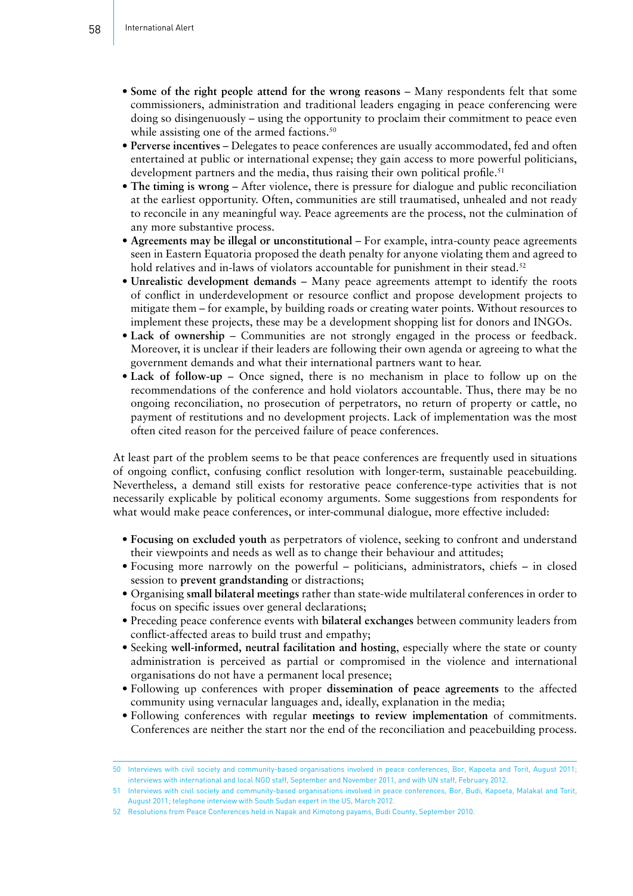- **Some of the right people attend for the wrong reasons** – Many respondents felt that some commissioners, administration and traditional leaders engaging in peace conferencing were doing so disingenuously – using the opportunity to proclaim their commitment to peace even while assisting one of the armed factions.[50]
- **Perverse incentives** – Delegates to peace conferences are usually accommodated, fed and often entertained at public or international expense; they gain access to more powerful politicians, development partners and the media, thus raising their own political profile.[51]
- **The timing is wrong** – After violence, there is pressure for dialogue and public reconciliation at the earliest opportunity. Often, communities are still traumatised, unhealed and not ready to reconcile in any meaningful way. Peace agreements are the process, not the culmination of any more substantive process.
- **Agreements may be illegal or unconstitutional** – For example, intra-county peace agreements seen in Eastern Equatoria proposed the death penalty for anyone violating them and agreed to hold relatives and in-laws of violators accountable for punishment in their stead.[52]
- **Unrealistic development demands** – Many peace agreements attempt to identify the roots of conflict in underdevelopment or resource conflict and propose development projects to mitigate them – for example, by building roads or creating water points. Without resources to implement these projects, these may be a development shopping list for donors and INGOs.
- **Lack of ownership** – Communities are not strongly engaged in the process or feedback. Moreover, it is unclear if their leaders are following their own agenda or agreeing to what the government demands and what their international partners want to hear.
- **Lack of follow-up** – Once signed, there is no mechanism in place to follow up on the recommendations of the conference and hold violators accountable. Thus, there may be no ongoing reconciliation, no prosecution of perpetrators, no return of property or cattle, no payment of restitutions and no development projects. Lack of implementation was the most often cited reason for the perceived failure of peace conferences.

At least part of the problem seems to be that peace conferences are frequently used in situations of ongoing conflict, confusing conflict resolution with longer-term, sustainable peacebuilding. Nevertheless, a demand still exists for restorative peace conference-type activities that is not necessarily explicable by political economy arguments. Some suggestions from respondents for what would make peace conferences, or inter-communal dialogue, more effective included:

- **Focusing on excluded youth** as perpetrators of violence, seeking to confront and understand their viewpoints and needs as well as to change their behaviour and attitudes;
- Focusing more narrowly on the powerful – politicians, administrators, chiefs – in closed session to **prevent grandstanding** or distractions;
- Organising **small bilateral meetings** rather than state-wide multilateral conferences in order to focus on specific issues over general declarations;
- Preceding peace conference events with **bilateral exchanges** between community leaders from conflict-affected areas to build trust and empathy;
- Seeking **well-informed, neutral facilitation and hosting**, especially where the state or county administration is perceived as partial or compromised in the violence and international organisations do not have a permanent local presence;
- Following up conferences with proper **dissemination of peace agreements** to the affected community using vernacular languages and, ideally, explanation in the media;
- Following conferences with regular **meetings to review implementation** of commitments. Conferences are neither the start nor the end of the reconciliation and peacebuilding process.

---

50 Interviews with civil society and community-based organisations involved in peace conferences, Bor, Kapoeta and Torit, August 2011; interviews with international and local NGO staff, September and November 2011, and with UN staff, February 2012.

51 Interviews with civil society and community-based organisations involved in peace conferences, Bor, Budi, Kapoeta, Malakal and Torit, August 2011; telephone interview with South Sudan expert in the US, March 2012.

52 Resolutions from Peace Conferences held in Napak and Kimotong payams, Budi County, September 2010.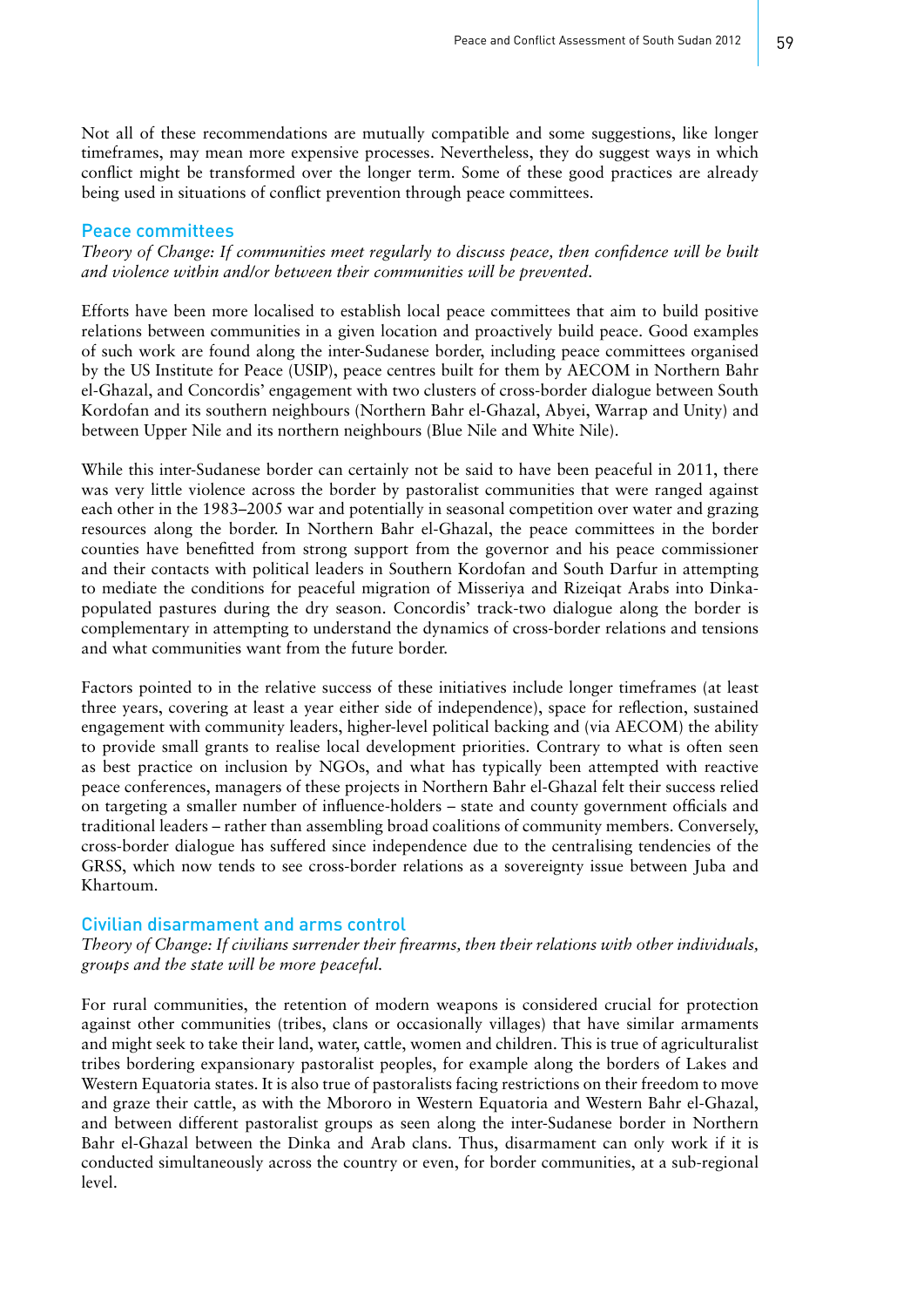Not all of these recommendations are mutually compatible and some suggestions, like longer timeframes, may mean more expensive processes. Nevertheless, they do suggest ways in which conflict might be transformed over the longer term. Some of these good practices are already being used in situations of conflict prevention through peace committees.

## Peace committees

*Theory of Change: If communities meet regularly to discuss peace, then confidence will be built and violence within and/or between their communities will be prevented.*

Efforts have been more localised to establish local peace committees that aim to build positive relations between communities in a given location and proactively build peace. Good examples of such work are found along the inter-Sudanese border, including peace committees organised by the US Institute for Peace (USIP), peace centres built for them by AECOM in Northern Bahr el-Ghazal, and Concordis' engagement with two clusters of cross-border dialogue between South Kordofan and its southern neighbours (Northern Bahr el-Ghazal, Abyei, Warrap and Unity) and between Upper Nile and its northern neighbours (Blue Nile and White Nile).

While this inter-Sudanese border can certainly not be said to have been peaceful in 2011, there was very little violence across the border by pastoralist communities that were ranged against each other in the 1983–2005 war and potentially in seasonal competition over water and grazing resources along the border. In Northern Bahr el-Ghazal, the peace committees in the border counties have benefitted from strong support from the governor and his peace commissioner and their contacts with political leaders in Southern Kordofan and South Darfur in attempting to mediate the conditions for peaceful migration of Misseriya and Rizeiqat Arabs into Dinka-populated pastures during the dry season. Concordis' track-two dialogue along the border is complementary in attempting to understand the dynamics of cross-border relations and tensions and what communities want from the future border.

Factors pointed to in the relative success of these initiatives include longer timeframes (at least three years, covering at least a year either side of independence), space for reflection, sustained engagement with community leaders, higher-level political backing and (via AECOM) the ability to provide small grants to realise local development priorities. Contrary to what is often seen as best practice on inclusion by NGOs, and what has typically been attempted with reactive peace conferences, managers of these projects in Northern Bahr el-Ghazal felt their success relied on targeting a smaller number of influence-holders – state and county government officials and traditional leaders – rather than assembling broad coalitions of community members. Conversely, cross-border dialogue has suffered since independence due to the centralising tendencies of the GRSS, which now tends to see cross-border relations as a sovereignty issue between Juba and Khartoum.

## Civilian disarmament and arms control

*Theory of Change: If civilians surrender their firearms, then their relations with other individuals, groups and the state will be more peaceful.*

For rural communities, the retention of modern weapons is considered crucial for protection against other communities (tribes, clans or occasionally villages) that have similar armaments and might seek to take their land, water, cattle, women and children. This is true of agriculturalist tribes bordering expansionary pastoralist peoples, for example along the borders of Lakes and Western Equatoria states. It is also true of pastoralists facing restrictions on their freedom to move and graze their cattle, as with the Mbororo in Western Equatoria and Western Bahr el-Ghazal, and between different pastoralist groups as seen along the inter-Sudanese border in Northern Bahr el-Ghazal between the Dinka and Arab clans. Thus, disarmament can only work if it is conducted simultaneously across the country or even, for border communities, at a sub-regional level.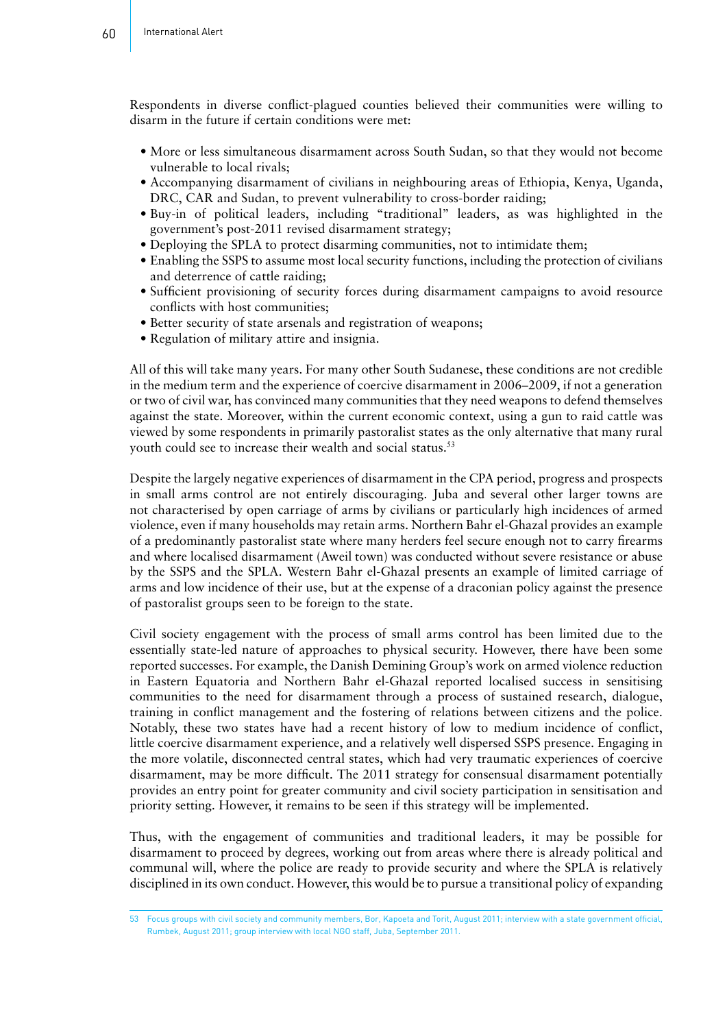Respondents in diverse conflict-plagued counties believed their communities were willing to disarm in the future if certain conditions were met:

- More or less simultaneous disarmament across South Sudan, so that they would not become vulnerable to local rivals;
- Accompanying disarmament of civilians in neighbouring areas of Ethiopia, Kenya, Uganda, DRC, CAR and Sudan, to prevent vulnerability to cross-border raiding;
- Buy-in of political leaders, including "traditional" leaders, as was highlighted in the government's post-2011 revised disarmament strategy;
- Deploying the SPLA to protect disarming communities, not to intimidate them;
- Enabling the SSPS to assume most local security functions, including the protection of civilians and deterrence of cattle raiding;
- Sufficient provisioning of security forces during disarmament campaigns to avoid resource conflicts with host communities;
- Better security of state arsenals and registration of weapons;
- Regulation of military attire and insignia.

All of this will take many years. For many other South Sudanese, these conditions are not credible in the medium term and the experience of coercive disarmament in 2006–2009, if not a generation or two of civil war, has convinced many communities that they need weapons to defend themselves against the state. Moreover, within the current economic context, using a gun to raid cattle was viewed by some respondents in primarily pastoralist states as the only alternative that many rural youth could see to increase their wealth and social status.[53]

Despite the largely negative experiences of disarmament in the CPA period, progress and prospects in small arms control are not entirely discouraging. Juba and several other larger towns are not characterised by open carriage of arms by civilians or particularly high incidences of armed violence, even if many households may retain arms. Northern Bahr el-Ghazal provides an example of a predominantly pastoralist state where many herders feel secure enough not to carry firearms and where localised disarmament (Aweil town) was conducted without severe resistance or abuse by the SSPS and the SPLA. Western Bahr el-Ghazal presents an example of limited carriage of arms and low incidence of their use, but at the expense of a draconian policy against the presence of pastoralist groups seen to be foreign to the state.

Civil society engagement with the process of small arms control has been limited due to the essentially state-led nature of approaches to physical security. However, there have been some reported successes. For example, the Danish Demining Group's work on armed violence reduction in Eastern Equatoria and Northern Bahr el-Ghazal reported localised success in sensitising communities to the need for disarmament through a process of sustained research, dialogue, training in conflict management and the fostering of relations between citizens and the police. Notably, these two states have had a recent history of low to medium incidence of conflict, little coercive disarmament experience, and a relatively well dispersed SSPS presence. Engaging in the more volatile, disconnected central states, which had very traumatic experiences of coercive disarmament, may be more difficult. The 2011 strategy for consensual disarmament potentially provides an entry point for greater community and civil society participation in sensitisation and priority setting. However, it remains to be seen if this strategy will be implemented.

Thus, with the engagement of communities and traditional leaders, it may be possible for disarmament to proceed by degrees, working out from areas where there is already political and communal will, where the police are ready to provide security and where the SPLA is relatively disciplined in its own conduct. However, this would be to pursue a transitional policy of expanding

53 Focus groups with civil society and community members, Bor, Kapoeta and Torit, August 2011; interview with a state government official, Rumbek, August 2011; group interview with local NGO staff, Juba, September 2011.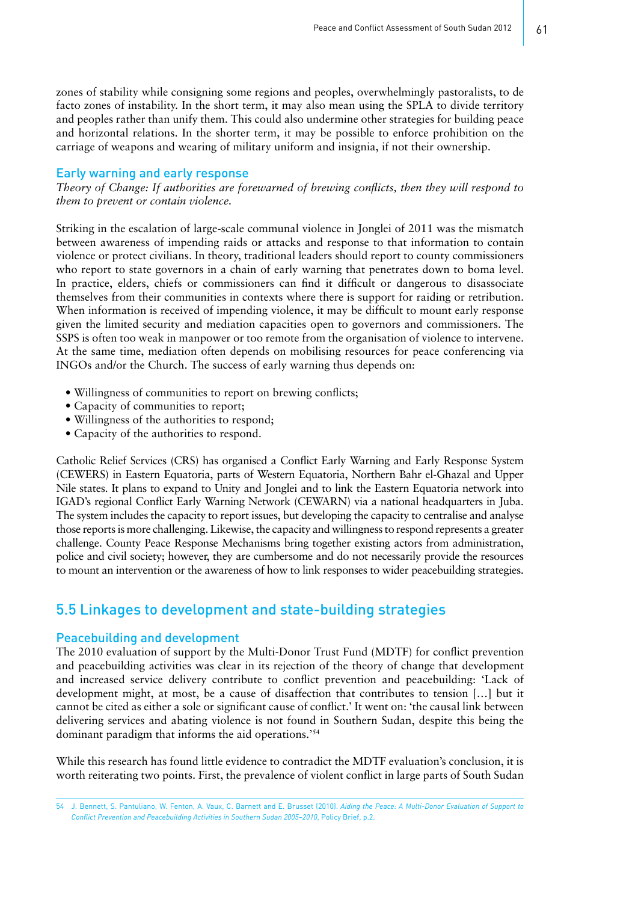zones of stability while consigning some regions and peoples, overwhelmingly pastoralists, to de facto zones of instability. In the short term, it may also mean using the SPLA to divide territory and peoples rather than unify them. This could also undermine other strategies for building peace and horizontal relations. In the shorter term, it may be possible to enforce prohibition on the carriage of weapons and wearing of military uniform and insignia, if not their ownership.

### Early warning and early response

*Theory of Change: If authorities are forewarned of brewing conflicts, then they will respond to them to prevent or contain violence.*

Striking in the escalation of large-scale communal violence in Jonglei of 2011 was the mismatch between awareness of impending raids or attacks and response to that information to contain violence or protect civilians. In theory, traditional leaders should report to county commissioners who report to state governors in a chain of early warning that penetrates down to boma level. In practice, elders, chiefs or commissioners can find it difficult or dangerous to disassociate themselves from their communities in contexts where there is support for raiding or retribution. When information is received of impending violence, it may be difficult to mount early response given the limited security and mediation capacities open to governors and commissioners. The SSPS is often too weak in manpower or too remote from the organisation of violence to intervene. At the same time, mediation often depends on mobilising resources for peace conferencing via INGOs and/or the Church. The success of early warning thus depends on:

- Willingness of communities to report on brewing conflicts;
- Capacity of communities to report;
- Willingness of the authorities to respond;
- Capacity of the authorities to respond.

Catholic Relief Services (CRS) has organised a Conflict Early Warning and Early Response System (CEWERS) in Eastern Equatoria, parts of Western Equatoria, Northern Bahr el-Ghazal and Upper Nile states. It plans to expand to Unity and Jonglei and to link the Eastern Equatoria network into IGAD's regional Conflict Early Warning Network (CEWARN) via a national headquarters in Juba. The system includes the capacity to report issues, but developing the capacity to centralise and analyse those reports is more challenging. Likewise, the capacity and willingness to respond represents a greater challenge. County Peace Response Mechanisms bring together existing actors from administration, police and civil society; however, they are cumbersome and do not necessarily provide the resources to mount an intervention or the awareness of how to link responses to wider peacebuilding strategies.

## 5.5 Linkages to development and state-building strategies

### Peacebuilding and development

The 2010 evaluation of support by the Multi-Donor Trust Fund (MDTF) for conflict prevention and peacebuilding activities was clear in its rejection of the theory of change that development and increased service delivery contribute to conflict prevention and peacebuilding: 'Lack of development might, at most, be a cause of disaffection that contributes to tension […] but it cannot be cited as either a sole or significant cause of conflict.' It went on: 'the causal link between delivering services and abating violence is not found in Southern Sudan, despite this being the dominant paradigm that informs the aid operations.'[54]

While this research has found little evidence to contradict the MDTF evaluation's conclusion, it is worth reiterating two points. First, the prevalence of violent conflict in large parts of South Sudan

54 J. Bennett, S. Pantuliano, W. Fenton, A. Vaux, C. Barnett and E. Brusset (2010). *Aiding the Peace: A Multi-Donor Evaluation of Support to Conflict Prevention and Peacebuilding Activities in Southern Sudan 2005–2010*, Policy Brief, p.2.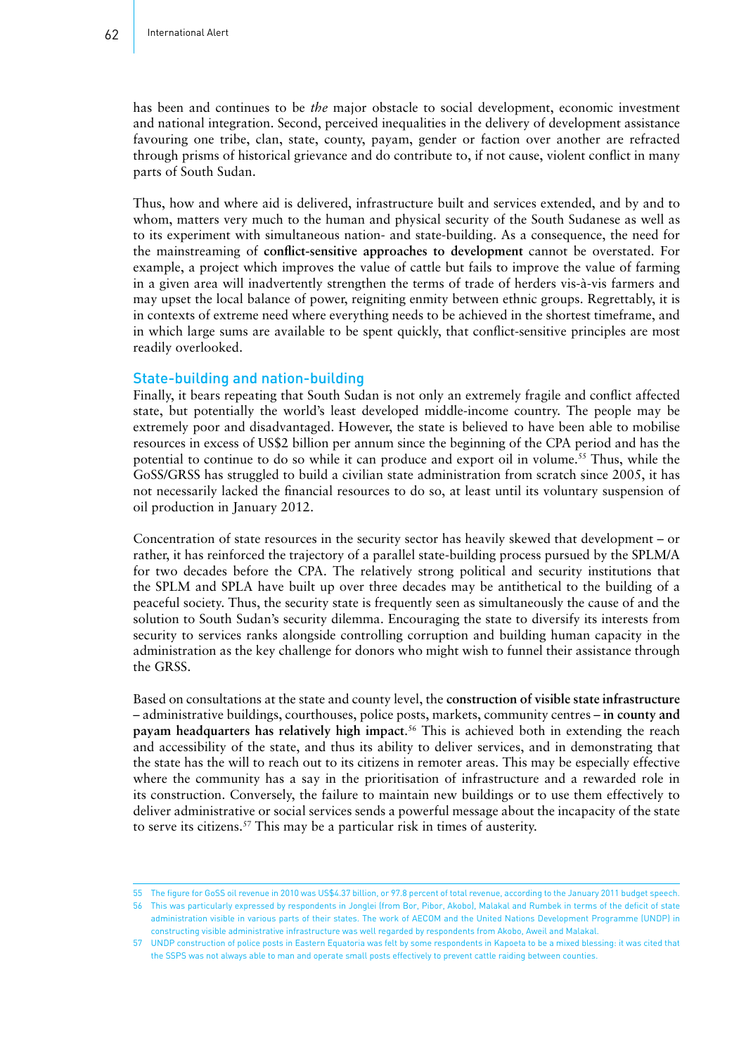has been and continues to be *the* major obstacle to social development, economic investment and national integration. Second, perceived inequalities in the delivery of development assistance favouring one tribe, clan, state, county, payam, gender or faction over another are refracted through prisms of historical grievance and do contribute to, if not cause, violent conflict in many parts of South Sudan.

Thus, how and where aid is delivered, infrastructure built and services extended, and by and to whom, matters very much to the human and physical security of the South Sudanese as well as to its experiment with simultaneous nation- and state-building. As a consequence, the need for the mainstreaming of **conflict-sensitive approaches to development** cannot be overstated. For example, a project which improves the value of cattle but fails to improve the value of farming in a given area will inadvertently strengthen the terms of trade of herders vis-à-vis farmers and may upset the local balance of power, reigniting enmity between ethnic groups. Regrettably, it is in contexts of extreme need where everything needs to be achieved in the shortest timeframe, and in which large sums are available to be spent quickly, that conflict-sensitive principles are most readily overlooked.

## State-building and nation-building

Finally, it bears repeating that South Sudan is not only an extremely fragile and conflict affected state, but potentially the world's least developed middle-income country. The people may be extremely poor and disadvantaged. However, the state is believed to have been able to mobilise resources in excess of US$2 billion per annum since the beginning of the CPA period and has the potential to continue to do so while it can produce and export oil in volume.[55] Thus, while the GoSS/GRSS has struggled to build a civilian state administration from scratch since 2005, it has not necessarily lacked the financial resources to do so, at least until its voluntary suspension of oil production in January 2012.

Concentration of state resources in the security sector has heavily skewed that development – or rather, it has reinforced the trajectory of a parallel state-building process pursued by the SPLM/A for two decades before the CPA. The relatively strong political and security institutions that the SPLM and SPLA have built up over three decades may be antithetical to the building of a peaceful society. Thus, the security state is frequently seen as simultaneously the cause of and the solution to South Sudan's security dilemma. Encouraging the state to diversify its interests from security to services ranks alongside controlling corruption and building human capacity in the administration as the key challenge for donors who might wish to funnel their assistance through the GRSS.

Based on consultations at the state and county level, the **construction of visible state infrastructure** – administrative buildings, courthouses, police posts, markets, community centres – **in county and payam headquarters has relatively high impact**.[56] This is achieved both in extending the reach and accessibility of the state, and thus its ability to deliver services, and in demonstrating that the state has the will to reach out to its citizens in remoter areas. This may be especially effective where the community has a say in the prioritisation of infrastructure and a rewarded role in its construction. Conversely, the failure to maintain new buildings or to use them effectively to deliver administrative or social services sends a powerful message about the incapacity of the state to serve its citizens.[57] This may be a particular risk in times of austerity.

---

55 The figure for GoSS oil revenue in 2010 was US$4.37 billion, or 97.8 percent of total revenue, according to the January 2011 budget speech.

56 This was particularly expressed by respondents in Jonglei (from Bor, Pibor, Akobo), Malakal and Rumbek in terms of the deficit of state administration visible in various parts of their states. The work of AECOM and the United Nations Development Programme (UNDP) in constructing visible administrative infrastructure was well regarded by respondents from Akobo, Aweil and Malakal.

57 UNDP construction of police posts in Eastern Equatoria was felt by some respondents in Kapoeta to be a mixed blessing: it was cited that the SSPS was not always able to man and operate small posts effectively to prevent cattle raiding between counties.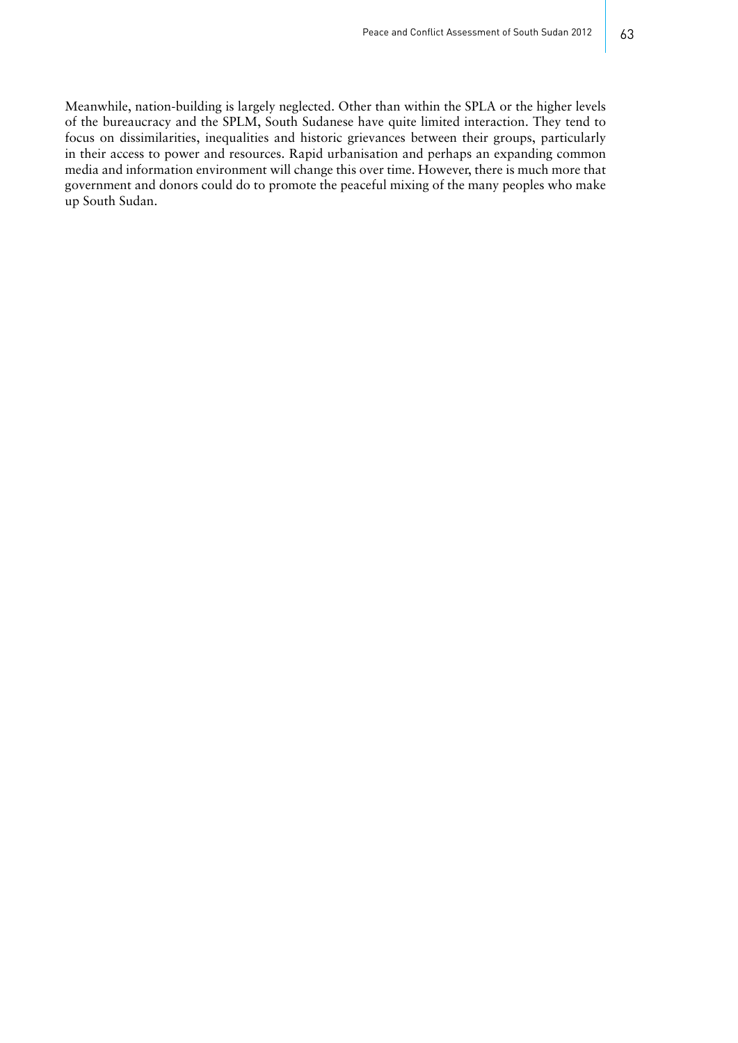Meanwhile, nation-building is largely neglected. Other than within the SPLA or the higher levels of the bureaucracy and the SPLM, South Sudanese have quite limited interaction. They tend to focus on dissimilarities, inequalities and historic grievances between their groups, particularly in their access to power and resources. Rapid urbanisation and perhaps an expanding common media and information environment will change this over time. However, there is much more that government and donors could do to promote the peaceful mixing of the many peoples who make up South Sudan.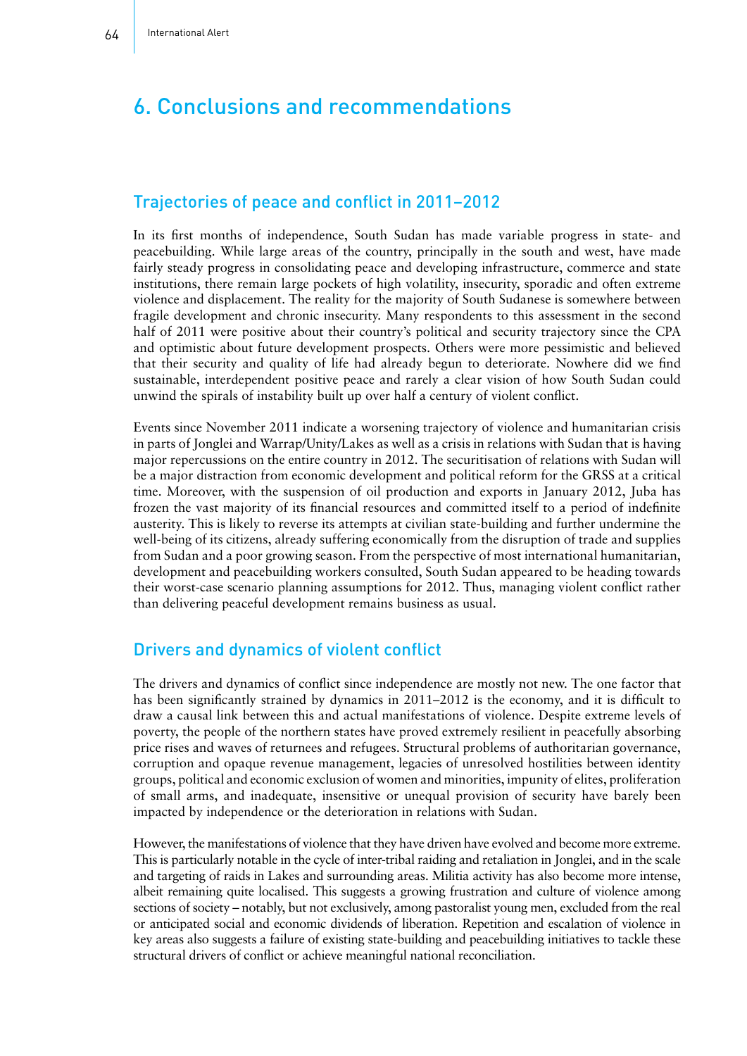# 6. Conclusions and recommendations

## Trajectories of peace and conflict in 2011–2012

In its first months of independence, South Sudan has made variable progress in state- and peacebuilding. While large areas of the country, principally in the south and west, have made fairly steady progress in consolidating peace and developing infrastructure, commerce and state institutions, there remain large pockets of high volatility, insecurity, sporadic and often extreme violence and displacement. The reality for the majority of South Sudanese is somewhere between fragile development and chronic insecurity. Many respondents to this assessment in the second half of 2011 were positive about their country's political and security trajectory since the CPA and optimistic about future development prospects. Others were more pessimistic and believed that their security and quality of life had already begun to deteriorate. Nowhere did we find sustainable, interdependent positive peace and rarely a clear vision of how South Sudan could unwind the spirals of instability built up over half a century of violent conflict.

Events since November 2011 indicate a worsening trajectory of violence and humanitarian crisis in parts of Jonglei and Warrap/Unity/Lakes as well as a crisis in relations with Sudan that is having major repercussions on the entire country in 2012. The securitisation of relations with Sudan will be a major distraction from economic development and political reform for the GRSS at a critical time. Moreover, with the suspension of oil production and exports in January 2012, Juba has frozen the vast majority of its financial resources and committed itself to a period of indefinite austerity. This is likely to reverse its attempts at civilian state-building and further undermine the well-being of its citizens, already suffering economically from the disruption of trade and supplies from Sudan and a poor growing season. From the perspective of most international humanitarian, development and peacebuilding workers consulted, South Sudan appeared to be heading towards their worst-case scenario planning assumptions for 2012. Thus, managing violent conflict rather than delivering peaceful development remains business as usual.

## Drivers and dynamics of violent conflict

The drivers and dynamics of conflict since independence are mostly not new. The one factor that has been significantly strained by dynamics in 2011–2012 is the economy, and it is difficult to draw a causal link between this and actual manifestations of violence. Despite extreme levels of poverty, the people of the northern states have proved extremely resilient in peacefully absorbing price rises and waves of returnees and refugees. Structural problems of authoritarian governance, corruption and opaque revenue management, legacies of unresolved hostilities between identity groups, political and economic exclusion of women and minorities, impunity of elites, proliferation of small arms, and inadequate, insensitive or unequal provision of security have barely been impacted by independence or the deterioration in relations with Sudan.

However, the manifestations of violence that they have driven have evolved and become more extreme. This is particularly notable in the cycle of inter-tribal raiding and retaliation in Jonglei, and in the scale and targeting of raids in Lakes and surrounding areas. Militia activity has also become more intense, albeit remaining quite localised. This suggests a growing frustration and culture of violence among sections of society – notably, but not exclusively, among pastoralist young men, excluded from the real or anticipated social and economic dividends of liberation. Repetition and escalation of violence in key areas also suggests a failure of existing state-building and peacebuilding initiatives to tackle these structural drivers of conflict or achieve meaningful national reconciliation.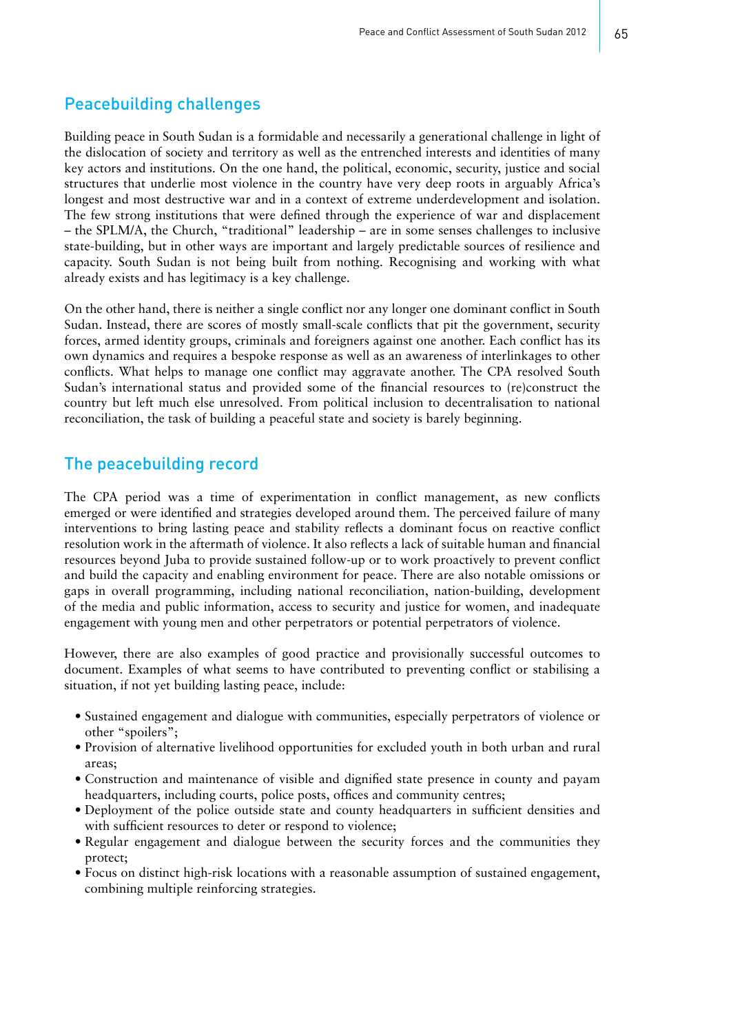## Peacebuilding challenges

Building peace in South Sudan is a formidable and necessarily a generational challenge in light of the dislocation of society and territory as well as the entrenched interests and identities of many key actors and institutions. On the one hand, the political, economic, security, justice and social structures that underlie most violence in the country have very deep roots in arguably Africa's longest and most destructive war and in a context of extreme underdevelopment and isolation. The few strong institutions that were defined through the experience of war and displacement – the SPLM/A, the Church, "traditional" leadership – are in some senses challenges to inclusive state-building, but in other ways are important and largely predictable sources of resilience and capacity. South Sudan is not being built from nothing. Recognising and working with what already exists and has legitimacy is a key challenge.

On the other hand, there is neither a single conflict nor any longer one dominant conflict in South Sudan. Instead, there are scores of mostly small-scale conflicts that pit the government, security forces, armed identity groups, criminals and foreigners against one another. Each conflict has its own dynamics and requires a bespoke response as well as an awareness of interlinkages to other conflicts. What helps to manage one conflict may aggravate another. The CPA resolved South Sudan's international status and provided some of the financial resources to (re)construct the country but left much else unresolved. From political inclusion to decentralisation to national reconciliation, the task of building a peaceful state and society is barely beginning.

## The peacebuilding record

The CPA period was a time of experimentation in conflict management, as new conflicts emerged or were identified and strategies developed around them. The perceived failure of many interventions to bring lasting peace and stability reflects a dominant focus on reactive conflict resolution work in the aftermath of violence. It also reflects a lack of suitable human and financial resources beyond Juba to provide sustained follow-up or to work proactively to prevent conflict and build the capacity and enabling environment for peace. There are also notable omissions or gaps in overall programming, including national reconciliation, nation-building, development of the media and public information, access to security and justice for women, and inadequate engagement with young men and other perpetrators or potential perpetrators of violence.

However, there are also examples of good practice and provisionally successful outcomes to document. Examples of what seems to have contributed to preventing conflict or stabilising a situation, if not yet building lasting peace, include:

- Sustained engagement and dialogue with communities, especially perpetrators of violence or other "spoilers";
- Provision of alternative livelihood opportunities for excluded youth in both urban and rural areas;
- Construction and maintenance of visible and dignified state presence in county and payam headquarters, including courts, police posts, offices and community centres;
- Deployment of the police outside state and county headquarters in sufficient densities and with sufficient resources to deter or respond to violence;
- Regular engagement and dialogue between the security forces and the communities they protect;
- Focus on distinct high-risk locations with a reasonable assumption of sustained engagement, combining multiple reinforcing strategies.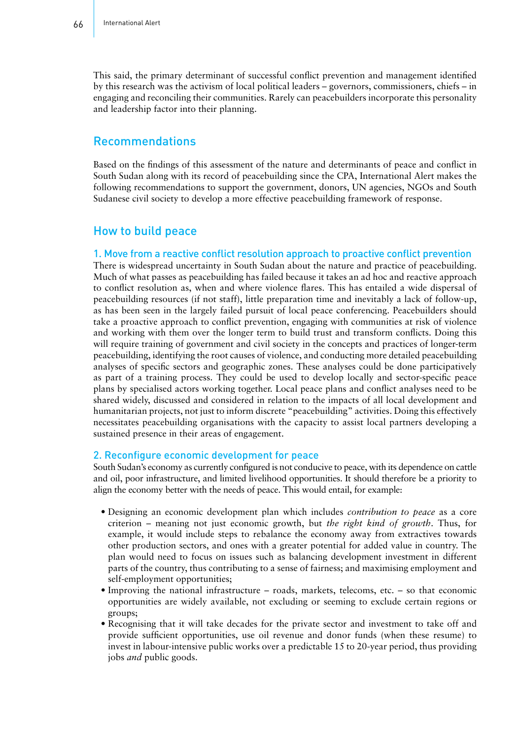This said, the primary determinant of successful conflict prevention and management identified by this research was the activism of local political leaders – governors, commissioners, chiefs – in engaging and reconciling their communities. Rarely can peacebuilders incorporate this personality and leadership factor into their planning.

## Recommendations

Based on the findings of this assessment of the nature and determinants of peace and conflict in South Sudan along with its record of peacebuilding since the CPA, International Alert makes the following recommendations to support the government, donors, UN agencies, NGOs and South Sudanese civil society to develop a more effective peacebuilding framework of response.

## How to build peace

### 1. Move from a reactive conflict resolution approach to proactive conflict prevention

There is widespread uncertainty in South Sudan about the nature and practice of peacebuilding. Much of what passes as peacebuilding has failed because it takes an ad hoc and reactive approach to conflict resolution as, when and where violence flares. This has entailed a wide dispersal of peacebuilding resources (if not staff), little preparation time and inevitably a lack of follow-up, as has been seen in the largely failed pursuit of local peace conferencing. Peacebuilders should take a proactive approach to conflict prevention, engaging with communities at risk of violence and working with them over the longer term to build trust and transform conflicts. Doing this will require training of government and civil society in the concepts and practices of longer-term peacebuilding, identifying the root causes of violence, and conducting more detailed peacebuilding analyses of specific sectors and geographic zones. These analyses could be done participatively as part of a training process. They could be used to develop locally and sector-specific peace plans by specialised actors working together. Local peace plans and conflict analyses need to be shared widely, discussed and considered in relation to the impacts of all local development and humanitarian projects, not just to inform discrete "peacebuilding" activities. Doing this effectively necessitates peacebuilding organisations with the capacity to assist local partners developing a sustained presence in their areas of engagement.

### 2. Reconfigure economic development for peace

South Sudan's economy as currently configured is not conducive to peace, with its dependence on cattle and oil, poor infrastructure, and limited livelihood opportunities. It should therefore be a priority to align the economy better with the needs of peace. This would entail, for example:

- Designing an economic development plan which includes *contribution to peace* as a core criterion – meaning not just economic growth, but *the right kind of growth*. Thus, for example, it would include steps to rebalance the economy away from extractives towards other production sectors, and ones with a greater potential for added value in country. The plan would need to focus on issues such as balancing development investment in different parts of the country, thus contributing to a sense of fairness; and maximising employment and self-employment opportunities;
- Improving the national infrastructure – roads, markets, telecoms, etc. – so that economic opportunities are widely available, not excluding or seeming to exclude certain regions or groups;
- Recognising that it will take decades for the private sector and investment to take off and provide sufficient opportunities, use oil revenue and donor funds (when these resume) to invest in labour-intensive public works over a predictable 15 to 20-year period, thus providing jobs *and* public goods.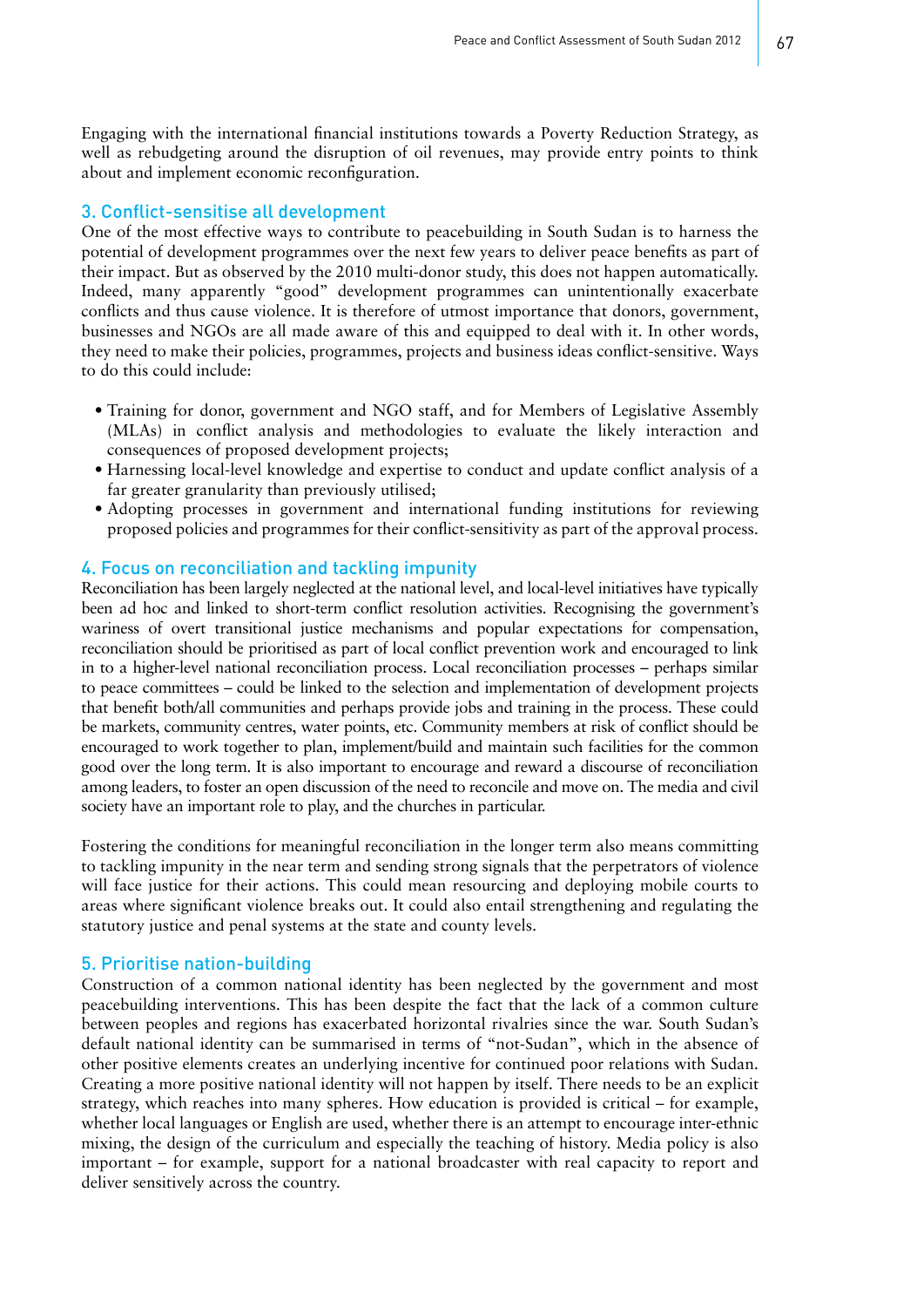Engaging with the international financial institutions towards a Poverty Reduction Strategy, as well as rebudgeting around the disruption of oil revenues, may provide entry points to think about and implement economic reconfiguration.

### 3. Conflict-sensitise all development

One of the most effective ways to contribute to peacebuilding in South Sudan is to harness the potential of development programmes over the next few years to deliver peace benefits as part of their impact. But as observed by the 2010 multi-donor study, this does not happen automatically. Indeed, many apparently "good" development programmes can unintentionally exacerbate conflicts and thus cause violence. It is therefore of utmost importance that donors, government, businesses and NGOs are all made aware of this and equipped to deal with it. In other words, they need to make their policies, programmes, projects and business ideas conflict-sensitive. Ways to do this could include:

- Training for donor, government and NGO staff, and for Members of Legislative Assembly (MLAs) in conflict analysis and methodologies to evaluate the likely interaction and consequences of proposed development projects;
- Harnessing local-level knowledge and expertise to conduct and update conflict analysis of a far greater granularity than previously utilised;
- Adopting processes in government and international funding institutions for reviewing proposed policies and programmes for their conflict-sensitivity as part of the approval process.

### 4. Focus on reconciliation and tackling impunity

Reconciliation has been largely neglected at the national level, and local-level initiatives have typically been ad hoc and linked to short-term conflict resolution activities. Recognising the government's wariness of overt transitional justice mechanisms and popular expectations for compensation, reconciliation should be prioritised as part of local conflict prevention work and encouraged to link in to a higher-level national reconciliation process. Local reconciliation processes – perhaps similar to peace committees – could be linked to the selection and implementation of development projects that benefit both/all communities and perhaps provide jobs and training in the process. These could be markets, community centres, water points, etc. Community members at risk of conflict should be encouraged to work together to plan, implement/build and maintain such facilities for the common good over the long term. It is also important to encourage and reward a discourse of reconciliation among leaders, to foster an open discussion of the need to reconcile and move on. The media and civil society have an important role to play, and the churches in particular.

Fostering the conditions for meaningful reconciliation in the longer term also means committing to tackling impunity in the near term and sending strong signals that the perpetrators of violence will face justice for their actions. This could mean resourcing and deploying mobile courts to areas where significant violence breaks out. It could also entail strengthening and regulating the statutory justice and penal systems at the state and county levels.

### 5. Prioritise nation-building

Construction of a common national identity has been neglected by the government and most peacebuilding interventions. This has been despite the fact that the lack of a common culture between peoples and regions has exacerbated horizontal rivalries since the war. South Sudan's default national identity can be summarised in terms of "not-Sudan", which in the absence of other positive elements creates an underlying incentive for continued poor relations with Sudan. Creating a more positive national identity will not happen by itself. There needs to be an explicit strategy, which reaches into many spheres. How education is provided is critical – for example, whether local languages or English are used, whether there is an attempt to encourage inter-ethnic mixing, the design of the curriculum and especially the teaching of history. Media policy is also important – for example, support for a national broadcaster with real capacity to report and deliver sensitively across the country.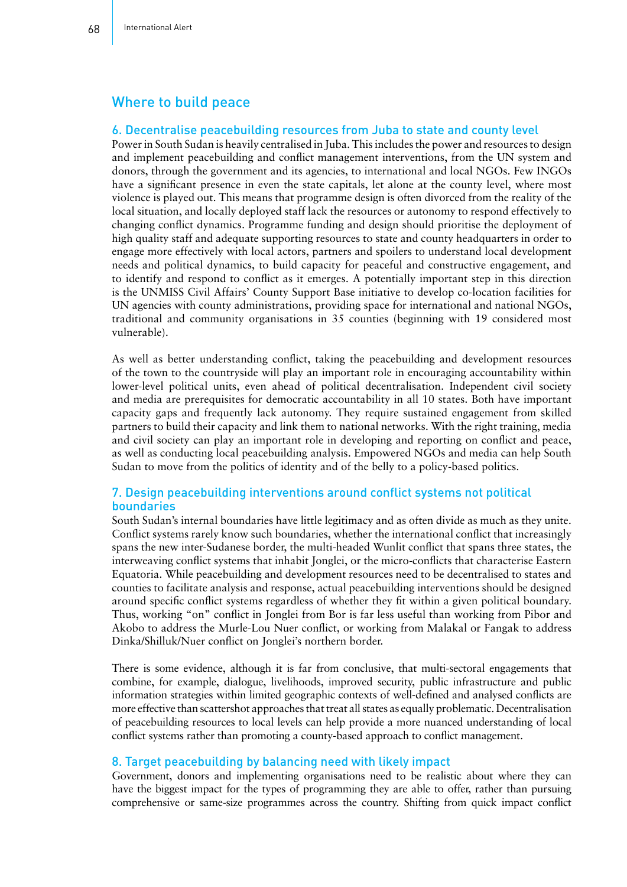## Where to build peace

### 6. Decentralise peacebuilding resources from Juba to state and county level

Power in South Sudan is heavily centralised in Juba. This includes the power and resources to design and implement peacebuilding and conflict management interventions, from the UN system and donors, through the government and its agencies, to international and local NGOs. Few INGOs have a significant presence in even the state capitals, let alone at the county level, where most violence is played out. This means that programme design is often divorced from the reality of the local situation, and locally deployed staff lack the resources or autonomy to respond effectively to changing conflict dynamics. Programme funding and design should prioritise the deployment of high quality staff and adequate supporting resources to state and county headquarters in order to engage more effectively with local actors, partners and spoilers to understand local development needs and political dynamics, to build capacity for peaceful and constructive engagement, and to identify and respond to conflict as it emerges. A potentially important step in this direction is the UNMISS Civil Affairs' County Support Base initiative to develop co-location facilities for UN agencies with county administrations, providing space for international and national NGOs, traditional and community organisations in 35 counties (beginning with 19 considered most vulnerable).

As well as better understanding conflict, taking the peacebuilding and development resources of the town to the countryside will play an important role in encouraging accountability within lower-level political units, even ahead of political decentralisation. Independent civil society and media are prerequisites for democratic accountability in all 10 states. Both have important capacity gaps and frequently lack autonomy. They require sustained engagement from skilled partners to build their capacity and link them to national networks. With the right training, media and civil society can play an important role in developing and reporting on conflict and peace, as well as conducting local peacebuilding analysis. Empowered NGOs and media can help South Sudan to move from the politics of identity and of the belly to a policy-based politics.

### 7. Design peacebuilding interventions around conflict systems not political boundaries

South Sudan's internal boundaries have little legitimacy and as often divide as much as they unite. Conflict systems rarely know such boundaries, whether the international conflict that increasingly spans the new inter-Sudanese border, the multi-headed Wunlit conflict that spans three states, the interweaving conflict systems that inhabit Jonglei, or the micro-conflicts that characterise Eastern Equatoria. While peacebuilding and development resources need to be decentralised to states and counties to facilitate analysis and response, actual peacebuilding interventions should be designed around specific conflict systems regardless of whether they fit within a given political boundary. Thus, working "on" conflict in Jonglei from Bor is far less useful than working from Pibor and Akobo to address the Murle-Lou Nuer conflict, or working from Malakal or Fangak to address Dinka/Shilluk/Nuer conflict on Jonglei's northern border.

There is some evidence, although it is far from conclusive, that multi-sectoral engagements that combine, for example, dialogue, livelihoods, improved security, public infrastructure and public information strategies within limited geographic contexts of well-defined and analysed conflicts are more effective than scattershot approaches that treat all states as equally problematic. Decentralisation of peacebuilding resources to local levels can help provide a more nuanced understanding of local conflict systems rather than promoting a county-based approach to conflict management.

### 8. Target peacebuilding by balancing need with likely impact

Government, donors and implementing organisations need to be realistic about where they can have the biggest impact for the types of programming they are able to offer, rather than pursuing comprehensive or same-size programmes across the country. Shifting from quick impact conflict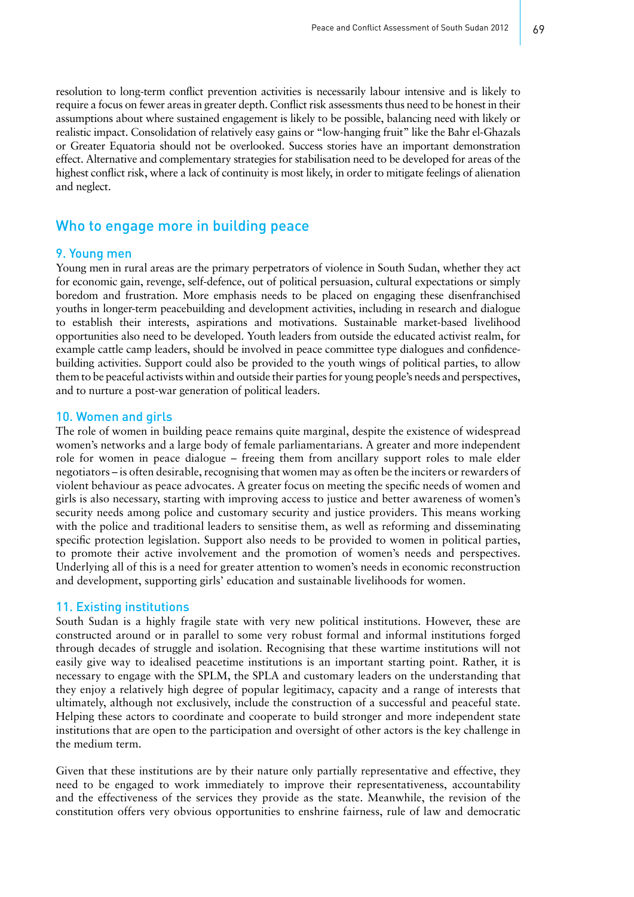resolution to long-term conflict prevention activities is necessarily labour intensive and is likely to require a focus on fewer areas in greater depth. Conflict risk assessments thus need to be honest in their assumptions about where sustained engagement is likely to be possible, balancing need with likely or realistic impact. Consolidation of relatively easy gains or "low-hanging fruit" like the Bahr el-Ghazals or Greater Equatoria should not be overlooked. Success stories have an important demonstration effect. Alternative and complementary strategies for stabilisation need to be developed for areas of the highest conflict risk, where a lack of continuity is most likely, in order to mitigate feelings of alienation and neglect.

## Who to engage more in building peace

### 9. Young men

Young men in rural areas are the primary perpetrators of violence in South Sudan, whether they act for economic gain, revenge, self-defence, out of political persuasion, cultural expectations or simply boredom and frustration. More emphasis needs to be placed on engaging these disenfranchised youths in longer-term peacebuilding and development activities, including in research and dialogue to establish their interests, aspirations and motivations. Sustainable market-based livelihood opportunities also need to be developed. Youth leaders from outside the educated activist realm, for example cattle camp leaders, should be involved in peace committee type dialogues and confidence-building activities. Support could also be provided to the youth wings of political parties, to allow them to be peaceful activists within and outside their parties for young people's needs and perspectives, and to nurture a post-war generation of political leaders.

### 10. Women and girls

The role of women in building peace remains quite marginal, despite the existence of widespread women's networks and a large body of female parliamentarians. A greater and more independent role for women in peace dialogue – freeing them from ancillary support roles to male elder negotiators – is often desirable, recognising that women may as often be the inciters or rewarders of violent behaviour as peace advocates. A greater focus on meeting the specific needs of women and girls is also necessary, starting with improving access to justice and better awareness of women's security needs among police and customary security and justice providers. This means working with the police and traditional leaders to sensitise them, as well as reforming and disseminating specific protection legislation. Support also needs to be provided to women in political parties, to promote their active involvement and the promotion of women's needs and perspectives. Underlying all of this is a need for greater attention to women's needs in economic reconstruction and development, supporting girls' education and sustainable livelihoods for women.

### 11. Existing institutions

South Sudan is a highly fragile state with very new political institutions. However, these are constructed around or in parallel to some very robust formal and informal institutions forged through decades of struggle and isolation. Recognising that these wartime institutions will not easily give way to idealised peacetime institutions is an important starting point. Rather, it is necessary to engage with the SPLM, the SPLA and customary leaders on the understanding that they enjoy a relatively high degree of popular legitimacy, capacity and a range of interests that ultimately, although not exclusively, include the construction of a successful and peaceful state. Helping these actors to coordinate and cooperate to build stronger and more independent state institutions that are open to the participation and oversight of other actors is the key challenge in the medium term.

Given that these institutions are by their nature only partially representative and effective, they need to be engaged to work immediately to improve their representativeness, accountability and the effectiveness of the services they provide as the state. Meanwhile, the revision of the constitution offers very obvious opportunities to enshrine fairness, rule of law and democratic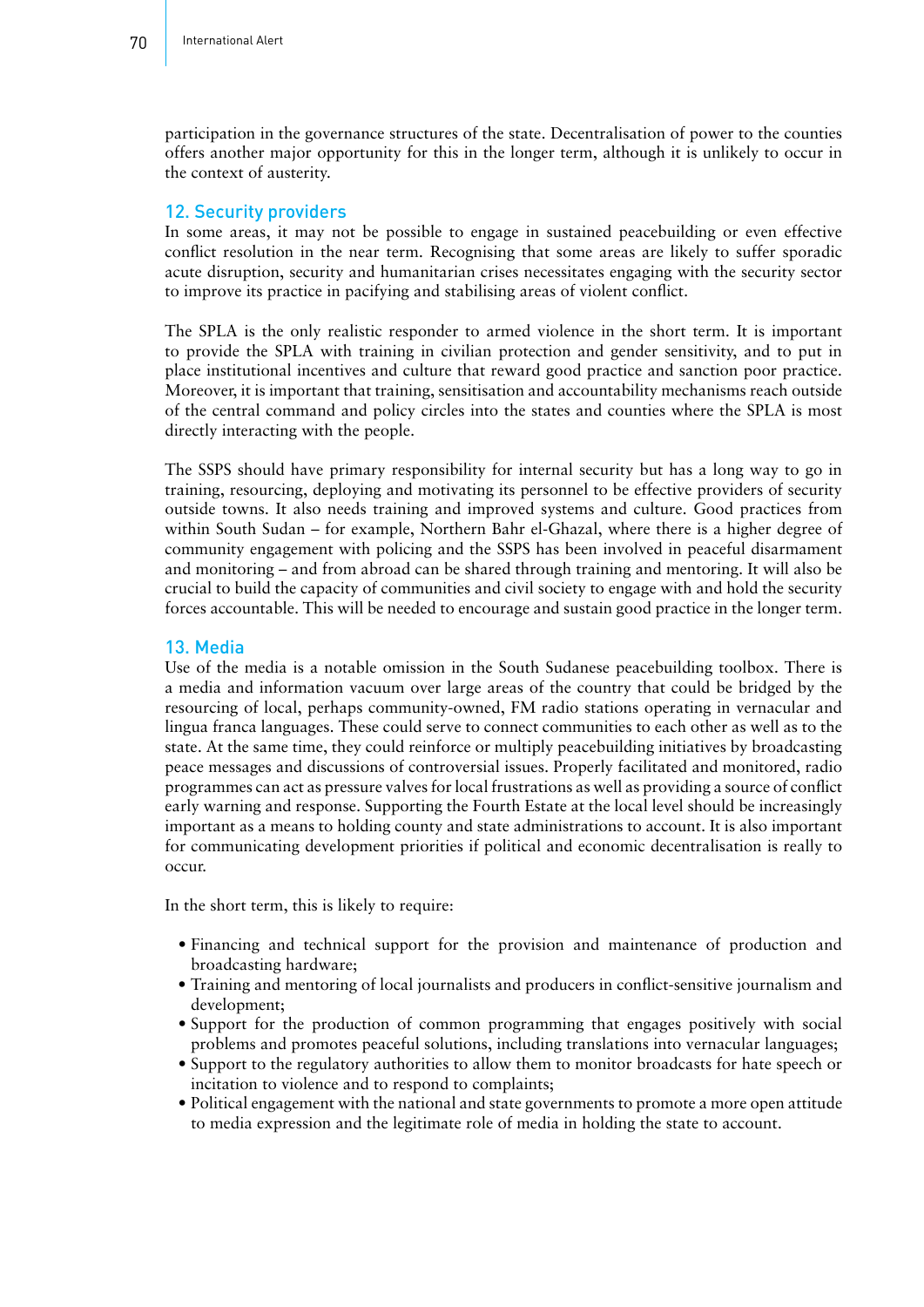participation in the governance structures of the state. Decentralisation of power to the counties offers another major opportunity for this in the longer term, although it is unlikely to occur in the context of austerity.

## 12. Security providers

In some areas, it may not be possible to engage in sustained peacebuilding or even effective conflict resolution in the near term. Recognising that some areas are likely to suffer sporadic acute disruption, security and humanitarian crises necessitates engaging with the security sector to improve its practice in pacifying and stabilising areas of violent conflict.

The SPLA is the only realistic responder to armed violence in the short term. It is important to provide the SPLA with training in civilian protection and gender sensitivity, and to put in place institutional incentives and culture that reward good practice and sanction poor practice. Moreover, it is important that training, sensitisation and accountability mechanisms reach outside of the central command and policy circles into the states and counties where the SPLA is most directly interacting with the people.

The SSPS should have primary responsibility for internal security but has a long way to go in training, resourcing, deploying and motivating its personnel to be effective providers of security outside towns. It also needs training and improved systems and culture. Good practices from within South Sudan – for example, Northern Bahr el-Ghazal, where there is a higher degree of community engagement with policing and the SSPS has been involved in peaceful disarmament and monitoring – and from abroad can be shared through training and mentoring. It will also be crucial to build the capacity of communities and civil society to engage with and hold the security forces accountable. This will be needed to encourage and sustain good practice in the longer term.

## 13. Media

Use of the media is a notable omission in the South Sudanese peacebuilding toolbox. There is a media and information vacuum over large areas of the country that could be bridged by the resourcing of local, perhaps community-owned, FM radio stations operating in vernacular and lingua franca languages. These could serve to connect communities to each other as well as to the state. At the same time, they could reinforce or multiply peacebuilding initiatives by broadcasting peace messages and discussions of controversial issues. Properly facilitated and monitored, radio programmes can act as pressure valves for local frustrations as well as providing a source of conflict early warning and response. Supporting the Fourth Estate at the local level should be increasingly important as a means to holding county and state administrations to account. It is also important for communicating development priorities if political and economic decentralisation is really to occur.

In the short term, this is likely to require:

- Financing and technical support for the provision and maintenance of production and broadcasting hardware;
- Training and mentoring of local journalists and producers in conflict-sensitive journalism and development;
- Support for the production of common programming that engages positively with social problems and promotes peaceful solutions, including translations into vernacular languages;
- Support to the regulatory authorities to allow them to monitor broadcasts for hate speech or incitation to violence and to respond to complaints;
- Political engagement with the national and state governments to promote a more open attitude to media expression and the legitimate role of media in holding the state to account.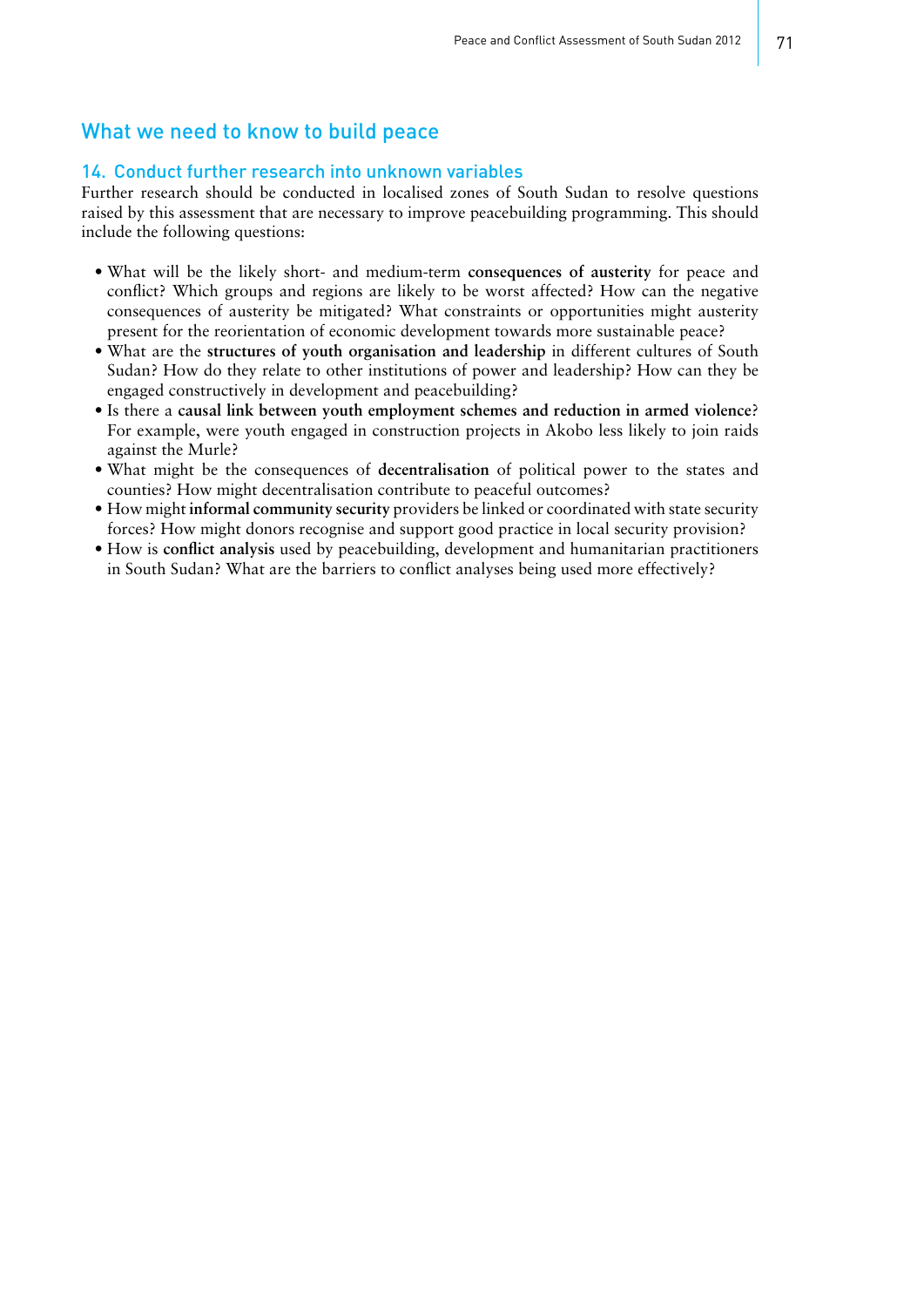## What we need to know to build peace

### 14. Conduct further research into unknown variables

Further research should be conducted in localised zones of South Sudan to resolve questions raised by this assessment that are necessary to improve peacebuilding programming. This should include the following questions:

- What will be the likely short- and medium-term **consequences of austerity** for peace and conflict? Which groups and regions are likely to be worst affected? How can the negative consequences of austerity be mitigated? What constraints or opportunities might austerity present for the reorientation of economic development towards more sustainable peace?
- What are the **structures of youth organisation and leadership** in different cultures of South Sudan? How do they relate to other institutions of power and leadership? How can they be engaged constructively in development and peacebuilding?
- Is there a **causal link between youth employment schemes and reduction in armed violence**? For example, were youth engaged in construction projects in Akobo less likely to join raids against the Murle?
- What might be the consequences of **decentralisation** of political power to the states and counties? How might decentralisation contribute to peaceful outcomes?
- How might **informal community security** providers be linked or coordinated with state security forces? How might donors recognise and support good practice in local security provision?
- How is **conflict analysis** used by peacebuilding, development and humanitarian practitioners in South Sudan? What are the barriers to conflict analyses being used more effectively?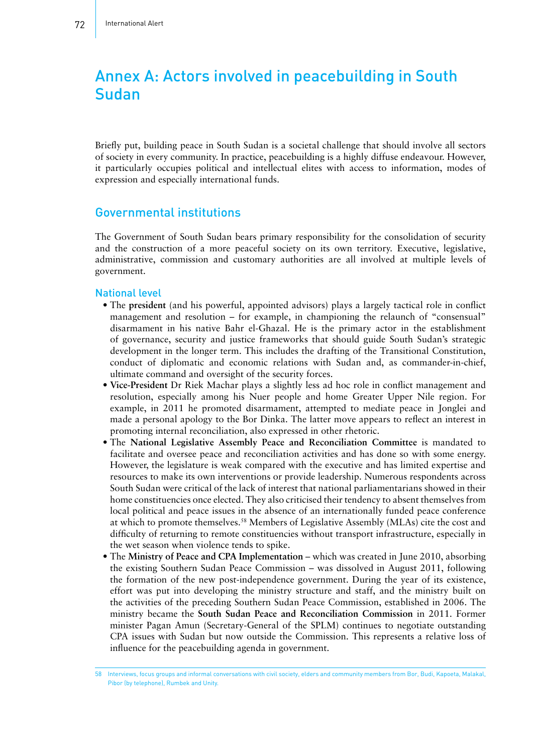# Annex A: Actors involved in peacebuilding in South Sudan

Briefly put, building peace in South Sudan is a societal challenge that should involve all sectors of society in every community. In practice, peacebuilding is a highly diffuse endeavour. However, it particularly occupies political and intellectual elites with access to information, modes of expression and especially international funds.

## Governmental institutions

The Government of South Sudan bears primary responsibility for the consolidation of security and the construction of a more peaceful society on its own territory. Executive, legislative, administrative, commission and customary authorities are all involved at multiple levels of government.

### National level

- The **president** (and his powerful, appointed advisors) plays a largely tactical role in conflict management and resolution – for example, in championing the relaunch of "consensual" disarmament in his native Bahr el-Ghazal. He is the primary actor in the establishment of governance, security and justice frameworks that should guide South Sudan's strategic development in the longer term. This includes the drafting of the Transitional Constitution, conduct of diplomatic and economic relations with Sudan and, as commander-in-chief, ultimate command and oversight of the security forces.
- **Vice-President** Dr Riek Machar plays a slightly less ad hoc role in conflict management and resolution, especially among his Nuer people and home Greater Upper Nile region. For example, in 2011 he promoted disarmament, attempted to mediate peace in Jonglei and made a personal apology to the Bor Dinka. The latter move appears to reflect an interest in promoting internal reconciliation, also expressed in other rhetoric.
- The **National Legislative Assembly Peace and Reconciliation Committee** is mandated to facilitate and oversee peace and reconciliation activities and has done so with some energy. However, the legislature is weak compared with the executive and has limited expertise and resources to make its own interventions or provide leadership. Numerous respondents across South Sudan were critical of the lack of interest that national parliamentarians showed in their home constituencies once elected. They also criticised their tendency to absent themselves from local political and peace issues in the absence of an internationally funded peace conference at which to promote themselves.[58] Members of Legislative Assembly (MLAs) cite the cost and difficulty of returning to remote constituencies without transport infrastructure, especially in the wet season when violence tends to spike.
- The **Ministry of Peace and CPA Implementation** – which was created in June 2010, absorbing the existing Southern Sudan Peace Commission – was dissolved in August 2011, following the formation of the new post-independence government. During the year of its existence, effort was put into developing the ministry structure and staff, and the ministry built on the activities of the preceding Southern Sudan Peace Commission, established in 2006. The ministry became the **South Sudan Peace and Reconciliation Commission** in 2011. Former minister Pagan Amun (Secretary-General of the SPLM) continues to negotiate outstanding CPA issues with Sudan but now outside the Commission. This represents a relative loss of influence for the peacebuilding agenda in government.

58 Interviews, focus groups and informal conversations with civil society, elders and community members from Bor, Budi, Kapoeta, Malakal, Pibor (by telephone), Rumbek and Unity.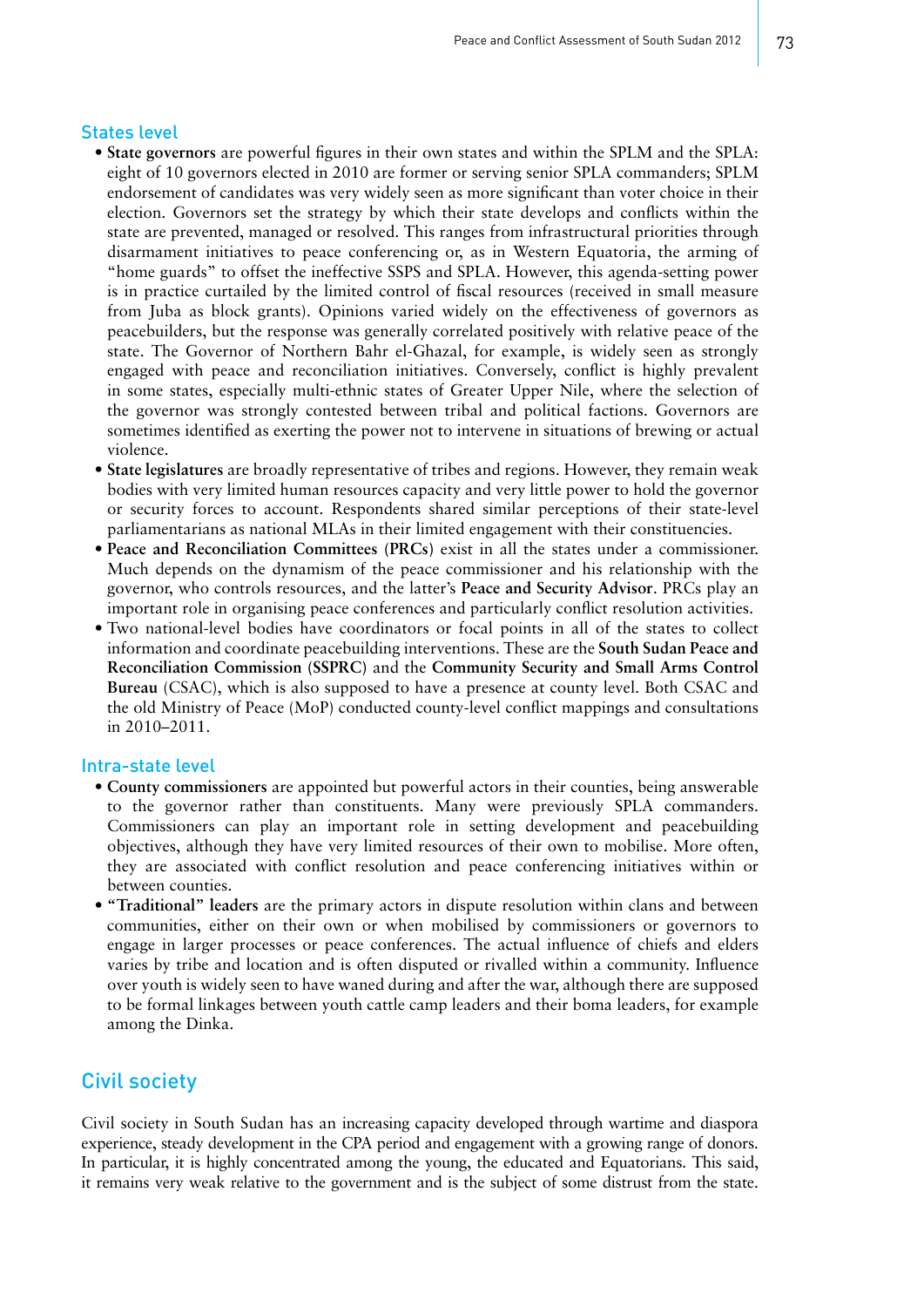### States level

- **State governors** are powerful figures in their own states and within the SPLM and the SPLA: eight of 10 governors elected in 2010 are former or serving senior SPLA commanders; SPLM endorsement of candidates was very widely seen as more significant than voter choice in their election. Governors set the strategy by which their state develops and conflicts within the state are prevented, managed or resolved. This ranges from infrastructural priorities through disarmament initiatives to peace conferencing or, as in Western Equatoria, the arming of "home guards" to offset the ineffective SSPS and SPLA. However, this agenda-setting power is in practice curtailed by the limited control of fiscal resources (received in small measure from Juba as block grants). Opinions varied widely on the effectiveness of governors as peacebuilders, but the response was generally correlated positively with relative peace of the state. The Governor of Northern Bahr el-Ghazal, for example, is widely seen as strongly engaged with peace and reconciliation initiatives. Conversely, conflict is highly prevalent in some states, especially multi-ethnic states of Greater Upper Nile, where the selection of the governor was strongly contested between tribal and political factions. Governors are sometimes identified as exerting the power not to intervene in situations of brewing or actual violence.
- **State legislatures** are broadly representative of tribes and regions. However, they remain weak bodies with very limited human resources capacity and very little power to hold the governor or security forces to account. Respondents shared similar perceptions of their state-level parliamentarians as national MLAs in their limited engagement with their constituencies.
- **Peace and Reconciliation Committees (PRCs)** exist in all the states under a commissioner. Much depends on the dynamism of the peace commissioner and his relationship with the governor, who controls resources, and the latter's **Peace and Security Advisor**. PRCs play an important role in organising peace conferences and particularly conflict resolution activities.
- Two national-level bodies have coordinators or focal points in all of the states to collect information and coordinate peacebuilding interventions. These are the **South Sudan Peace and Reconciliation Commission (SSPRC)** and the **Community Security and Small Arms Control Bureau** (CSAC), which is also supposed to have a presence at county level. Both CSAC and the old Ministry of Peace (MoP) conducted county-level conflict mappings and consultations in 2010–2011.

### Intra-state level

- **County commissioners** are appointed but powerful actors in their counties, being answerable to the governor rather than constituents. Many were previously SPLA commanders. Commissioners can play an important role in setting development and peacebuilding objectives, although they have very limited resources of their own to mobilise. More often, they are associated with conflict resolution and peace conferencing initiatives within or between counties.
- **"Traditional" leaders** are the primary actors in dispute resolution within clans and between communities, either on their own or when mobilised by commissioners or governors to engage in larger processes or peace conferences. The actual influence of chiefs and elders varies by tribe and location and is often disputed or rivalled within a community. Influence over youth is widely seen to have waned during and after the war, although there are supposed to be formal linkages between youth cattle camp leaders and their boma leaders, for example among the Dinka.

## Civil society

Civil society in South Sudan has an increasing capacity developed through wartime and diaspora experience, steady development in the CPA period and engagement with a growing range of donors. In particular, it is highly concentrated among the young, the educated and Equatorians. This said, it remains very weak relative to the government and is the subject of some distrust from the state.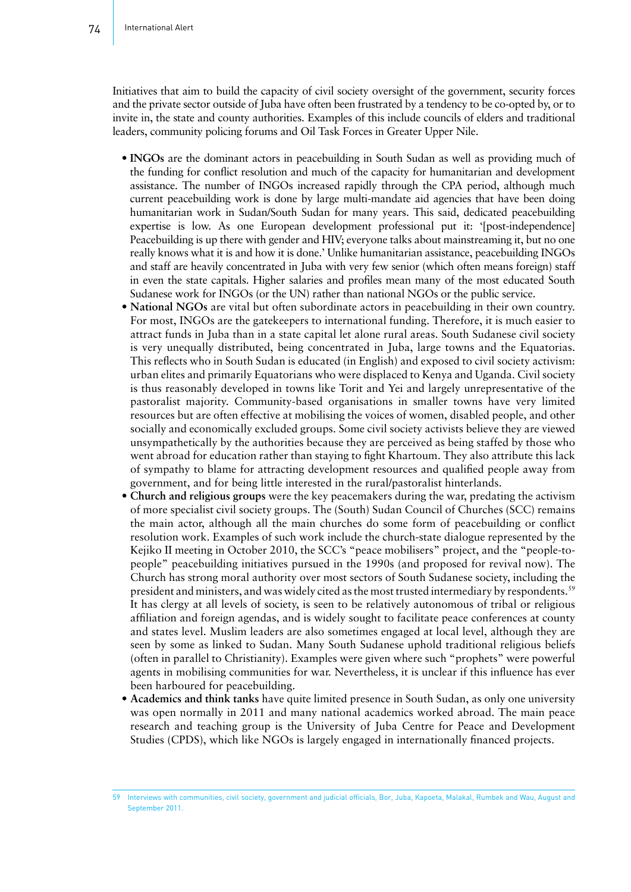Initiatives that aim to build the capacity of civil society oversight of the government, security forces and the private sector outside of Juba have often been frustrated by a tendency to be co-opted by, or to invite in, the state and county authorities. Examples of this include councils of elders and traditional leaders, community policing forums and Oil Task Forces in Greater Upper Nile.

- **INGOs** are the dominant actors in peacebuilding in South Sudan as well as providing much of the funding for conflict resolution and much of the capacity for humanitarian and development assistance. The number of INGOs increased rapidly through the CPA period, although much current peacebuilding work is done by large multi-mandate aid agencies that have been doing humanitarian work in Sudan/South Sudan for many years. This said, dedicated peacebuilding expertise is low. As one European development professional put it: '[post-independence] Peacebuilding is up there with gender and HIV; everyone talks about mainstreaming it, but no one really knows what it is and how it is done.' Unlike humanitarian assistance, peacebuilding INGOs and staff are heavily concentrated in Juba with very few senior (which often means foreign) staff in even the state capitals. Higher salaries and profiles mean many of the most educated South Sudanese work for INGOs (or the UN) rather than national NGOs or the public service.
- **National NGOs** are vital but often subordinate actors in peacebuilding in their own country. For most, INGOs are the gatekeepers to international funding. Therefore, it is much easier to attract funds in Juba than in a state capital let alone rural areas. South Sudanese civil society is very unequally distributed, being concentrated in Juba, large towns and the Equatorias. This reflects who in South Sudan is educated (in English) and exposed to civil society activism: urban elites and primarily Equatorians who were displaced to Kenya and Uganda. Civil society is thus reasonably developed in towns like Torit and Yei and largely unrepresentative of the pastoralist majority. Community-based organisations in smaller towns have very limited resources but are often effective at mobilising the voices of women, disabled people, and other socially and economically excluded groups. Some civil society activists believe they are viewed unsympathetically by the authorities because they are perceived as being staffed by those who went abroad for education rather than staying to fight Khartoum. They also attribute this lack of sympathy to blame for attracting development resources and qualified people away from government, and for being little interested in the rural/pastoralist hinterlands.
- **Church and religious groups** were the key peacemakers during the war, predating the activism of more specialist civil society groups. The (South) Sudan Council of Churches (SCC) remains the main actor, although all the main churches do some form of peacebuilding or conflict resolution work. Examples of such work include the church-state dialogue represented by the Kejiko II meeting in October 2010, the SCC's "peace mobilisers" project, and the "people-to-people" peacebuilding initiatives pursued in the 1990s (and proposed for revival now). The Church has strong moral authority over most sectors of South Sudanese society, including the president and ministers, and was widely cited as the most trusted intermediary by respondents.[59] It has clergy at all levels of society, is seen to be relatively autonomous of tribal or religious affiliation and foreign agendas, and is widely sought to facilitate peace conferences at county and states level. Muslim leaders are also sometimes engaged at local level, although they are seen by some as linked to Sudan. Many South Sudanese uphold traditional religious beliefs (often in parallel to Christianity). Examples were given where such "prophets" were powerful agents in mobilising communities for war. Nevertheless, it is unclear if this influence has ever been harboured for peacebuilding.
- **Academics and think tanks** have quite limited presence in South Sudan, as only one university was open normally in 2011 and many national academics worked abroad. The main peace research and teaching group is the University of Juba Centre for Peace and Development Studies (CPDS), which like NGOs is largely engaged in internationally financed projects.

59 Interviews with communities, civil society, government and judicial officials, Bor, Juba, Kapoeta, Malakal, Rumbek and Wau, August and September 2011.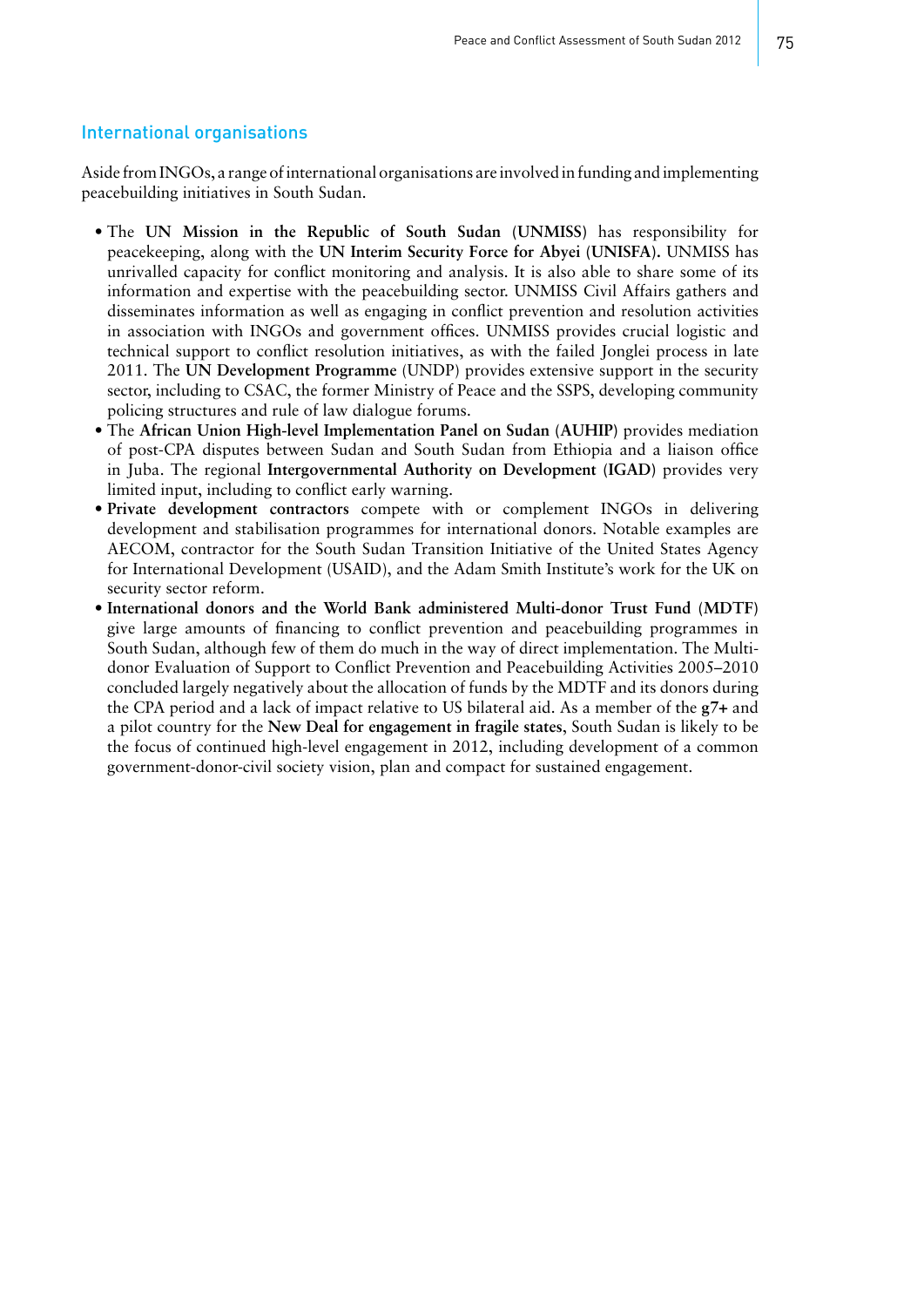## International organisations

Aside from INGOs, a range of international organisations are involved in funding and implementing peacebuilding initiatives in South Sudan.

- The **UN Mission in the Republic of South Sudan (UNMISS)** has responsibility for peacekeeping, along with the **UN Interim Security Force for Abyei (UNISFA).** UNMISS has unrivalled capacity for conflict monitoring and analysis. It is also able to share some of its information and expertise with the peacebuilding sector. UNMISS Civil Affairs gathers and disseminates information as well as engaging in conflict prevention and resolution activities in association with INGOs and government offices. UNMISS provides crucial logistic and technical support to conflict resolution initiatives, as with the failed Jonglei process in late 2011. The **UN Development Programme** (UNDP) provides extensive support in the security sector, including to CSAC, the former Ministry of Peace and the SSPS, developing community policing structures and rule of law dialogue forums.
- The **African Union High-level Implementation Panel on Sudan (AUHIP)** provides mediation of post-CPA disputes between Sudan and South Sudan from Ethiopia and a liaison office in Juba. The regional **Intergovernmental Authority on Development (IGAD)** provides very limited input, including to conflict early warning.
- **Private development contractors** compete with or complement INGOs in delivering development and stabilisation programmes for international donors. Notable examples are AECOM, contractor for the South Sudan Transition Initiative of the United States Agency for International Development (USAID), and the Adam Smith Institute's work for the UK on security sector reform.
- **International donors and the World Bank administered Multi-donor Trust Fund (MDTF)** give large amounts of financing to conflict prevention and peacebuilding programmes in South Sudan, although few of them do much in the way of direct implementation. The Multi-donor Evaluation of Support to Conflict Prevention and Peacebuilding Activities 2005–2010 concluded largely negatively about the allocation of funds by the MDTF and its donors during the CPA period and a lack of impact relative to US bilateral aid. As a member of the **g7+** and a pilot country for the **New Deal for engagement in fragile states**, South Sudan is likely to be the focus of continued high-level engagement in 2012, including development of a common government-donor-civil society vision, plan and compact for sustained engagement.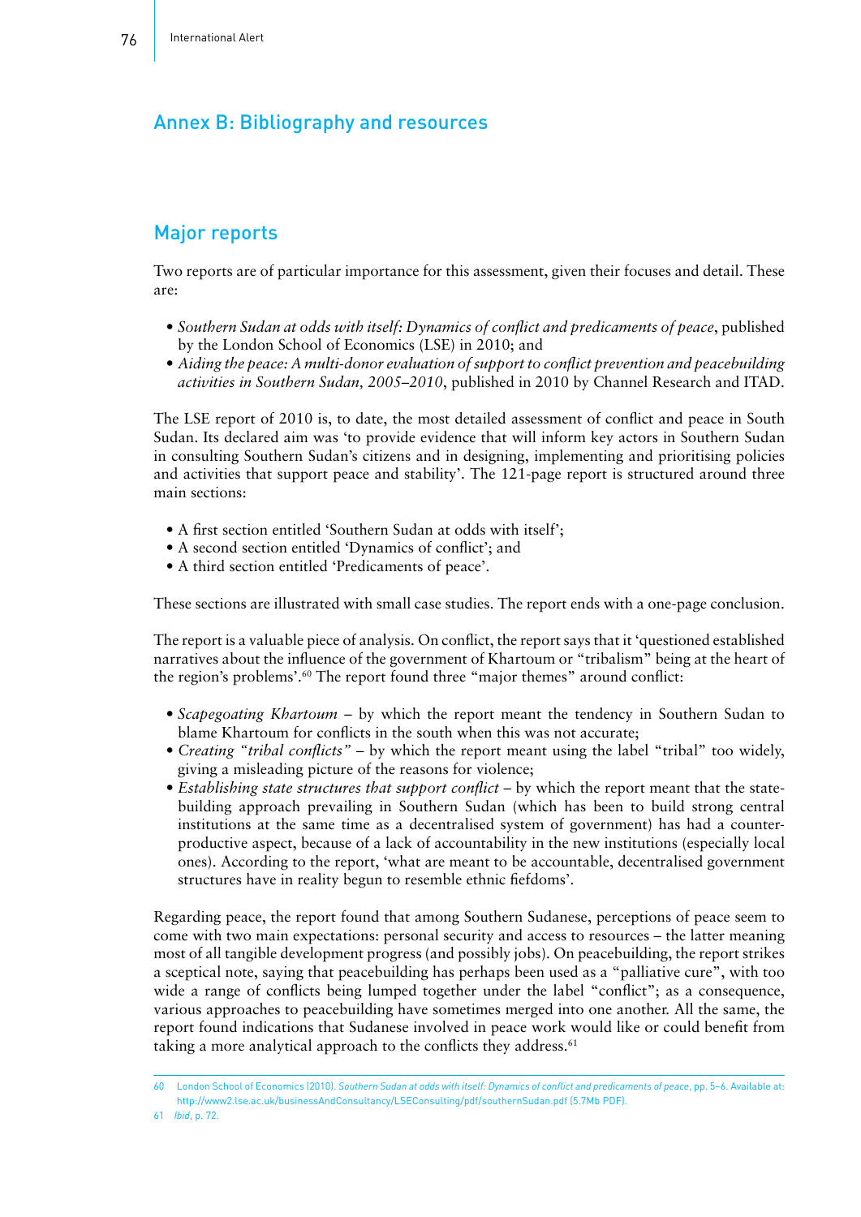# Annex B: Bibliography and resources

## Major reports

Two reports are of particular importance for this assessment, given their focuses and detail. These are:

- *Southern Sudan at odds with itself: Dynamics of conflict and predicaments of peace*, published by the London School of Economics (LSE) in 2010; and
- *Aiding the peace: A multi-donor evaluation of support to conflict prevention and peacebuilding activities in Southern Sudan, 2005–2010*, published in 2010 by Channel Research and ITAD.

The LSE report of 2010 is, to date, the most detailed assessment of conflict and peace in South Sudan. Its declared aim was 'to provide evidence that will inform key actors in Southern Sudan in consulting Southern Sudan's citizens and in designing, implementing and prioritising policies and activities that support peace and stability'. The 121-page report is structured around three main sections:

- A first section entitled 'Southern Sudan at odds with itself';
- A second section entitled 'Dynamics of conflict'; and
- A third section entitled 'Predicaments of peace'.

These sections are illustrated with small case studies. The report ends with a one-page conclusion.

The report is a valuable piece of analysis. On conflict, the report says that it 'questioned established narratives about the influence of the government of Khartoum or "tribalism" being at the heart of the region's problems'.[60] The report found three "major themes" around conflict:

- *Scapegoating Khartoum* – by which the report meant the tendency in Southern Sudan to blame Khartoum for conflicts in the south when this was not accurate;
- *Creating "tribal conflicts"* – by which the report meant using the label "tribal" too widely, giving a misleading picture of the reasons for violence;
- *Establishing state structures that support conflict* – by which the report meant that the state-building approach prevailing in Southern Sudan (which has been to build strong central institutions at the same time as a decentralised system of government) has had a counter-productive aspect, because of a lack of accountability in the new institutions (especially local ones). According to the report, 'what are meant to be accountable, decentralised government structures have in reality begun to resemble ethnic fiefdoms'.

Regarding peace, the report found that among Southern Sudanese, perceptions of peace seem to come with two main expectations: personal security and access to resources – the latter meaning most of all tangible development progress (and possibly jobs). On peacebuilding, the report strikes a sceptical note, saying that peacebuilding has perhaps been used as a "palliative cure", with too wide a range of conflicts being lumped together under the label "conflict"; as a consequence, various approaches to peacebuilding have sometimes merged into one another. All the same, the report found indications that Sudanese involved in peace work would like or could benefit from taking a more analytical approach to the conflicts they address.[61]

---

60 London School of Economics (2010). *Southern Sudan at odds with itself: Dynamics of conflict and predicaments of peace*, pp. 5–6. Available at: http://www2.lse.ac.uk/businessAndConsultancy/LSEConsulting/pdf/southernSudan.pdf (5.7Mb PDF).

61 *Ibid*, p. 72.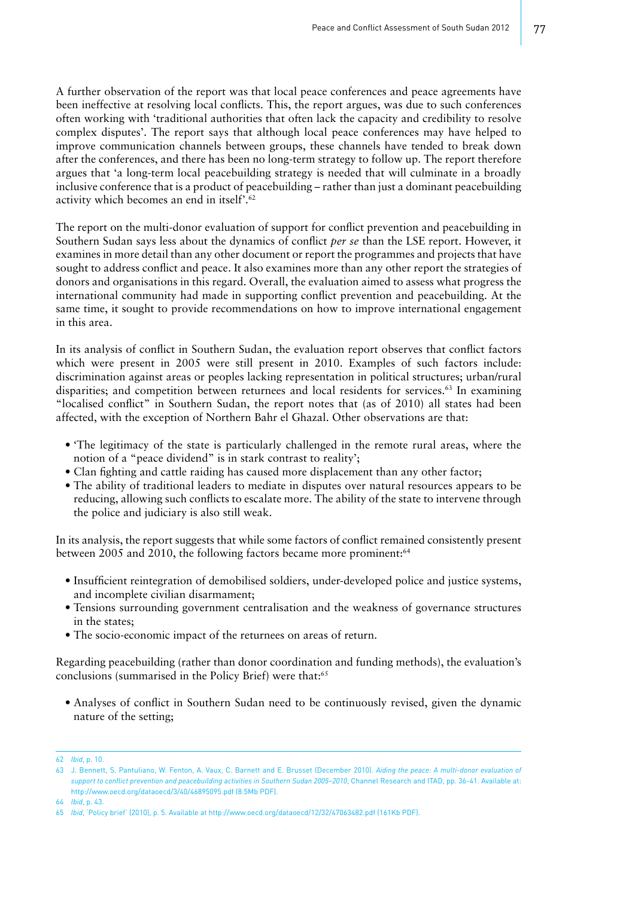A further observation of the report was that local peace conferences and peace agreements have been ineffective at resolving local conflicts. This, the report argues, was due to such conferences often working with 'traditional authorities that often lack the capacity and credibility to resolve complex disputes'. The report says that although local peace conferences may have helped to improve communication channels between groups, these channels have tended to break down after the conferences, and there has been no long-term strategy to follow up. The report therefore argues that 'a long-term local peacebuilding strategy is needed that will culminate in a broadly inclusive conference that is a product of peacebuilding – rather than just a dominant peacebuilding activity which becomes an end in itself'.[62]

The report on the multi-donor evaluation of support for conflict prevention and peacebuilding in Southern Sudan says less about the dynamics of conflict *per se* than the LSE report. However, it examines in more detail than any other document or report the programmes and projects that have sought to address conflict and peace. It also examines more than any other report the strategies of donors and organisations in this regard. Overall, the evaluation aimed to assess what progress the international community had made in supporting conflict prevention and peacebuilding. At the same time, it sought to provide recommendations on how to improve international engagement in this area.

In its analysis of conflict in Southern Sudan, the evaluation report observes that conflict factors which were present in 2005 were still present in 2010. Examples of such factors include: discrimination against areas or peoples lacking representation in political structures; urban/rural disparities; and competition between returnees and local residents for services.[63] In examining "localised conflict" in Southern Sudan, the report notes that (as of 2010) all states had been affected, with the exception of Northern Bahr el Ghazal. Other observations are that:

- 'The legitimacy of the state is particularly challenged in the remote rural areas, where the notion of a "peace dividend" is in stark contrast to reality';
- Clan fighting and cattle raiding has caused more displacement than any other factor;
- The ability of traditional leaders to mediate in disputes over natural resources appears to be reducing, allowing such conflicts to escalate more. The ability of the state to intervene through the police and judiciary is also still weak.

In its analysis, the report suggests that while some factors of conflict remained consistently present between 2005 and 2010, the following factors became more prominent:[64]

- Insufficient reintegration of demobilised soldiers, under-developed police and justice systems, and incomplete civilian disarmament;
- Tensions surrounding government centralisation and the weakness of governance structures in the states;
- The socio-economic impact of the returnees on areas of return.

Regarding peacebuilding (rather than donor coordination and funding methods), the evaluation's conclusions (summarised in the Policy Brief) were that:[65]

- Analyses of conflict in Southern Sudan need to be continuously revised, given the dynamic nature of the setting;

---

62 *Ibid*, p. 10.

63 J. Bennett, S. Pantuliano, W. Fenton, A. Vaux, C. Barnett and E. Brusset (December 2010). *Aiding the peace: A multi-donor evaluation of support to conflict prevention and peacebuilding activities in Southern Sudan 2005–2010*, Channel Research and ITAD, pp. 36-41. Available at: http://www.oecd.org/dataoecd/3/40/46895095.pdf (8.5Mb PDF).

64 *Ibid*, p. 43.

65 *Ibid*, 'Policy brief' (2010), p. 5. Available at http://www.oecd.org/dataoecd/12/32/47063482.pdf (161Kb PDF).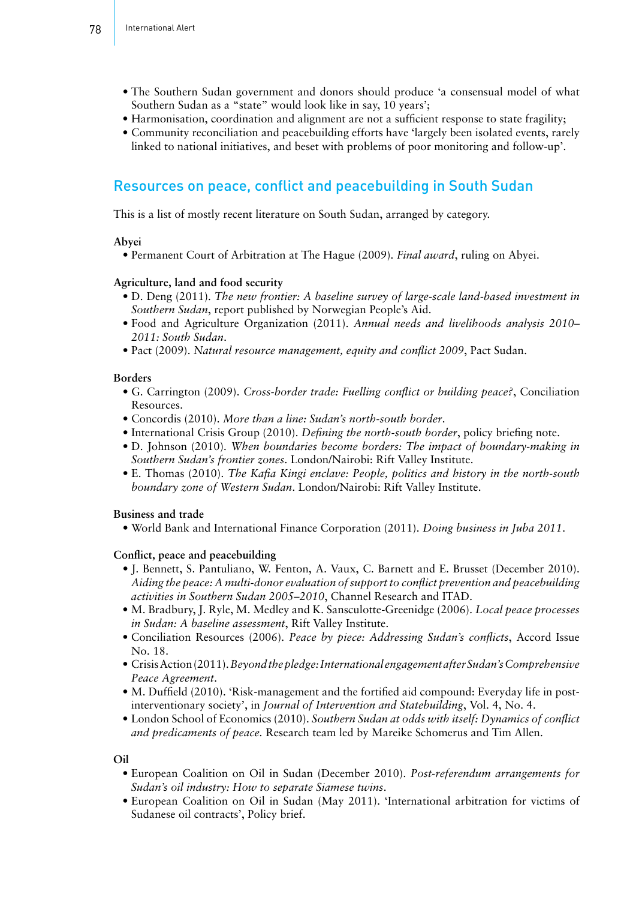- The Southern Sudan government and donors should produce 'a consensual model of what Southern Sudan as a "state" would look like in say, 10 years';
- Harmonisation, coordination and alignment are not a sufficient response to state fragility;
- Community reconciliation and peacebuilding efforts have 'largely been isolated events, rarely linked to national initiatives, and beset with problems of poor monitoring and follow-up'.

## Resources on peace, conflict and peacebuilding in South Sudan

This is a list of mostly recent literature on South Sudan, arranged by category.

**Abyei**

- Permanent Court of Arbitration at The Hague (2009). *Final award*, ruling on Abyei.

**Agriculture, land and food security**

- D. Deng (2011). *The new frontier: A baseline survey of large-scale land-based investment in Southern Sudan*, report published by Norwegian People's Aid.
- Food and Agriculture Organization (2011). *Annual needs and livelihoods analysis 2010–2011: South Sudan*.
- Pact (2009). *Natural resource management, equity and conflict 2009*, Pact Sudan.

**Borders**

- G. Carrington (2009). *Cross-border trade: Fuelling conflict or building peace?*, Conciliation Resources.
- Concordis (2010). *More than a line: Sudan's north-south border*.
- International Crisis Group (2010). *Defining the north-south border*, policy briefing note.
- D. Johnson (2010). *When boundaries become borders: The impact of boundary-making in Southern Sudan's frontier zones*. London/Nairobi: Rift Valley Institute.
- E. Thomas (2010). *The Kafia Kingi enclave: People, politics and history in the north-south boundary zone of Western Sudan*. London/Nairobi: Rift Valley Institute.

**Business and trade**

- World Bank and International Finance Corporation (2011). *Doing business in Juba 2011*.

**Conflict, peace and peacebuilding**

- J. Bennett, S. Pantuliano, W. Fenton, A. Vaux, C. Barnett and E. Brusset (December 2010). *Aiding the peace: A multi-donor evaluation of support to conflict prevention and peacebuilding activities in Southern Sudan 2005–2010*, Channel Research and ITAD.
- M. Bradbury, J. Ryle, M. Medley and K. Sansculotte-Greenidge (2006). *Local peace processes in Sudan: A baseline assessment*, Rift Valley Institute.
- Conciliation Resources (2006). *Peace by piece: Addressing Sudan's conflicts*, Accord Issue No. 18.
- Crisis Action (2011). *Beyond the pledge: International engagement after Sudan's Comprehensive Peace Agreement*.
- M. Duffield (2010). 'Risk-management and the fortified aid compound: Everyday life in post-interventionary society', in *Journal of Intervention and Statebuilding*, Vol. 4, No. 4.
- London School of Economics (2010). *Southern Sudan at odds with itself: Dynamics of conflict and predicaments of peace*. Research team led by Mareike Schomerus and Tim Allen.

**Oil**

- European Coalition on Oil in Sudan (December 2010). *Post-referendum arrangements for Sudan's oil industry: How to separate Siamese twins*.
- European Coalition on Oil in Sudan (May 2011). 'International arbitration for victims of Sudanese oil contracts', Policy brief.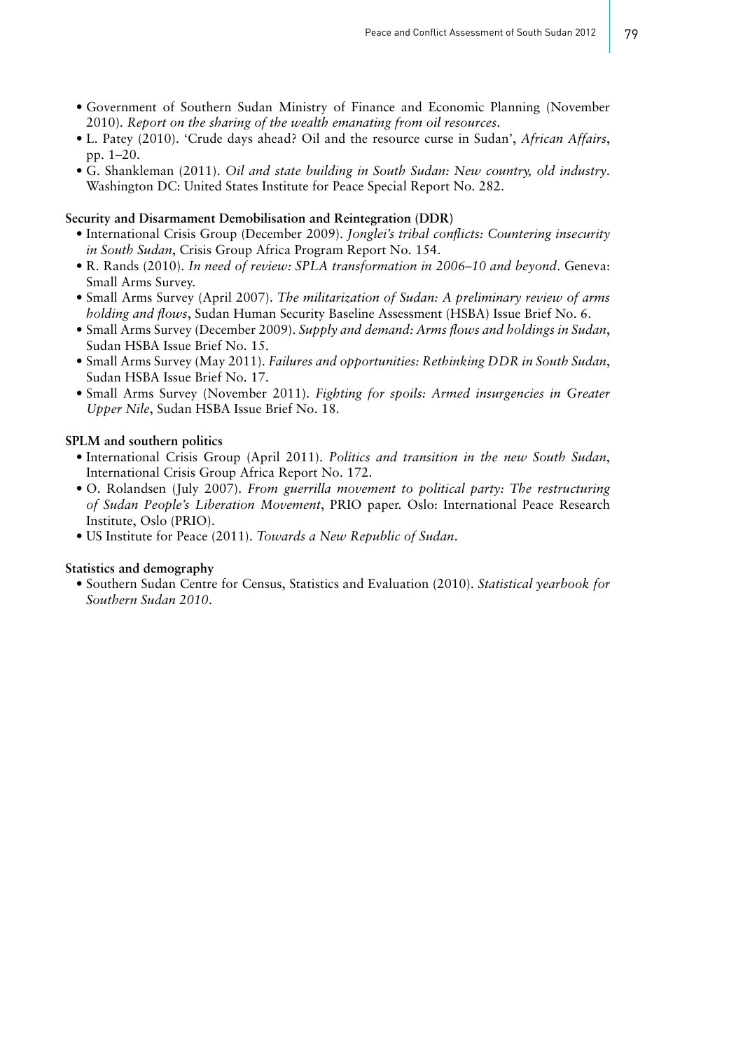- Government of Southern Sudan Ministry of Finance and Economic Planning (November 2010). *Report on the sharing of the wealth emanating from oil resources*.
- L. Patey (2010). 'Crude days ahead? Oil and the resource curse in Sudan', *African Affairs*, pp. 1–20.
- G. Shankleman (2011). *Oil and state building in South Sudan: New country, old industry*. Washington DC: United States Institute for Peace Special Report No. 282.

**Security and Disarmament Demobilisation and Reintegration (DDR)**

- International Crisis Group (December 2009). *Jonglei's tribal conflicts: Countering insecurity in South Sudan*, Crisis Group Africa Program Report No. 154.
- R. Rands (2010). *In need of review: SPLA transformation in 2006–10 and beyond*. Geneva: Small Arms Survey.
- Small Arms Survey (April 2007). *The militarization of Sudan: A preliminary review of arms holding and flows*, Sudan Human Security Baseline Assessment (HSBA) Issue Brief No. 6.
- Small Arms Survey (December 2009). *Supply and demand: Arms flows and holdings in Sudan*, Sudan HSBA Issue Brief No. 15.
- Small Arms Survey (May 2011). *Failures and opportunities: Rethinking DDR in South Sudan*, Sudan HSBA Issue Brief No. 17.
- Small Arms Survey (November 2011). *Fighting for spoils: Armed insurgencies in Greater Upper Nile*, Sudan HSBA Issue Brief No. 18.

**SPLM and southern politics**

- International Crisis Group (April 2011). *Politics and transition in the new South Sudan*, International Crisis Group Africa Report No. 172.
- O. Rolandsen (July 2007). *From guerrilla movement to political party: The restructuring of Sudan People's Liberation Movement*, PRIO paper. Oslo: International Peace Research Institute, Oslo (PRIO).
- US Institute for Peace (2011). *Towards a New Republic of Sudan*.

**Statistics and demography**

- Southern Sudan Centre for Census, Statistics and Evaluation (2010). *Statistical yearbook for Southern Sudan 2010*.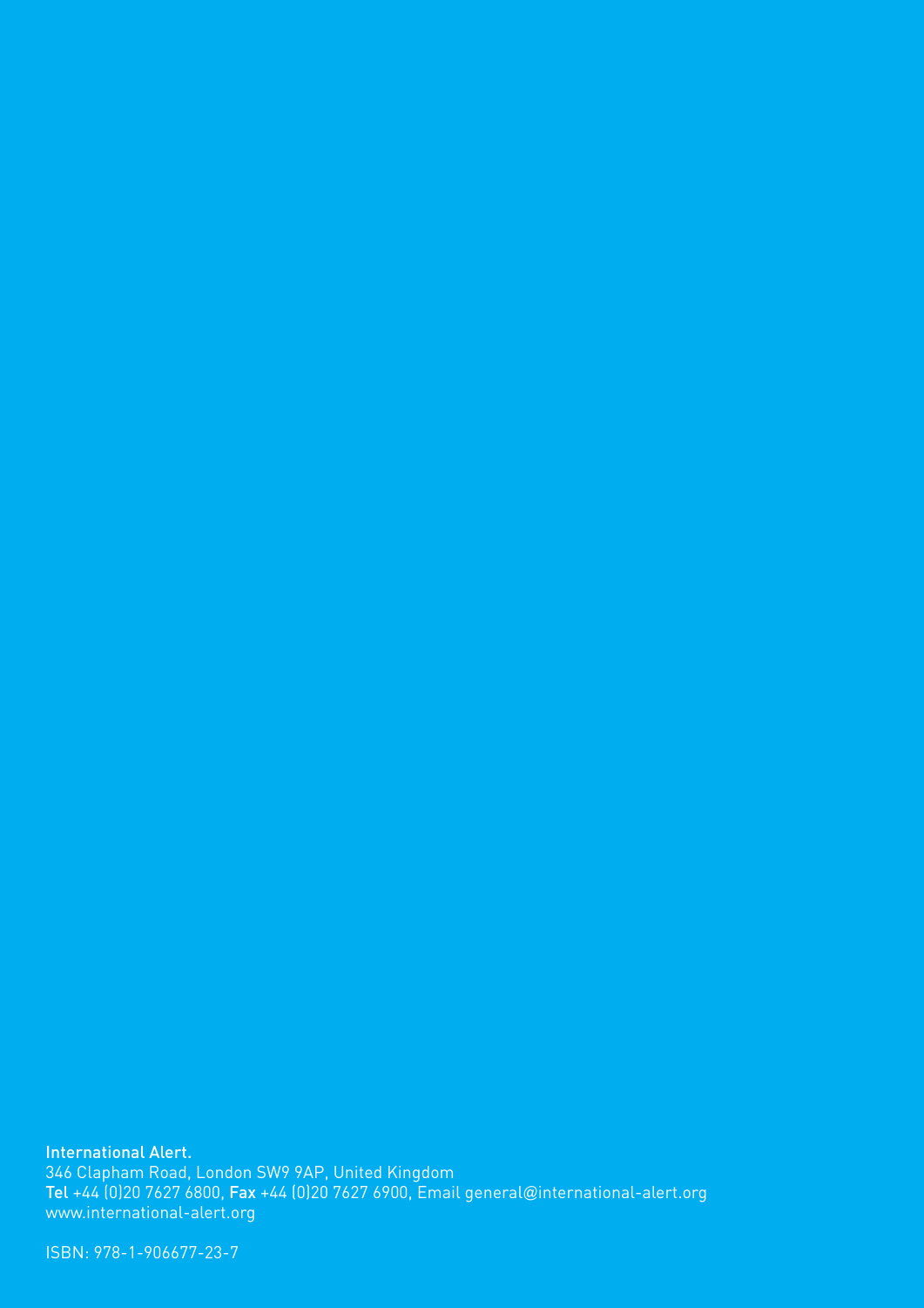**International Alert.**
346 Clapham Road, London SW9 9AP, United Kingdom
**Tel** +44 (0)20 7627 6800, **Fax** +44 (0)20 7627 6900, Email general@international-alert.org
www.international-alert.org

ISBN: 978-1-906677-23-7